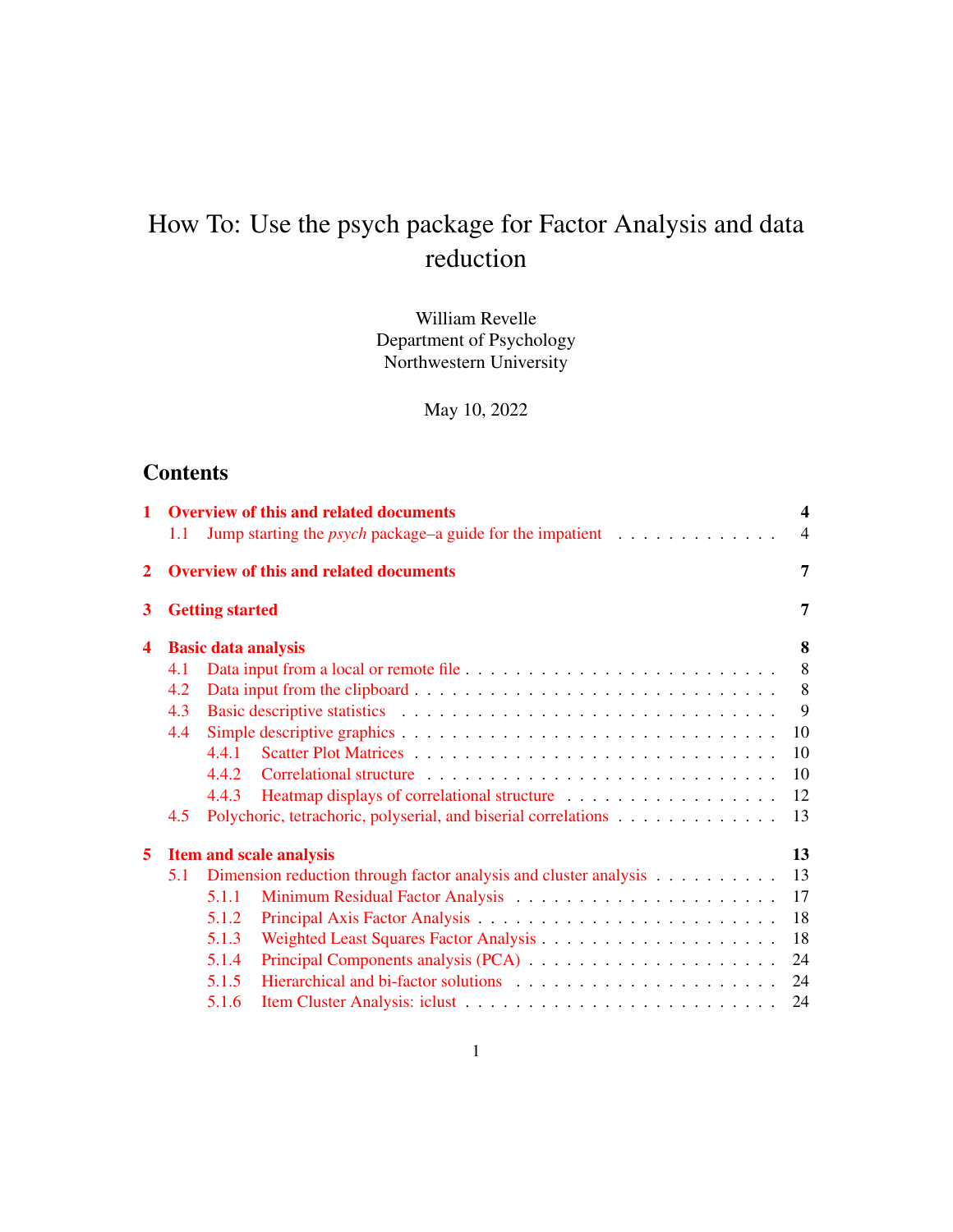# How To: Use the psych package for Factor Analysis and data reduction

William Revelle
Department of Psychology
Northwestern University

May 10, 2022

## Contents

- **1 Overview of this and related documents** — 4
  - 1.1 Jump starting the *psych* package–a guide for the impatient — 4
- **2 Overview of this and related documents** — 7
- **3 Getting started** — 7
- **4 Basic data analysis** — 8
  - 4.1 Data input from a local or remote file — 8
  - 4.2 Data input from the clipboard — 8
  - 4.3 Basic descriptive statistics — 9
  - 4.4 Simple descriptive graphics — 10
    - 4.4.1 Scatter Plot Matrices — 10
    - 4.4.2 Correlational structure — 10
    - 4.4.3 Heatmap displays of correlational structure — 12
  - 4.5 Polychoric, tetrachoric, polyserial, and biserial correlations — 13
- **5 Item and scale analysis** — 13
  - 5.1 Dimension reduction through factor analysis and cluster analysis — 13
    - 5.1.1 Minimum Residual Factor Analysis — 17
    - 5.1.2 Principal Axis Factor Analysis — 18
    - 5.1.3 Weighted Least Squares Factor Analysis — 18
    - 5.1.4 Principal Components analysis (PCA) — 24
    - 5.1.5 Hierarchical and bi-factor solutions — 24
    - 5.1.6 Item Cluster Analysis: iclust — 24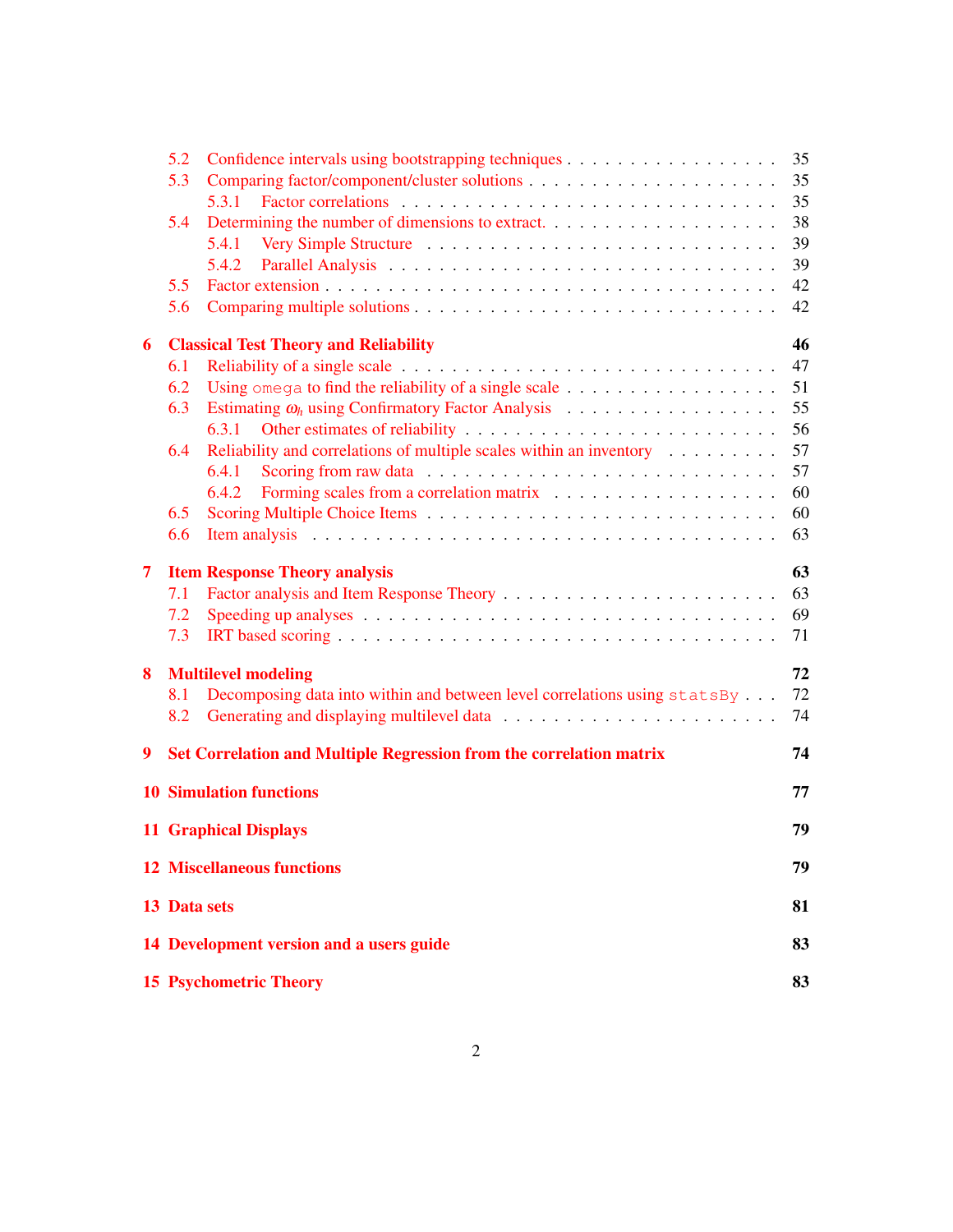- 5.2 Confidence intervals using bootstrapping techniques . . . 35
- 5.3 Comparing factor/component/cluster solutions . . . 35
  - 5.3.1 Factor correlations . . . 35
- 5.4 Determining the number of dimensions to extract. . . . 38
  - 5.4.1 Very Simple Structure . . . 39
  - 5.4.2 Parallel Analysis . . . 39
- 5.5 Factor extension . . . 42
- 5.6 Comparing multiple solutions . . . 42

**6 Classical Test Theory and Reliability** **46**

- 6.1 Reliability of a single scale . . . 47
- 6.2 Using `omega` to find the reliability of a single scale . . . 51
- 6.3 Estimating $\omega_h$ using Confirmatory Factor Analysis . . . 55
  - 6.3.1 Other estimates of reliability . . . 56
- 6.4 Reliability and correlations of multiple scales within an inventory . . . 57
  - 6.4.1 Scoring from raw data . . . 57
  - 6.4.2 Forming scales from a correlation matrix . . . 60
- 6.5 Scoring Multiple Choice Items . . . 60
- 6.6 Item analysis . . . 63

**7 Item Response Theory analysis** **63**

- 7.1 Factor analysis and Item Response Theory . . . 63
- 7.2 Speeding up analyses . . . 69
- 7.3 IRT based scoring . . . 71

**8 Multilevel modeling** **72**

- 8.1 Decomposing data into within and between level correlations using `statsBy` . . . 72
- 8.2 Generating and displaying multilevel data . . . 74

**9 Set Correlation and Multiple Regression from the correlation matrix** **74**

**10 Simulation functions** **77**

**11 Graphical Displays** **79**

**12 Miscellaneous functions** **79**

**13 Data sets** **81**

**14 Development version and a users guide** **83**

**15 Psychometric Theory** **83**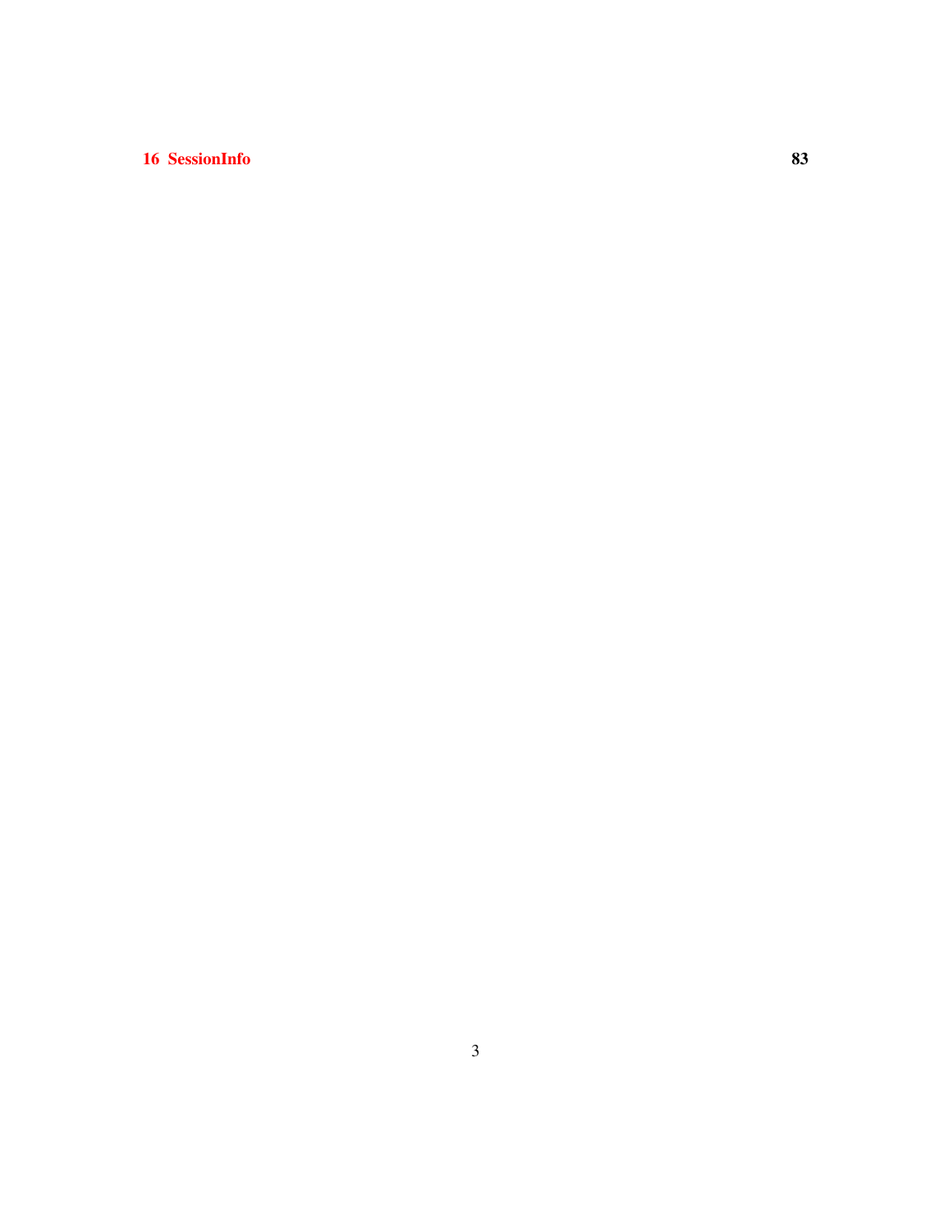**16 SessionInfo** **83**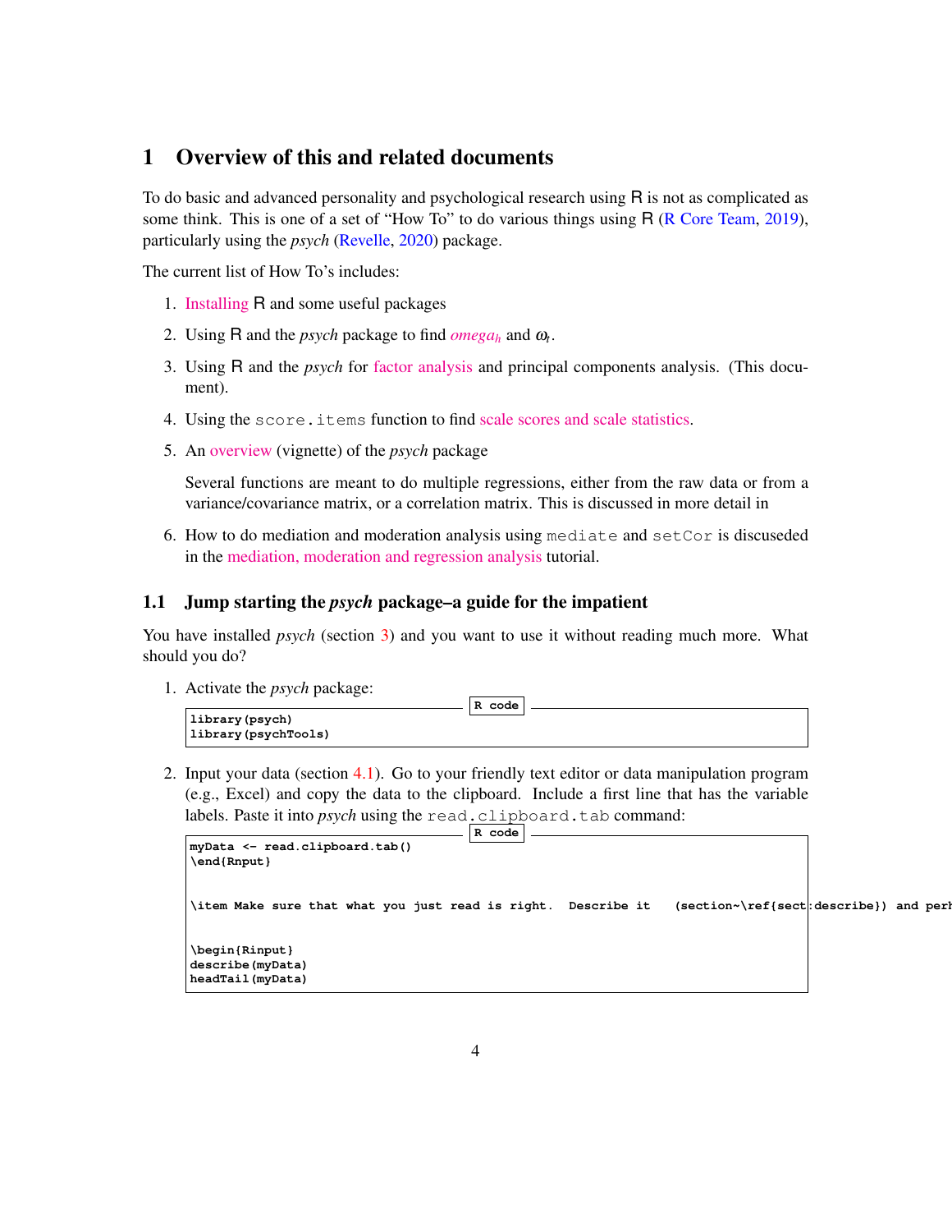# 1 Overview of this and related documents

To do basic and advanced personality and psychological research using R is not as complicated as some think. This is one of a set of "How To" to do various things using R (R Core Team, 2019), particularly using the *psych* (Revelle, 2020) package.

The current list of How To's includes:

1. Installing R and some useful packages
2. Using R and the *psych* package to find *omega*$_h$ and $\omega_t$.
3. Using R and the *psych* for factor analysis and principal components analysis. (This document).
4. Using the `score.items` function to find scale scores and scale statistics.
5. An overview (vignette) of the *psych* package

   Several functions are meant to do multiple regressions, either from the raw data or from a variance/covariance matrix, or a correlation matrix. This is discussed in more detail in
6. How to do mediation and moderation analysis using `mediate` and `setCor` is discuseded in the mediation, moderation and regression analysis tutorial.

## 1.1 Jump starting the *psych* package–a guide for the impatient

You have installed *psych* (section 3) and you want to use it without reading much more. What should you do?

1. Activate the *psych* package:

   R code
   ```
   library(psych)
   library(psychTools)
   ```

2. Input your data (section 4.1). Go to your friendly text editor or data manipulation program (e.g., Excel) and copy the data to the clipboard. Include a first line that has the variable labels. Paste it into *psych* using the `read.clipboard.tab` command:

   R code
   ```
   myData <- read.clipboard.tab()
   \end{Rnput}


   \item Make sure that what you just read is right.  Describe it   (section~\ref{sect:describe}) and perh


   \begin{Rinput}
   describe(myData)
   headTail(myData)
   ```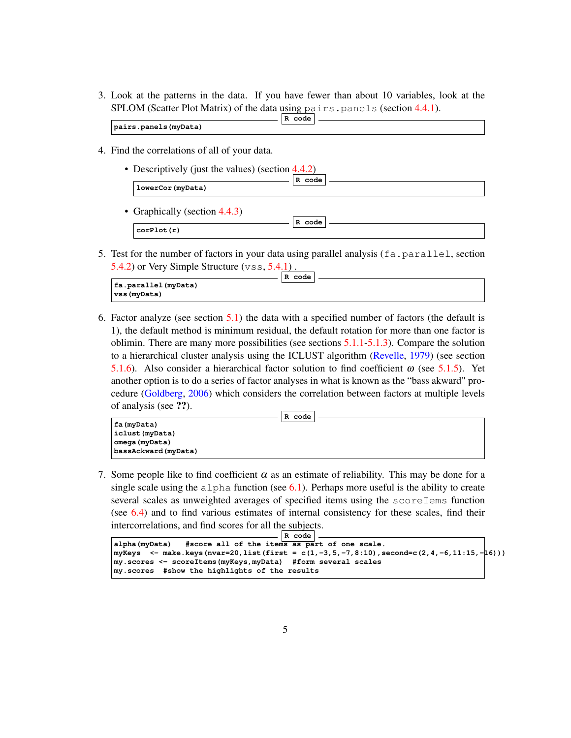3. Look at the patterns in the data. If you have fewer than about 10 variables, look at the SPLOM (Scatter Plot Matrix) of the data using `pairs.panels` (section 4.4.1).

   R code
   ```
   pairs.panels(myData)
   ```

4. Find the correlations of all of your data.

   - Descriptively (just the values) (section 4.4.2)

     R code
     ```
     lowerCor(myData)
     ```

   - Graphically (section 4.4.3)

     R code
     ```
     corPlot(r)
     ```

5. Test for the number of factors in your data using parallel analysis (`fa.parallel`, section 5.4.2) or Very Simple Structure (`vss`, 5.4.1) .

   R code
   ```
   fa.parallel(myData)
   vss(myData)
   ```

6. Factor analyze (see section 5.1) the data with a specified number of factors (the default is 1), the default method is minimum residual, the default rotation for more than one factor is oblimin. There are many more possibilities (see sections 5.1.1-5.1.3). Compare the solution to a hierarchical cluster analysis using the ICLUST algorithm (Revelle, 1979) (see section 5.1.6). Also consider a hierarchical factor solution to find coefficient $\omega$ (see 5.1.5). Yet another option is to do a series of factor analyses in what is known as the "bass akward" procedure (Goldberg, 2006) which considers the correlation between factors at multiple levels of analysis (see **??**).

   R code
   ```
   fa(myData)
   iclust(myData)
   omega(myData)
   bassAckward(myData)
   ```

7. Some people like to find coefficient $\alpha$ as an estimate of reliability. This may be done for a single scale using the `alpha` function (see 6.1). Perhaps more useful is the ability to create several scales as unweighted averages of specified items using the `scoreIems` function (see 6.4) and to find various estimates of internal consistency for these scales, find their intercorrelations, and find scores for all the subjects.

   R code
   ```
   alpha(myData)   #score all of the items as part of one scale.
   myKeys  <- make.keys(nvar=20,list(first = c(1,-3,5,-7,8:10),second=c(2,4,-6,11:15,-16)))
   my.scores <- scoreItems(myKeys,myData)  #form several scales
   my.scores  #show the highlights of the results
   ```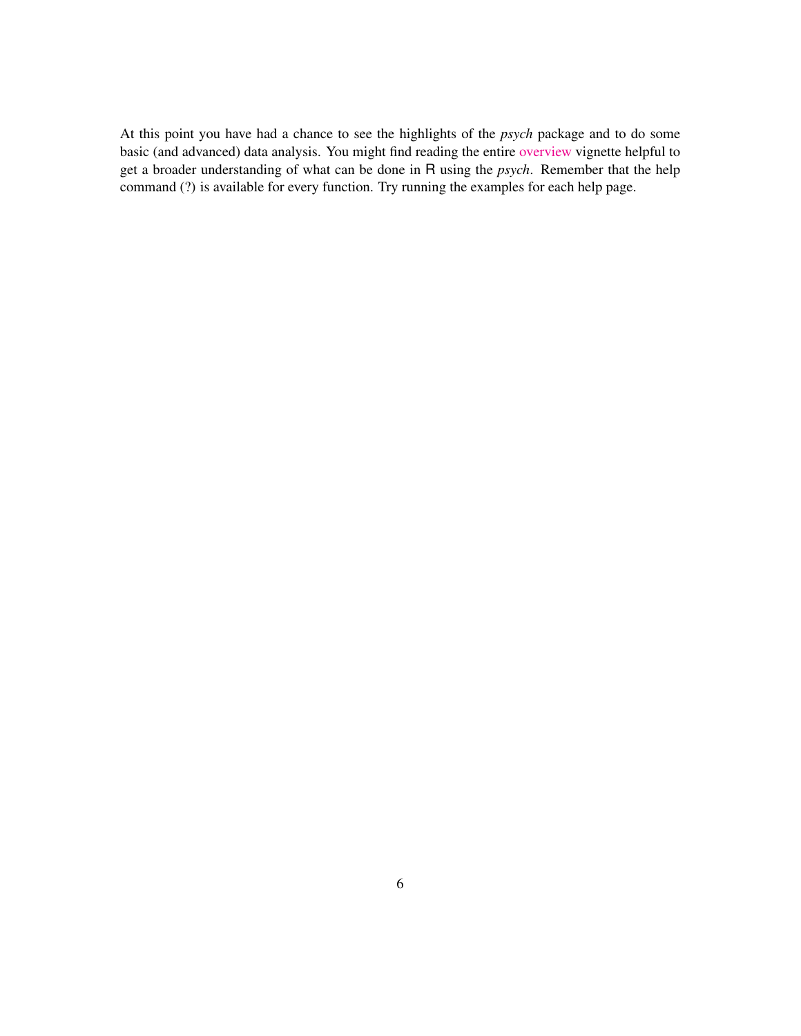At this point you have had a chance to see the highlights of the *psych* package and to do some basic (and advanced) data analysis. You might find reading the entire overview vignette helpful to get a broader understanding of what can be done in R using the *psych*. Remember that the help command (?) is available for every function. Try running the examples for each help page.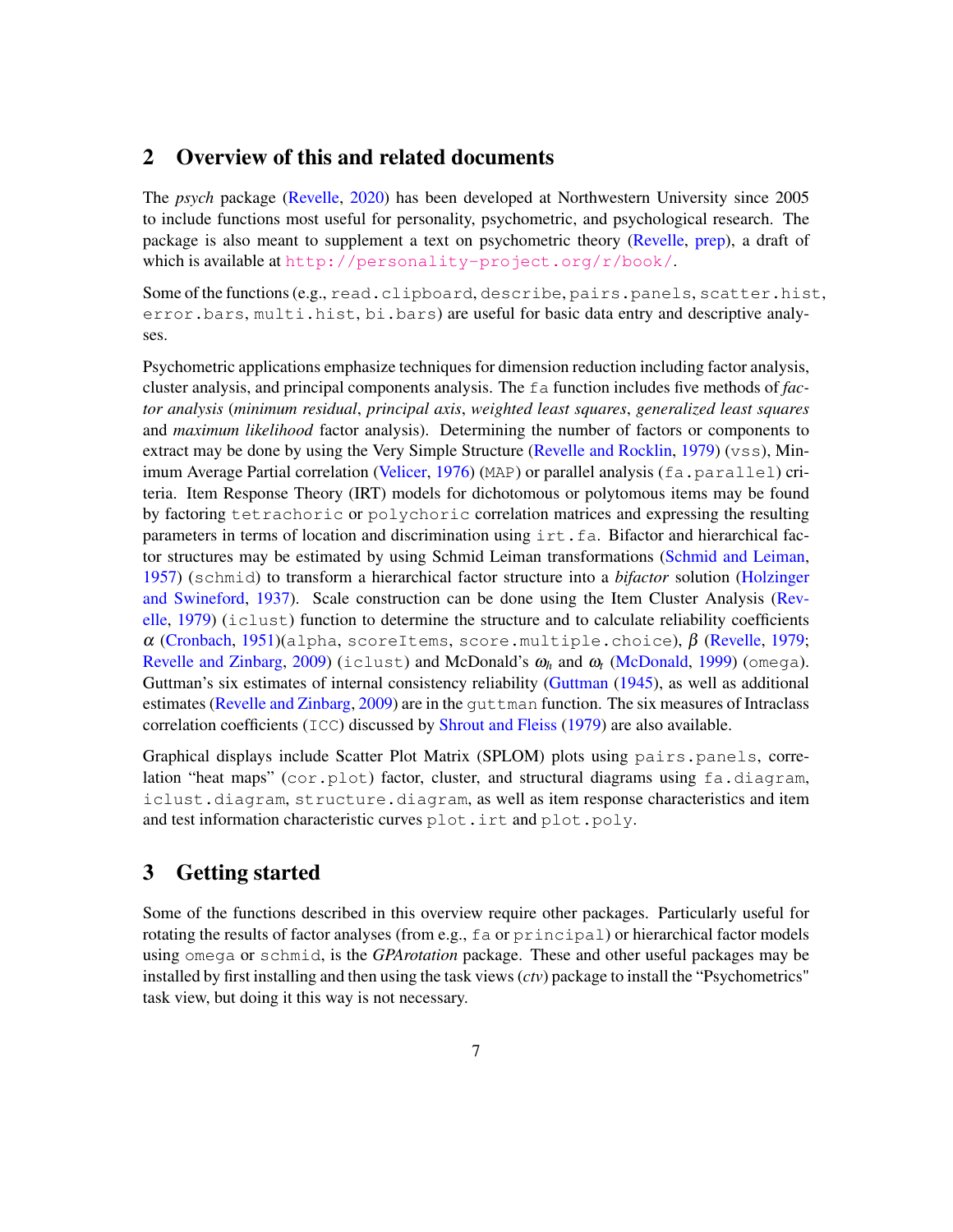## 2 Overview of this and related documents

The *psych* package (Revelle, 2020) has been developed at Northwestern University since 2005 to include functions most useful for personality, psychometric, and psychological research. The package is also meant to supplement a text on psychometric theory (Revelle, prep), a draft of which is available at `http://personality-project.org/r/book/`.

Some of the functions (e.g., `read.clipboard`, `describe`, `pairs.panels`, `scatter.hist`, `error.bars`, `multi.hist`, `bi.bars`) are useful for basic data entry and descriptive analyses.

Psychometric applications emphasize techniques for dimension reduction including factor analysis, cluster analysis, and principal components analysis. The `fa` function includes five methods of *factor analysis* (*minimum residual*, *principal axis*, *weighted least squares*, *generalized least squares* and *maximum likelihood* factor analysis). Determining the number of factors or components to extract may be done by using the Very Simple Structure (Revelle and Rocklin, 1979) (`vss`), Minimum Average Partial correlation (Velicer, 1976) (`MAP`) or parallel analysis (`fa.parallel`) criteria. Item Response Theory (IRT) models for dichotomous or polytomous items may be found by factoring `tetrachoric` or `polychoric` correlation matrices and expressing the resulting parameters in terms of location and discrimination using `irt.fa`. Bifactor and hierarchical factor structures may be estimated by using Schmid Leiman transformations (Schmid and Leiman, 1957) (`schmid`) to transform a hierarchical factor structure into a *bifactor* solution (Holzinger and Swineford, 1937). Scale construction can be done using the Item Cluster Analysis (Revelle, 1979) (`iclust`) function to determine the structure and to calculate reliability coefficients $\alpha$ (Cronbach, 1951)(`alpha`, `scoreItems`, `score.multiple.choice`), $\beta$ (Revelle, 1979; Revelle and Zinbarg, 2009) (`iclust`) and McDonald's $\omega_h$ and $\omega_t$ (McDonald, 1999) (`omega`). Guttman's six estimates of internal consistency reliability (Guttman (1945), as well as additional estimates (Revelle and Zinbarg, 2009) are in the `guttman` function. The six measures of Intraclass correlation coefficients (`ICC`) discussed by Shrout and Fleiss (1979) are also available.

Graphical displays include Scatter Plot Matrix (SPLOM) plots using `pairs.panels`, correlation "heat maps" (`cor.plot`) factor, cluster, and structural diagrams using `fa.diagram`, `iclust.diagram`, `structure.diagram`, as well as item response characteristics and item and test information characteristic curves `plot.irt` and `plot.poly`.

## 3 Getting started

Some of the functions described in this overview require other packages. Particularly useful for rotating the results of factor analyses (from e.g., `fa` or `principal`) or hierarchical factor models using `omega` or `schmid`, is the *GPArotation* package. These and other useful packages may be installed by first installing and then using the task views (*ctv*) package to install the "Psychometrics" task view, but doing it this way is not necessary.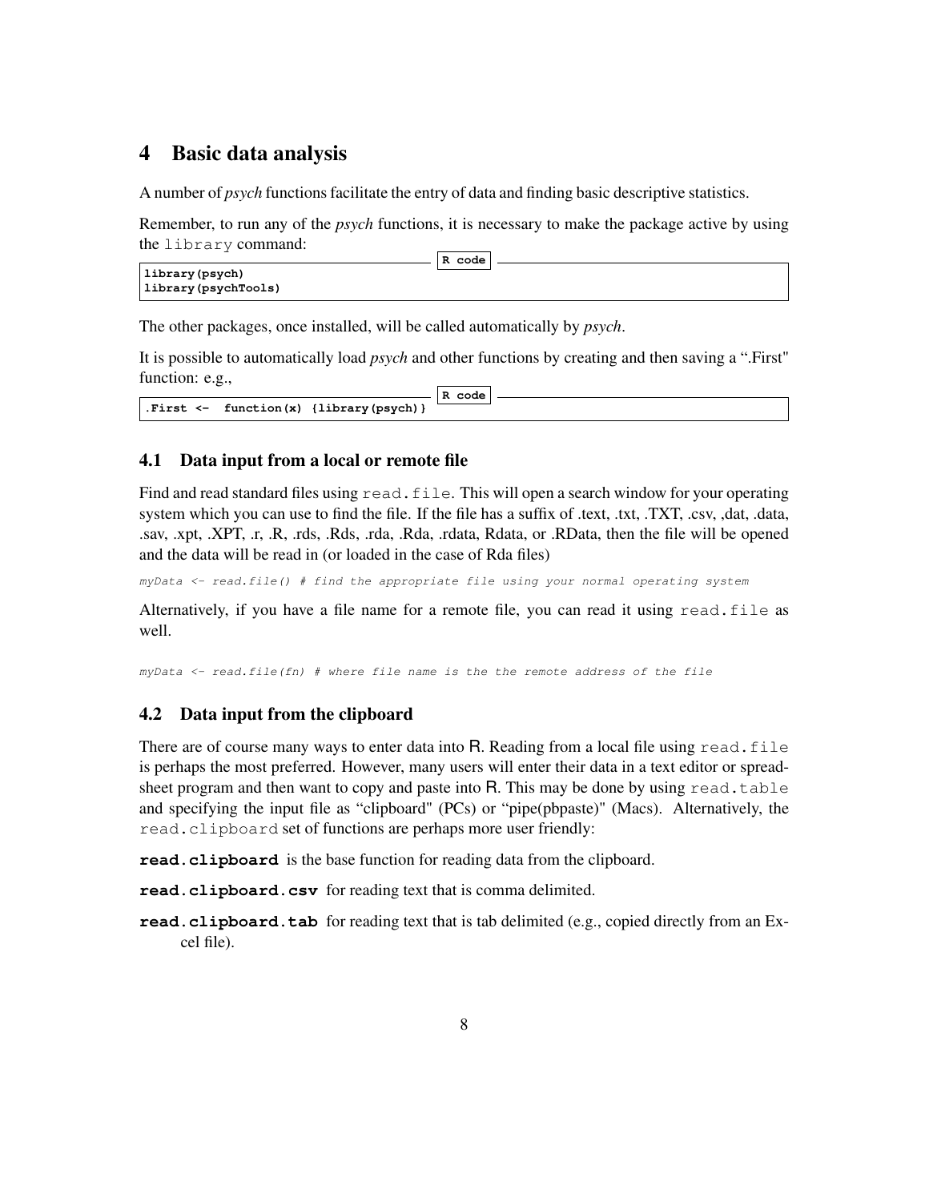# 4 Basic data analysis

A number of *psych* functions facilitate the entry of data and finding basic descriptive statistics.

Remember, to run any of the *psych* functions, it is necessary to make the package active by using the `library` command:

```
library(psych)
library(psychTools)
```

The other packages, once installed, will be called automatically by *psych*.

It is possible to automatically load *psych* and other functions by creating and then saving a ".First" function: e.g.,

```
.First <-  function(x) {library(psych)}
```

## 4.1 Data input from a local or remote file

Find and read standard files using `read.file`. This will open a search window for your operating system which you can use to find the file. If the file has a suffix of .text, .txt, .TXT, .csv, ,dat, .data, .sav, .xpt, .XPT, .r, .R, .rds, .Rds, .rda, .Rda, .rdata, Rdata, or .RData, then the file will be opened and the data will be read in (or loaded in the case of Rda files)

```
myData <- read.file() # find the appropriate file using your normal operating system
```

Alternatively, if you have a file name for a remote file, you can read it using `read.file` as well.

```
myData <- read.file(fn) # where file name is the the remote address of the file
```

## 4.2 Data input from the clipboard

There are of course many ways to enter data into R. Reading from a local file using `read.file` is perhaps the most preferred. However, many users will enter their data in a text editor or spreadsheet program and then want to copy and paste into R. This may be done by using `read.table` and specifying the input file as "clipboard" (PCs) or "pipe(pbpaste)" (Macs). Alternatively, the `read.clipboard` set of functions are perhaps more user friendly:

**read.clipboard** is the base function for reading data from the clipboard.

**read.clipboard.csv** for reading text that is comma delimited.

**read.clipboard.tab** for reading text that is tab delimited (e.g., copied directly from an Excel file).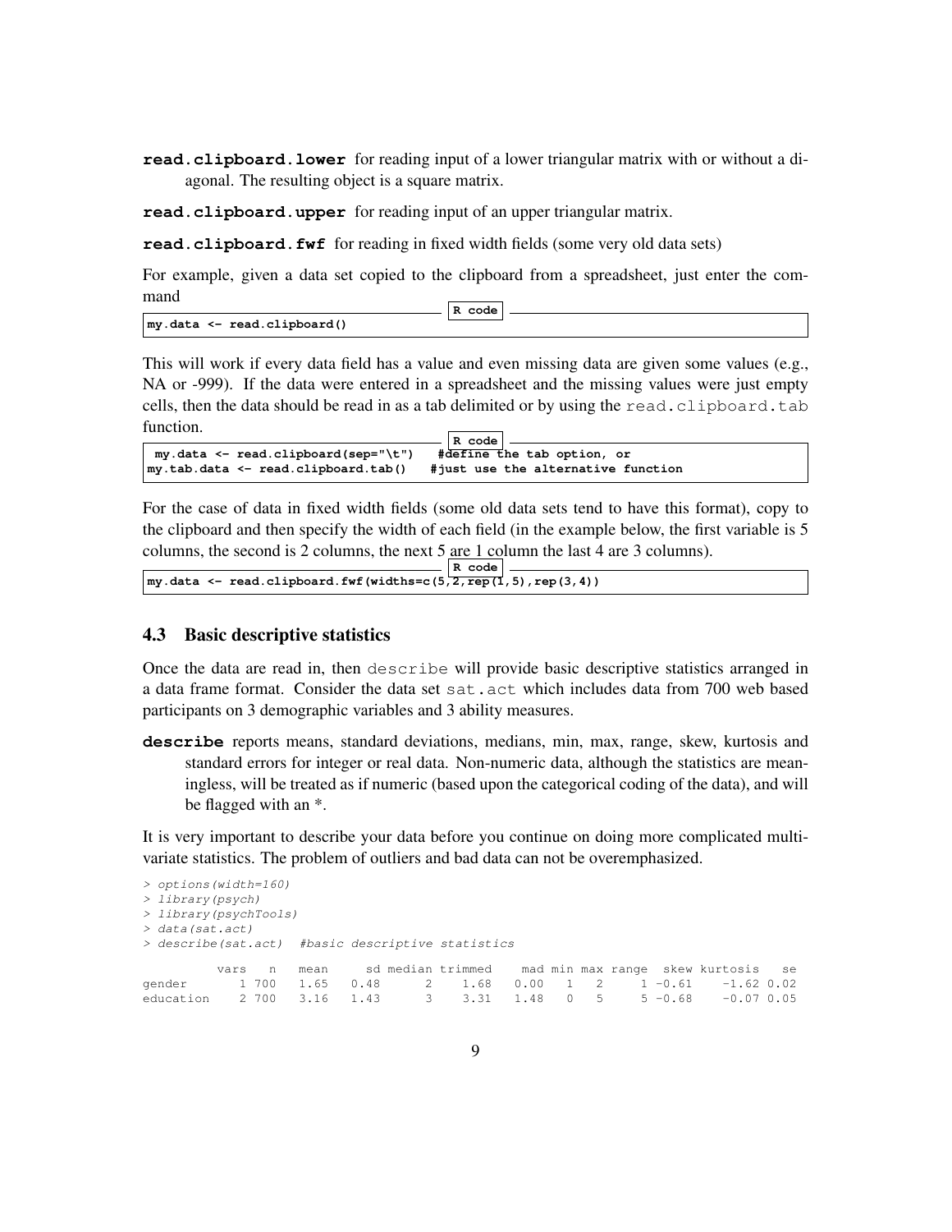**read.clipboard.lower** for reading input of a lower triangular matrix with or without a diagonal. The resulting object is a square matrix.

**read.clipboard.upper** for reading input of an upper triangular matrix.

**read.clipboard.fwf** for reading in fixed width fields (some very old data sets)

For example, given a data set copied to the clipboard from a spreadsheet, just enter the command

```
my.data <- read.clipboard()
```

This will work if every data field has a value and even missing data are given some values (e.g., NA or -999). If the data were entered in a spreadsheet and the missing values were just empty cells, then the data should be read in as a tab delimited or by using the `read.clipboard.tab` function.

```
 my.data <- read.clipboard(sep="\t")   #define the tab option, or
my.tab.data <- read.clipboard.tab()   #just use the alternative function
```

For the case of data in fixed width fields (some old data sets tend to have this format), copy to the clipboard and then specify the width of each field (in the example below, the first variable is 5 columns, the second is 2 columns, the next 5 are 1 column the last 4 are 3 columns).

```
my.data <- read.clipboard.fwf(widths=c(5,2,rep(1,5),rep(3,4))
```

### 4.3 Basic descriptive statistics

Once the data are read in, then `describe` will provide basic descriptive statistics arranged in a data frame format. Consider the data set `sat.act` which includes data from 700 web based participants on 3 demographic variables and 3 ability measures.

**describe** reports means, standard deviations, medians, min, max, range, skew, kurtosis and standard errors for integer or real data. Non-numeric data, although the statistics are meaningless, will be treated as if numeric (based upon the categorical coding of the data), and will be flagged with an *.

It is very important to describe your data before you continue on doing more complicated multivariate statistics. The problem of outliers and bad data can not be overemphasized.

```
> options(width=160)
> library(psych)
> library(psychTools)
> data(sat.act)
> describe(sat.act)  #basic descriptive statistics

          vars   n   mean     sd median trimmed    mad min max range  skew kurtosis   se
gender       1 700   1.65   0.48      2    1.68   0.00   1   2     1 -0.61    -1.62 0.02
education    2 700   3.16   1.43      3    3.31   1.48   0   5     5 -0.68    -0.07 0.05
```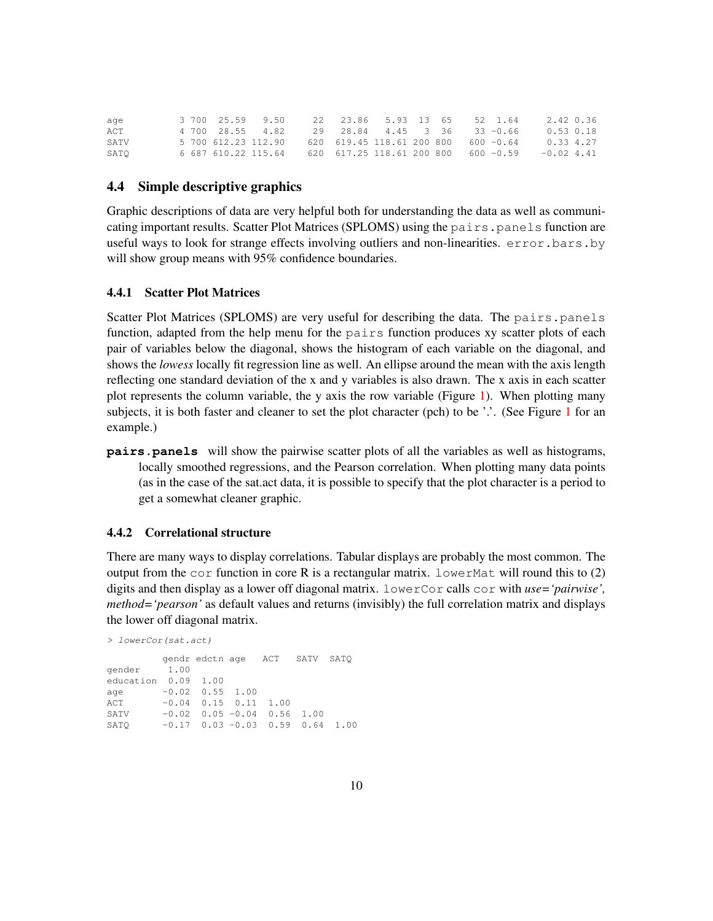```
age          3 700  25.59   9.50     22   23.86   5.93  13  65    52  1.64     2.42 0.36
ACT          4 700  28.55   4.82     29   28.84   4.45   3  36    33 -0.66     0.53 0.18
SATV         5 700 612.23 112.90    620  619.45 118.61 200 800   600 -0.64     0.33 4.27
SATQ         6 687 610.22 115.64    620  617.25 118.61 200 800   600 -0.59    -0.02 4.41
```

## 4.4 Simple descriptive graphics

Graphic descriptions of data are very helpful both for understanding the data as well as communicating important results. Scatter Plot Matrices (SPLOMS) using the `pairs.panels` function are useful ways to look for strange effects involving outliers and non-linearities. `error.bars.by` will show group means with 95% confidence boundaries.

### 4.4.1 Scatter Plot Matrices

Scatter Plot Matrices (SPLOMS) are very useful for describing the data. The `pairs.panels` function, adapted from the help menu for the `pairs` function produces xy scatter plots of each pair of variables below the diagonal, shows the histogram of each variable on the diagonal, and shows the *lowess* locally fit regression line as well. An ellipse around the mean with the axis length reflecting one standard deviation of the x and y variables is also drawn. The x axis in each scatter plot represents the column variable, the y axis the row variable (Figure 1). When plotting many subjects, it is both faster and cleaner to set the plot character (pch) to be '.'. (See Figure 1 for an example.)

**`pairs.panels`** will show the pairwise scatter plots of all the variables as well as histograms, locally smoothed regressions, and the Pearson correlation. When plotting many data points (as in the case of the sat.act data, it is possible to specify that the plot character is a period to get a somewhat cleaner graphic.

### 4.4.2 Correlational structure

There are many ways to display correlations. Tabular displays are probably the most common. The output from the `cor` function in core R is a rectangular matrix. `lowerMat` will round this to (2) digits and then display as a lower off diagonal matrix. `lowerCor` calls `cor` with *use='pairwise', method='pearson'* as default values and returns (invisibly) the full correlation matrix and displays the lower off diagonal matrix.

```
> lowerCor(sat.act)

          gendr edctn age   ACT   SATV  SATQ
gender     1.00
education  0.09  1.00
age       -0.02  0.55  1.00
ACT       -0.04  0.15  0.11  1.00
SATV      -0.02  0.05 -0.04  0.56  1.00
SATQ      -0.17  0.03 -0.03  0.59  0.64  1.00
```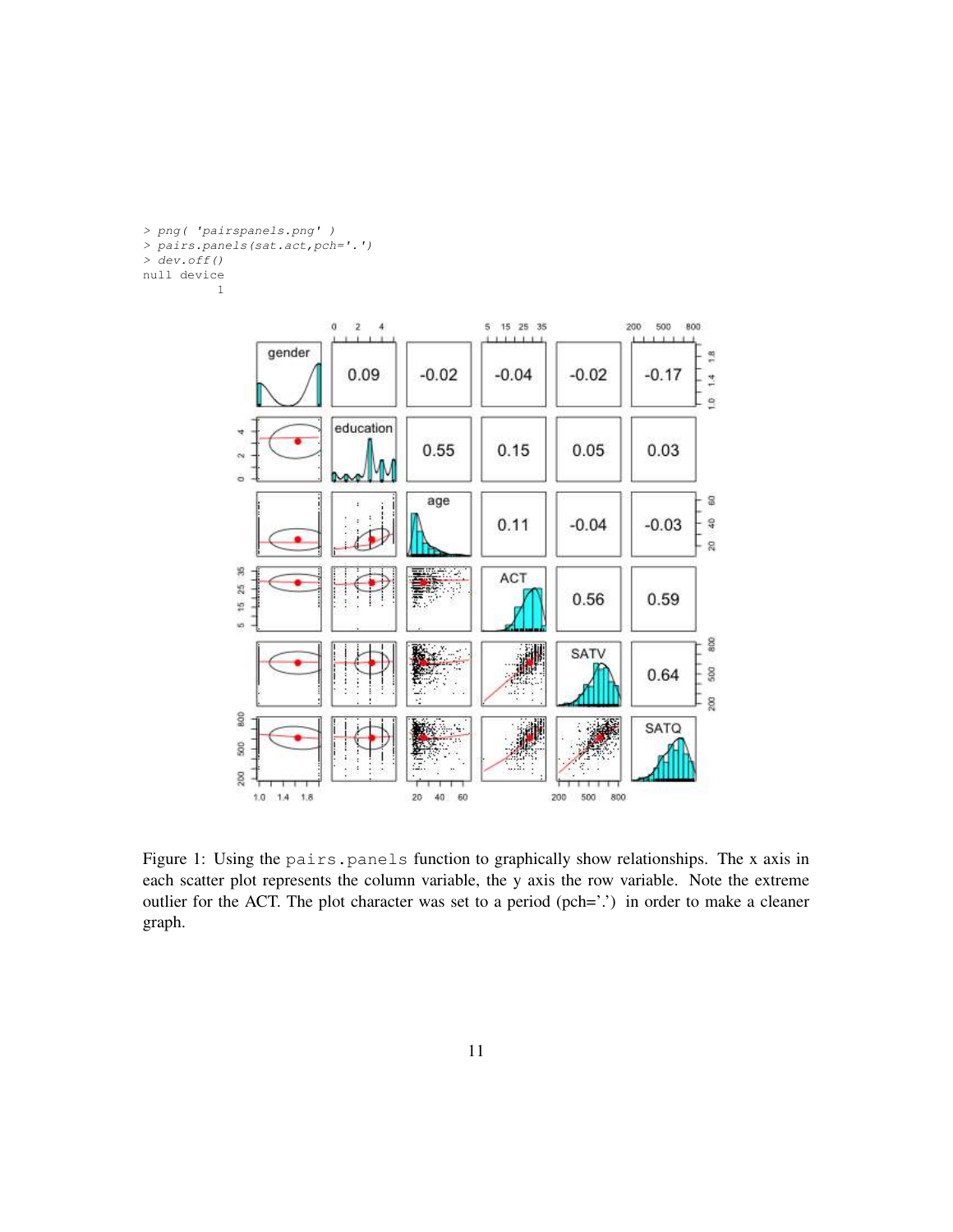```
> png( 'pairspanels.png' )
> pairs.panels(sat.act,pch='.')
> dev.off()
null device
          1
```

Figure 1: Using the pairs.panels function to graphically show relationships. The x axis in each scatter plot represents the column variable, the y axis the row variable. Note the extreme outlier for the ACT. The plot character was set to a period (pch='.') in order to make a cleaner graph.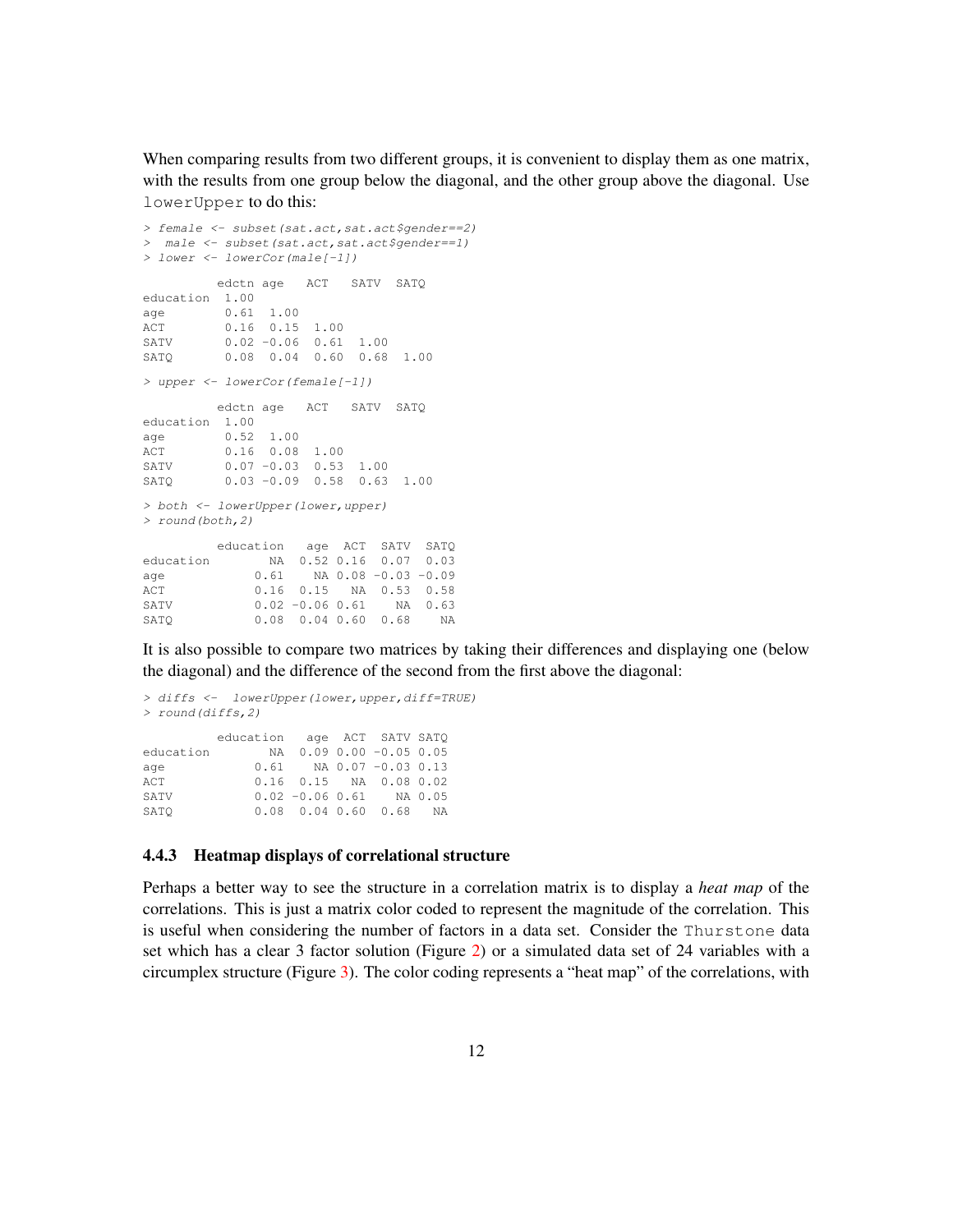When comparing results from two different groups, it is convenient to display them as one matrix, with the results from one group below the diagonal, and the other group above the diagonal. Use `lowerUpper` to do this:

```
> female <- subset(sat.act,sat.act$gender==2)
>  male <- subset(sat.act,sat.act$gender==1)
> lower <- lowerCor(male[-1])

          edctn age   ACT   SATV  SATQ
education  1.00
age        0.61  1.00
ACT        0.16  0.15  1.00
SATV       0.02 -0.06  0.61  1.00
SATQ       0.08  0.04  0.60  0.68  1.00

> upper <- lowerCor(female[-1])

          edctn age   ACT   SATV  SATQ
education  1.00
age        0.52  1.00
ACT        0.16  0.08  1.00
SATV       0.07 -0.03  0.53  1.00
SATQ       0.03 -0.09  0.58  0.63  1.00

> both <- lowerUpper(lower,upper)
> round(both,2)

          education   age  ACT  SATV  SATQ
education        NA  0.52 0.16  0.07  0.03
age            0.61    NA 0.08 -0.03 -0.09
ACT            0.16  0.15   NA  0.53  0.58
SATV           0.02 -0.06 0.61    NA  0.63
SATQ           0.08  0.04 0.60  0.68    NA
```

It is also possible to compare two matrices by taking their differences and displaying one (below the diagonal) and the difference of the second from the first above the diagonal:

```
> diffs <-  lowerUpper(lower,upper,diff=TRUE)
> round(diffs,2)

          education   age  ACT  SATV SATQ
education        NA  0.09 0.00 -0.05 0.05
age            0.61    NA 0.07 -0.03 0.13
ACT            0.16  0.15   NA  0.08 0.02
SATV           0.02 -0.06 0.61    NA 0.05
SATQ           0.08  0.04 0.60  0.68   NA
```

### 4.4.3 Heatmap displays of correlational structure

Perhaps a better way to see the structure in a correlation matrix is to display a *heat map* of the correlations. This is just a matrix color coded to represent the magnitude of the correlation. This is useful when considering the number of factors in a data set. Consider the `Thurstone` data set which has a clear 3 factor solution (Figure 2) or a simulated data set of 24 variables with a circumplex structure (Figure 3). The color coding represents a "heat map" of the correlations, with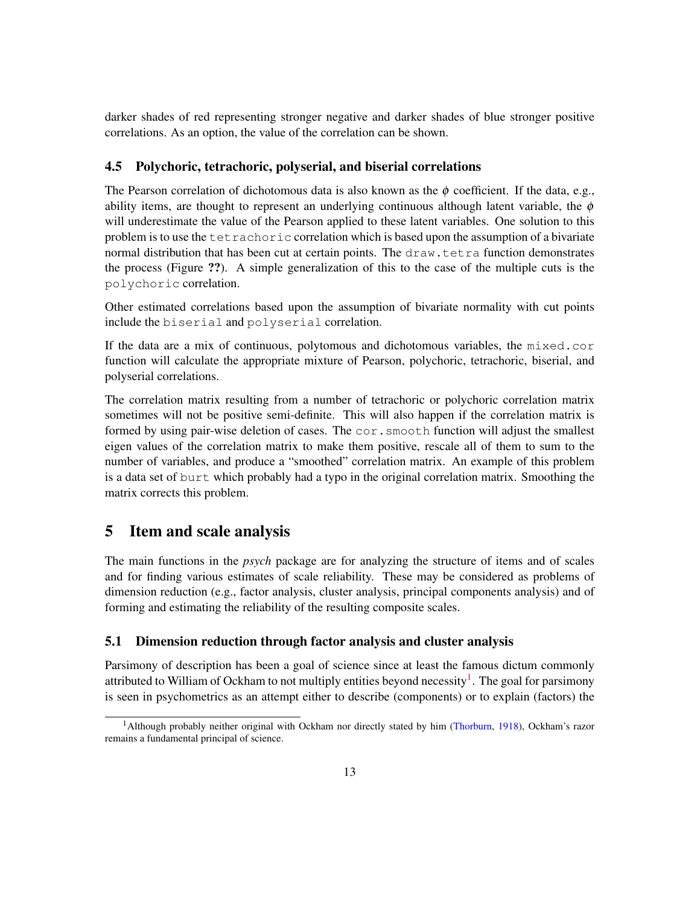darker shades of red representing stronger negative and darker shades of blue stronger positive correlations. As an option, the value of the correlation can be shown.

### 4.5 Polychoric, tetrachoric, polyserial, and biserial correlations

The Pearson correlation of dichotomous data is also known as the $\phi$ coefficient. If the data, e.g., ability items, are thought to represent an underlying continuous although latent variable, the $\phi$ will underestimate the value of the Pearson applied to these latent variables. One solution to this problem is to use the `tetrachoric` correlation which is based upon the assumption of a bivariate normal distribution that has been cut at certain points. The `draw.tetra` function demonstrates the process (Figure **??**). A simple generalization of this to the case of the multiple cuts is the `polychoric` correlation.

Other estimated correlations based upon the assumption of bivariate normality with cut points include the `biserial` and `polyserial` correlation.

If the data are a mix of continuous, polytomous and dichotomous variables, the `mixed.cor` function will calculate the appropriate mixture of Pearson, polychoric, tetrachoric, biserial, and polyserial correlations.

The correlation matrix resulting from a number of tetrachoric or polychoric correlation matrix sometimes will not be positive semi-definite. This will also happen if the correlation matrix is formed by using pair-wise deletion of cases. The `cor.smooth` function will adjust the smallest eigen values of the correlation matrix to make them positive, rescale all of them to sum to the number of variables, and produce a "smoothed" correlation matrix. An example of this problem is a data set of `burt` which probably had a typo in the original correlation matrix. Smoothing the matrix corrects this problem.

## 5 Item and scale analysis

The main functions in the *psych* package are for analyzing the structure of items and of scales and for finding various estimates of scale reliability. These may be considered as problems of dimension reduction (e.g., factor analysis, cluster analysis, principal components analysis) and of forming and estimating the reliability of the resulting composite scales.

### 5.1 Dimension reduction through factor analysis and cluster analysis

Parsimony of description has been a goal of science since at least the famous dictum commonly attributed to William of Ockham to not multiply entities beyond necessity[1]. The goal for parsimony is seen in psychometrics as an attempt either to describe (components) or to explain (factors) the

---

[1] Although probably neither original with Ockham nor directly stated by him (Thorburn, 1918), Ockham's razor remains a fundamental principal of science.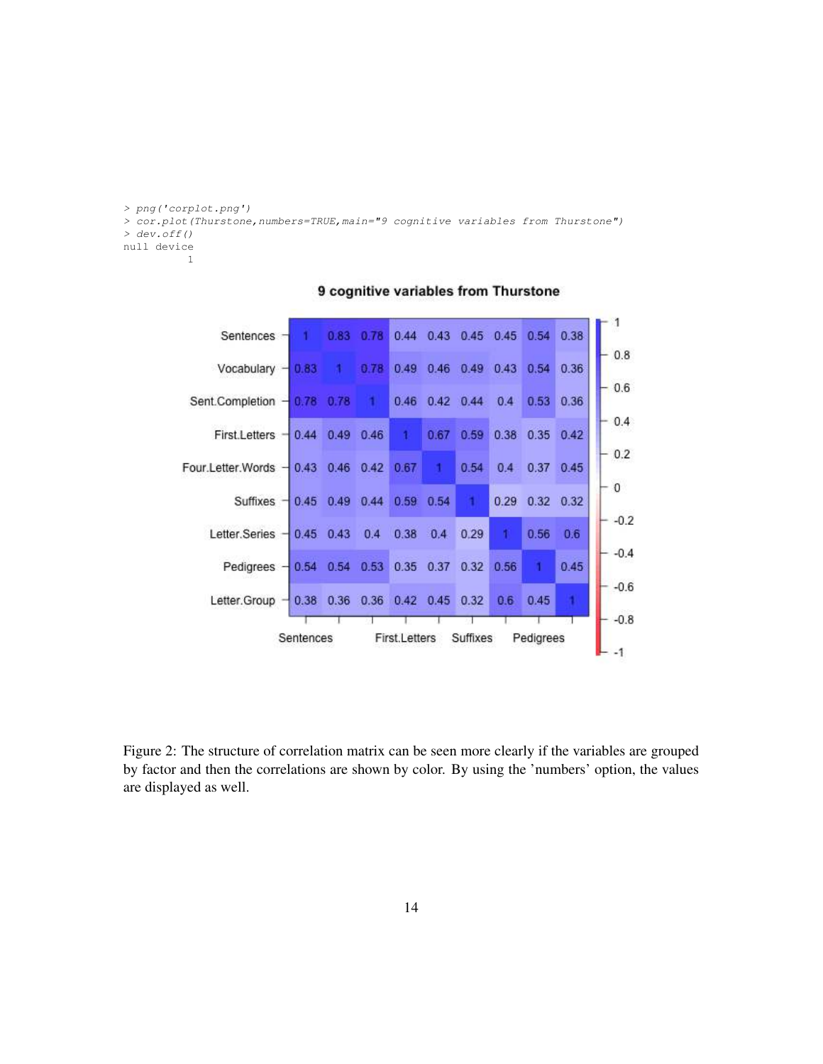```
> png('corplot.png')
> cor.plot(Thurstone,numbers=TRUE,main="9 cognitive variables from Thurstone")
> dev.off()
null device
          1
```

Figure 2: The structure of correlation matrix can be seen more clearly if the variables are grouped by factor and then the correlations are shown by color. By using the 'numbers' option, the values are displayed as well.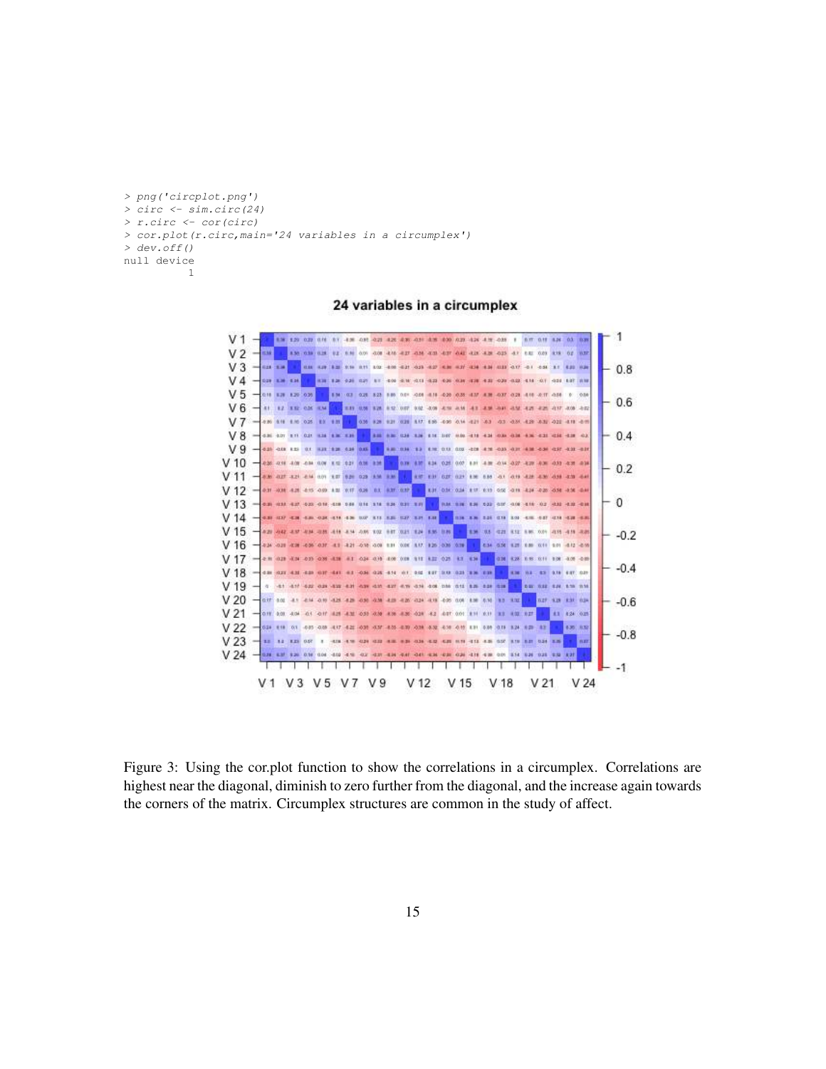```
> png('circplot.png')
> circ <- sim.circ(24)
> r.circ <- cor(circ)
> cor.plot(r.circ,main='24 variables in a circumplex')
> dev.off()
null device
          1
```

Figure 3: Using the cor.plot function to show the correlations in a circumplex. Correlations are highest near the diagonal, diminish to zero further from the diagonal, and the increase again towards the corners of the matrix. Circumplex structures are common in the study of affect.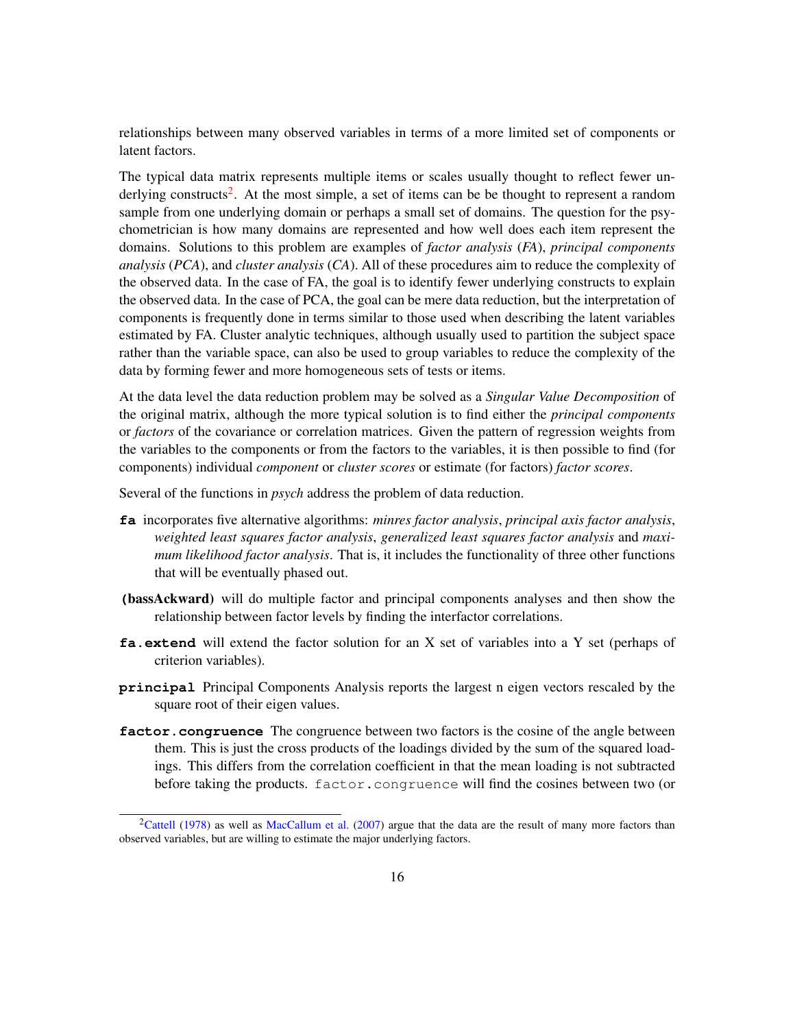relationships between many observed variables in terms of a more limited set of components or latent factors.

The typical data matrix represents multiple items or scales usually thought to reflect fewer underlying constructs[2]. At the most simple, a set of items can be be thought to represent a random sample from one underlying domain or perhaps a small set of domains. The question for the psychometrician is how many domains are represented and how well does each item represent the domains. Solutions to this problem are examples of *factor analysis* (*FA*), *principal components analysis* (*PCA*), and *cluster analysis* (*CA*). All of these procedures aim to reduce the complexity of the observed data. In the case of FA, the goal is to identify fewer underlying constructs to explain the observed data. In the case of PCA, the goal can be mere data reduction, but the interpretation of components is frequently done in terms similar to those used when describing the latent variables estimated by FA. Cluster analytic techniques, although usually used to partition the subject space rather than the variable space, can also be used to group variables to reduce the complexity of the data by forming fewer and more homogeneous sets of tests or items.

At the data level the data reduction problem may be solved as a *Singular Value Decomposition* of the original matrix, although the more typical solution is to find either the *principal components* or *factors* of the covariance or correlation matrices. Given the pattern of regression weights from the variables to the components or from the factors to the variables, it is then possible to find (for components) individual *component* or *cluster scores* or estimate (for factors) *factor scores*.

Several of the functions in *psych* address the problem of data reduction.

**fa** incorporates five alternative algorithms: *minres factor analysis*, *principal axis factor analysis*, *weighted least squares factor analysis*, *generalized least squares factor analysis* and *maximum likelihood factor analysis*. That is, it includes the functionality of three other functions that will be eventually phased out.

**(bassAckward)** will do multiple factor and principal components analyses and then show the relationship between factor levels by finding the interfactor correlations.

**fa.extend** will extend the factor solution for an X set of variables into a Y set (perhaps of criterion variables).

**principal** Principal Components Analysis reports the largest n eigen vectors rescaled by the square root of their eigen values.

**factor.congruence** The congruence between two factors is the cosine of the angle between them. This is just the cross products of the loadings divided by the sum of the squared loadings. This differs from the correlation coefficient in that the mean loading is not subtracted before taking the products. `factor.congruence` will find the cosines between two (or

[2] Cattell (1978) as well as MacCallum et al. (2007) argue that the data are the result of many more factors than observed variables, but are willing to estimate the major underlying factors.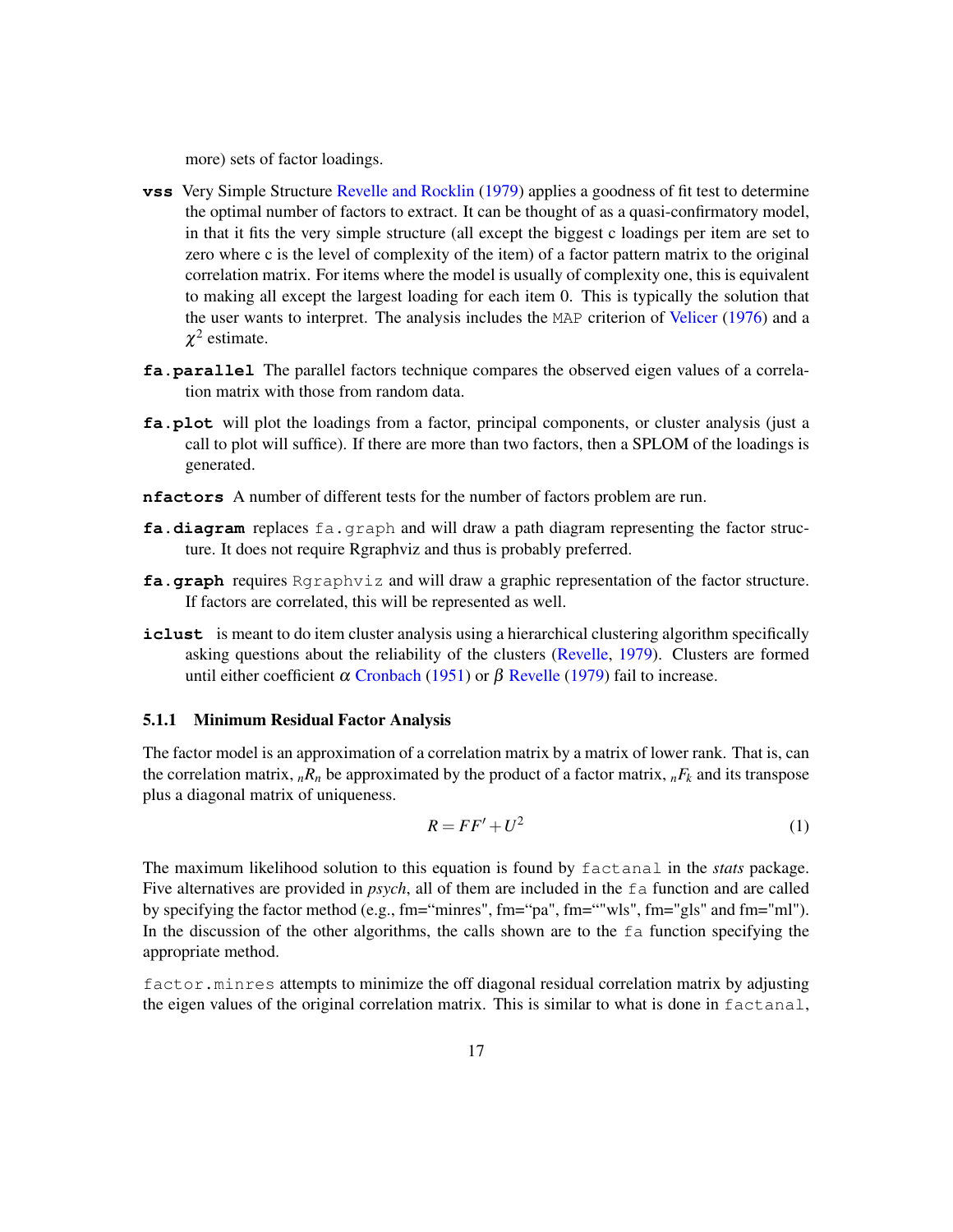more) sets of factor loadings.

**vss** Very Simple Structure Revelle and Rocklin (1979) applies a goodness of fit test to determine the optimal number of factors to extract. It can be thought of as a quasi-confirmatory model, in that it fits the very simple structure (all except the biggest c loadings per item are set to zero where c is the level of complexity of the item) of a factor pattern matrix to the original correlation matrix. For items where the model is usually of complexity one, this is equivalent to making all except the largest loading for each item 0. This is typically the solution that the user wants to interpret. The analysis includes the `MAP` criterion of Velicer (1976) and a $\chi^2$ estimate.

**fa.parallel** The parallel factors technique compares the observed eigen values of a correlation matrix with those from random data.

**fa.plot** will plot the loadings from a factor, principal components, or cluster analysis (just a call to plot will suffice). If there are more than two factors, then a SPLOM of the loadings is generated.

**nfactors** A number of different tests for the number of factors problem are run.

**fa.diagram** replaces `fa.graph` and will draw a path diagram representing the factor structure. It does not require Rgraphviz and thus is probably preferred.

**fa.graph** requires `Rgraphviz` and will draw a graphic representation of the factor structure. If factors are correlated, this will be represented as well.

**iclust** is meant to do item cluster analysis using a hierarchical clustering algorithm specifically asking questions about the reliability of the clusters (Revelle, 1979). Clusters are formed until either coefficient $\alpha$ Cronbach (1951) or $\beta$ Revelle (1979) fail to increase.

### 5.1.1 Minimum Residual Factor Analysis

The factor model is an approximation of a correlation matrix by a matrix of lower rank. That is, can the correlation matrix, ${}_nR_n$ be approximated by the product of a factor matrix, ${}_nF_k$ and its transpose plus a diagonal matrix of uniqueness.

$$R = FF' + U^2 \tag{1}$$

The maximum likelihood solution to this equation is found by `factanal` in the *stats* package. Five alternatives are provided in *psych*, all of them are included in the `fa` function and are called by specifying the factor method (e.g., fm="minres", fm="pa", fm=""wls", fm="gls" and fm="ml"). In the discussion of the other algorithms, the calls shown are to the `fa` function specifying the appropriate method.

`factor.minres` attempts to minimize the off diagonal residual correlation matrix by adjusting the eigen values of the original correlation matrix. This is similar to what is done in `factanal`,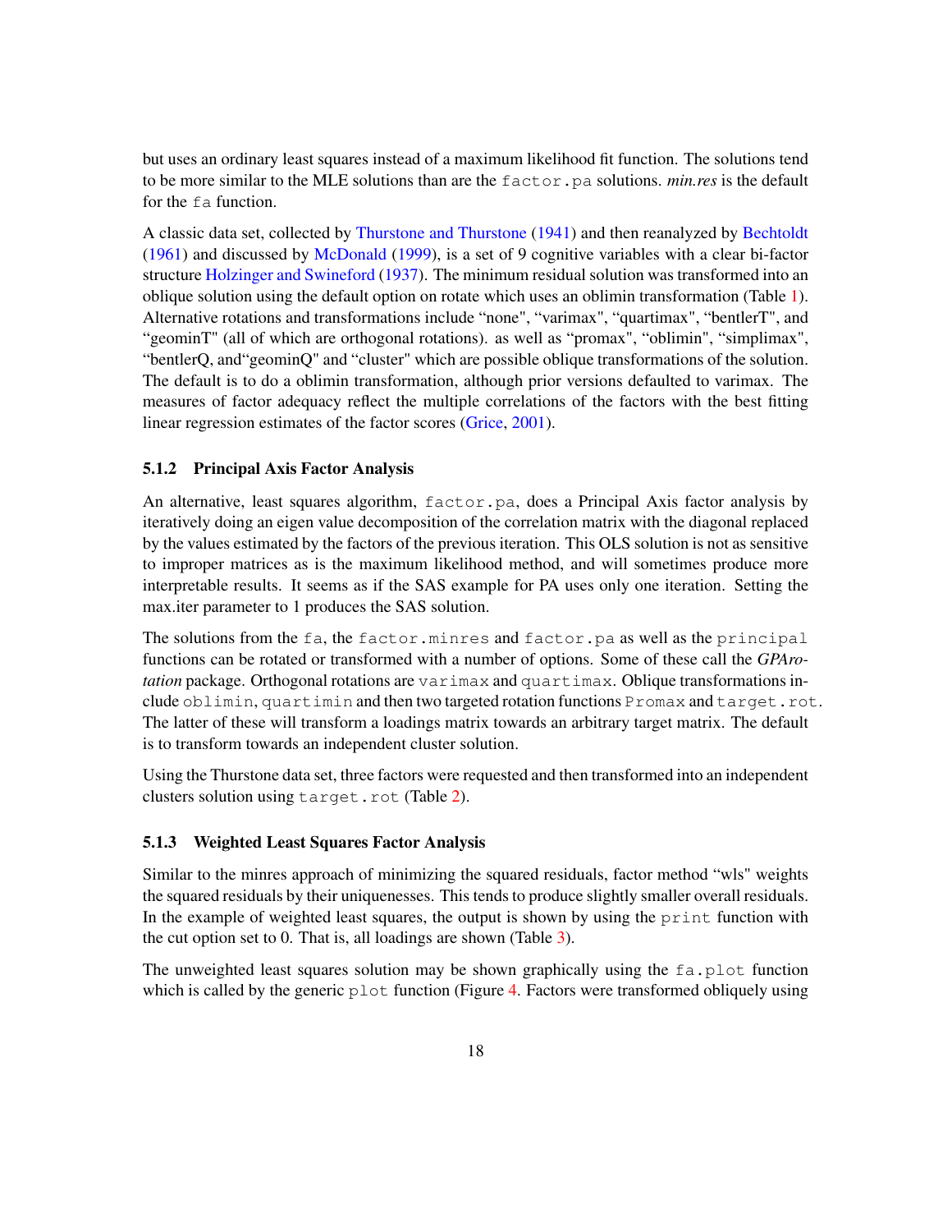but uses an ordinary least squares instead of a maximum likelihood fit function. The solutions tend to be more similar to the MLE solutions than are the `factor.pa` solutions. *min.res* is the default for the `fa` function.

A classic data set, collected by Thurstone and Thurstone (1941) and then reanalyzed by Bechtoldt (1961) and discussed by McDonald (1999), is a set of 9 cognitive variables with a clear bi-factor structure Holzinger and Swineford (1937). The minimum residual solution was transformed into an oblique solution using the default option on rotate which uses an oblimin transformation (Table 1). Alternative rotations and transformations include "none", "varimax", "quartimax", "bentlerT", and "geominT" (all of which are orthogonal rotations). as well as "promax", "oblimin", "simplimax", "bentlerQ, and"geominQ" and "cluster" which are possible oblique transformations of the solution. The default is to do a oblimin transformation, although prior versions defaulted to varimax. The measures of factor adequacy reflect the multiple correlations of the factors with the best fitting linear regression estimates of the factor scores (Grice, 2001).

### 5.1.2 Principal Axis Factor Analysis

An alternative, least squares algorithm, `factor.pa`, does a Principal Axis factor analysis by iteratively doing an eigen value decomposition of the correlation matrix with the diagonal replaced by the values estimated by the factors of the previous iteration. This OLS solution is not as sensitive to improper matrices as is the maximum likelihood method, and will sometimes produce more interpretable results. It seems as if the SAS example for PA uses only one iteration. Setting the max.iter parameter to 1 produces the SAS solution.

The solutions from the `fa`, the `factor.minres` and `factor.pa` as well as the `principal` functions can be rotated or transformed with a number of options. Some of these call the *GPArotation* package. Orthogonal rotations are `varimax` and `quartimax`. Oblique transformations include `oblimin`, `quartimin` and then two targeted rotation functions `Promax` and `target.rot`. The latter of these will transform a loadings matrix towards an arbitrary target matrix. The default is to transform towards an independent cluster solution.

Using the Thurstone data set, three factors were requested and then transformed into an independent clusters solution using `target.rot` (Table 2).

### 5.1.3 Weighted Least Squares Factor Analysis

Similar to the minres approach of minimizing the squared residuals, factor method "wls" weights the squared residuals by their uniquenesses. This tends to produce slightly smaller overall residuals. In the example of weighted least squares, the output is shown by using the `print` function with the cut option set to 0. That is, all loadings are shown (Table 3).

The unweighted least squares solution may be shown graphically using the `fa.plot` function which is called by the generic `plot` function (Figure 4. Factors were transformed obliquely using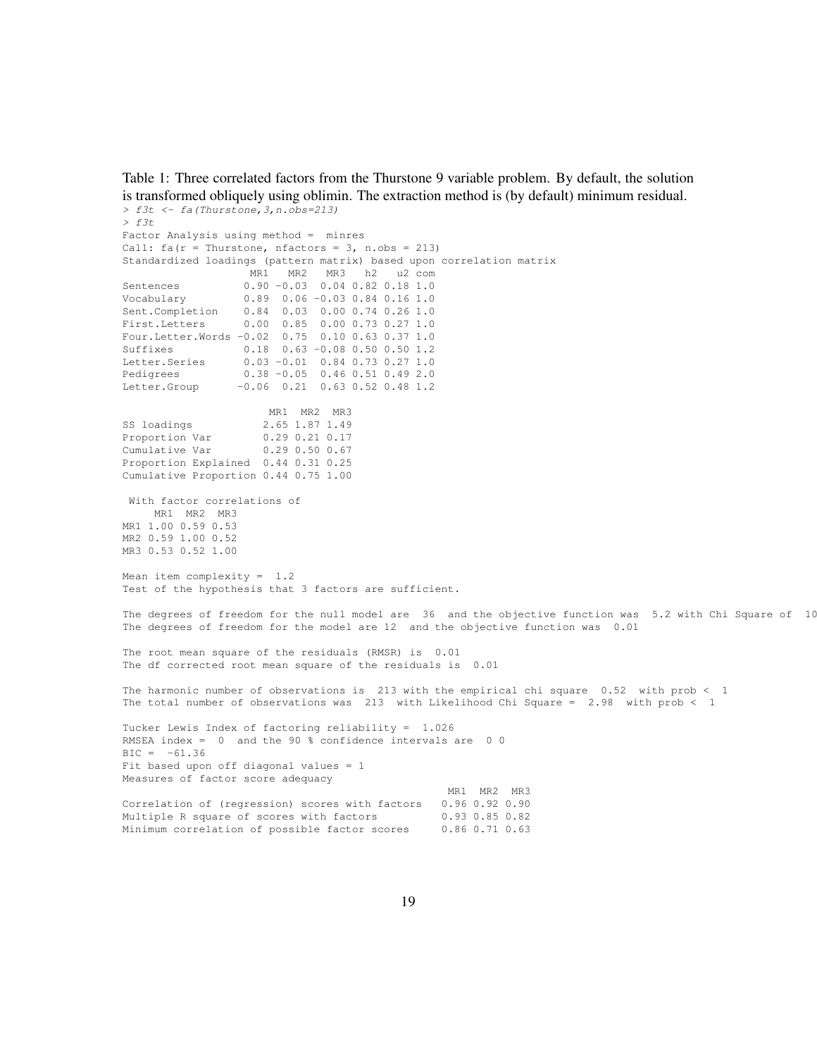Table 1: Three correlated factors from the Thurstone 9 variable problem. By default, the solution is transformed obliquely using oblimin. The extraction method is (by default) minimum residual.

```
> f3t <- fa(Thurstone,3,n.obs=213)
> f3t
Factor Analysis using method =  minres
Call: fa(r = Thurstone, nfactors = 3, n.obs = 213)
Standardized loadings (pattern matrix) based upon correlation matrix
                  MR1   MR2   MR3   h2   u2 com
Sentences          0.90 -0.03  0.04 0.82 0.18 1.0
Vocabulary         0.89  0.06 -0.03 0.84 0.16 1.0
Sent.Completion    0.84  0.03  0.00 0.74 0.26 1.0
First.Letters      0.00  0.85  0.00 0.73 0.27 1.0
Four.Letter.Words -0.02  0.75  0.10 0.63 0.37 1.0
Suffixes           0.18  0.63 -0.08 0.50 0.50 1.2
Letter.Series      0.03 -0.01  0.84 0.73 0.27 1.0
Pedigrees          0.38 -0.05  0.46 0.51 0.49 2.0
Letter.Group      -0.06  0.21  0.63 0.52 0.48 1.2

                       MR1  MR2  MR3
SS loadings           2.65 1.87 1.49
Proportion Var        0.29 0.21 0.17
Cumulative Var        0.29 0.50 0.67
Proportion Explained  0.44 0.31 0.25
Cumulative Proportion 0.44 0.75 1.00

 With factor correlations of 
     MR1  MR2  MR3
MR1 1.00 0.59 0.53
MR2 0.59 1.00 0.52
MR3 0.53 0.52 1.00

Mean item complexity =  1.2
Test of the hypothesis that 3 factors are sufficient.

The degrees of freedom for the null model are  36  and the objective function was  5.2 with Chi Square of  10
The degrees of freedom for the model are 12  and the objective function was  0.01 

The root mean square of the residuals (RMSR) is  0.01 
The df corrected root mean square of the residuals is  0.01 

The harmonic number of observations is  213 with the empirical chi square  0.52  with prob <  1 
The total number of observations was  213  with Likelihood Chi Square =  2.98  with prob <  1 

Tucker Lewis Index of factoring reliability =  1.026
RMSEA index =  0  and the 90 % confidence intervals are  0 0
BIC =  -61.36
Fit based upon off diagonal values = 1
Measures of factor score adequacy             
                                                 MR1  MR2  MR3
Correlation of (regression) scores with factors   0.96 0.92 0.90
Multiple R square of scores with factors          0.93 0.85 0.82
Minimum correlation of possible factor scores     0.86 0.71 0.63
```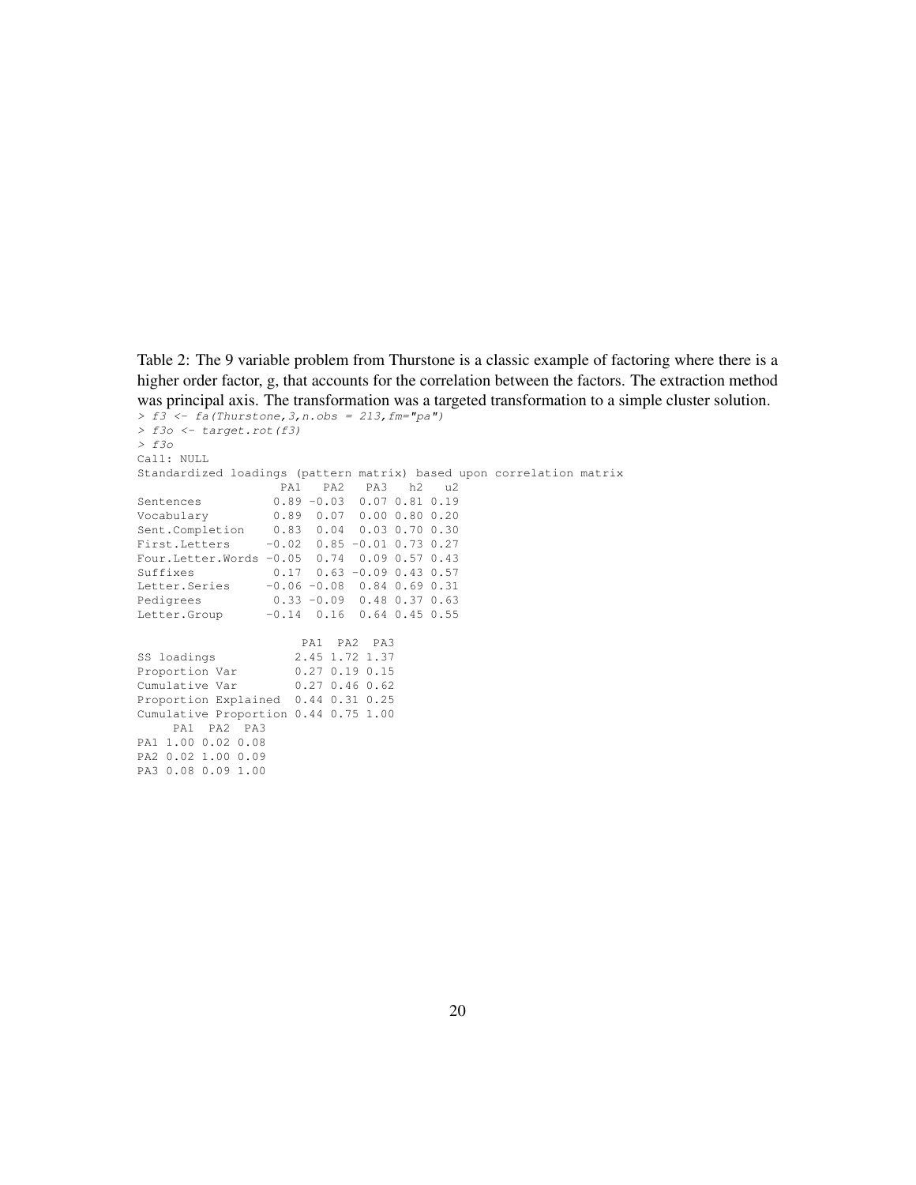Table 2: The 9 variable problem from Thurstone is a classic example of factoring where there is a higher order factor, g, that accounts for the correlation between the factors. The extraction method was principal axis. The transformation was a targeted transformation to a simple cluster solution.

```
> f3 <- fa(Thurstone,3,n.obs = 213,fm="pa")
> f3o <- target.rot(f3)
> f3o
Call: NULL
Standardized loadings (pattern matrix) based upon correlation matrix
                    PA1   PA2   PA3   h2   u2
Sentences          0.89 -0.03  0.07 0.81 0.19
Vocabulary         0.89  0.07  0.00 0.80 0.20
Sent.Completion    0.83  0.04  0.03 0.70 0.30
First.Letters     -0.02  0.85 -0.01 0.73 0.27
Four.Letter.Words -0.05  0.74  0.09 0.57 0.43
Suffixes           0.17  0.63 -0.09 0.43 0.57
Letter.Series     -0.06 -0.08  0.84 0.69 0.31
Pedigrees          0.33 -0.09  0.48 0.37 0.63
Letter.Group      -0.14  0.16  0.64 0.45 0.55

                       PA1  PA2  PA3
SS loadings           2.45 1.72 1.37
Proportion Var        0.27 0.19 0.15
Cumulative Var        0.27 0.46 0.62
Proportion Explained  0.44 0.31 0.25
Cumulative Proportion 0.44 0.75 1.00
     PA1  PA2  PA3
PA1 1.00 0.02 0.08
PA2 0.02 1.00 0.09
PA3 0.08 0.09 1.00
```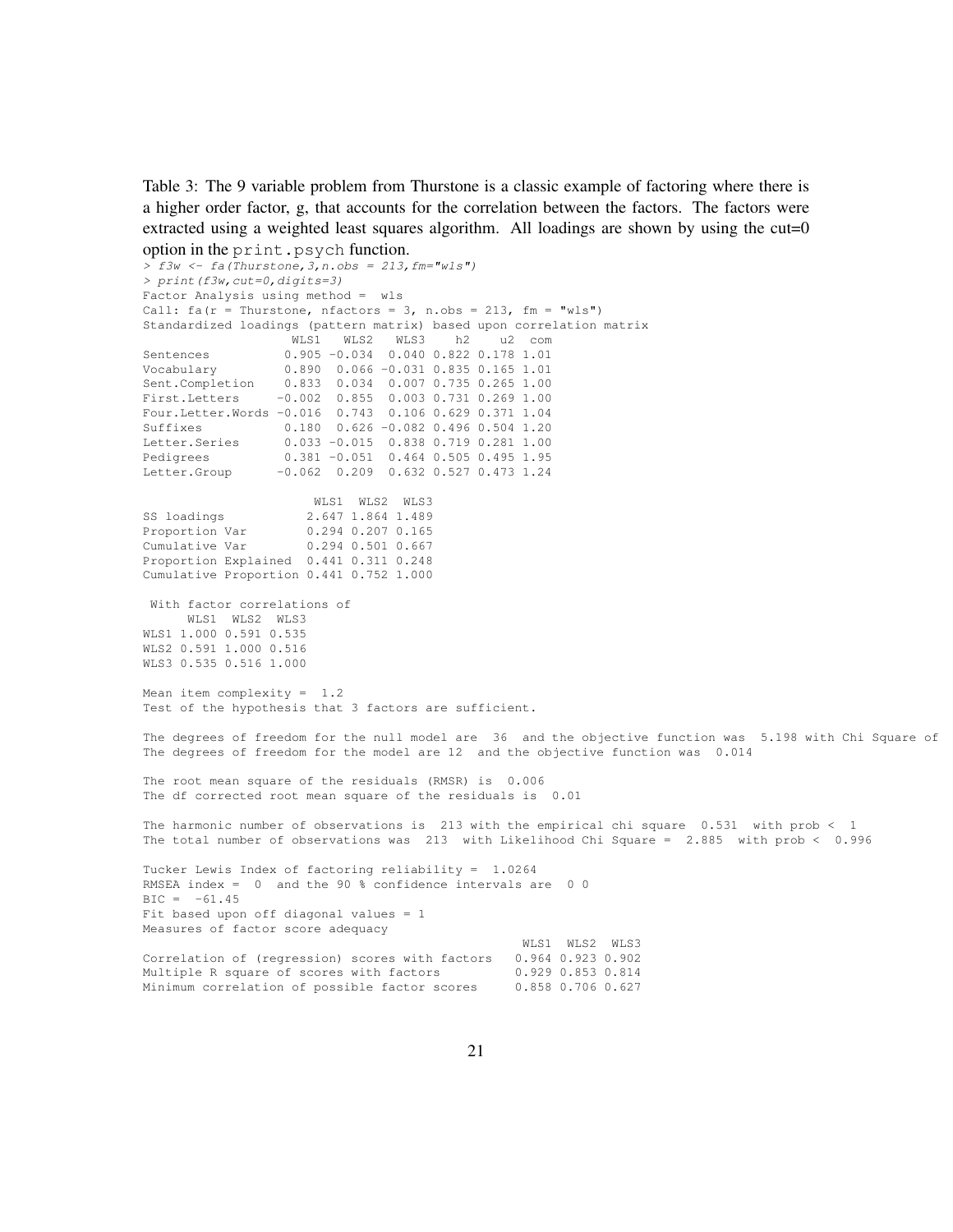Table 3: The 9 variable problem from Thurstone is a classic example of factoring where there is a higher order factor, g, that accounts for the correlation between the factors. The factors were extracted using a weighted least squares algorithm. All loadings are shown by using the cut=0 option in the print.psych function.

```
> f3w <- fa(Thurstone,3,n.obs = 213,fm="wls")
> print(f3w,cut=0,digits=3)
Factor Analysis using method =  wls
Call: fa(r = Thurstone, nfactors = 3, n.obs = 213, fm = "wls")
Standardized loadings (pattern matrix) based upon correlation matrix
                    WLS1   WLS2   WLS3    h2    u2  com
Sentences          0.905 -0.034  0.040 0.822 0.178 1.01
Vocabulary         0.890  0.066 -0.031 0.835 0.165 1.01
Sent.Completion    0.833  0.034  0.007 0.735 0.265 1.00
First.Letters     -0.002  0.855  0.003 0.731 0.269 1.00
Four.Letter.Words -0.016  0.743  0.106 0.629 0.371 1.04
Suffixes           0.180  0.626 -0.082 0.496 0.504 1.20
Letter.Series      0.033 -0.015  0.838 0.719 0.281 1.00
Pedigrees          0.381 -0.051  0.464 0.505 0.495 1.95
Letter.Group      -0.062  0.209  0.632 0.527 0.473 1.24

                       WLS1  WLS2  WLS3
SS loadings           2.647 1.864 1.489
Proportion Var        0.294 0.207 0.165
Cumulative Var        0.294 0.501 0.667
Proportion Explained  0.441 0.311 0.248
Cumulative Proportion 0.441 0.752 1.000

 With factor correlations of
      WLS1  WLS2  WLS3
WLS1 1.000 0.591 0.535
WLS2 0.591 1.000 0.516
WLS3 0.535 0.516 1.000

Mean item complexity =  1.2
Test of the hypothesis that 3 factors are sufficient.

The degrees of freedom for the null model are  36  and the objective function was  5.198 with Chi Square of
The degrees of freedom for the model are 12  and the objective function was  0.014

The root mean square of the residuals (RMSR) is  0.006
The df corrected root mean square of the residuals is  0.01

The harmonic number of observations is  213 with the empirical chi square  0.531  with prob <  1
The total number of observations was  213  with Likelihood Chi Square =  2.885  with prob <  0.996

Tucker Lewis Index of factoring reliability =  1.0264
RMSEA index =  0  and the 90 % confidence intervals are  0 0
BIC =  -61.45
Fit based upon off diagonal values = 1
Measures of factor score adequacy
                                                   WLS1  WLS2  WLS3
Correlation of (regression) scores with factors   0.964 0.923 0.902
Multiple R square of scores with factors          0.929 0.853 0.814
Minimum correlation of possible factor scores     0.858 0.706 0.627
```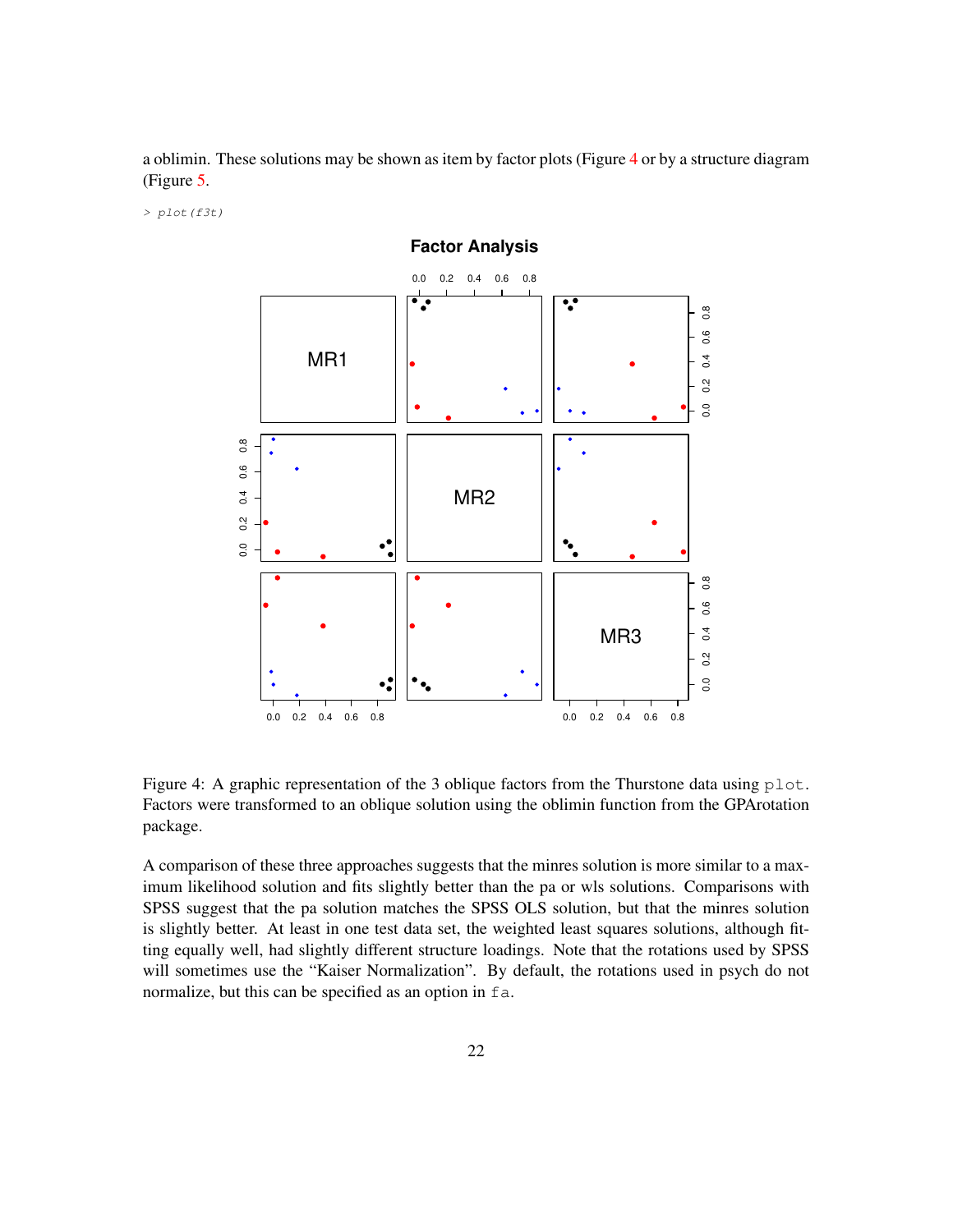a oblimin. These solutions may be shown as item by factor plots (Figure 4 or by a structure diagram (Figure 5.

```
> plot(f3t)
```

Figure 4: A graphic representation of the 3 oblique factors from the Thurstone data using `plot`. Factors were transformed to an oblique solution using the oblimin function from the GPArotation package.

A comparison of these three approaches suggests that the minres solution is more similar to a maximum likelihood solution and fits slightly better than the pa or wls solutions. Comparisons with SPSS suggest that the pa solution matches the SPSS OLS solution, but that the minres solution is slightly better. At least in one test data set, the weighted least squares solutions, although fitting equally well, had slightly different structure loadings. Note that the rotations used by SPSS will sometimes use the "Kaiser Normalization". By default, the rotations used in psych do not normalize, but this can be specified as an option in `fa`.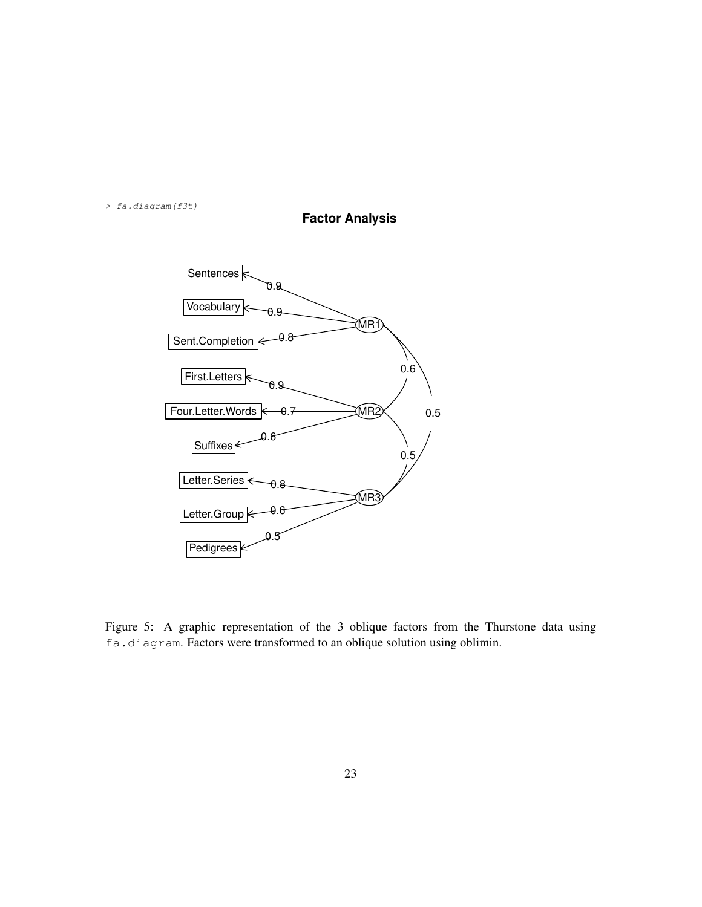```
> fa.diagram(f3t)
```

Figure 5: A graphic representation of the 3 oblique factors from the Thurstone data using `fa.diagram`. Factors were transformed to an oblique solution using oblimin.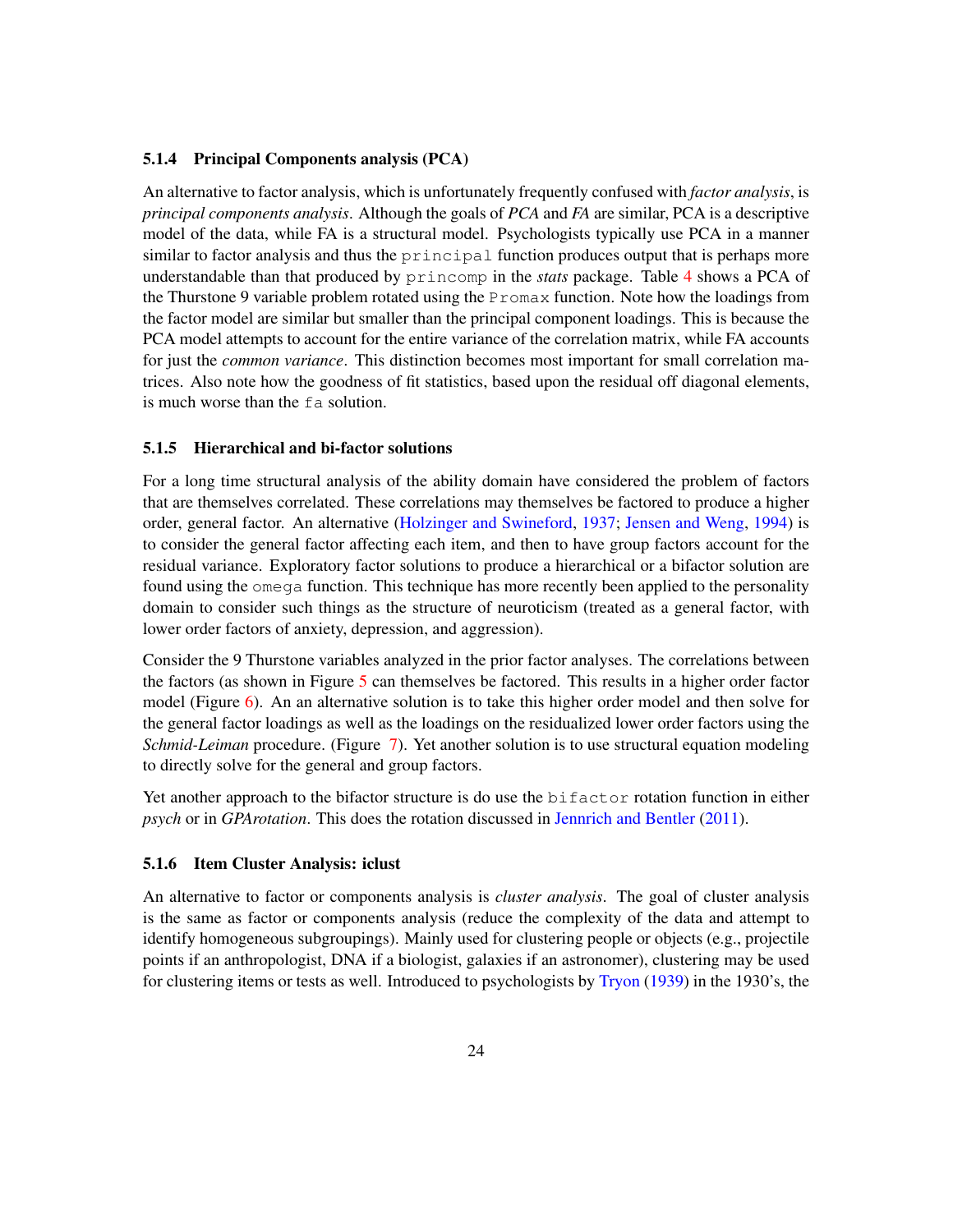### 5.1.4 Principal Components analysis (PCA)

An alternative to factor analysis, which is unfortunately frequently confused with *factor analysis*, is *principal components analysis*. Although the goals of *PCA* and *FA* are similar, PCA is a descriptive model of the data, while FA is a structural model. Psychologists typically use PCA in a manner similar to factor analysis and thus the `principal` function produces output that is perhaps more understandable than that produced by `princomp` in the *stats* package. Table 4 shows a PCA of the Thurstone 9 variable problem rotated using the `Promax` function. Note how the loadings from the factor model are similar but smaller than the principal component loadings. This is because the PCA model attempts to account for the entire variance of the correlation matrix, while FA accounts for just the *common variance*. This distinction becomes most important for small correlation matrices. Also note how the goodness of fit statistics, based upon the residual off diagonal elements, is much worse than the `fa` solution.

### 5.1.5 Hierarchical and bi-factor solutions

For a long time structural analysis of the ability domain have considered the problem of factors that are themselves correlated. These correlations may themselves be factored to produce a higher order, general factor. An alternative (Holzinger and Swineford, 1937; Jensen and Weng, 1994) is to consider the general factor affecting each item, and then to have group factors account for the residual variance. Exploratory factor solutions to produce a hierarchical or a bifactor solution are found using the `omega` function. This technique has more recently been applied to the personality domain to consider such things as the structure of neuroticism (treated as a general factor, with lower order factors of anxiety, depression, and aggression).

Consider the 9 Thurstone variables analyzed in the prior factor analyses. The correlations between the factors (as shown in Figure 5 can themselves be factored. This results in a higher order factor model (Figure 6). An an alternative solution is to take this higher order model and then solve for the general factor loadings as well as the loadings on the residualized lower order factors using the *Schmid-Leiman* procedure. (Figure 7). Yet another solution is to use structural equation modeling to directly solve for the general and group factors.

Yet another approach to the bifactor structure is do use the `bifactor` rotation function in either *psych* or in *GPArotation*. This does the rotation discussed in Jennrich and Bentler (2011).

### 5.1.6 Item Cluster Analysis: iclust

An alternative to factor or components analysis is *cluster analysis*. The goal of cluster analysis is the same as factor or components analysis (reduce the complexity of the data and attempt to identify homogeneous subgroupings). Mainly used for clustering people or objects (e.g., projectile points if an anthropologist, DNA if a biologist, galaxies if an astronomer), clustering may be used for clustering items or tests as well. Introduced to psychologists by Tryon (1939) in the 1930's, the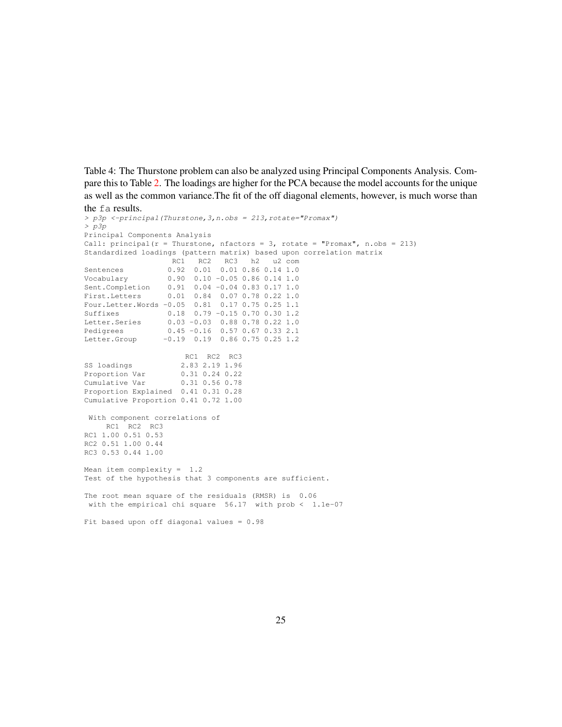Table 4: The Thurstone problem can also be analyzed using Principal Components Analysis. Compare this to Table 2. The loadings are higher for the PCA because the model accounts for the unique as well as the common variance.The fit of the off diagonal elements, however, is much worse than the `fa` results.

```
> p3p <-principal(Thurstone,3,n.obs = 213,rotate="Promax")
> p3p
Principal Components Analysis
Call: principal(r = Thurstone, nfactors = 3, rotate = "Promax", n.obs = 213)
Standardized loadings (pattern matrix) based upon correlation matrix
                   RC1   RC2   RC3   h2   u2 com
Sentences         0.92  0.01  0.01 0.86 0.14 1.0
Vocabulary        0.90  0.10 -0.05 0.86 0.14 1.0
Sent.Completion   0.91  0.04 -0.04 0.83 0.17 1.0
First.Letters     0.01  0.84  0.07 0.78 0.22 1.0
Four.Letter.Words -0.05  0.81  0.17 0.75 0.25 1.1
Suffixes          0.18  0.79 -0.15 0.70 0.30 1.2
Letter.Series     0.03 -0.03  0.88 0.78 0.22 1.0
Pedigrees         0.45 -0.16  0.57 0.67 0.33 2.1
Letter.Group     -0.19  0.19  0.86 0.75 0.25 1.2

                       RC1  RC2  RC3
SS loadings           2.83 2.19 1.96
Proportion Var        0.31 0.24 0.22
Cumulative Var        0.31 0.56 0.78
Proportion Explained  0.41 0.31 0.28
Cumulative Proportion 0.41 0.72 1.00

 With component correlations of
     RC1  RC2  RC3
RC1 1.00 0.51 0.53
RC2 0.51 1.00 0.44
RC3 0.53 0.44 1.00

Mean item complexity =  1.2
Test of the hypothesis that 3 components are sufficient.

The root mean square of the residuals (RMSR) is  0.06
 with the empirical chi square  56.17  with prob <  1.1e-07

Fit based upon off diagonal values = 0.98
```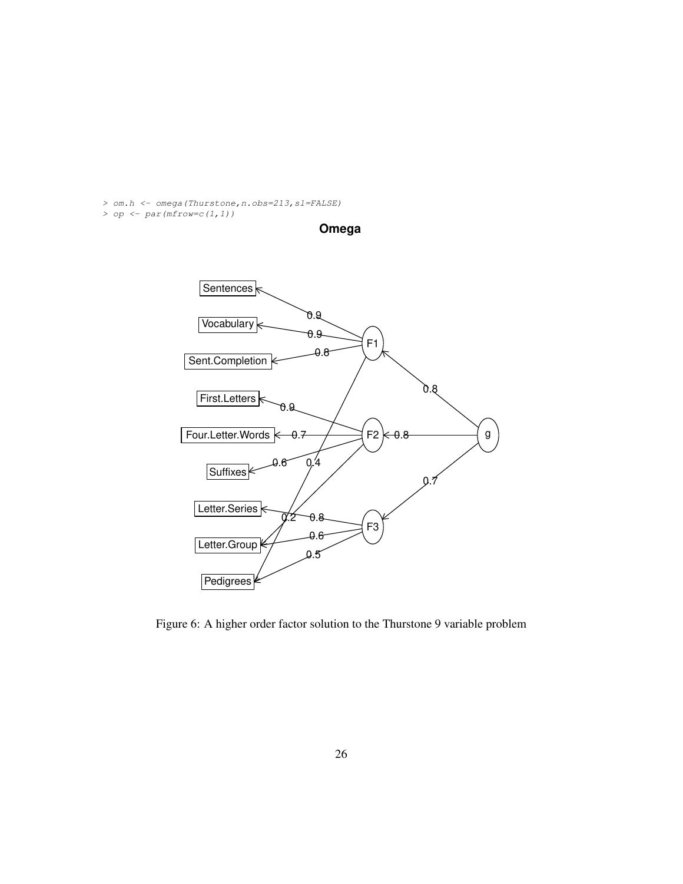```
> om.h <- omega(Thurstone,n.obs=213,sl=FALSE)
> op <- par(mfrow=c(1,1))
```

Figure 6: A higher order factor solution to the Thurstone 9 variable problem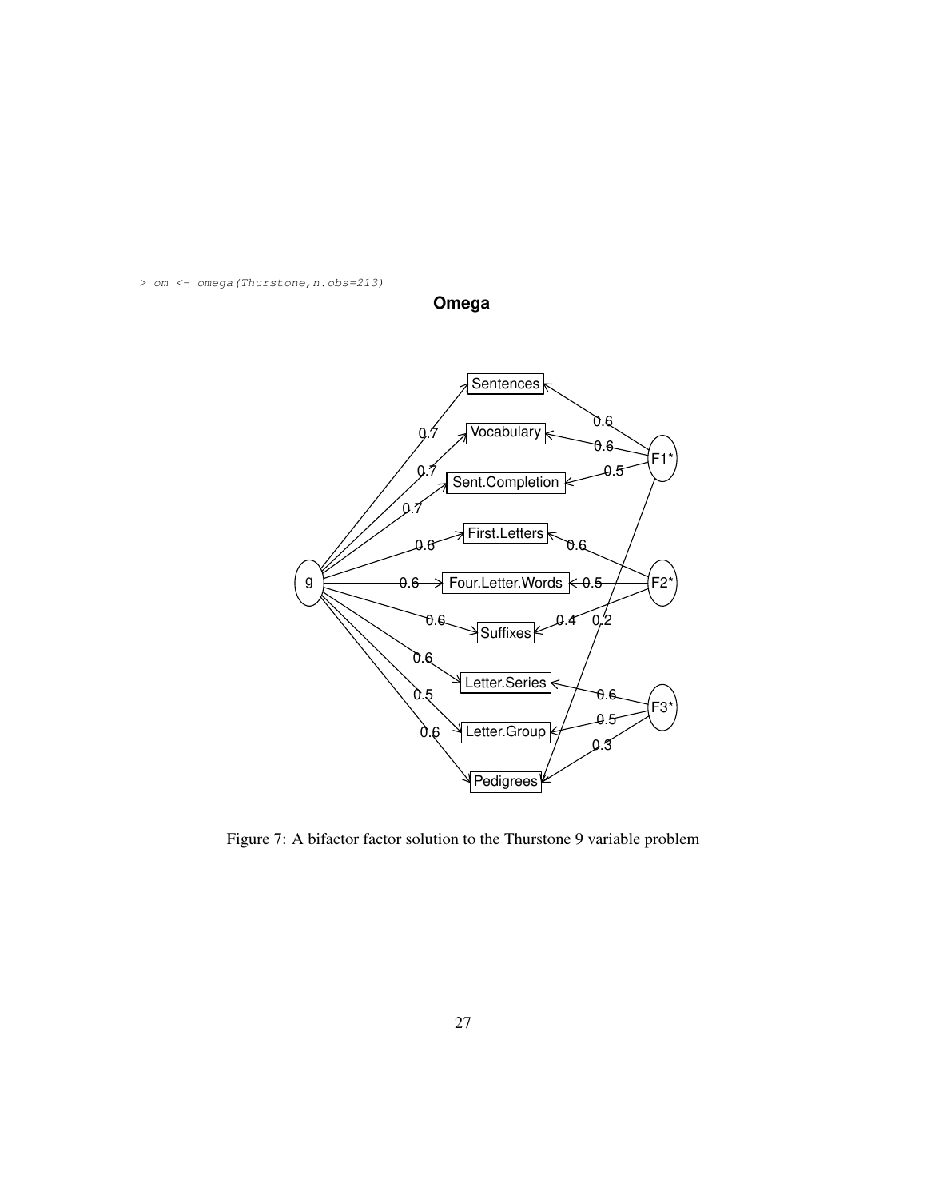```
> om <- omega(Thurstone,n.obs=213)
```

Figure 7: A bifactor factor solution to the Thurstone 9 variable problem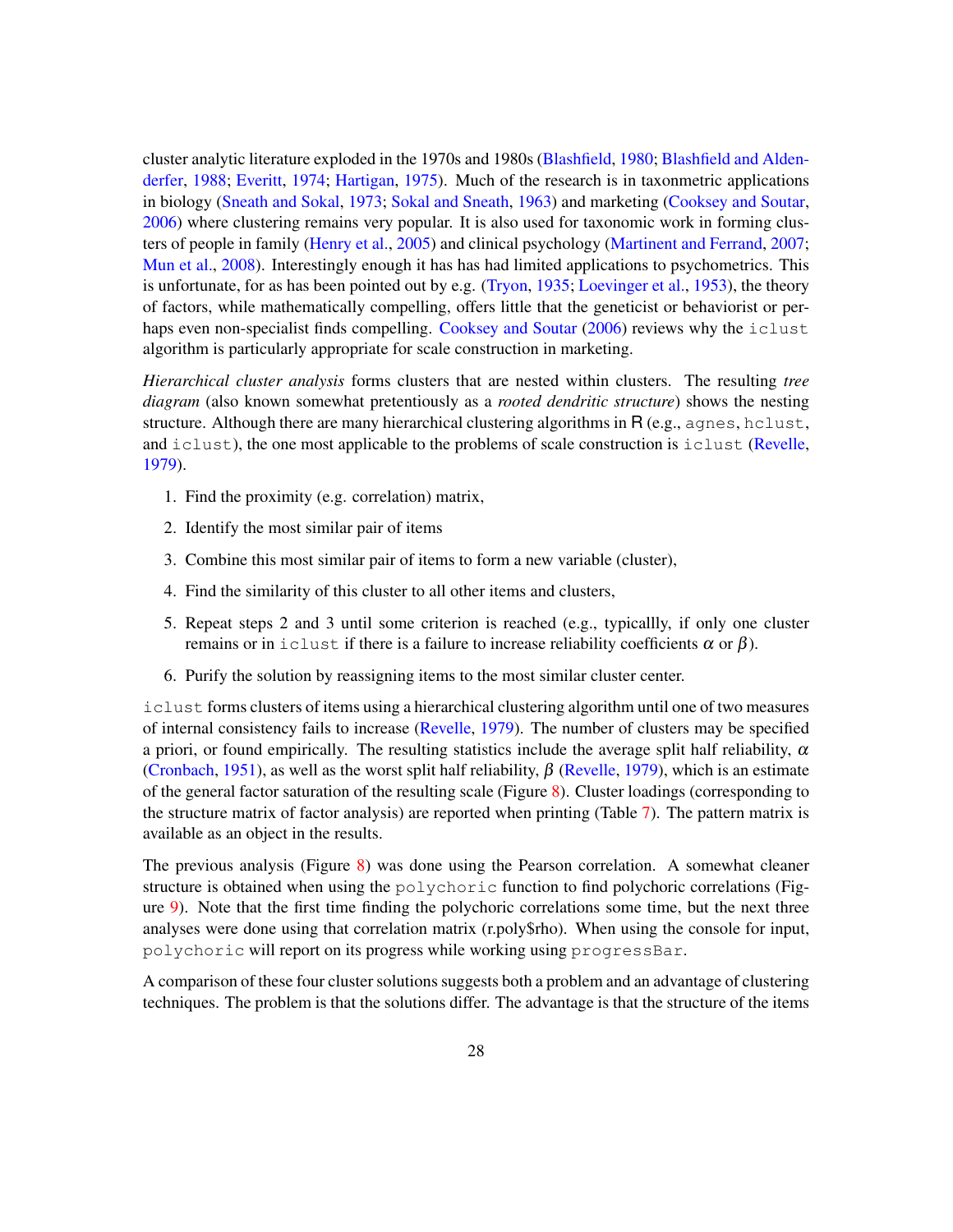cluster analytic literature exploded in the 1970s and 1980s (Blashfield, 1980; Blashfield and Aldenderfer, 1988; Everitt, 1974; Hartigan, 1975). Much of the research is in taxonmetric applications in biology (Sneath and Sokal, 1973; Sokal and Sneath, 1963) and marketing (Cooksey and Soutar, 2006) where clustering remains very popular. It is also used for taxonomic work in forming clusters of people in family (Henry et al., 2005) and clinical psychology (Martinent and Ferrand, 2007; Mun et al., 2008). Interestingly enough it has has had limited applications to psychometrics. This is unfortunate, for as has been pointed out by e.g. (Tryon, 1935; Loevinger et al., 1953), the theory of factors, while mathematically compelling, offers little that the geneticist or behaviorist or perhaps even non-specialist finds compelling. Cooksey and Soutar (2006) reviews why the `iclust` algorithm is particularly appropriate for scale construction in marketing.

*Hierarchical cluster analysis* forms clusters that are nested within clusters. The resulting *tree diagram* (also known somewhat pretentiously as a *rooted dendritic structure*) shows the nesting structure. Although there are many hierarchical clustering algorithms in R (e.g., `agnes`, `hclust`, and `iclust`), the one most applicable to the problems of scale construction is `iclust` (Revelle, 1979).

1. Find the proximity (e.g. correlation) matrix,
2. Identify the most similar pair of items
3. Combine this most similar pair of items to form a new variable (cluster),
4. Find the similarity of this cluster to all other items and clusters,
5. Repeat steps 2 and 3 until some criterion is reached (e.g., typicallly, if only one cluster remains or in `iclust` if there is a failure to increase reliability coefficients $\alpha$ or $\beta$).
6. Purify the solution by reassigning items to the most similar cluster center.

`iclust` forms clusters of items using a hierarchical clustering algorithm until one of two measures of internal consistency fails to increase (Revelle, 1979). The number of clusters may be specified a priori, or found empirically. The resulting statistics include the average split half reliability, $\alpha$ (Cronbach, 1951), as well as the worst split half reliability, $\beta$ (Revelle, 1979), which is an estimate of the general factor saturation of the resulting scale (Figure 8). Cluster loadings (corresponding to the structure matrix of factor analysis) are reported when printing (Table 7). The pattern matrix is available as an object in the results.

The previous analysis (Figure 8) was done using the Pearson correlation. A somewhat cleaner structure is obtained when using the `polychoric` function to find polychoric correlations (Figure 9). Note that the first time finding the polychoric correlations some time, but the next three analyses were done using that correlation matrix (r.poly$rho). When using the console for input, `polychoric` will report on its progress while working using `progressBar`.

A comparison of these four cluster solutions suggests both a problem and an advantage of clustering techniques. The problem is that the solutions differ. The advantage is that the structure of the items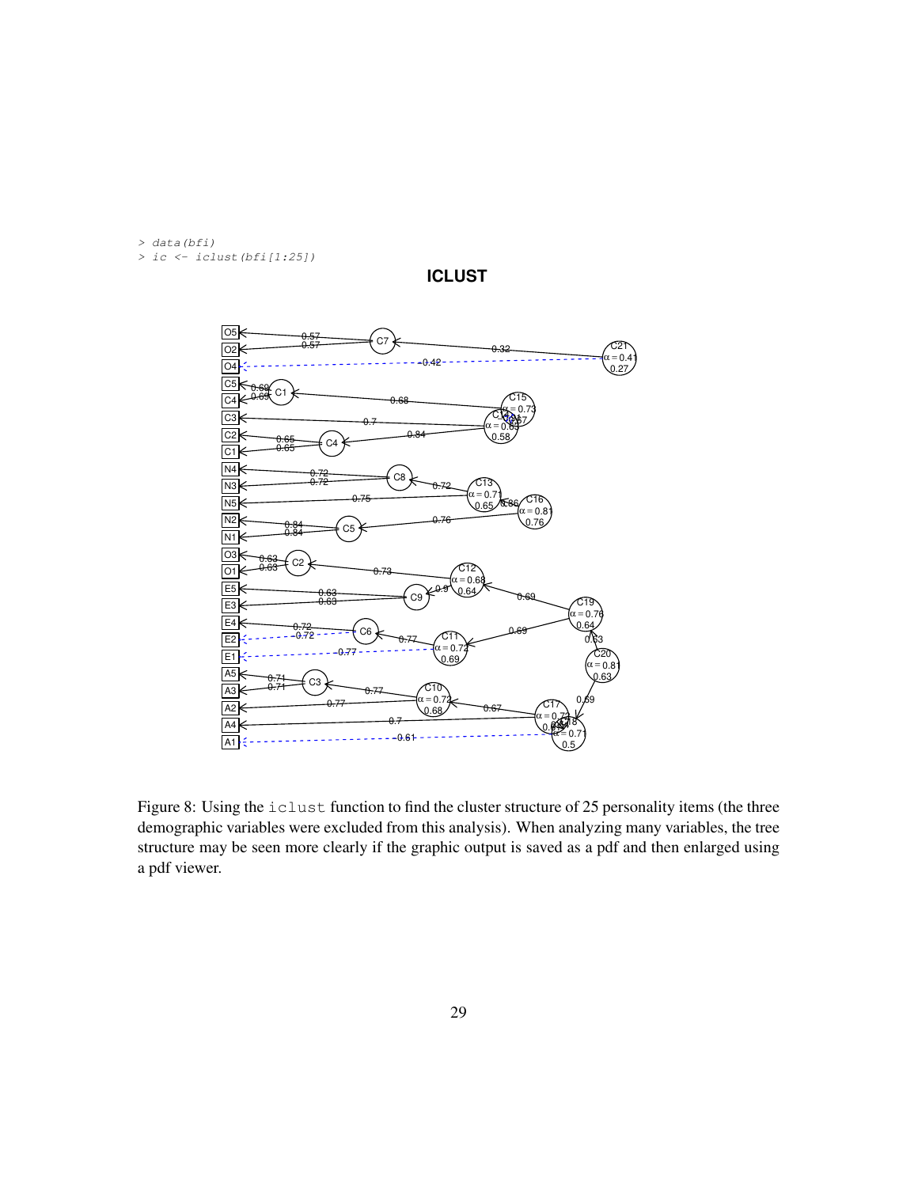```
> data(bfi)
> ic <- iclust(bfi[1:25])
```

Figure 8: Using the iclust function to find the cluster structure of 25 personality items (the three demographic variables were excluded from this analysis). When analyzing many variables, the tree structure may be seen more clearly if the graphic output is saved as a pdf and then enlarged using a pdf viewer.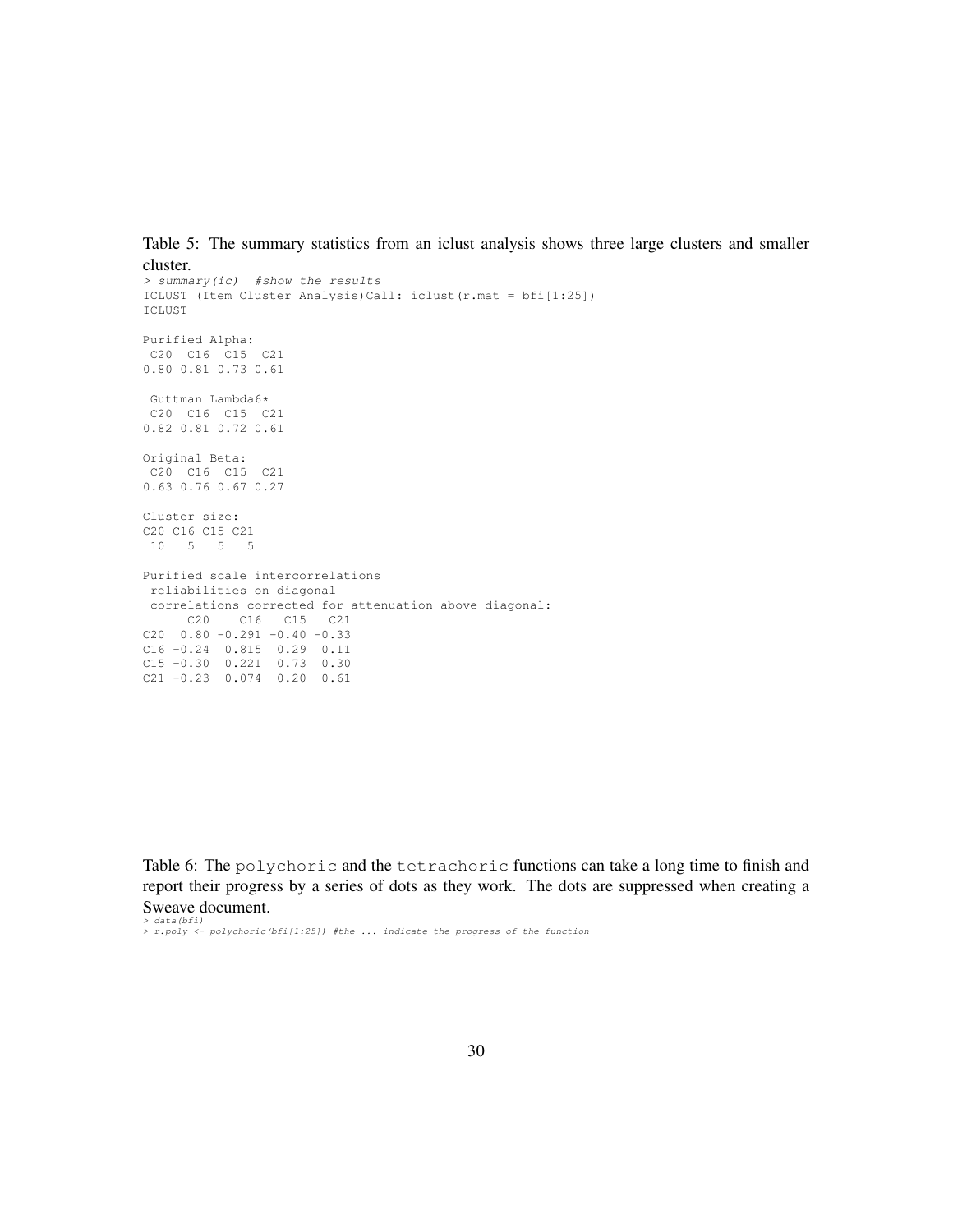Table 5: The summary statistics from an iclust analysis shows three large clusters and smaller cluster.

```
> summary(ic)  #show the results
ICLUST (Item Cluster Analysis)Call: iclust(r.mat = bfi[1:25])
ICLUST

Purified Alpha:
 C20  C16  C15  C21
0.80 0.81 0.73 0.61

 Guttman Lambda6*
 C20  C16  C15  C21
0.82 0.81 0.72 0.61

Original Beta:
 C20  C16  C15  C21
0.63 0.76 0.67 0.27

Cluster size:
C20 C16 C15 C21
 10   5   5   5

Purified scale intercorrelations
 reliabilities on diagonal
 correlations corrected for attenuation above diagonal:
      C20    C16   C15   C21
C20  0.80 -0.291 -0.40 -0.33
C16 -0.24  0.815  0.29  0.11
C15 -0.30  0.221  0.73  0.30
C21 -0.23  0.074  0.20  0.61
```

Table 6: The `polychoric` and the `tetrachoric` functions can take a long time to finish and report their progress by a series of dots as they work. The dots are suppressed when creating a Sweave document.

```
> data(bfi)
> r.poly <- polychoric(bfi[1:25]) #the ... indicate the progress of the function
```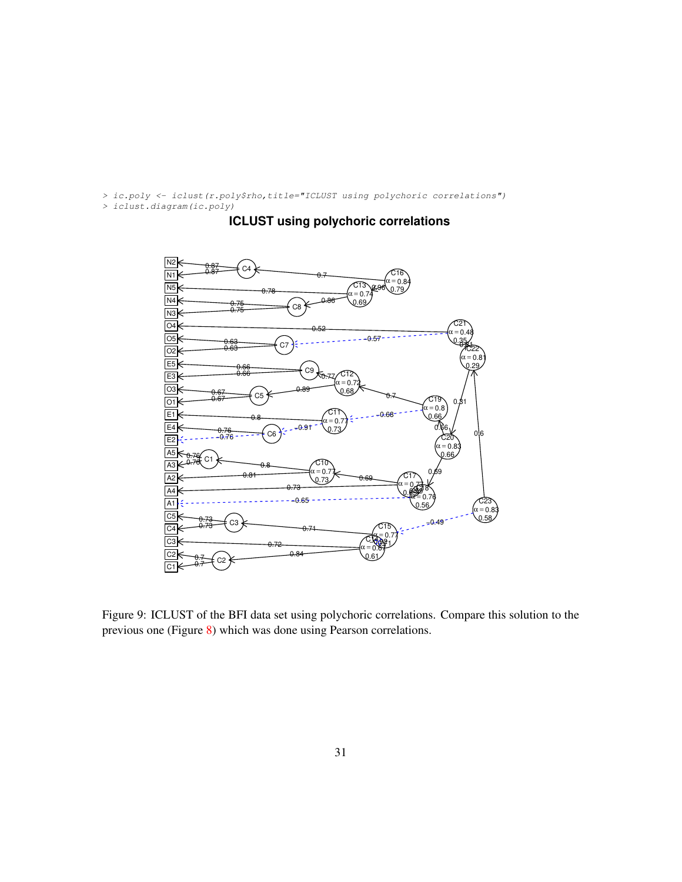```
> ic.poly <- iclust(r.poly$rho,title="ICLUST using polychoric correlations")
> iclust.diagram(ic.poly)
```

Figure 9: ICLUST of the BFI data set using polychoric correlations. Compare this solution to the previous one (Figure 8) which was done using Pearson correlations.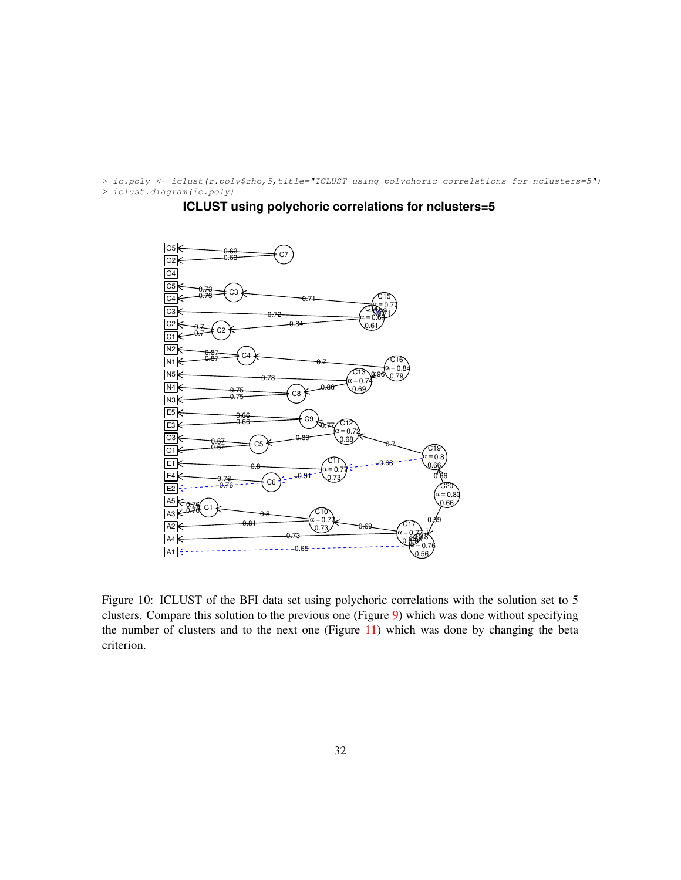```
> ic.poly <- iclust(r.poly$rho,5,title="ICLUST using polychoric correlations for nclusters=5")
> iclust.diagram(ic.poly)
```

Figure 10: ICLUST of the BFI data set using polychoric correlations with the solution set to 5 clusters. Compare this solution to the previous one (Figure 9) which was done without specifying the number of clusters and to the next one (Figure 11) which was done by changing the beta criterion.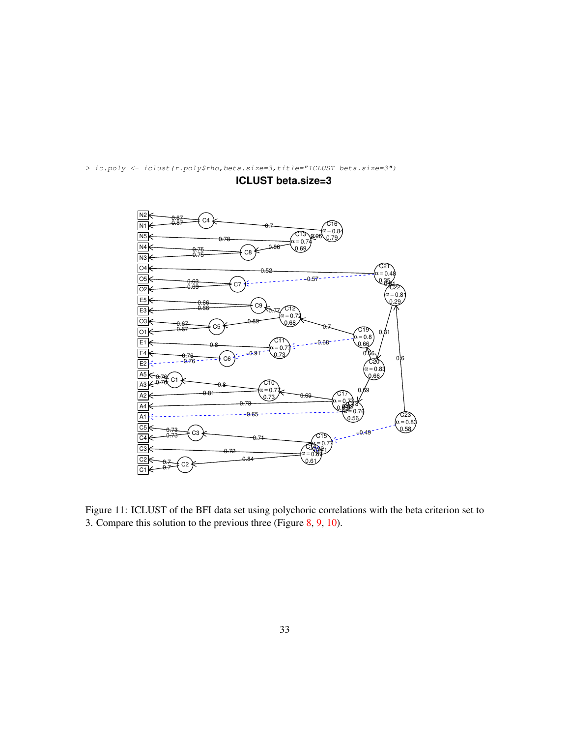```
> ic.poly <- iclust(r.poly$rho,beta.size=3,title="ICLUST beta.size=3")
```

Figure 11: ICLUST of the BFI data set using polychoric correlations with the beta criterion set to 3. Compare this solution to the previous three (Figure 8, 9, 10).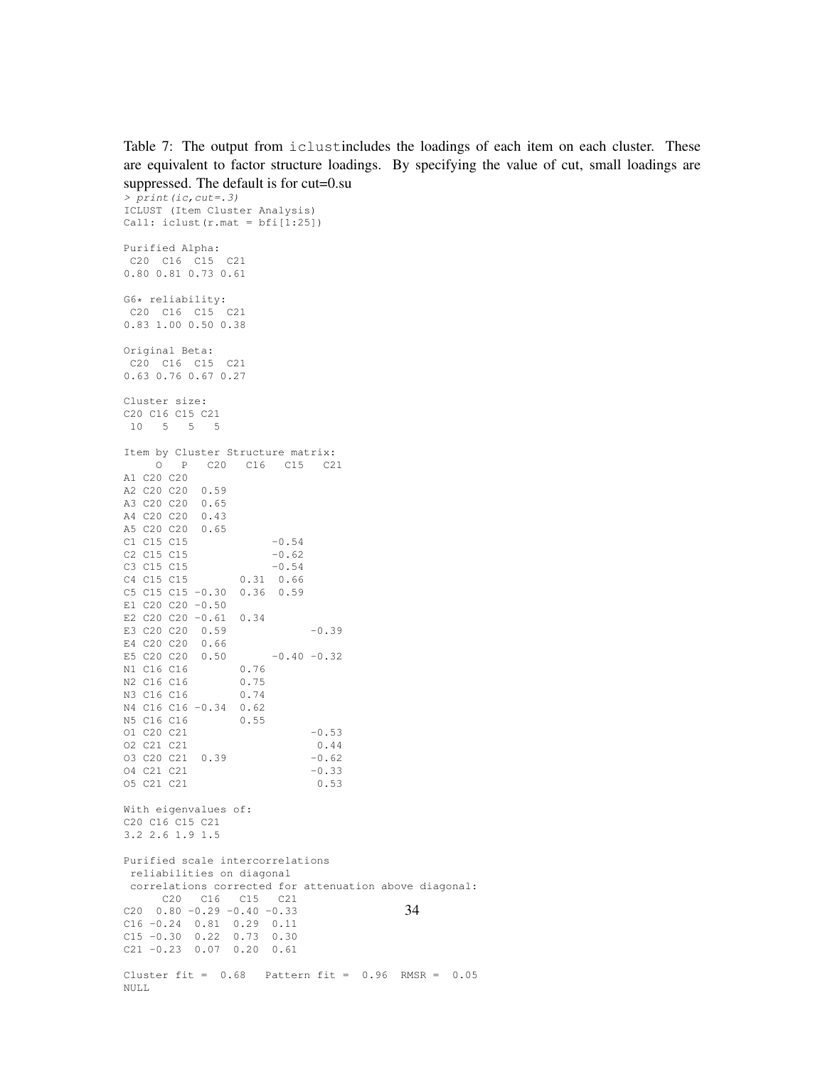Table 7: The output from `iclust` includes the loadings of each item on each cluster. These are equivalent to factor structure loadings. By specifying the value of cut, small loadings are suppressed. The default is for cut=0.su

```
> print(ic,cut=.3)
ICLUST (Item Cluster Analysis)
Call: iclust(r.mat = bfi[1:25])

Purified Alpha:
 C20  C16  C15  C21
0.80 0.81 0.73 0.61

G6* reliability:
 C20  C16  C15  C21
0.83 1.00 0.50 0.38

Original Beta:
 C20  C16  C15  C21
0.63 0.76 0.67 0.27

Cluster size:
C20 C16 C15 C21
 10   5   5   5

Item by Cluster Structure matrix:
     O   P   C20   C16   C15   C21
A1 C20 C20
A2 C20 C20  0.59
A3 C20 C20  0.65
A4 C20 C20  0.43
A5 C20 C20  0.65
C1 C15 C15             -0.54
C2 C15 C15             -0.62
C3 C15 C15             -0.54
C4 C15 C15        0.31  0.66
C5 C15 C15 -0.30  0.36  0.59
E1 C20 C20 -0.50
E2 C20 C20 -0.61  0.34
E3 C20 C20  0.59             -0.39
E4 C20 C20  0.66
E5 C20 C20  0.50       -0.40 -0.32
N1 C16 C16        0.76
N2 C16 C16        0.75
N3 C16 C16        0.74
N4 C16 C16 -0.34  0.62
N5 C16 C16        0.55
O1 C20 C21                   -0.53
O2 C21 C21                    0.44
O3 C20 C21  0.39             -0.62
O4 C21 C21                   -0.33
O5 C21 C21                    0.53

With eigenvalues of:
C20 C16 C15 C21
3.2 2.6 1.9 1.5

Purified scale intercorrelations
 reliabilities on diagonal
 correlations corrected for attenuation above diagonal:
      C20   C16   C15   C21
C20  0.80 -0.29 -0.40 -0.33
C16 -0.24  0.81  0.29  0.11
C15 -0.30  0.22  0.73  0.30
C21 -0.23  0.07  0.20  0.61

Cluster fit =  0.68   Pattern fit =  0.96  RMSR =  0.05
NULL
```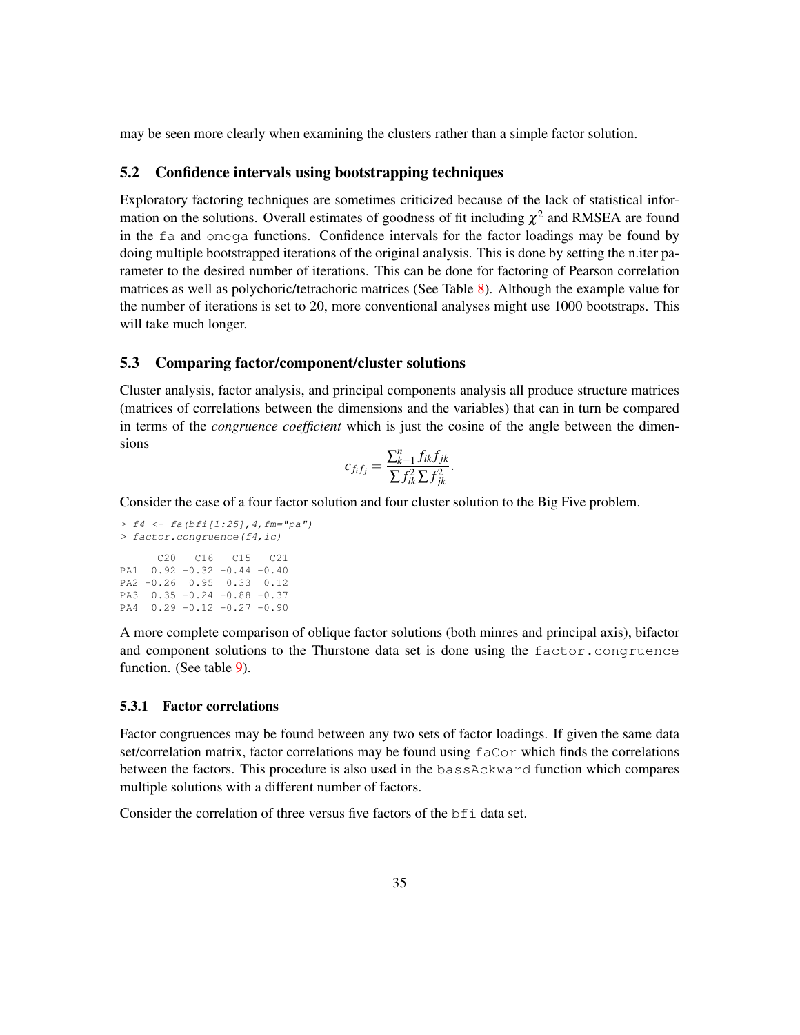may be seen more clearly when examining the clusters rather than a simple factor solution.

### 5.2 Confidence intervals using bootstrapping techniques

Exploratory factoring techniques are sometimes criticized because of the lack of statistical information on the solutions. Overall estimates of goodness of fit including $\chi^2$ and RMSEA are found in the `fa` and `omega` functions. Confidence intervals for the factor loadings may be found by doing multiple bootstrapped iterations of the original analysis. This is done by setting the n.iter parameter to the desired number of iterations. This can be done for factoring of Pearson correlation matrices as well as polychoric/tetrachoric matrices (See Table 8). Although the example value for the number of iterations is set to 20, more conventional analyses might use 1000 bootstraps. This will take much longer.

### 5.3 Comparing factor/component/cluster solutions

Cluster analysis, factor analysis, and principal components analysis all produce structure matrices (matrices of correlations between the dimensions and the variables) that can in turn be compared in terms of the *congruence coefficient* which is just the cosine of the angle between the dimensions

$$c_{f_i f_j} = \frac{\sum_{k=1}^{n} f_{ik} f_{jk}}{\sum f_{ik}^2 \sum f_{jk}^2}.$$

Consider the case of a four factor solution and four cluster solution to the Big Five problem.

```
> f4 <- fa(bfi[1:25],4,fm="pa")
> factor.congruence(f4,ic)

      C20   C16   C15   C21
PA1  0.92 -0.32 -0.44 -0.40
PA2 -0.26  0.95  0.33  0.12
PA3  0.35 -0.24 -0.88 -0.37
PA4  0.29 -0.12 -0.27 -0.90
```

A more complete comparison of oblique factor solutions (both minres and principal axis), bifactor and component solutions to the Thurstone data set is done using the `factor.congruence` function. (See table 9).

#### 5.3.1 Factor correlations

Factor congruences may be found between any two sets of factor loadings. If given the same data set/correlation matrix, factor correlations may be found using `faCor` which finds the correlations between the factors. This procedure is also used in the `bassAckward` function which compares multiple solutions with a different number of factors.

Consider the correlation of three versus five factors of the `bfi` data set.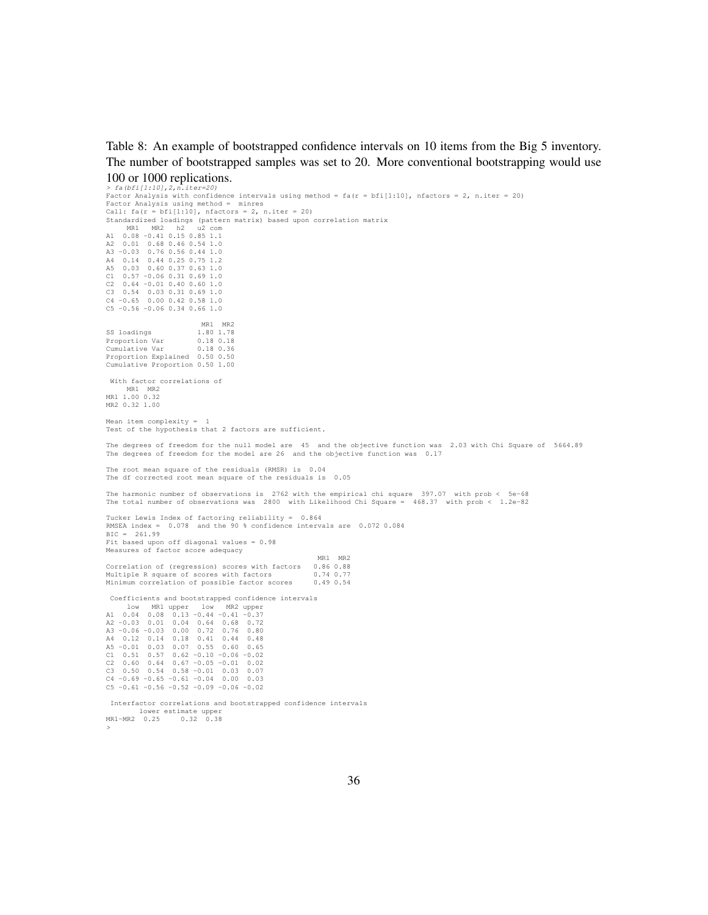Table 8: An example of bootstrapped confidence intervals on 10 items from the Big 5 inventory. The number of bootstrapped samples was set to 20. More conventional bootstrapping would use 100 or 1000 replications.

```
> fa(bfi[1:10],2,n.iter=20)
Factor Analysis with confidence intervals using method = fa(r = bfi[1:10], nfactors = 2, n.iter = 20)
Factor Analysis using method =  minres
Call: fa(r = bfi[1:10], nfactors = 2, n.iter = 20)
Standardized loadings (pattern matrix) based upon correlation matrix
     MR1   MR2   h2   u2 com
A1  0.08 -0.41 0.15 0.85 1.1
A2  0.01  0.68 0.46 0.54 1.0
A3 -0.03  0.76 0.56 0.44 1.0
A4  0.14  0.44 0.25 0.75 1.2
A5  0.03  0.60 0.37 0.63 1.0
C1  0.57 -0.06 0.31 0.69 1.0
C2  0.64 -0.01 0.40 0.60 1.0
C3  0.54  0.03 0.31 0.69 1.0
C4 -0.65  0.00 0.42 0.58 1.0
C5 -0.56 -0.06 0.34 0.66 1.0

                       MR1  MR2
SS loadings           1.80 1.78
Proportion Var        0.18 0.18
Cumulative Var        0.18 0.36
Proportion Explained  0.50 0.50
Cumulative Proportion 0.50 1.00

 With factor correlations of
     MR1  MR2
MR1 1.00 0.32
MR2 0.32 1.00

Mean item complexity =  1
Test of the hypothesis that 2 factors are sufficient.

The degrees of freedom for the null model are  45  and the objective function was  2.03 with Chi Square of  5664.89
The degrees of freedom for the model are 26  and the objective function was  0.17

The root mean square of the residuals (RMSR) is  0.04
The df corrected root mean square of the residuals is  0.05

The harmonic number of observations is  2762 with the empirical chi square  397.07  with prob <  5e-68
The total number of observations was  2800  with Likelihood Chi Square =  468.37  with prob <  1.2e-82

Tucker Lewis Index of factoring reliability =  0.864
RMSEA index =  0.078  and the 90 % confidence intervals are  0.072 0.084
BIC =  261.99
Fit based upon off diagonal values = 0.98
Measures of factor score adequacy
                                                 MR1  MR2
Correlation of (regression) scores with factors   0.86 0.88
Multiple R square of scores with factors          0.74 0.77
Minimum correlation of possible factor scores     0.49 0.54

 Coefficients and bootstrapped confidence intervals
     low   MR1 upper   low   MR2 upper
A1  0.04  0.08  0.13 -0.44 -0.41 -0.37
A2 -0.03  0.01  0.04  0.64  0.68  0.72
A3 -0.06 -0.03  0.00  0.72  0.76  0.80
A4  0.12  0.14  0.18  0.41  0.44  0.48
A5 -0.01  0.03  0.07  0.55  0.60  0.65
C1  0.51  0.57  0.62 -0.10 -0.06 -0.02
C2  0.60  0.64  0.67 -0.05 -0.01  0.02
C3  0.50  0.54  0.58 -0.01  0.03  0.07
C4 -0.69 -0.65 -0.61 -0.04  0.00  0.03
C5 -0.61 -0.56 -0.52 -0.09 -0.06 -0.02

 Interfactor correlations and bootstrapped confidence intervals
        lower estimate upper
MR1-MR2  0.25     0.32  0.38
>
```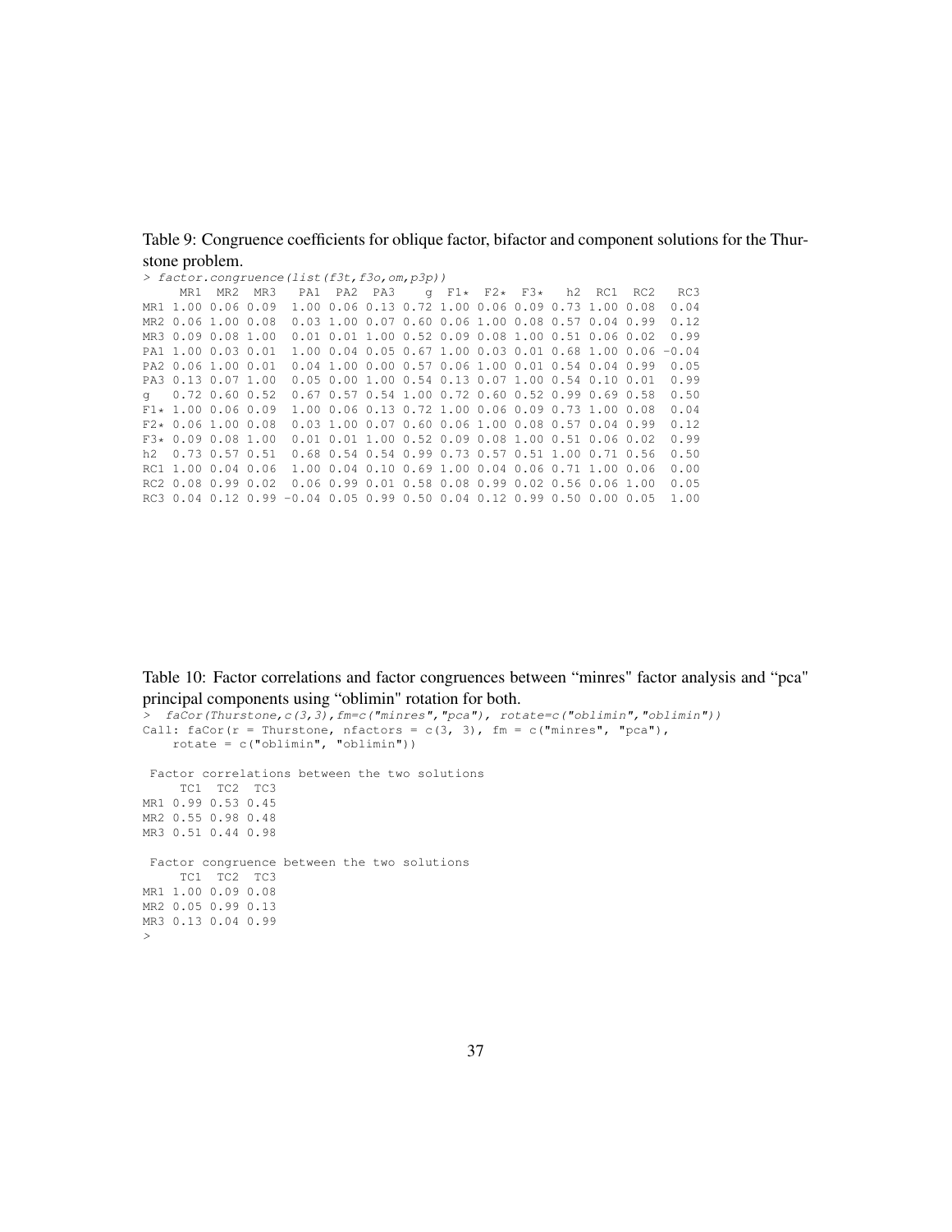Table 9: Congruence coefficients for oblique factor, bifactor and component solutions for the Thurstone problem.

```
> factor.congruence(list(f3t,f3o,om,p3p))
     MR1  MR2  MR3   PA1  PA2  PA3    g  F1*  F2*  F3*   h2  RC1  RC2   RC3
MR1 1.00 0.06 0.09  1.00 0.06 0.13 0.72 1.00 0.06 0.09 0.73 1.00 0.08  0.04
MR2 0.06 1.00 0.08  0.03 1.00 0.07 0.60 0.06 1.00 0.08 0.57 0.04 0.99  0.12
MR3 0.09 0.08 1.00  0.01 0.01 1.00 0.52 0.09 0.08 1.00 0.51 0.06 0.02  0.99
PA1 1.00 0.03 0.01  1.00 0.04 0.05 0.67 1.00 0.03 0.01 0.68 1.00 0.06 -0.04
PA2 0.06 1.00 0.01  0.04 1.00 0.00 0.57 0.06 1.00 0.01 0.54 0.04 0.99  0.05
PA3 0.13 0.07 1.00  0.05 0.00 1.00 0.54 0.13 0.07 1.00 0.54 0.10 0.01  0.99
g   0.72 0.60 0.52  0.67 0.57 0.54 1.00 0.72 0.60 0.52 0.99 0.69 0.58  0.50
F1* 1.00 0.06 0.09  1.00 0.06 0.13 0.72 1.00 0.06 0.09 0.73 1.00 0.08  0.04
F2* 0.06 1.00 0.08  0.03 1.00 0.07 0.60 0.06 1.00 0.08 0.57 0.04 0.99  0.12
F3* 0.09 0.08 1.00  0.01 0.01 1.00 0.52 0.09 0.08 1.00 0.51 0.06 0.02  0.99
h2  0.73 0.57 0.51  0.68 0.54 0.54 0.99 0.73 0.57 0.51 1.00 0.71 0.56  0.50
RC1 1.00 0.04 0.06  1.00 0.04 0.10 0.69 1.00 0.04 0.06 0.71 1.00 0.06  0.00
RC2 0.08 0.99 0.02  0.06 0.99 0.01 0.58 0.08 0.99 0.02 0.56 0.06 1.00  0.05
RC3 0.04 0.12 0.99 -0.04 0.05 0.99 0.50 0.04 0.12 0.99 0.50 0.00 0.05  1.00
```

Table 10: Factor correlations and factor congruences between "minres" factor analysis and "pca" principal components using "oblimin" rotation for both.

```
>  faCor(Thurstone,c(3,3),fm=c("minres","pca"), rotate=c("oblimin","oblimin"))
Call: faCor(r = Thurstone, nfactors = c(3, 3), fm = c("minres", "pca"), 
    rotate = c("oblimin", "oblimin"))

 Factor correlations between the two solutions
     TC1  TC2  TC3
MR1 0.99 0.53 0.45
MR2 0.55 0.98 0.48
MR3 0.51 0.44 0.98

 Factor congruence between the two solutions
     TC1  TC2  TC3
MR1 1.00 0.09 0.08
MR2 0.05 0.99 0.13
MR3 0.13 0.04 0.99
>
```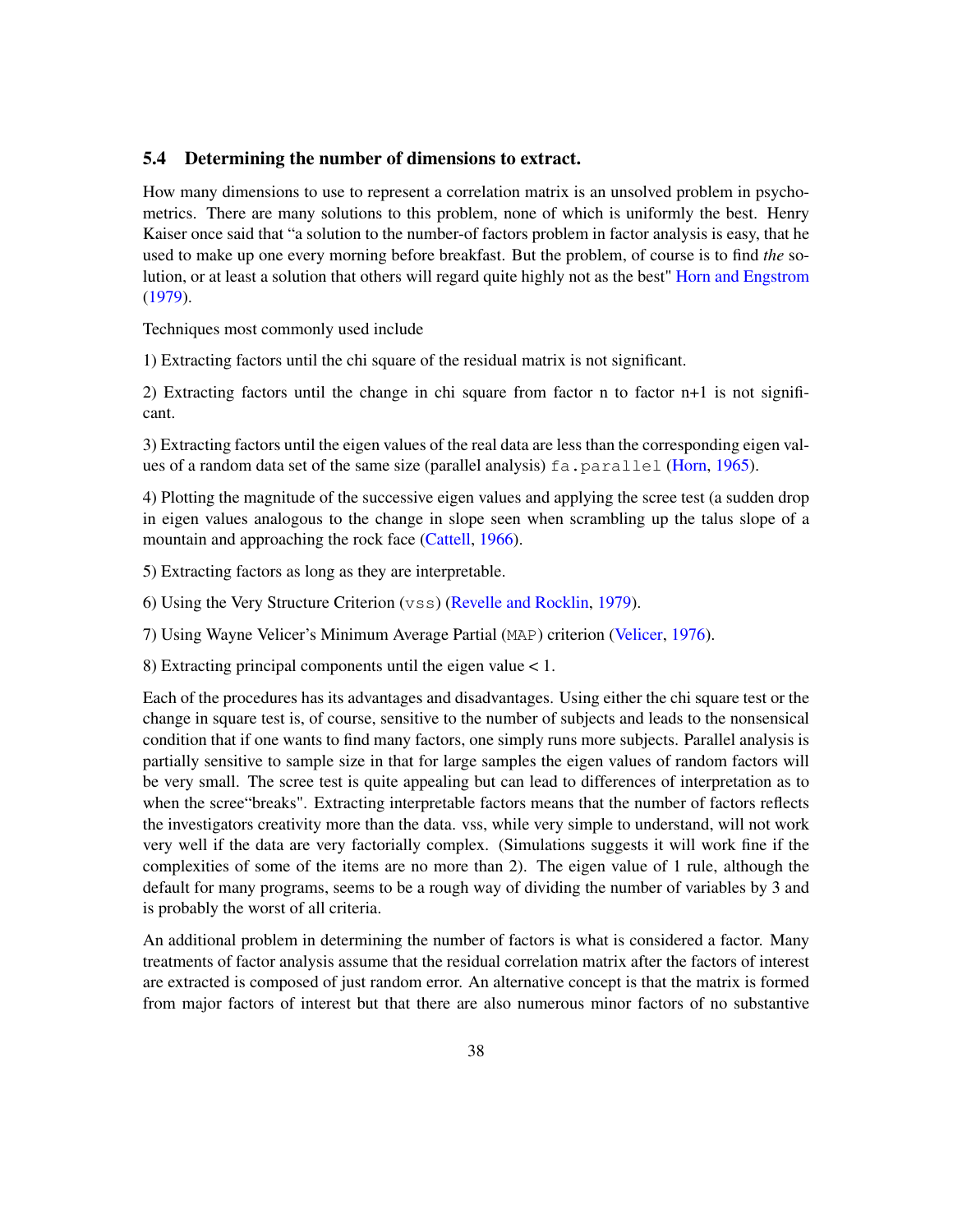### 5.4 Determining the number of dimensions to extract.

How many dimensions to use to represent a correlation matrix is an unsolved problem in psychometrics. There are many solutions to this problem, none of which is uniformly the best. Henry Kaiser once said that "a solution to the number-of factors problem in factor analysis is easy, that he used to make up one every morning before breakfast. But the problem, of course is to find *the* solution, or at least a solution that others will regard quite highly not as the best" Horn and Engstrom (1979).

Techniques most commonly used include

1) Extracting factors until the chi square of the residual matrix is not significant.

2) Extracting factors until the change in chi square from factor n to factor n+1 is not significant.

3) Extracting factors until the eigen values of the real data are less than the corresponding eigen values of a random data set of the same size (parallel analysis) `fa.parallel` (Horn, 1965).

4) Plotting the magnitude of the successive eigen values and applying the scree test (a sudden drop in eigen values analogous to the change in slope seen when scrambling up the talus slope of a mountain and approaching the rock face (Cattell, 1966).

5) Extracting factors as long as they are interpretable.

6) Using the Very Structure Criterion (`vss`) (Revelle and Rocklin, 1979).

7) Using Wayne Velicer's Minimum Average Partial (`MAP`) criterion (Velicer, 1976).

8) Extracting principal components until the eigen value < 1.

Each of the procedures has its advantages and disadvantages. Using either the chi square test or the change in square test is, of course, sensitive to the number of subjects and leads to the nonsensical condition that if one wants to find many factors, one simply runs more subjects. Parallel analysis is partially sensitive to sample size in that for large samples the eigen values of random factors will be very small. The scree test is quite appealing but can lead to differences of interpretation as to when the scree"breaks". Extracting interpretable factors means that the number of factors reflects the investigators creativity more than the data. vss, while very simple to understand, will not work very well if the data are very factorially complex. (Simulations suggests it will work fine if the complexities of some of the items are no more than 2). The eigen value of 1 rule, although the default for many programs, seems to be a rough way of dividing the number of variables by 3 and is probably the worst of all criteria.

An additional problem in determining the number of factors is what is considered a factor. Many treatments of factor analysis assume that the residual correlation matrix after the factors of interest are extracted is composed of just random error. An alternative concept is that the matrix is formed from major factors of interest but that there are also numerous minor factors of no substantive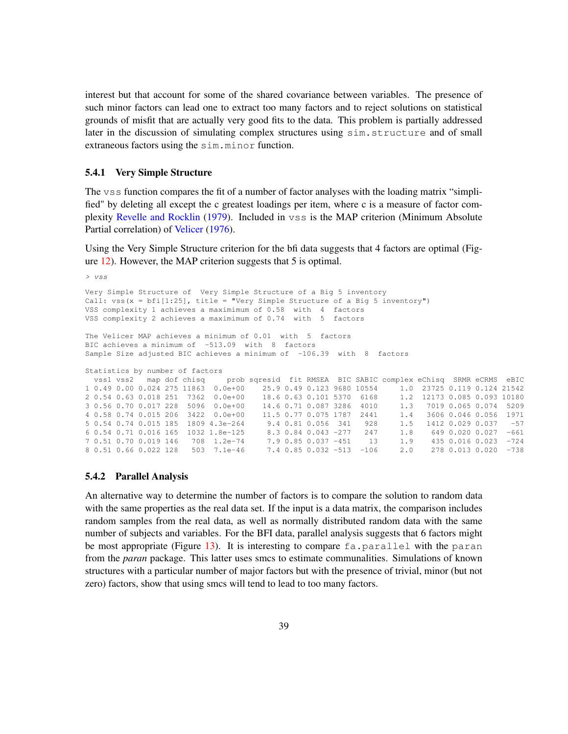interest but that account for some of the shared covariance between variables. The presence of such minor factors can lead one to extract too many factors and to reject solutions on statistical grounds of misfit that are actually very good fits to the data. This problem is partially addressed later in the discussion of simulating complex structures using sim.structure and of small extraneous factors using the sim.minor function.

### 5.4.1 Very Simple Structure

The vss function compares the fit of a number of factor analyses with the loading matrix "simplified" by deleting all except the c greatest loadings per item, where c is a measure of factor complexity Revelle and Rocklin (1979). Included in vss is the MAP criterion (Minimum Absolute Partial correlation) of Velicer (1976).

Using the Very Simple Structure criterion for the bfi data suggests that 4 factors are optimal (Figure 12). However, the MAP criterion suggests that 5 is optimal.

```
> vss

Very Simple Structure of  Very Simple Structure of a Big 5 inventory
Call: vss(x = bfi[1:25], title = "Very Simple Structure of a Big 5 inventory")
VSS complexity 1 achieves a maximimum of 0.58  with  4  factors
VSS complexity 2 achieves a maximimum of 0.74  with  5  factors

The Velicer MAP achieves a minimum of 0.01  with  5  factors
BIC achieves a minimum of  -513.09  with  8  factors
Sample Size adjusted BIC achieves a minimum of  -106.39  with  8  factors

Statistics by number of factors
  vss1 vss2   map dof chisq     prob sqresid  fit RMSEA  BIC SABIC complex eChisq  SRMR eCRMS  eBIC
1 0.49 0.00 0.024 275 11863  0.0e+00    25.9 0.49 0.123 9680 10554     1.0  23725 0.119 0.124 21542
2 0.54 0.63 0.018 251  7362  0.0e+00    18.6 0.63 0.101 5370  6168     1.2  12173 0.085 0.093 10180
3 0.56 0.70 0.017 228  5096  0.0e+00    14.6 0.71 0.087 3286  4010     1.3   7019 0.065 0.074  5209
4 0.58 0.74 0.015 206  3422  0.0e+00    11.5 0.77 0.075 1787  2441     1.4   3606 0.046 0.056  1971
5 0.54 0.74 0.015 185  1809 4.3e-264     9.4 0.81 0.056  341   928     1.5   1412 0.029 0.037   -57
6 0.54 0.71 0.016 165  1032 1.8e-125     8.3 0.84 0.043 -277   247     1.8    649 0.020 0.027  -661
7 0.51 0.70 0.019 146   708  1.2e-74     7.9 0.85 0.037 -451    13     1.9    435 0.016 0.023  -724
8 0.51 0.66 0.022 128   503  7.1e-46     7.4 0.85 0.032 -513  -106     2.0    278 0.013 0.020  -738
```

### 5.4.2 Parallel Analysis

An alternative way to determine the number of factors is to compare the solution to random data with the same properties as the real data set. If the input is a data matrix, the comparison includes random samples from the real data, as well as normally distributed random data with the same number of subjects and variables. For the BFI data, parallel analysis suggests that 6 factors might be most appropriate (Figure 13). It is interesting to compare fa.parallel with the paran from the *paran* package. This latter uses smcs to estimate communalities. Simulations of known structures with a particular number of major factors but with the presence of trivial, minor (but not zero) factors, show that using smcs will tend to lead to too many factors.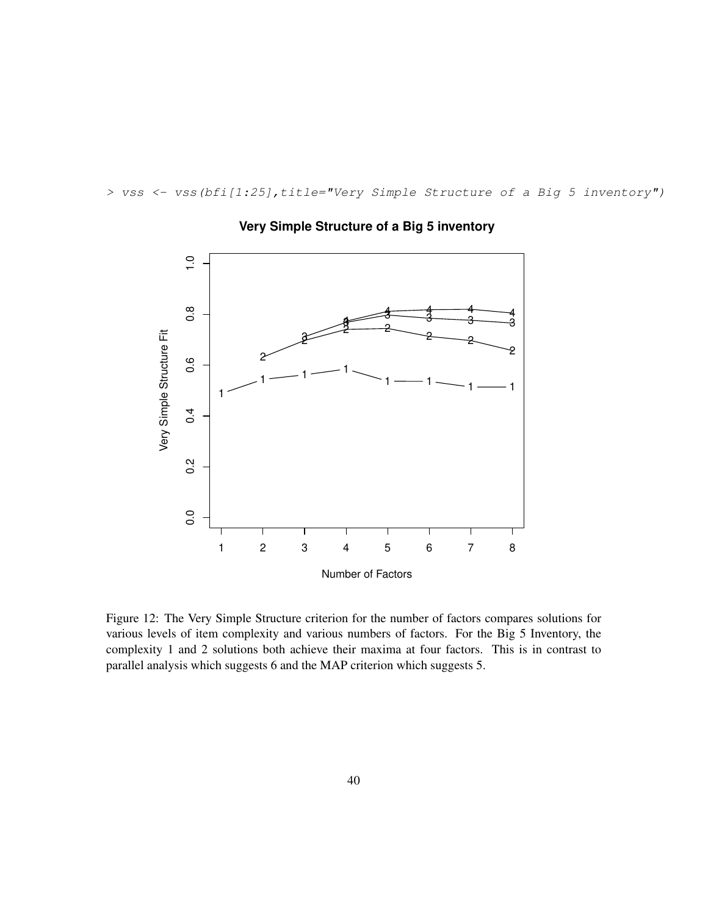```
> vss <- vss(bfi[1:25],title="Very Simple Structure of a Big 5 inventory")
```

Figure 12: The Very Simple Structure criterion for the number of factors compares solutions for various levels of item complexity and various numbers of factors. For the Big 5 Inventory, the complexity 1 and 2 solutions both achieve their maxima at four factors. This is in contrast to parallel analysis which suggests 6 and the MAP criterion which suggests 5.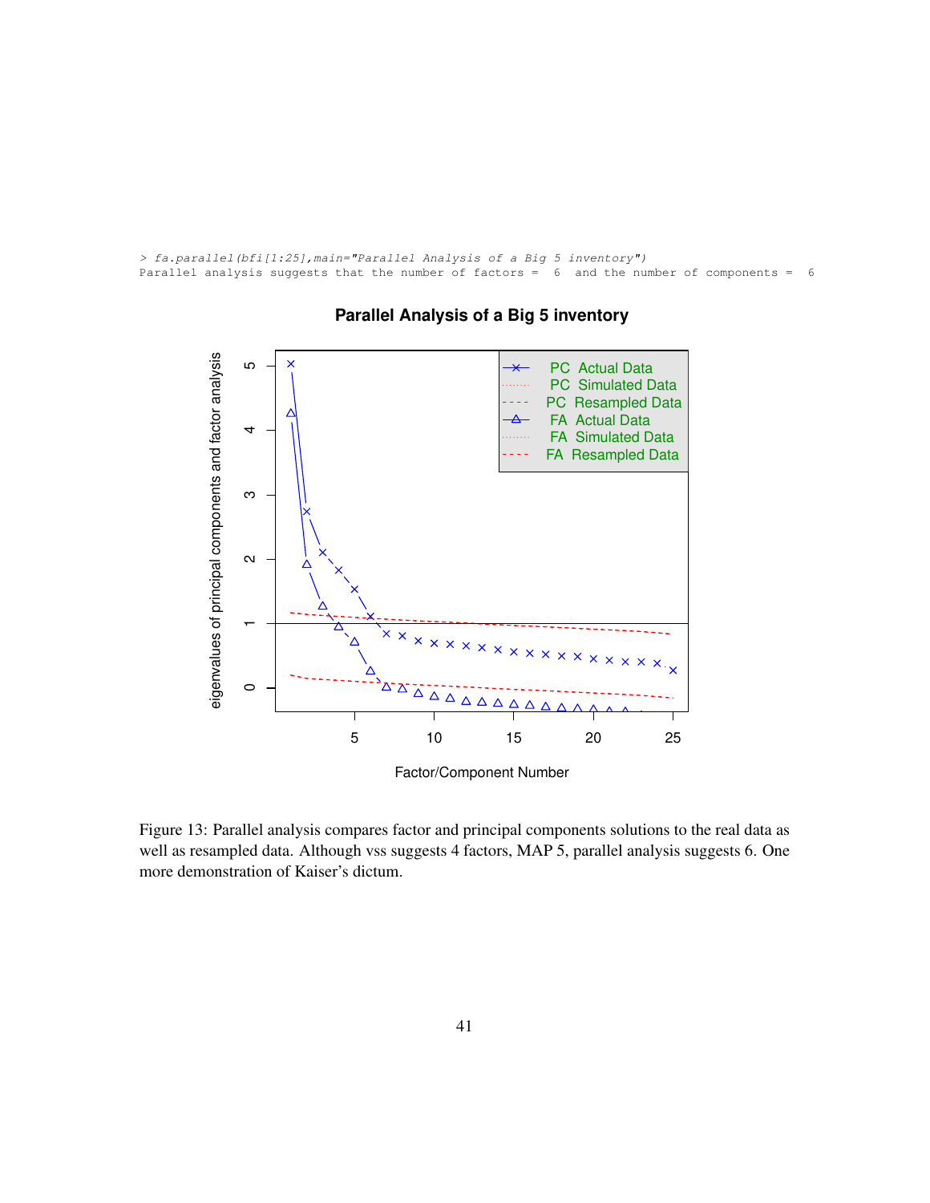```
> fa.parallel(bfi[1:25],main="Parallel Analysis of a Big 5 inventory")
Parallel analysis suggests that the number of factors =  6  and the number of components =  6
```

Figure 13: Parallel analysis compares factor and principal components solutions to the real data as well as resampled data. Although vss suggests 4 factors, MAP 5, parallel analysis suggests 6. One more demonstration of Kaiser's dictum.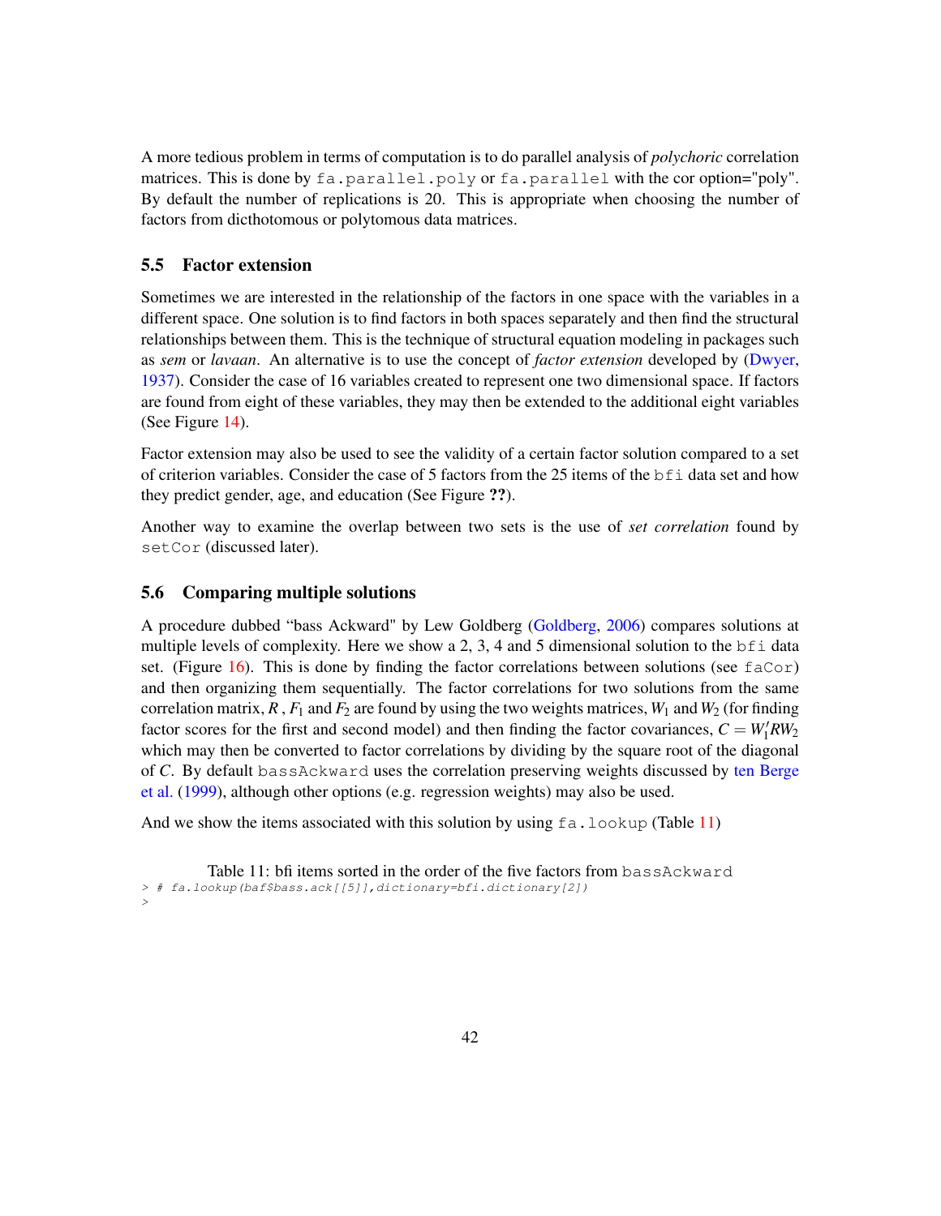A more tedious problem in terms of computation is to do parallel analysis of *polychoric* correlation matrices. This is done by `fa.parallel.poly` or `fa.parallel` with the cor option="poly". By default the number of replications is 20. This is appropriate when choosing the number of factors from dicthotomous or polytomous data matrices.

### 5.5 Factor extension

Sometimes we are interested in the relationship of the factors in one space with the variables in a different space. One solution is to find factors in both spaces separately and then find the structural relationships between them. This is the technique of structural equation modeling in packages such as *sem* or *lavaan*. An alternative is to use the concept of *factor extension* developed by (Dwyer, 1937). Consider the case of 16 variables created to represent one two dimensional space. If factors are found from eight of these variables, they may then be extended to the additional eight variables (See Figure 14).

Factor extension may also be used to see the validity of a certain factor solution compared to a set of criterion variables. Consider the case of 5 factors from the 25 items of the `bfi` data set and how they predict gender, age, and education (See Figure **??**).

Another way to examine the overlap between two sets is the use of *set correlation* found by `setCor` (discussed later).

### 5.6 Comparing multiple solutions

A procedure dubbed "bass Ackward" by Lew Goldberg (Goldberg, 2006) compares solutions at multiple levels of complexity. Here we show a 2, 3, 4 and 5 dimensional solution to the `bfi` data set. (Figure 16). This is done by finding the factor correlations between solutions (see `faCor`) and then organizing them sequentially. The factor correlations for two solutions from the same correlation matrix, $R$ , $F_1$ and $F_2$ are found by using the two weights matrices, $W_1$ and $W_2$ (for finding factor scores for the first and second model) and then finding the factor covariances, $C = W_1' R W_2$ which may then be converted to factor correlations by dividing by the square root of the diagonal of $C$. By default `bassAckward` uses the correlation preserving weights discussed by ten Berge et al. (1999), although other options (e.g. regression weights) may also be used.

And we show the items associated with this solution by using `fa.lookup` (Table 11)

Table 11: bfi items sorted in the order of the five factors from `bassAckward`

```
> # fa.lookup(baf$bass.ack[[5]],dictionary=bfi.dictionary[2])
>
```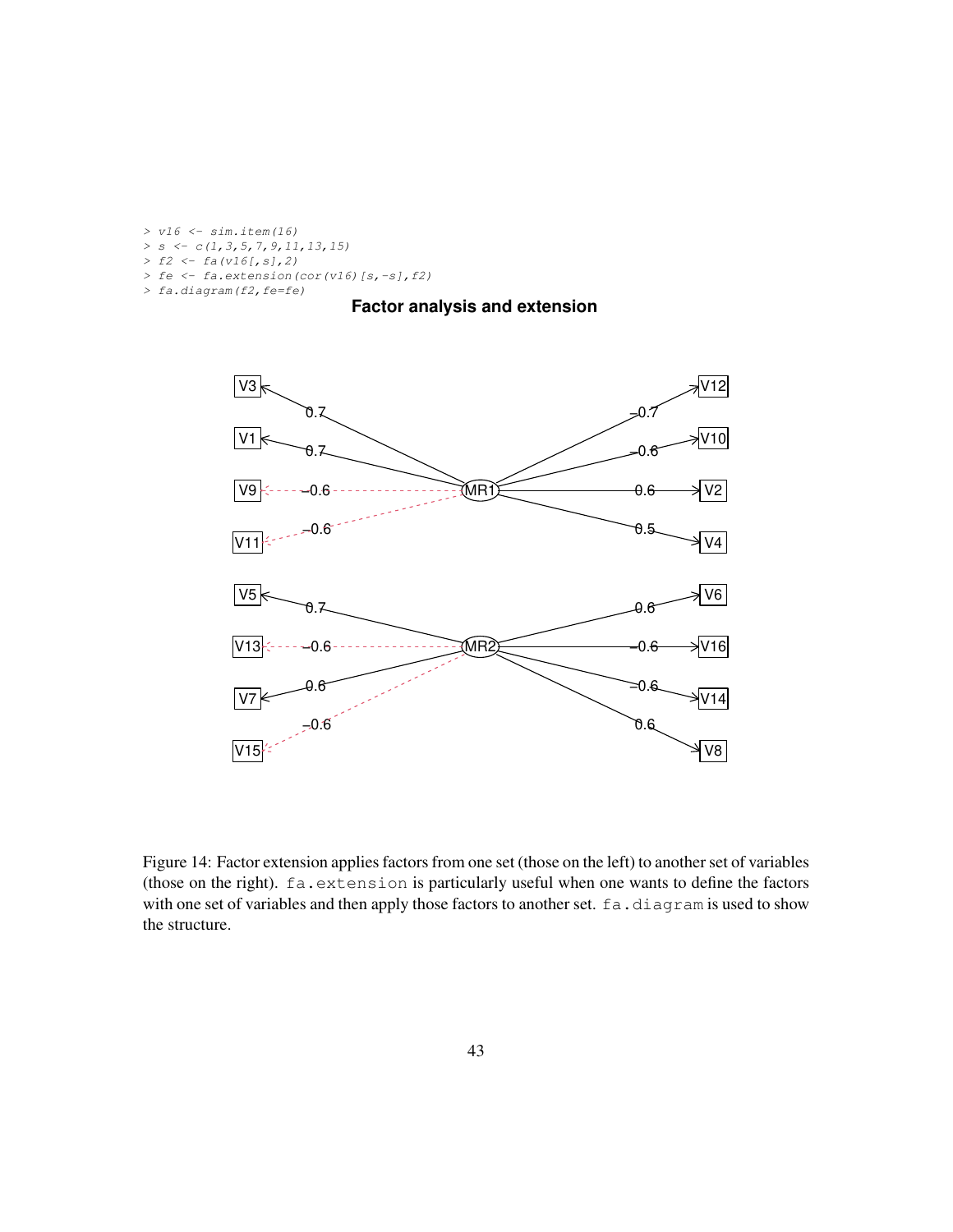```
> v16 <- sim.item(16)
> s <- c(1,3,5,7,9,11,13,15)
> f2 <- fa(v16[,s],2)
> fe <- fa.extension(cor(v16)[s,-s],f2)
> fa.diagram(f2,fe=fe)
```

Figure 14: Factor extension applies factors from one set (those on the left) to another set of variables (those on the right). fa.extension is particularly useful when one wants to define the factors with one set of variables and then apply those factors to another set. fa.diagram is used to show the structure.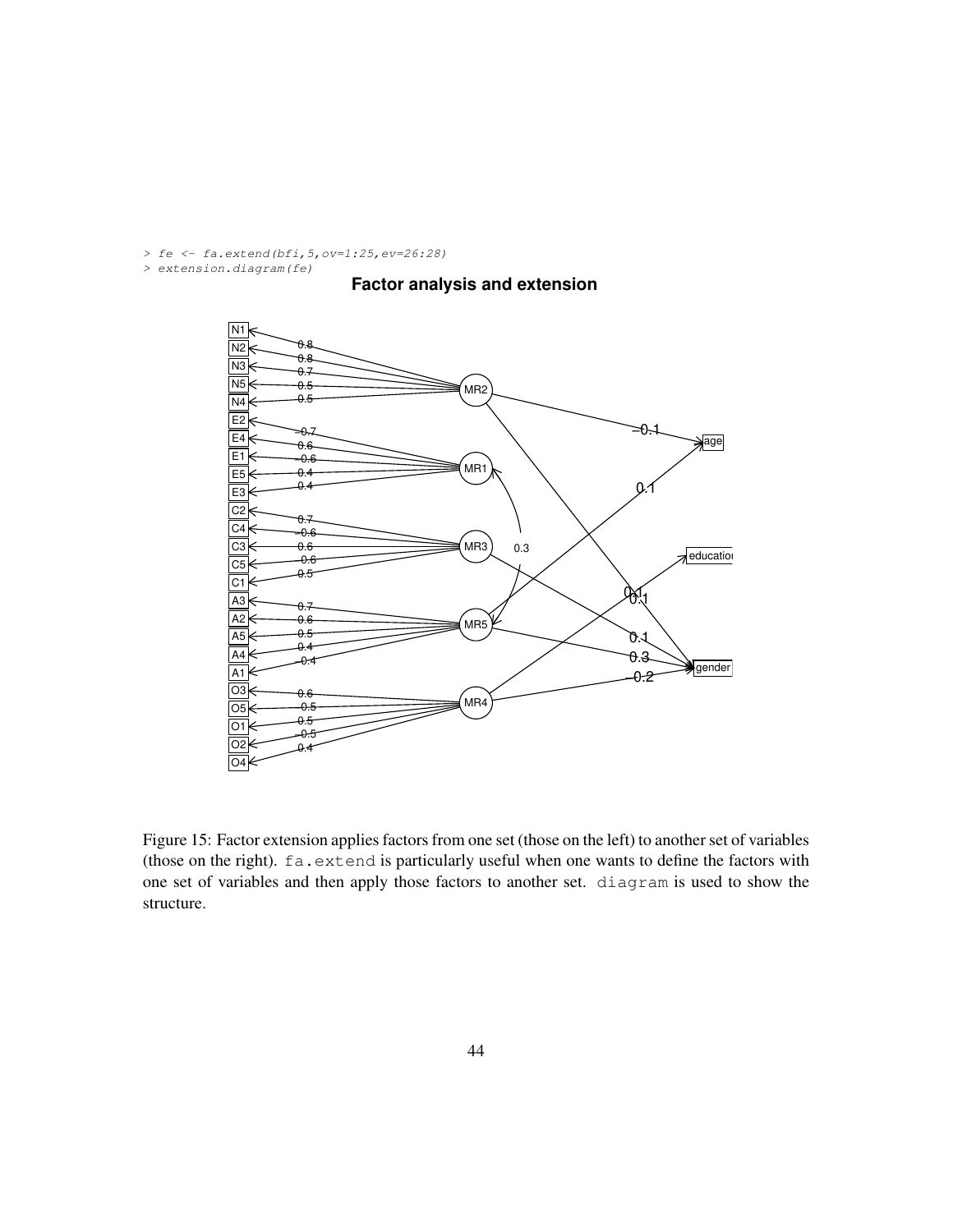```
> fe <- fa.extend(bfi,5,ov=1:25,ev=26:28)
> extension.diagram(fe)
```

Figure 15: Factor extension applies factors from one set (those on the left) to another set of variables (those on the right). `fa.extend` is particularly useful when one wants to define the factors with one set of variables and then apply those factors to another set. `diagram` is used to show the structure.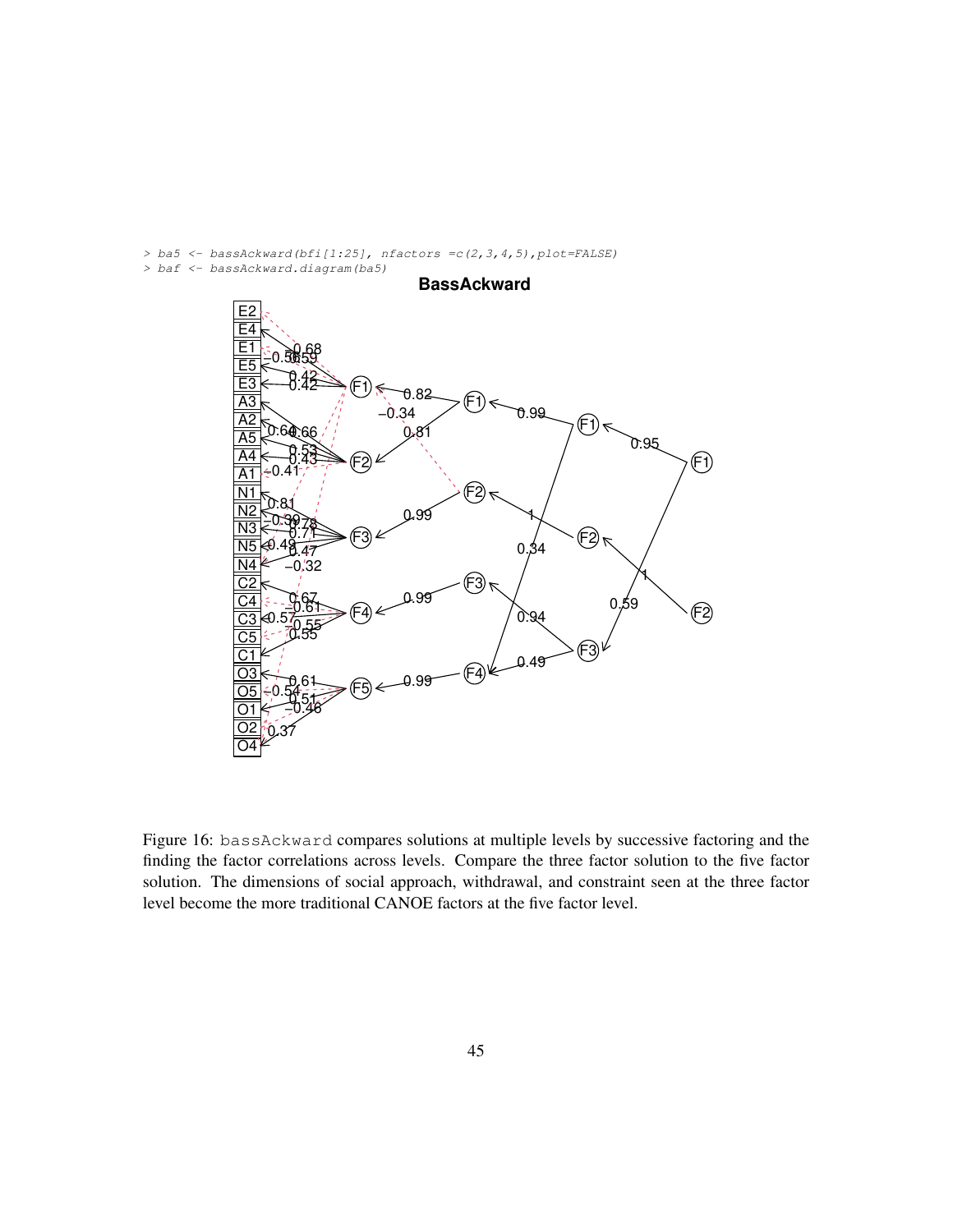```
> ba5 <- bassAckward(bfi[1:25], nfactors =c(2,3,4,5),plot=FALSE)
> baf <- bassAckward.diagram(ba5)
```

Figure 16: bassAckward compares solutions at multiple levels by successive factoring and the finding the factor correlations across levels. Compare the three factor solution to the five factor solution. The dimensions of social approach, withdrawal, and constraint seen at the three factor level become the more traditional CANOE factors at the five factor level.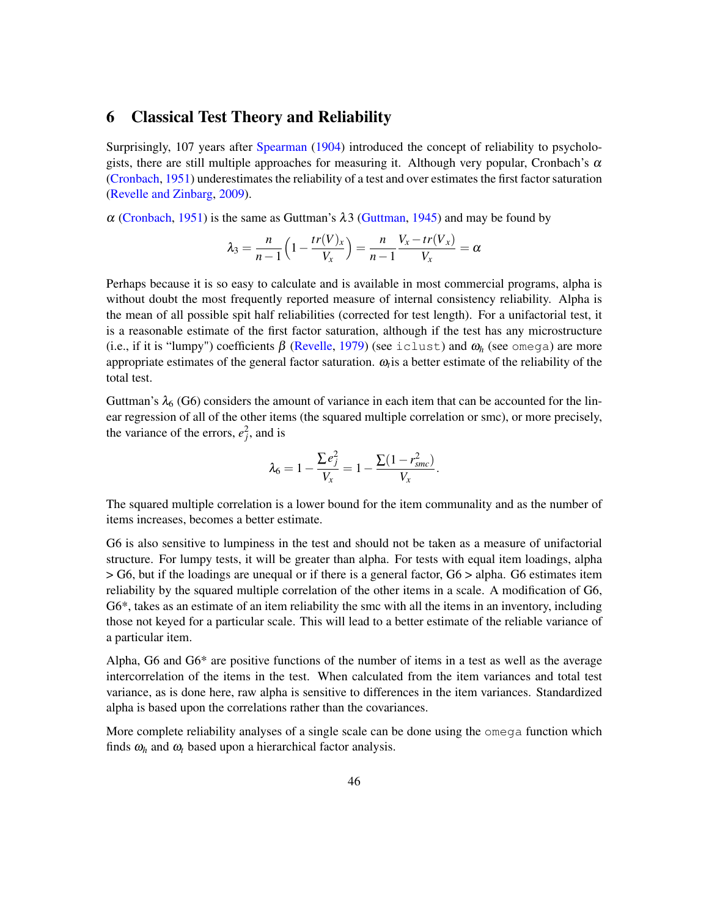## 6 Classical Test Theory and Reliability

Surprisingly, 107 years after Spearman (1904) introduced the concept of reliability to psychologists, there are still multiple approaches for measuring it. Although very popular, Cronbach's $\alpha$ (Cronbach, 1951) underestimates the reliability of a test and over estimates the first factor saturation (Revelle and Zinbarg, 2009).

$\alpha$ (Cronbach, 1951) is the same as Guttman's $\lambda 3$ (Guttman, 1945) and may be found by

$$\lambda_3 = \frac{n}{n-1}\Big(1 - \frac{tr(V)_x}{V_x}\Big) = \frac{n}{n-1}\frac{V_x - tr(V_x)}{V_x} = \alpha$$

Perhaps because it is so easy to calculate and is available in most commercial programs, alpha is without doubt the most frequently reported measure of internal consistency reliability. Alpha is the mean of all possible spit half reliabilities (corrected for test length). For a unifactorial test, it is a reasonable estimate of the first factor saturation, although if the test has any microstructure (i.e., if it is "lumpy") coefficients $\beta$ (Revelle, 1979) (see `iclust`) and $\omega_h$ (see `omega`) are more appropriate estimates of the general factor saturation. $\omega_t$ is a better estimate of the reliability of the total test.

Guttman's $\lambda_6$ (G6) considers the amount of variance in each item that can be accounted for the linear regression of all of the other items (the squared multiple correlation or smc), or more precisely, the variance of the errors, $e_j^2$, and is

$$\lambda_6 = 1 - \frac{\sum e_j^2}{V_x} = 1 - \frac{\sum(1 - r_{smc}^2)}{V_x}.$$

The squared multiple correlation is a lower bound for the item communality and as the number of items increases, becomes a better estimate.

G6 is also sensitive to lumpiness in the test and should not be taken as a measure of unifactorial structure. For lumpy tests, it will be greater than alpha. For tests with equal item loadings, alpha > G6, but if the loadings are unequal or if there is a general factor, G6 > alpha. G6 estimates item reliability by the squared multiple correlation of the other items in a scale. A modification of G6, G6*, takes as an estimate of an item reliability the smc with all the items in an inventory, including those not keyed for a particular scale. This will lead to a better estimate of the reliable variance of a particular item.

Alpha, G6 and G6* are positive functions of the number of items in a test as well as the average intercorrelation of the items in the test. When calculated from the item variances and total test variance, as is done here, raw alpha is sensitive to differences in the item variances. Standardized alpha is based upon the correlations rather than the covariances.

More complete reliability analyses of a single scale can be done using the `omega` function which finds $\omega_h$ and $\omega_t$ based upon a hierarchical factor analysis.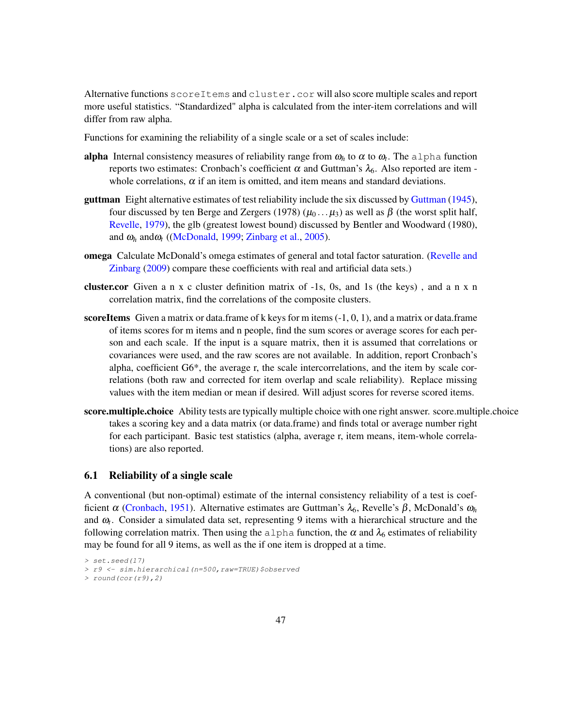Alternative functions `scoreItems` and `cluster.cor` will also score multiple scales and report more useful statistics. "Standardized" alpha is calculated from the inter-item correlations and will differ from raw alpha.

Functions for examining the reliability of a single scale or a set of scales include:

**alpha** Internal consistency measures of reliability range from $\omega_h$ to $\alpha$ to $\omega_t$. The `alpha` function reports two estimates: Cronbach's coefficient $\alpha$ and Guttman's $\lambda_6$. Also reported are item - whole correlations, $\alpha$ if an item is omitted, and item means and standard deviations.

**guttman** Eight alternative estimates of test reliability include the six discussed by Guttman (1945), four discussed by ten Berge and Zergers (1978) ($\mu_0 \dots \mu_3$) as well as $\beta$ (the worst split half, Revelle, 1979), the glb (greatest lowest bound) discussed by Bentler and Woodward (1980), and $\omega_h$ and$\omega_t$ ((McDonald, 1999; Zinbarg et al., 2005).

**omega** Calculate McDonald's omega estimates of general and total factor saturation. (Revelle and Zinbarg (2009) compare these coefficients with real and artificial data sets.)

**cluster.cor** Given a n x c cluster definition matrix of -1s, 0s, and 1s (the keys) , and a n x n correlation matrix, find the correlations of the composite clusters.

**scoreItems** Given a matrix or data.frame of k keys for m items (-1, 0, 1), and a matrix or data.frame of items scores for m items and n people, find the sum scores or average scores for each person and each scale. If the input is a square matrix, then it is assumed that correlations or covariances were used, and the raw scores are not available. In addition, report Cronbach's alpha, coefficient G6*, the average r, the scale intercorrelations, and the item by scale correlations (both raw and corrected for item overlap and scale reliability). Replace missing values with the item median or mean if desired. Will adjust scores for reverse scored items.

**score.multiple.choice** Ability tests are typically multiple choice with one right answer. score.multiple.choice takes a scoring key and a data matrix (or data.frame) and finds total or average number right for each participant. Basic test statistics (alpha, average r, item means, item-whole correlations) are also reported.

### 6.1 Reliability of a single scale

A conventional (but non-optimal) estimate of the internal consistency reliability of a test is coefficient $\alpha$ (Cronbach, 1951). Alternative estimates are Guttman's $\lambda_6$, Revelle's $\beta$, McDonald's $\omega_h$ and $\omega_t$. Consider a simulated data set, representing 9 items with a hierarchical structure and the following correlation matrix. Then using the `alpha` function, the $\alpha$ and $\lambda_6$ estimates of reliability may be found for all 9 items, as well as the if one item is dropped at a time.

```
> set.seed(17)
> r9 <- sim.hierarchical(n=500,raw=TRUE)$observed
> round(cor(r9),2)
```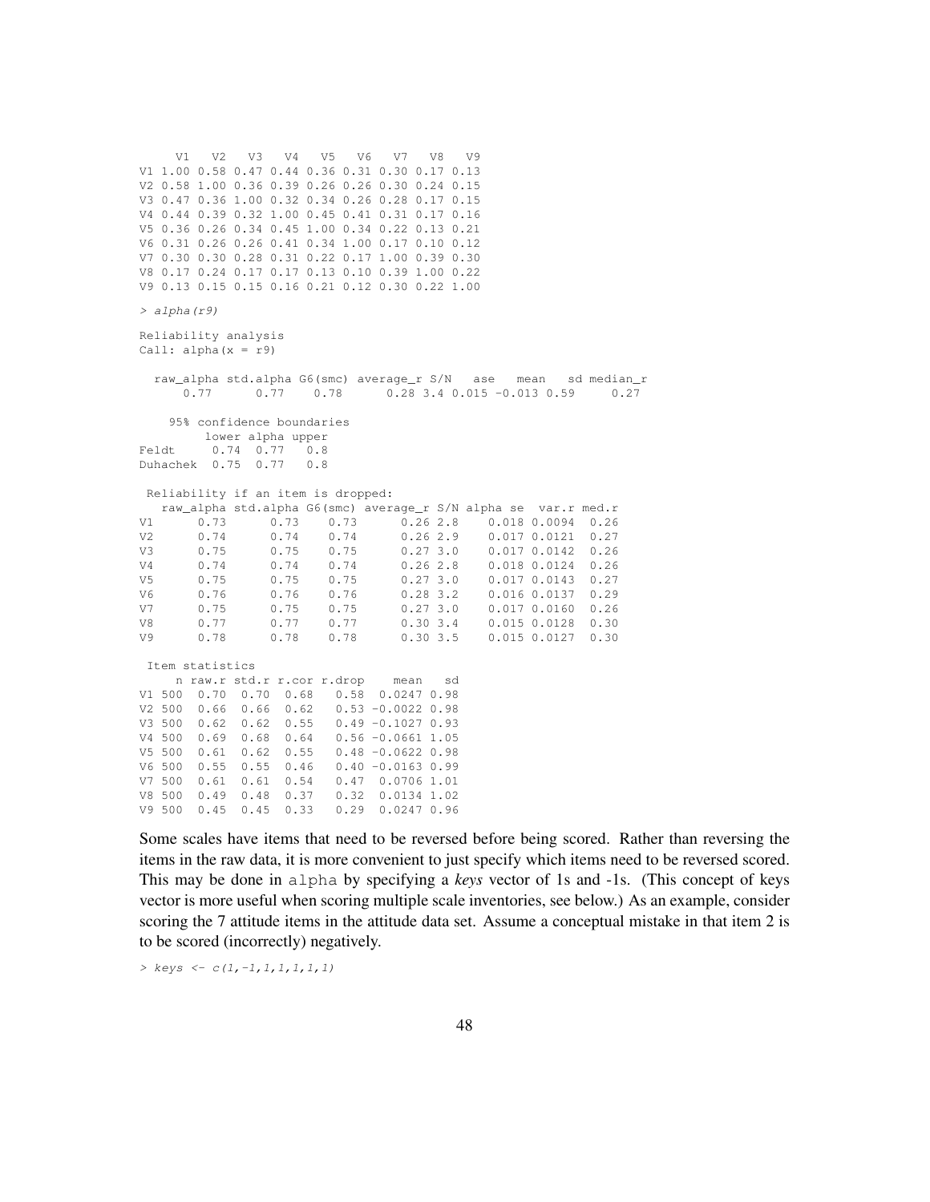```
     V1   V2   V3   V4   V5   V6   V7   V8   V9
V1 1.00 0.58 0.47 0.44 0.36 0.31 0.30 0.17 0.13
V2 0.58 1.00 0.36 0.39 0.26 0.26 0.30 0.24 0.15
V3 0.47 0.36 1.00 0.32 0.34 0.26 0.28 0.17 0.15
V4 0.44 0.39 0.32 1.00 0.45 0.41 0.31 0.17 0.16
V5 0.36 0.26 0.34 0.45 1.00 0.34 0.22 0.13 0.21
V6 0.31 0.26 0.26 0.41 0.34 1.00 0.17 0.10 0.12
V7 0.30 0.30 0.28 0.31 0.22 0.17 1.00 0.39 0.30
V8 0.17 0.24 0.17 0.17 0.13 0.10 0.39 1.00 0.22
V9 0.13 0.15 0.15 0.16 0.21 0.12 0.30 0.22 1.00

> alpha(r9)

Reliability analysis
Call: alpha(x = r9)

  raw_alpha std.alpha G6(smc) average_r S/N   ase   mean   sd median_r
      0.77      0.77    0.78      0.28 3.4 0.015 -0.013 0.59     0.27

    95% confidence boundaries
         lower alpha upper
Feldt     0.74  0.77   0.8
Duhachek  0.75  0.77   0.8

 Reliability if an item is dropped:
   raw_alpha std.alpha G6(smc) average_r S/N alpha se  var.r med.r
V1      0.73      0.73    0.73      0.26 2.8    0.018 0.0094  0.26
V2      0.74      0.74    0.74      0.26 2.9    0.017 0.0121  0.27
V3      0.75      0.75    0.75      0.27 3.0    0.017 0.0142  0.26
V4      0.74      0.74    0.74      0.26 2.8    0.018 0.0124  0.26
V5      0.75      0.75    0.75      0.27 3.0    0.017 0.0143  0.27
V6      0.76      0.76    0.76      0.28 3.2    0.016 0.0137  0.29
V7      0.75      0.75    0.75      0.27 3.0    0.017 0.0160  0.26
V8      0.77      0.77    0.77      0.30 3.4    0.015 0.0128  0.30
V9      0.78      0.78    0.78      0.30 3.5    0.015 0.0127  0.30

 Item statistics
     n raw.r std.r r.cor r.drop    mean   sd
V1 500  0.70  0.70  0.68   0.58  0.0247 0.98
V2 500  0.66  0.66  0.62   0.53 -0.0022 0.98
V3 500  0.62  0.62  0.55   0.49 -0.1027 0.93
V4 500  0.69  0.68  0.64   0.56 -0.0661 1.05
V5 500  0.61  0.62  0.55   0.48 -0.0622 0.98
V6 500  0.55  0.55  0.46   0.40 -0.0163 0.99
V7 500  0.61  0.61  0.54   0.47  0.0706 1.01
V8 500  0.49  0.48  0.37   0.32  0.0134 1.02
V9 500  0.45  0.45  0.33   0.29  0.0247 0.96
```

Some scales have items that need to be reversed before being scored. Rather than reversing the items in the raw data, it is more convenient to just specify which items need to be reversed scored. This may be done in `alpha` by specifying a *keys* vector of 1s and -1s. (This concept of keys vector is more useful when scoring multiple scale inventories, see below.) As an example, consider scoring the 7 attitude items in the attitude data set. Assume a conceptual mistake in that item 2 is to be scored (incorrectly) negatively.

```
> keys <- c(1,-1,1,1,1,1,1)
```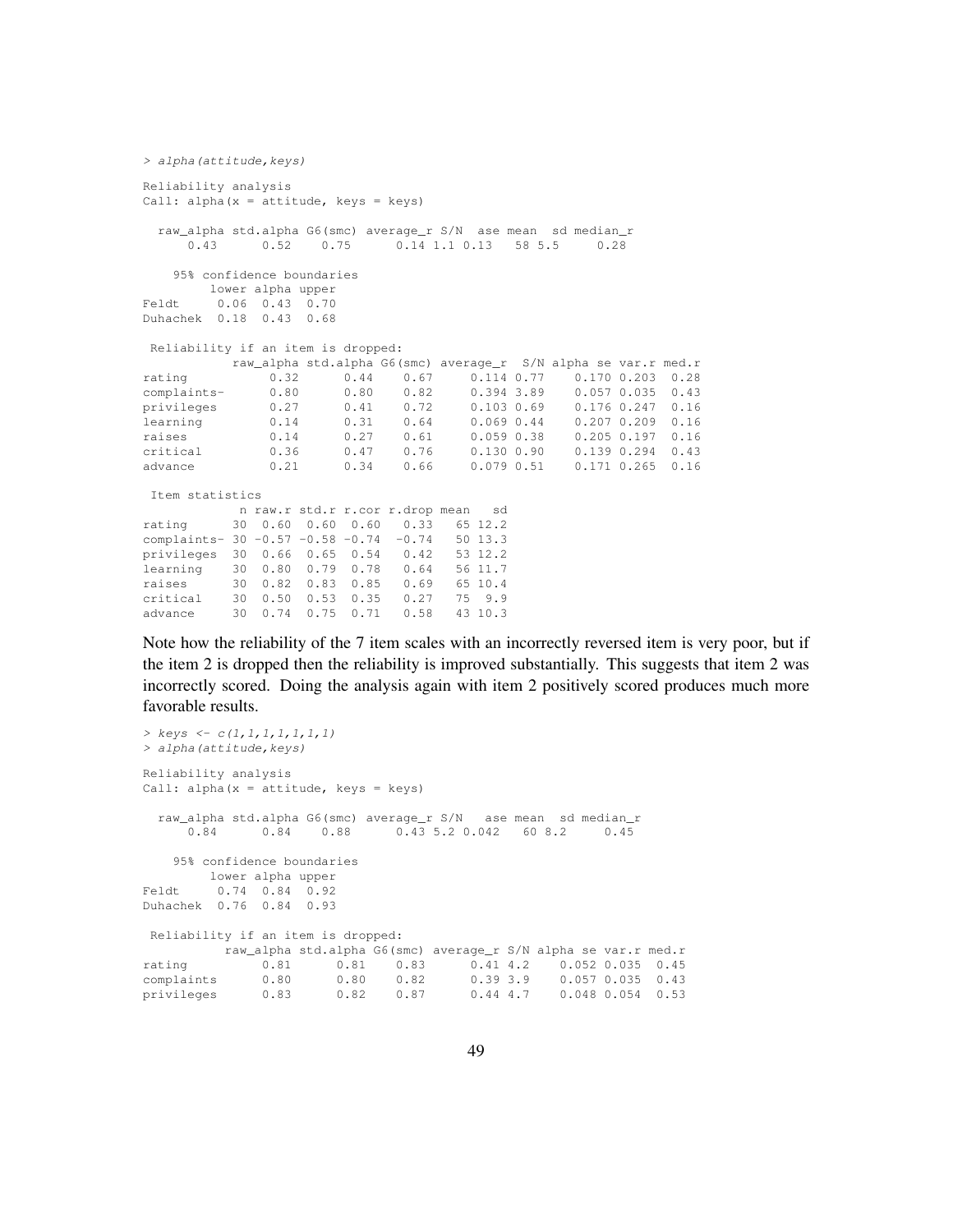```
> alpha(attitude,keys)

Reliability analysis
Call: alpha(x = attitude, keys = keys)

  raw_alpha std.alpha G6(smc) average_r S/N  ase mean  sd median_r
      0.43      0.52    0.75      0.14 1.1 0.13   58 5.5     0.28

    95% confidence boundaries
         lower alpha upper
Feldt     0.06  0.43  0.70
Duhachek  0.18  0.43  0.68

 Reliability if an item is dropped:
            raw_alpha std.alpha G6(smc) average_r  S/N alpha se var.r med.r
rating           0.32      0.44    0.67     0.114 0.77    0.170 0.203  0.28
complaints-      0.80      0.80    0.82     0.394 3.89    0.057 0.035  0.43
privileges       0.27      0.41    0.72     0.103 0.69    0.176 0.247  0.16
learning         0.14      0.31    0.64     0.069 0.44    0.207 0.209  0.16
raises           0.14      0.27    0.61     0.059 0.38    0.205 0.197  0.16
critical         0.36      0.47    0.76     0.130 0.90    0.139 0.294  0.43
advance          0.21      0.34    0.66     0.079 0.51    0.171 0.265  0.16

 Item statistics
             n raw.r std.r r.cor r.drop mean   sd
rating      30  0.60  0.60  0.60   0.33   65 12.2
complaints- 30 -0.57 -0.58 -0.74  -0.74   50 13.3
privileges  30  0.66  0.65  0.54   0.42   53 12.2
learning    30  0.80  0.79  0.78   0.64   56 11.7
raises      30  0.82  0.83  0.85   0.69   65 10.4
critical    30  0.50  0.53  0.35   0.27   75  9.9
advance     30  0.74  0.75  0.71   0.58   43 10.3
```

Note how the reliability of the 7 item scales with an incorrectly reversed item is very poor, but if the item 2 is dropped then the reliability is improved substantially. This suggests that item 2 was incorrectly scored. Doing the analysis again with item 2 positively scored produces much more favorable results.

```
> keys <- c(1,1,1,1,1,1,1)
> alpha(attitude,keys)

Reliability analysis
Call: alpha(x = attitude, keys = keys)

  raw_alpha std.alpha G6(smc) average_r S/N   ase mean  sd median_r
      0.84      0.84    0.88      0.43 5.2 0.042   60 8.2     0.45

    95% confidence boundaries
         lower alpha upper
Feldt     0.74  0.84  0.92
Duhachek  0.76  0.84  0.93

 Reliability if an item is dropped:
           raw_alpha std.alpha G6(smc) average_r S/N alpha se var.r med.r
rating          0.81      0.81    0.83      0.41 4.2    0.052 0.035  0.45
complaints      0.80      0.80    0.82      0.39 3.9    0.057 0.035  0.43
privileges      0.83      0.82    0.87      0.44 4.7    0.048 0.054  0.53
```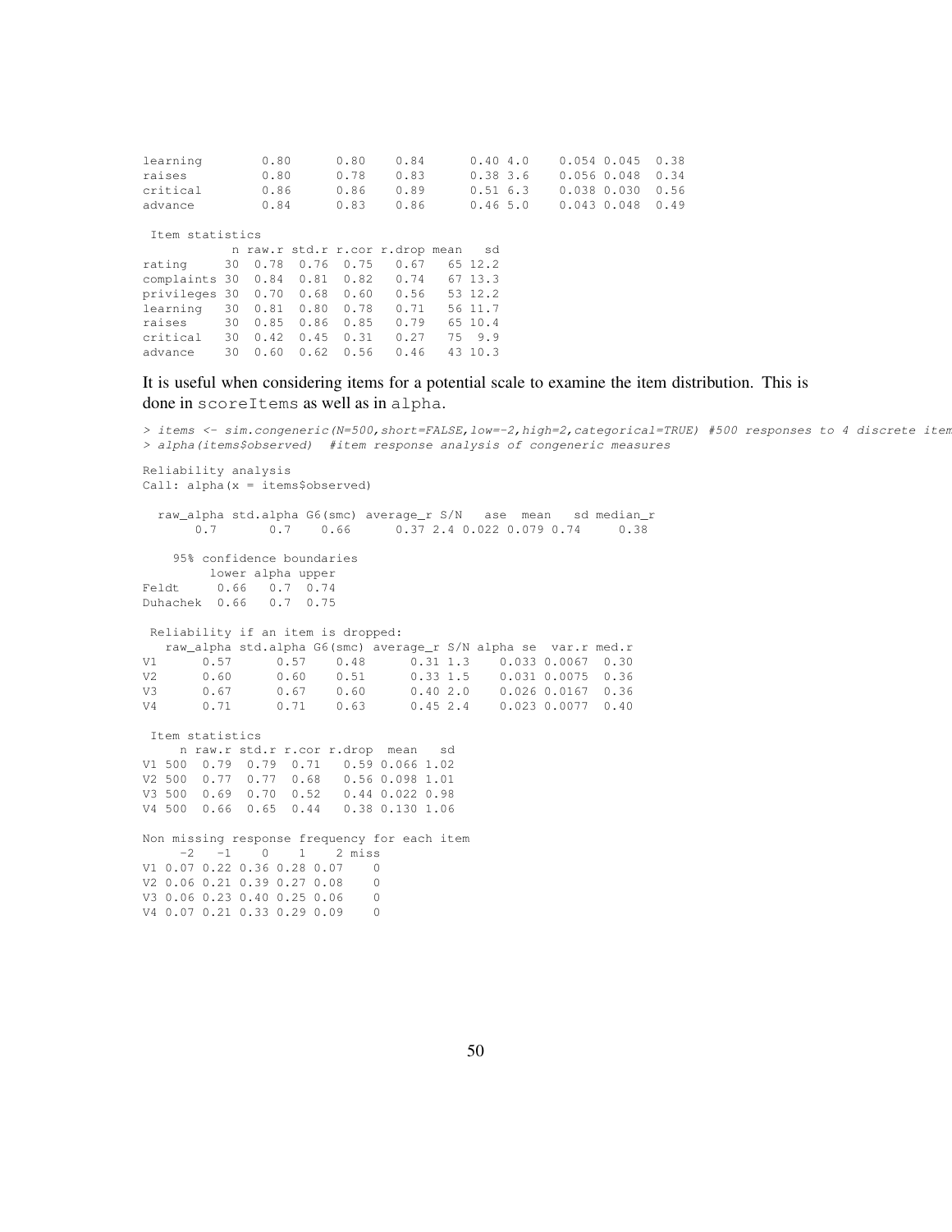```
learning        0.80      0.80    0.84      0.40 4.0    0.054 0.045  0.38
raises          0.80      0.78    0.83      0.38 3.6    0.056 0.048  0.34
critical        0.86      0.86    0.89      0.51 6.3    0.038 0.030  0.56
advance         0.84      0.83    0.86      0.46 5.0    0.043 0.048  0.49

 Item statistics
            n raw.r std.r r.cor r.drop mean   sd
rating     30  0.78  0.76  0.75   0.67   65 12.2
complaints 30  0.84  0.81  0.82   0.74   67 13.3
privileges 30  0.70  0.68  0.60   0.56   53 12.2
learning   30  0.81  0.80  0.78   0.71   56 11.7
raises     30  0.85  0.86  0.85   0.79   65 10.4
critical   30  0.42  0.45  0.31   0.27   75  9.9
advance    30  0.60  0.62  0.56   0.46   43 10.3
```

It is useful when considering items for a potential scale to examine the item distribution. This is done in `scoreItems` as well as in `alpha`.

```
> items <- sim.congeneric(N=500,short=FALSE,low=-2,high=2,categorical=TRUE) #500 responses to 4 discrete item
> alpha(items$observed)  #item response analysis of congeneric measures

Reliability analysis
Call: alpha(x = items$observed)

  raw_alpha std.alpha G6(smc) average_r S/N   ase  mean   sd median_r
       0.7       0.7    0.66      0.37 2.4 0.022 0.079 0.74     0.38

    95% confidence boundaries
         lower alpha upper
Feldt     0.66   0.7  0.74
Duhachek  0.66   0.7  0.75

 Reliability if an item is dropped:
   raw_alpha std.alpha G6(smc) average_r S/N alpha se  var.r med.r
V1      0.57      0.57    0.48      0.31 1.3    0.033 0.0067  0.30
V2      0.60      0.60    0.51      0.33 1.5    0.031 0.0075  0.36
V3      0.67      0.67    0.60      0.40 2.0    0.026 0.0167  0.36
V4      0.71      0.71    0.63      0.45 2.4    0.023 0.0077  0.40

 Item statistics
     n raw.r std.r r.cor r.drop  mean   sd
V1 500  0.79  0.79  0.71   0.59 0.066 1.02
V2 500  0.77  0.77  0.68   0.56 0.098 1.01
V3 500  0.69  0.70  0.52   0.44 0.022 0.98
V4 500  0.66  0.65  0.44   0.38 0.130 1.06

Non missing response frequency for each item
     -2   -1    0    1    2 miss
V1 0.07 0.22 0.36 0.28 0.07    0
V2 0.06 0.21 0.39 0.27 0.08    0
V3 0.06 0.23 0.40 0.25 0.06    0
V4 0.07 0.21 0.33 0.29 0.09    0
```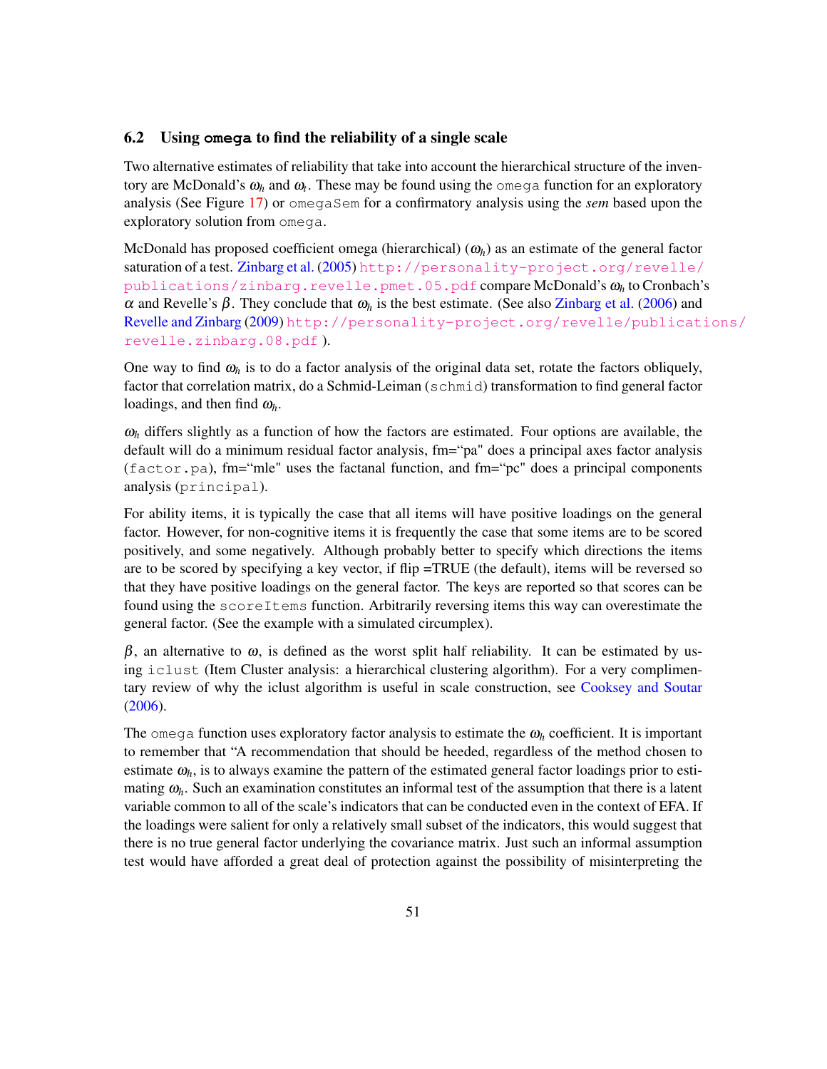### 6.2 Using `omega` to find the reliability of a single scale

Two alternative estimates of reliability that take into account the hierarchical structure of the inventory are McDonald's $\omega_h$ and $\omega_t$. These may be found using the `omega` function for an exploratory analysis (See Figure 17) or `omegaSem` for a confirmatory analysis using the *sem* based upon the exploratory solution from `omega`.

McDonald has proposed coefficient omega (hierarchical) ($\omega_h$) as an estimate of the general factor saturation of a test. Zinbarg et al. (2005) http://personality-project.org/revelle/publications/zinbarg.revelle.pmet.05.pdf compare McDonald's $\omega_h$ to Cronbach's $\alpha$ and Revelle's $\beta$. They conclude that $\omega_h$ is the best estimate. (See also Zinbarg et al. (2006) and Revelle and Zinbarg (2009) http://personality-project.org/revelle/publications/revelle.zinbarg.08.pdf ).

One way to find $\omega_h$ is to do a factor analysis of the original data set, rotate the factors obliquely, factor that correlation matrix, do a Schmid-Leiman (`schmid`) transformation to find general factor loadings, and then find $\omega_h$.

$\omega_h$ differs slightly as a function of how the factors are estimated. Four options are available, the default will do a minimum residual factor analysis, fm="pa" does a principal axes factor analysis (`factor.pa`), fm="mle" uses the factanal function, and fm="pc" does a principal components analysis (`principal`).

For ability items, it is typically the case that all items will have positive loadings on the general factor. However, for non-cognitive items it is frequently the case that some items are to be scored positively, and some negatively. Although probably better to specify which directions the items are to be scored by specifying a key vector, if flip =TRUE (the default), items will be reversed so that they have positive loadings on the general factor. The keys are reported so that scores can be found using the `scoreItems` function. Arbitrarily reversing items this way can overestimate the general factor. (See the example with a simulated circumplex).

$\beta$, an alternative to $\omega$, is defined as the worst split half reliability. It can be estimated by using `iclust` (Item Cluster analysis: a hierarchical clustering algorithm). For a very complimentary review of why the iclust algorithm is useful in scale construction, see Cooksey and Soutar (2006).

The `omega` function uses exploratory factor analysis to estimate the $\omega_h$ coefficient. It is important to remember that "A recommendation that should be heeded, regardless of the method chosen to estimate $\omega_h$, is to always examine the pattern of the estimated general factor loadings prior to estimating $\omega_h$. Such an examination constitutes an informal test of the assumption that there is a latent variable common to all of the scale's indicators that can be conducted even in the context of EFA. If the loadings were salient for only a relatively small subset of the indicators, this would suggest that there is no true general factor underlying the covariance matrix. Just such an informal assumption test would have afforded a great deal of protection against the possibility of misinterpreting the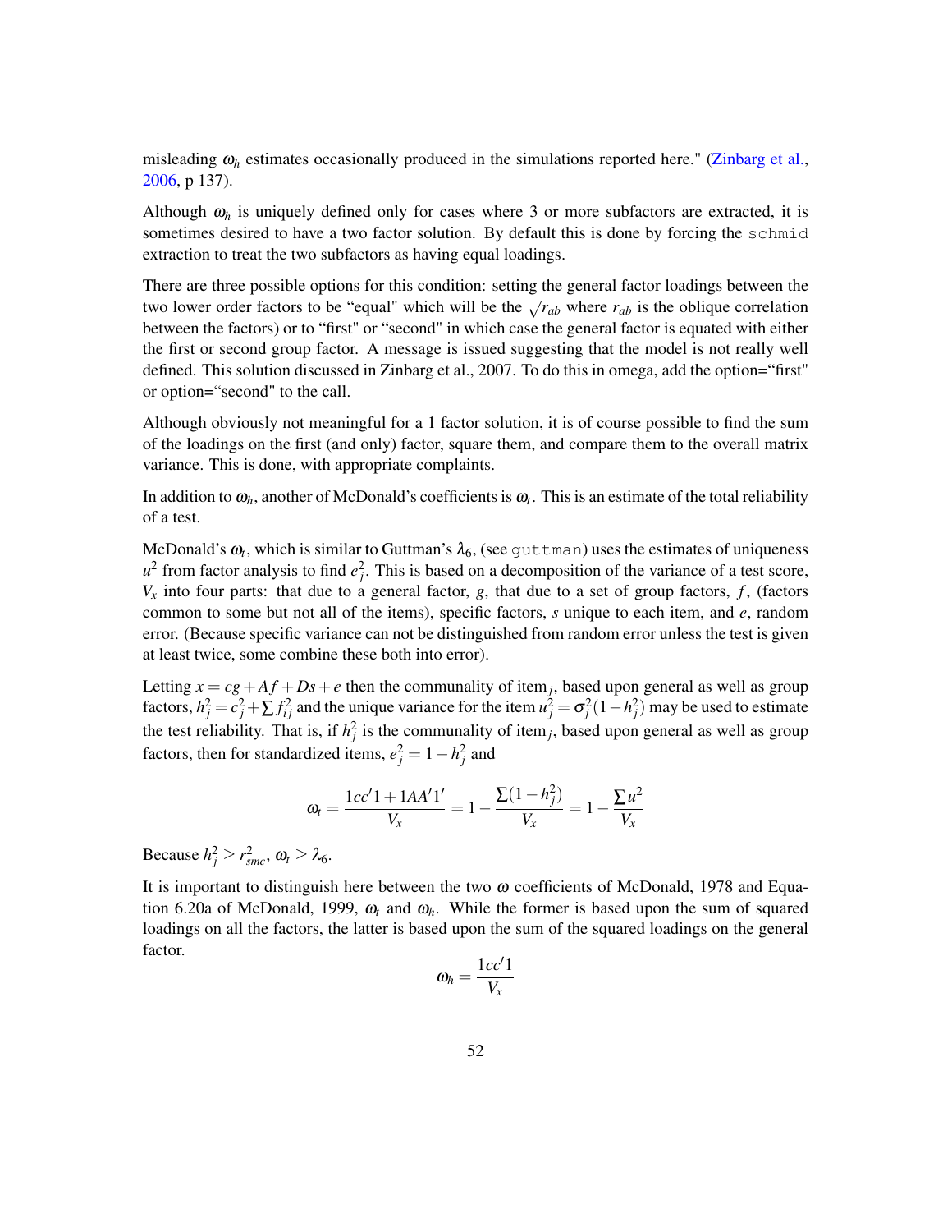misleading $\omega_h$ estimates occasionally produced in the simulations reported here." (Zinbarg et al., 2006, p 137).

Although $\omega_h$ is uniquely defined only for cases where 3 or more subfactors are extracted, it is sometimes desired to have a two factor solution. By default this is done by forcing the `schmid` extraction to treat the two subfactors as having equal loadings.

There are three possible options for this condition: setting the general factor loadings between the two lower order factors to be "equal" which will be the $\sqrt{r_{ab}}$ where $r_{ab}$ is the oblique correlation between the factors) or to "first" or "second" in which case the general factor is equated with either the first or second group factor. A message is issued suggesting that the model is not really well defined. This solution discussed in Zinbarg et al., 2007. To do this in omega, add the option="first" or option="second" to the call.

Although obviously not meaningful for a 1 factor solution, it is of course possible to find the sum of the loadings on the first (and only) factor, square them, and compare them to the overall matrix variance. This is done, with appropriate complaints.

In addition to $\omega_h$, another of McDonald's coefficients is $\omega_t$. This is an estimate of the total reliability of a test.

McDonald's $\omega_t$, which is similar to Guttman's $\lambda_6$, (see `guttman`) uses the estimates of uniqueness $u^2$ from factor analysis to find $e_j^2$. This is based on a decomposition of the variance of a test score, $V_x$ into four parts: that due to a general factor, $g$, that due to a set of group factors, $f$, (factors common to some but not all of the items), specific factors, $s$ unique to each item, and $e$, random error. (Because specific variance can not be distinguished from random error unless the test is given at least twice, some combine these both into error).

Letting $x = cg + Af + Ds + e$ then the communality of item$_j$, based upon general as well as group factors, $h_j^2 = c_j^2 + \sum f_{ij}^2$ and the unique variance for the item $u_j^2 = \sigma_j^2(1 - h_j^2)$ may be used to estimate the test reliability. That is, if $h_j^2$ is the communality of item$_j$, based upon general as well as group factors, then for standardized items, $e_j^2 = 1 - h_j^2$ and

$$\omega_t = \frac{1cc'1 + 1AA'1'}{V_x} = 1 - \frac{\sum(1-h_j^2)}{V_x} = 1 - \frac{\sum u^2}{V_x}$$

Because $h_j^2 \geq r_{smc}^2$, $\omega_t \geq \lambda_6$.

It is important to distinguish here between the two $\omega$ coefficients of McDonald, 1978 and Equation 6.20a of McDonald, 1999, $\omega_t$ and $\omega_h$. While the former is based upon the sum of squared loadings on all the factors, the latter is based upon the sum of the squared loadings on the general factor.

$$\omega_h = \frac{1cc'1}{V_x}$$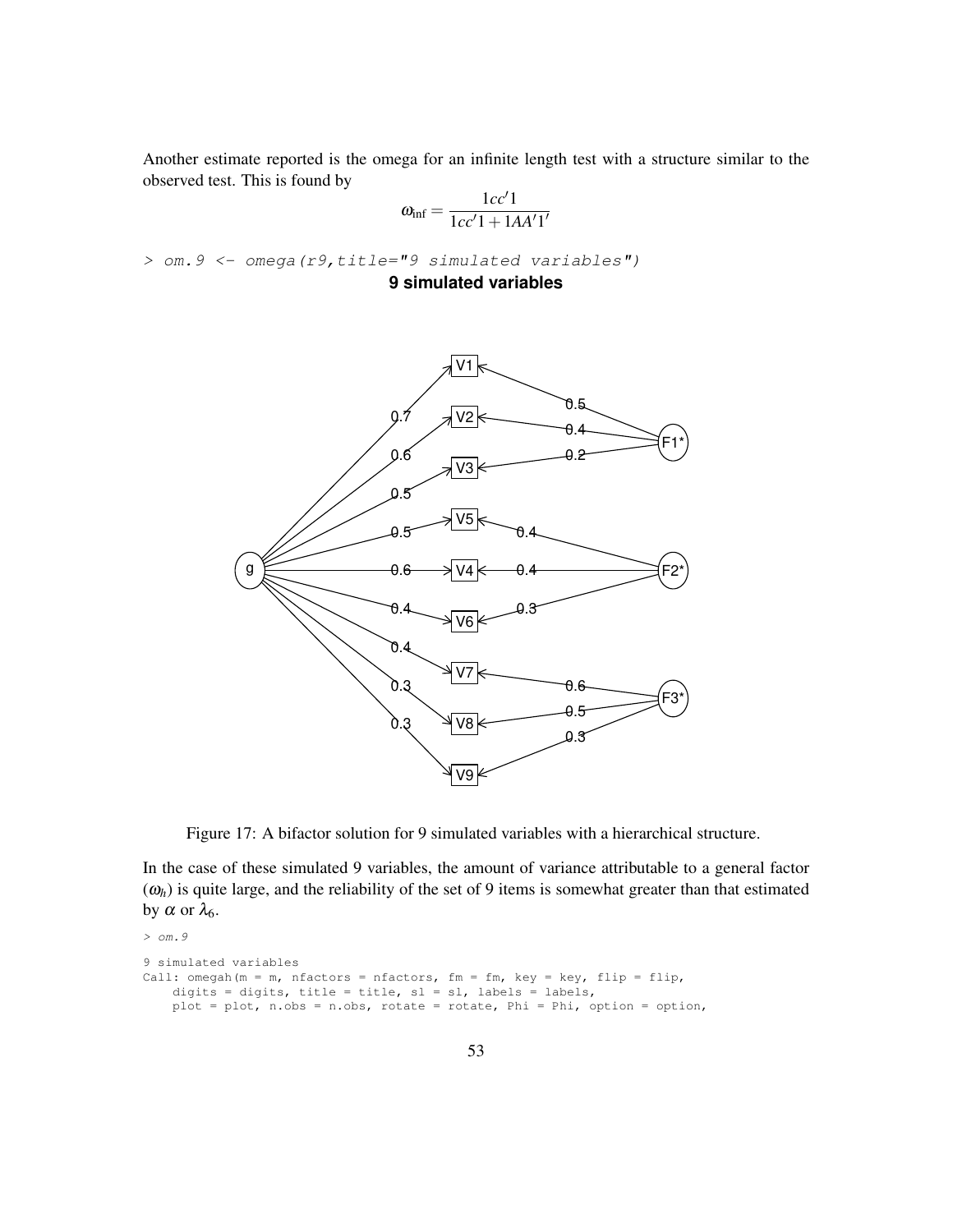Another estimate reported is the omega for an infinite length test with a structure similar to the observed test. This is found by

$$\omega_{\text{inf}} = \frac{1cc'1}{1cc'1 + 1AA'1'}$$

```
> om.9 <- omega(r9,title="9 simulated variables")
```

Figure 17: A bifactor solution for 9 simulated variables with a hierarchical structure.

In the case of these simulated 9 variables, the amount of variance attributable to a general factor ($\omega_h$) is quite large, and the reliability of the set of 9 items is somewhat greater than that estimated by $\alpha$ or $\lambda_6$.

```
> om.9

9 simulated variables
Call: omegah(m = m, nfactors = nfactors, fm = fm, key = key, flip = flip,
    digits = digits, title = title, sl = sl, labels = labels,
    plot = plot, n.obs = n.obs, rotate = rotate, Phi = Phi, option = option,
```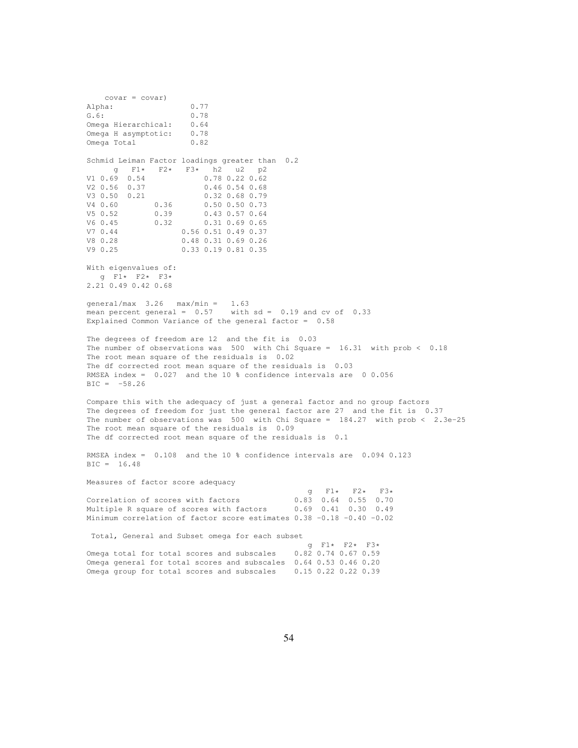```
    covar = covar)
Alpha:                 0.77
G.6:                   0.78
Omega Hierarchical:    0.64
Omega H asymptotic:    0.78
Omega Total            0.82

Schmid Leiman Factor loadings greater than  0.2
      g   F1*   F2*   F3*   h2   u2   p2
V1 0.69  0.54             0.78 0.22 0.62
V2 0.56  0.37             0.46 0.54 0.68
V3 0.50  0.21             0.32 0.68 0.79
V4 0.60        0.36       0.50 0.50 0.73
V5 0.52        0.39       0.43 0.57 0.64
V6 0.45        0.32       0.31 0.69 0.65
V7 0.44              0.56 0.51 0.49 0.37
V8 0.28              0.48 0.31 0.69 0.26
V9 0.25              0.33 0.19 0.81 0.35

With eigenvalues of:
   g  F1*  F2*  F3*
2.21 0.49 0.42 0.68

general/max  3.26   max/min =   1.63
mean percent general =  0.57    with sd =  0.19 and cv of  0.33
Explained Common Variance of the general factor =  0.58

The degrees of freedom are 12  and the fit is  0.03
The number of observations was  500  with Chi Square =  16.31  with prob <  0.18
The root mean square of the residuals is  0.02
The df corrected root mean square of the residuals is  0.03
RMSEA index =  0.027  and the 10 % confidence intervals are  0 0.056
BIC =  -58.26

Compare this with the adequacy of just a general factor and no group factors
The degrees of freedom for just the general factor are 27  and the fit is  0.37
The number of observations was  500  with Chi Square =  184.27  with prob <  2.3e-25
The root mean square of the residuals is  0.09
The df corrected root mean square of the residuals is  0.1

RMSEA index =  0.108  and the 10 % confidence intervals are  0.094 0.123
BIC =  16.48

Measures of factor score adequacy
                                                 g   F1*   F2*   F3*
Correlation of scores with factors            0.83  0.64  0.55  0.70
Multiple R square of scores with factors      0.69  0.41  0.30  0.49
Minimum correlation of factor score estimates 0.38 -0.18 -0.40 -0.02

 Total, General and Subset omega for each subset
                                                 g  F1*  F2*  F3*
Omega total for total scores and subscales    0.82 0.74 0.67 0.59
Omega general for total scores and subscales  0.64 0.53 0.46 0.20
Omega group for total scores and subscales    0.15 0.22 0.22 0.39
```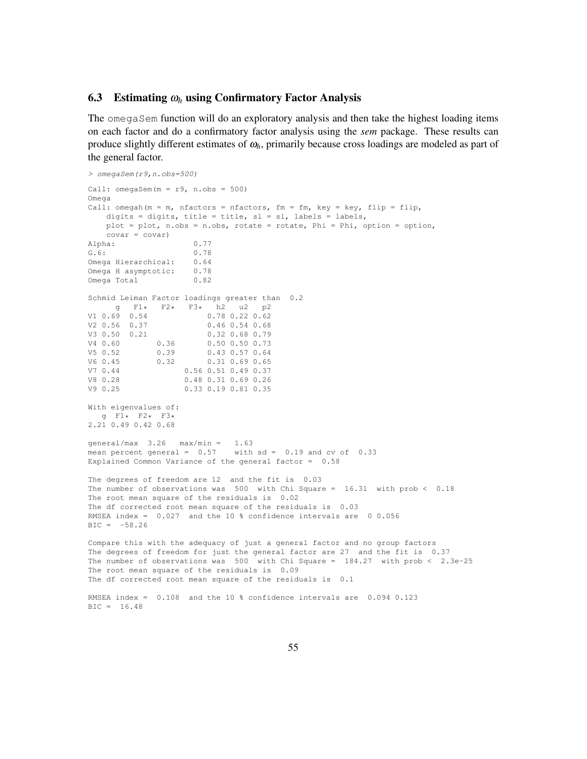### 6.3 Estimating $\omega_h$ using Confirmatory Factor Analysis

The omegaSem function will do an exploratory analysis and then take the highest loading items on each factor and do a confirmatory factor analysis using the *sem* package. These results can produce slightly different estimates of $\omega_h$, primarily because cross loadings are modeled as part of the general factor.

```
> omegaSem(r9,n.obs=500)

Call: omegaSem(m = r9, n.obs = 500)
Omega
Call: omegah(m = m, nfactors = nfactors, fm = fm, key = key, flip = flip,
    digits = digits, title = title, sl = sl, labels = labels,
    plot = plot, n.obs = n.obs, rotate = rotate, Phi = Phi, option = option,
    covar = covar)
Alpha:                 0.77
G.6:                   0.78
Omega Hierarchical:    0.64
Omega H asymptotic:    0.78
Omega Total            0.82

Schmid Leiman Factor loadings greater than  0.2
      g   F1*   F2*   F3*   h2   u2   p2
V1 0.69  0.54             0.78 0.22 0.62
V2 0.56  0.37             0.46 0.54 0.68
V3 0.50  0.21             0.32 0.68 0.79
V4 0.60        0.36       0.50 0.50 0.73
V5 0.52        0.39       0.43 0.57 0.64
V6 0.45        0.32       0.31 0.69 0.65
V7 0.44              0.56 0.51 0.49 0.37
V8 0.28              0.48 0.31 0.69 0.26
V9 0.25              0.33 0.19 0.81 0.35

With eigenvalues of:
   g  F1*  F2*  F3*
2.21 0.49 0.42 0.68

general/max  3.26   max/min =   1.63
mean percent general =  0.57    with sd =  0.19 and cv of  0.33
Explained Common Variance of the general factor =  0.58

The degrees of freedom are 12  and the fit is  0.03
The number of observations was  500  with Chi Square =  16.31  with prob <  0.18
The root mean square of the residuals is  0.02
The df corrected root mean square of the residuals is  0.03
RMSEA index =  0.027  and the 10 % confidence intervals are  0 0.056
BIC =  -58.26

Compare this with the adequacy of just a general factor and no group factors
The degrees of freedom for just the general factor are 27  and the fit is  0.37
The number of observations was  500  with Chi Square =  184.27  with prob <  2.3e-25
The root mean square of the residuals is  0.09
The df corrected root mean square of the residuals is  0.1

RMSEA index =  0.108  and the 10 % confidence intervals are  0.094 0.123
BIC =  16.48
```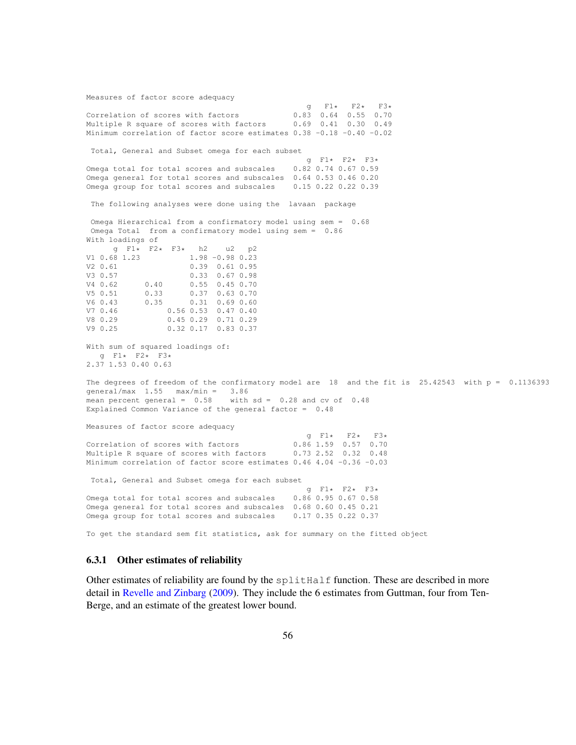```
Measures of factor score adequacy
                                                 g   F1*   F2*   F3*
Correlation of scores with factors            0.83  0.64  0.55  0.70
Multiple R square of scores with factors      0.69  0.41  0.30  0.49
Minimum correlation of factor score estimates 0.38 -0.18 -0.40 -0.02

 Total, General and Subset omega for each subset
                                                 g  F1*  F2*  F3*
Omega total for total scores and subscales    0.82 0.74 0.67 0.59
Omega general for total scores and subscales  0.64 0.53 0.46 0.20
Omega group for total scores and subscales    0.15 0.22 0.22 0.39

 The following analyses were done using the  lavaan  package

 Omega Hierarchical from a confirmatory model using sem =  0.68
 Omega Total  from a confirmatory model using sem =  0.86
With loadings of
      g  F1*  F2*  F3*   h2    u2   p2
V1 0.68 1.23           1.98 -0.98 0.23
V2 0.61                0.39  0.61 0.95
V3 0.57                0.33  0.67 0.98
V4 0.62      0.40      0.55  0.45 0.70
V5 0.51      0.33      0.37  0.63 0.70
V6 0.43      0.35      0.31  0.69 0.60
V7 0.46           0.56 0.53  0.47 0.40
V8 0.29           0.45 0.29  0.71 0.29
V9 0.25           0.32 0.17  0.83 0.37

With sum of squared loadings of:
   g  F1*  F2*  F3*
2.37 1.53 0.40 0.63

The degrees of freedom of the confirmatory model are  18  and the fit is  25.42543  with p =  0.1136393
general/max  1.55   max/min =   3.86
mean percent general =  0.58    with sd =  0.28 and cv of  0.48
Explained Common Variance of the general factor =  0.48

Measures of factor score adequacy
                                                 g  F1*   F2*   F3*
Correlation of scores with factors            0.86 1.59  0.57  0.70
Multiple R square of scores with factors      0.73 2.52  0.32  0.48
Minimum correlation of factor score estimates 0.46 4.04 -0.36 -0.03

 Total, General and Subset omega for each subset
                                                 g  F1*  F2*  F3*
Omega total for total scores and subscales    0.86 0.95 0.67 0.58
Omega general for total scores and subscales  0.68 0.60 0.45 0.21
Omega group for total scores and subscales    0.17 0.35 0.22 0.37

To get the standard sem fit statistics, ask for summary on the fitted object
```

### 6.3.1 Other estimates of reliability

Other estimates of reliability are found by the `splitHalf` function. These are described in more detail in Revelle and Zinbarg (2009). They include the 6 estimates from Guttman, four from Ten-Berge, and an estimate of the greatest lower bound.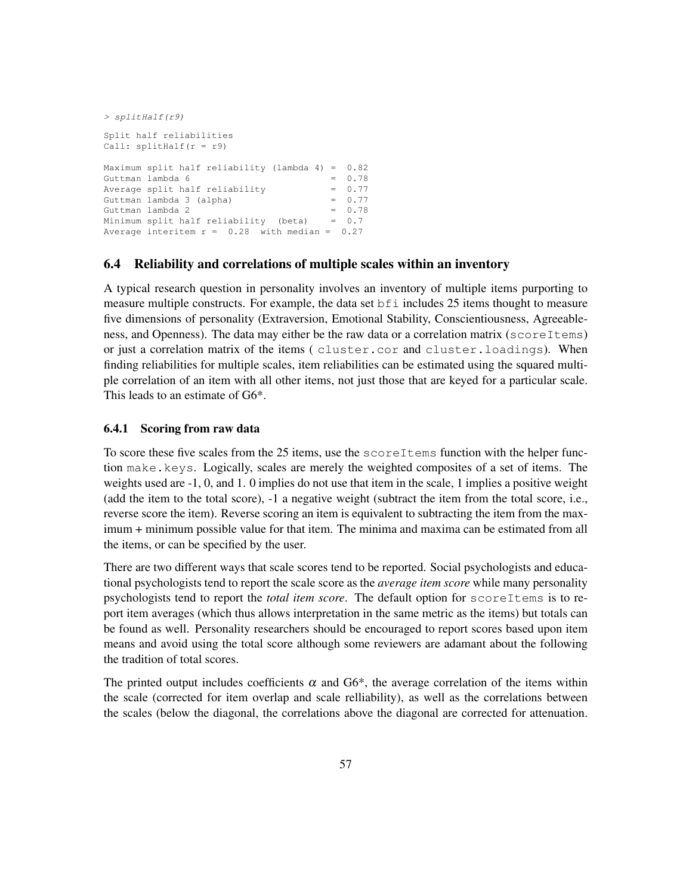```
> splitHalf(r9)

Split half reliabilities
Call: splitHalf(r = r9)

Maximum split half reliability (lambda 4) =  0.82
Guttman lambda 6                          =  0.78
Average split half reliability            =  0.77
Guttman lambda 3 (alpha)                  =  0.77
Guttman lambda 2                          =  0.78
Minimum split half reliability  (beta)    =  0.7
Average interitem r =  0.28  with median =  0.27
```

### 6.4 Reliability and correlations of multiple scales within an inventory

A typical research question in personality involves an inventory of multiple items purporting to measure multiple constructs. For example, the data set `bfi` includes 25 items thought to measure five dimensions of personality (Extraversion, Emotional Stability, Conscientiousness, Agreeableness, and Openness). The data may either be the raw data or a correlation matrix (`scoreItems`) or just a correlation matrix of the items ( `cluster.cor` and `cluster.loadings`). When finding reliabilities for multiple scales, item reliabilities can be estimated using the squared multiple correlation of an item with all other items, not just those that are keyed for a particular scale. This leads to an estimate of G6*.

#### 6.4.1 Scoring from raw data

To score these five scales from the 25 items, use the `scoreItems` function with the helper function `make.keys`. Logically, scales are merely the weighted composites of a set of items. The weights used are -1, 0, and 1. 0 implies do not use that item in the scale, 1 implies a positive weight (add the item to the total score), -1 a negative weight (subtract the item from the total score, i.e., reverse score the item). Reverse scoring an item is equivalent to subtracting the item from the maximum + minimum possible value for that item. The minima and maxima can be estimated from all the items, or can be specified by the user.

There are two different ways that scale scores tend to be reported. Social psychologists and educational psychologists tend to report the scale score as the *average item score* while many personality psychologists tend to report the *total item score*. The default option for `scoreItems` is to report item averages (which thus allows interpretation in the same metric as the items) but totals can be found as well. Personality researchers should be encouraged to report scores based upon item means and avoid using the total score although some reviewers are adamant about the following the tradition of total scores.

The printed output includes coefficients $\alpha$ and G6*, the average correlation of the items within the scale (corrected for item overlap and scale relliability), as well as the correlations between the scales (below the diagonal, the correlations above the diagonal are corrected for attenuation.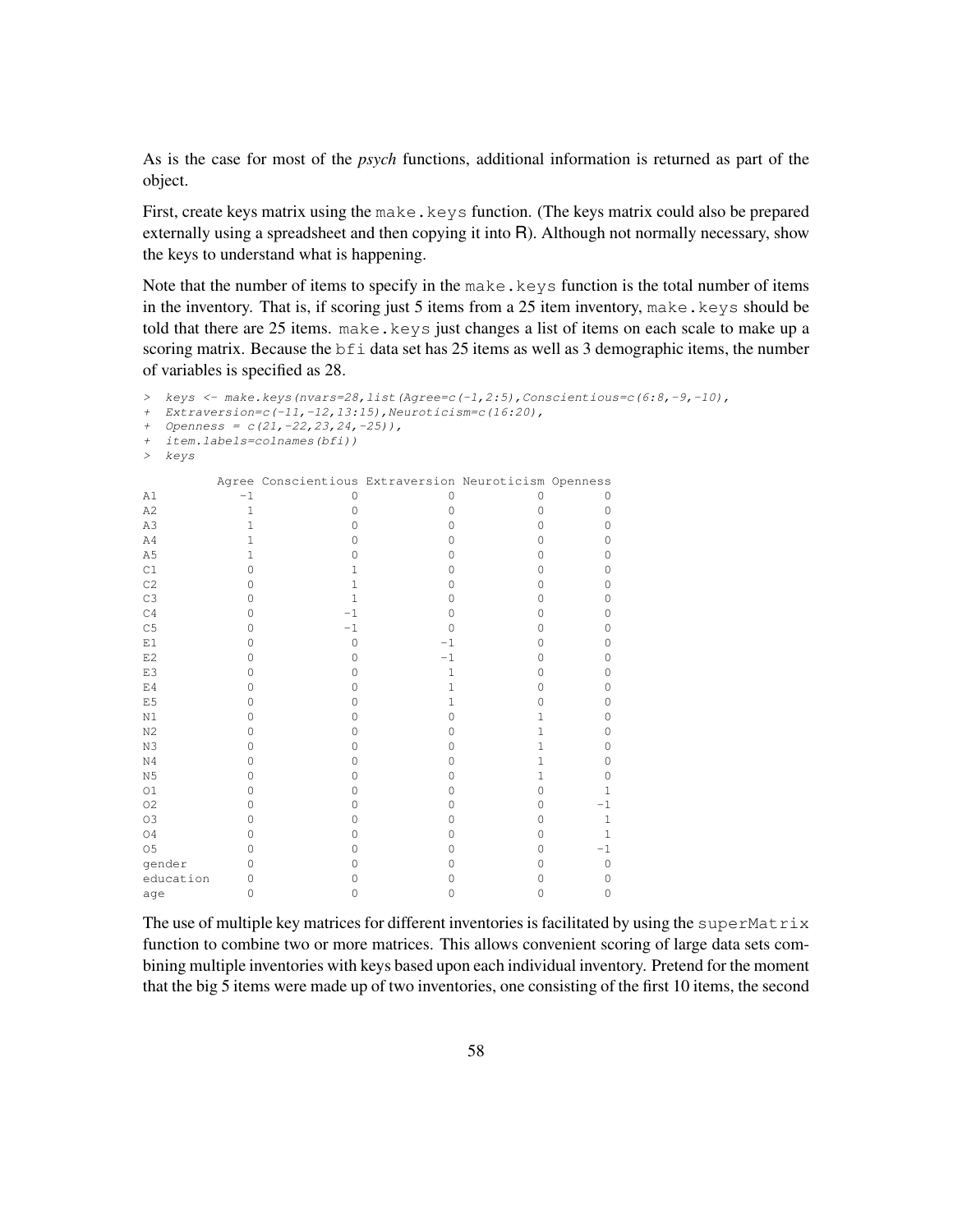As is the case for most of the *psych* functions, additional information is returned as part of the object.

First, create keys matrix using the make.keys function. (The keys matrix could also be prepared externally using a spreadsheet and then copying it into R). Although not normally necessary, show the keys to understand what is happening.

Note that the number of items to specify in the make.keys function is the total number of items in the inventory. That is, if scoring just 5 items from a 25 item inventory, make.keys should be told that there are 25 items. make.keys just changes a list of items on each scale to make up a scoring matrix. Because the bfi data set has 25 items as well as 3 demographic items, the number of variables is specified as 28.

```
> keys <- make.keys(nvars=28,list(Agree=c(-1,2:5),Conscientious=c(6:8,-9,-10),
+ Extraversion=c(-11,-12,13:15),Neuroticism=c(16:20),
+ Openness = c(21,-22,23,24,-25)),
+ item.labels=colnames(bfi))
> keys

          Agree Conscientious Extraversion Neuroticism Openness
A1           -1             0            0           0        0
A2            1             0            0           0        0
A3            1             0            0           0        0
A4            1             0            0           0        0
A5            1             0            0           0        0
C1            0             1            0           0        0
C2            0             1            0           0        0
C3            0             1            0           0        0
C4            0            -1            0           0        0
C5            0            -1            0           0        0
E1            0             0           -1           0        0
E2            0             0           -1           0        0
E3            0             0            1           0        0
E4            0             0            1           0        0
E5            0             0            1           0        0
N1            0             0            0           1        0
N2            0             0            0           1        0
N3            0             0            0           1        0
N4            0             0            0           1        0
N5            0             0            0           1        0
O1            0             0            0           0        1
O2            0             0            0           0       -1
O3            0             0            0           0        1
O4            0             0            0           0        1
O5            0             0            0           0       -1
gender        0             0            0           0        0
education     0             0            0           0        0
age           0             0            0           0        0
```

The use of multiple key matrices for different inventories is facilitated by using the superMatrix function to combine two or more matrices. This allows convenient scoring of large data sets combining multiple inventories with keys based upon each individual inventory. Pretend for the moment that the big 5 items were made up of two inventories, one consisting of the first 10 items, the second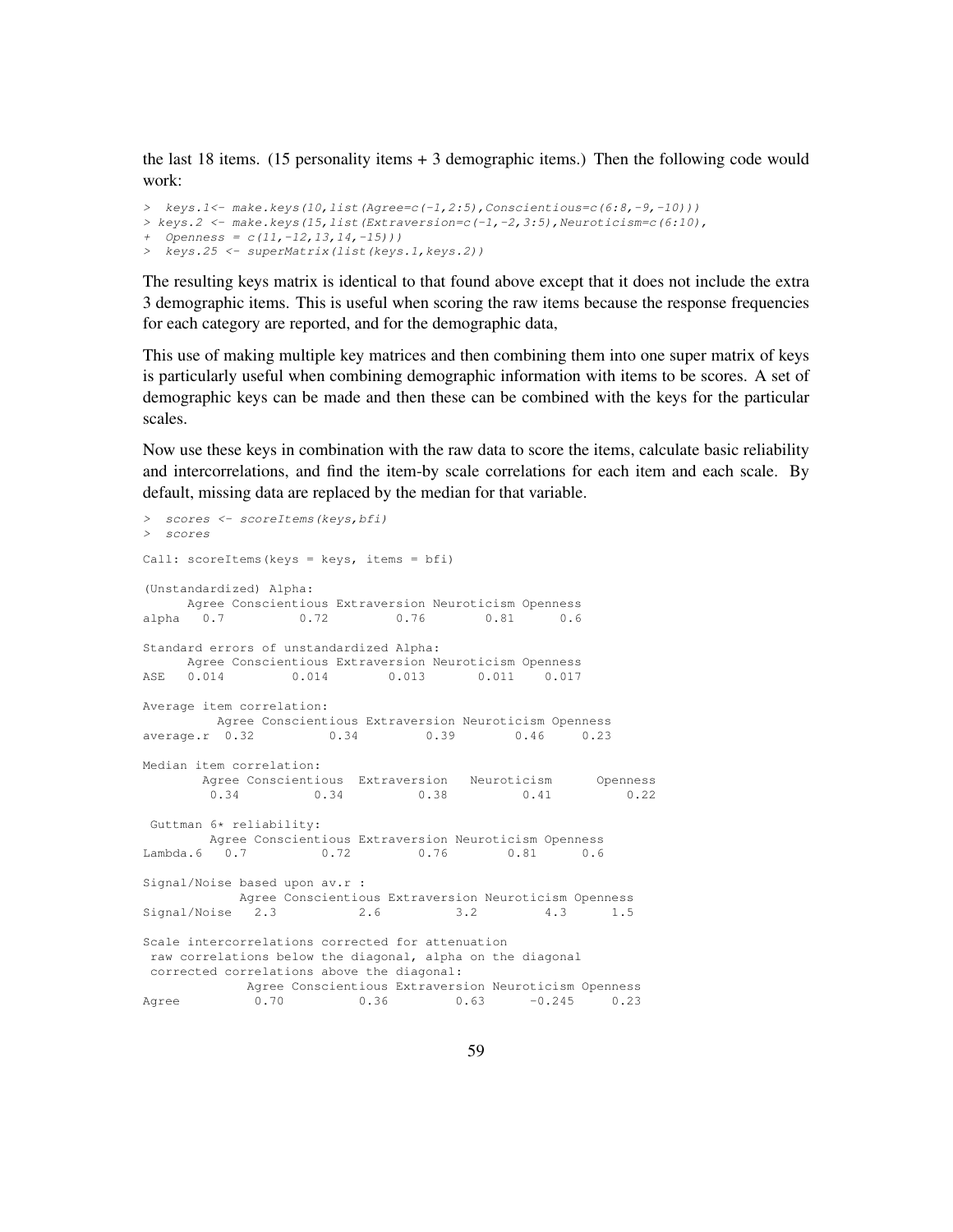the last 18 items. (15 personality items + 3 demographic items.) Then the following code would work:

```
> keys.1<- make.keys(10,list(Agree=c(-1,2:5),Conscientious=c(6:8,-9,-10)))
> keys.2 <- make.keys(15,list(Extraversion=c(-1,-2,3:5),Neuroticism=c(6:10),
+ Openness = c(11,-12,13,14,-15)))
> keys.25 <- superMatrix(list(keys.1,keys.2))
```

The resulting keys matrix is identical to that found above except that it does not include the extra 3 demographic items. This is useful when scoring the raw items because the response frequencies for each category are reported, and for the demographic data,

This use of making multiple key matrices and then combining them into one super matrix of keys is particularly useful when combining demographic information with items to be scores. A set of demographic keys can be made and then these can be combined with the keys for the particular scales.

Now use these keys in combination with the raw data to score the items, calculate basic reliability and intercorrelations, and find the item-by scale correlations for each item and each scale. By default, missing data are replaced by the median for that variable.

```
> scores <- scoreItems(keys,bfi)
> scores

Call: scoreItems(keys = keys, items = bfi)

(Unstandardized) Alpha:
      Agree Conscientious Extraversion Neuroticism Openness
alpha   0.7          0.72         0.76        0.81      0.6

Standard errors of unstandardized Alpha:
      Agree Conscientious Extraversion Neuroticism Openness
ASE   0.014         0.014        0.013       0.011    0.017

Average item correlation:
          Agree Conscientious Extraversion Neuroticism Openness
average.r  0.32          0.34         0.39        0.46     0.23

Median item correlation:
        Agree Conscientious  Extraversion   Neuroticism      Openness
         0.34          0.34          0.38          0.41          0.22

 Guttman 6* reliability:
         Agree Conscientious Extraversion Neuroticism Openness
Lambda.6   0.7          0.72         0.76        0.81      0.6

Signal/Noise based upon av.r :
             Agree Conscientious Extraversion Neuroticism Openness
Signal/Noise   2.3           2.6          3.2         4.3      1.5

Scale intercorrelations corrected for attenuation
 raw correlations below the diagonal, alpha on the diagonal
 corrected correlations above the diagonal:
              Agree Conscientious Extraversion Neuroticism Openness
Agree          0.70          0.36         0.63      -0.245     0.23
```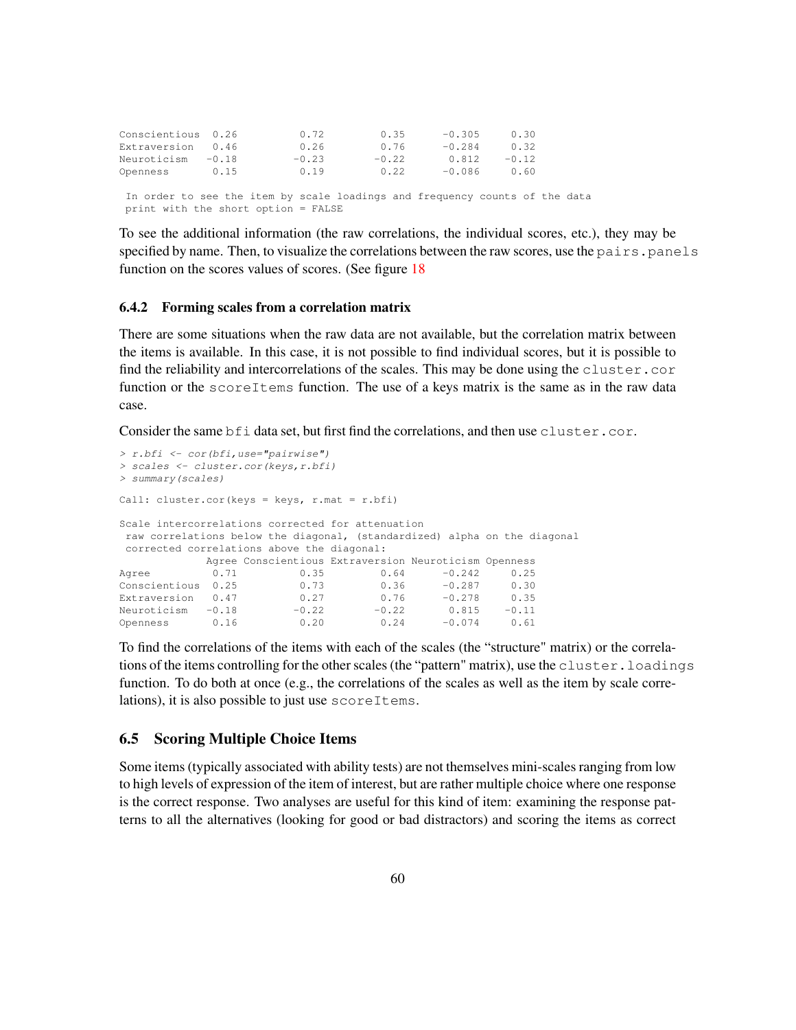```
Conscientious  0.26          0.72         0.35       -0.305     0.30
Extraversion   0.46          0.26         0.76       -0.284     0.32
Neuroticism   -0.18         -0.23        -0.22        0.812    -0.12
Openness       0.15          0.19         0.22       -0.086     0.60

 In order to see the item by scale loadings and frequency counts of the data
 print with the short option = FALSE
```

To see the additional information (the raw correlations, the individual scores, etc.), they may be specified by name. Then, to visualize the correlations between the raw scores, use the `pairs.panels` function on the scores values of scores. (See figure 18

### 6.4.2 Forming scales from a correlation matrix

There are some situations when the raw data are not available, but the correlation matrix between the items is available. In this case, it is not possible to find individual scores, but it is possible to find the reliability and intercorrelations of the scales. This may be done using the `cluster.cor` function or the `scoreItems` function. The use of a keys matrix is the same as in the raw data case.

Consider the same `bfi` data set, but first find the correlations, and then use `cluster.cor`.

```
> r.bfi <- cor(bfi,use="pairwise")
> scales <- cluster.cor(keys,r.bfi)
> summary(scales)

Call: cluster.cor(keys = keys, r.mat = r.bfi)

Scale intercorrelations corrected for attenuation
 raw correlations below the diagonal, (standardized) alpha on the diagonal
 corrected correlations above the diagonal:
              Agree Conscientious Extraversion Neuroticism Openness
Agree          0.71          0.35         0.64      -0.242     0.25
Conscientious  0.25          0.73         0.36      -0.287     0.30
Extraversion   0.47          0.27         0.76      -0.278     0.35
Neuroticism   -0.18         -0.22        -0.22       0.815    -0.11
Openness       0.16          0.20         0.24      -0.074     0.61
```

To find the correlations of the items with each of the scales (the "structure" matrix) or the correlations of the items controlling for the other scales (the "pattern" matrix), use the `cluster.loadings` function. To do both at once (e.g., the correlations of the scales as well as the item by scale correlations), it is also possible to just use `scoreItems`.

## 6.5 Scoring Multiple Choice Items

Some items (typically associated with ability tests) are not themselves mini-scales ranging from low to high levels of expression of the item of interest, but are rather multiple choice where one response is the correct response. Two analyses are useful for this kind of item: examining the response patterns to all the alternatives (looking for good or bad distractors) and scoring the items as correct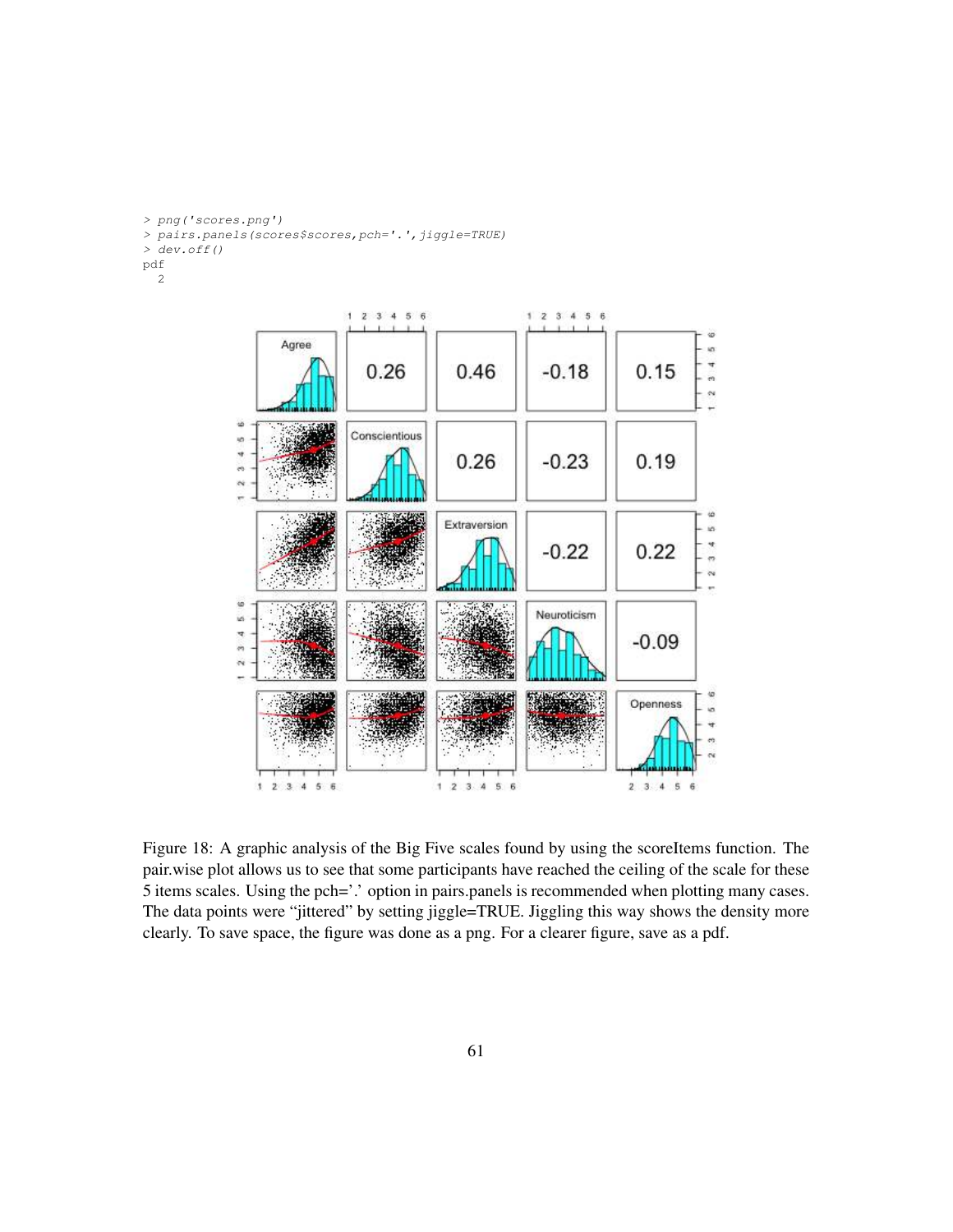```
> png('scores.png')
> pairs.panels(scores$scores,pch='.',jiggle=TRUE)
> dev.off()
pdf
  2
```

Figure 18: A graphic analysis of the Big Five scales found by using the scoreItems function. The pair.wise plot allows us to see that some participants have reached the ceiling of the scale for these 5 items scales. Using the pch='.' option in pairs.panels is recommended when plotting many cases. The data points were "jittered" by setting jiggle=TRUE. Jiggling this way shows the density more clearly. To save space, the figure was done as a png. For a clearer figure, save as a pdf.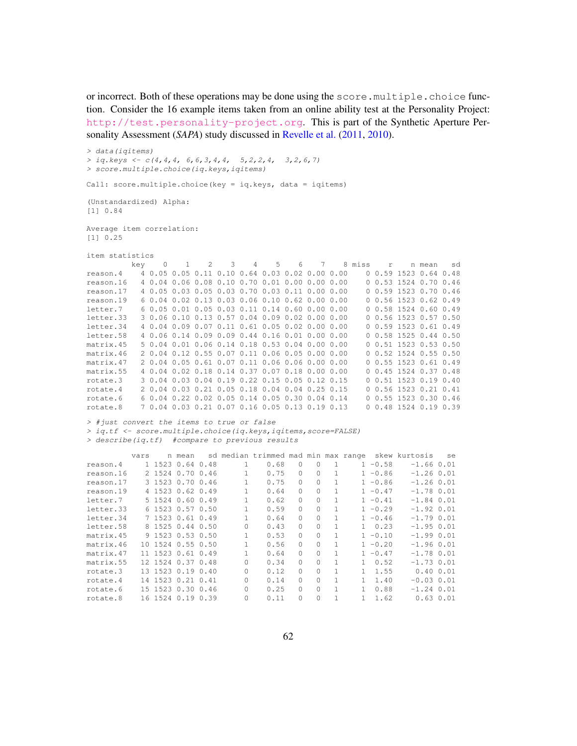or incorrect. Both of these operations may be done using the `score.multiple.choice` function. Consider the 16 example items taken from an online ability test at the Personality Project: http://test.personality-project.org. This is part of the Synthetic Aperture Personality Assessment (*SAPA*) study discussed in Revelle et al. (2011, 2010).

```
> data(iqitems)
> iq.keys <- c(4,4,4, 6,6,3,4,4,  5,2,2,4,  3,2,6,7)
> score.multiple.choice(iq.keys,iqitems)

Call: score.multiple.choice(key = iq.keys, data = iqitems)

(Unstandardized) Alpha:
[1] 0.84

Average item correlation:
[1] 0.25

item statistics
          key    0    1    2    3    4    5    6    7    8 miss    r    n mean   sd
reason.4    4 0.05 0.05 0.11 0.10 0.64 0.03 0.02 0.00 0.00    0 0.59 1523 0.64 0.48
reason.16   4 0.04 0.06 0.08 0.10 0.70 0.01 0.00 0.00 0.00    0 0.53 1524 0.70 0.46
reason.17   4 0.05 0.03 0.05 0.03 0.70 0.03 0.11 0.00 0.00    0 0.59 1523 0.70 0.46
reason.19   6 0.04 0.02 0.13 0.03 0.06 0.10 0.62 0.00 0.00    0 0.56 1523 0.62 0.49
letter.7    6 0.05 0.01 0.05 0.03 0.11 0.14 0.60 0.00 0.00    0 0.58 1524 0.60 0.49
letter.33   3 0.06 0.10 0.13 0.57 0.04 0.09 0.02 0.00 0.00    0 0.56 1523 0.57 0.50
letter.34   4 0.04 0.09 0.07 0.11 0.61 0.05 0.02 0.00 0.00    0 0.59 1523 0.61 0.49
letter.58   4 0.06 0.14 0.09 0.09 0.44 0.16 0.01 0.00 0.00    0 0.58 1525 0.44 0.50
matrix.45   5 0.04 0.01 0.06 0.14 0.18 0.53 0.04 0.00 0.00    0 0.51 1523 0.53 0.50
matrix.46   2 0.04 0.12 0.55 0.07 0.11 0.06 0.05 0.00 0.00    0 0.52 1524 0.55 0.50
matrix.47   2 0.04 0.05 0.61 0.07 0.11 0.06 0.06 0.00 0.00    0 0.55 1523 0.61 0.49
matrix.55   4 0.04 0.02 0.18 0.14 0.37 0.07 0.18 0.00 0.00    0 0.45 1524 0.37 0.48
rotate.3    3 0.04 0.03 0.04 0.19 0.22 0.15 0.05 0.12 0.15    0 0.51 1523 0.19 0.40
rotate.4    2 0.04 0.03 0.21 0.05 0.18 0.04 0.04 0.25 0.15    0 0.56 1523 0.21 0.41
rotate.6    6 0.04 0.22 0.02 0.05 0.14 0.05 0.30 0.04 0.14    0 0.55 1523 0.30 0.46
rotate.8    7 0.04 0.03 0.21 0.07 0.16 0.05 0.13 0.19 0.13    0 0.48 1524 0.19 0.39

> #just convert the items to true or false
> iq.tf <- score.multiple.choice(iq.keys,iqitems,score=FALSE)
> describe(iq.tf)  #compare to previous results

          vars    n mean   sd median trimmed mad min max range  skew kurtosis   se
reason.4     1 1523 0.64 0.48      1    0.68   0   0   1     1 -0.58    -1.66 0.01
reason.16    2 1524 0.70 0.46      1    0.75   0   0   1     1 -0.86    -1.26 0.01
reason.17    3 1523 0.70 0.46      1    0.75   0   0   1     1 -0.86    -1.26 0.01
reason.19    4 1523 0.62 0.49      1    0.64   0   0   1     1 -0.47    -1.78 0.01
letter.7     5 1524 0.60 0.49      1    0.62   0   0   1     1 -0.41    -1.84 0.01
letter.33    6 1523 0.57 0.50      1    0.59   0   0   1     1 -0.29    -1.92 0.01
letter.34    7 1523 0.61 0.49      1    0.64   0   0   1     1 -0.46    -1.79 0.01
letter.58    8 1525 0.44 0.50      0    0.43   0   0   1     1  0.23    -1.95 0.01
matrix.45    9 1523 0.53 0.50      1    0.53   0   0   1     1 -0.10    -1.99 0.01
matrix.46   10 1524 0.55 0.50      1    0.56   0   0   1     1 -0.20    -1.96 0.01
matrix.47   11 1523 0.61 0.49      1    0.64   0   0   1     1 -0.47    -1.78 0.01
matrix.55   12 1524 0.37 0.48      0    0.34   0   0   1     1  0.52    -1.73 0.01
rotate.3    13 1523 0.19 0.40      0    0.12   0   0   1     1  1.55     0.40 0.01
rotate.4    14 1523 0.21 0.41      0    0.14   0   0   1     1  1.40    -0.03 0.01
rotate.6    15 1523 0.30 0.46      0    0.25   0   0   1     1  0.88    -1.24 0.01
rotate.8    16 1524 0.19 0.39      0    0.11   0   0   1     1  1.62     0.63 0.01
```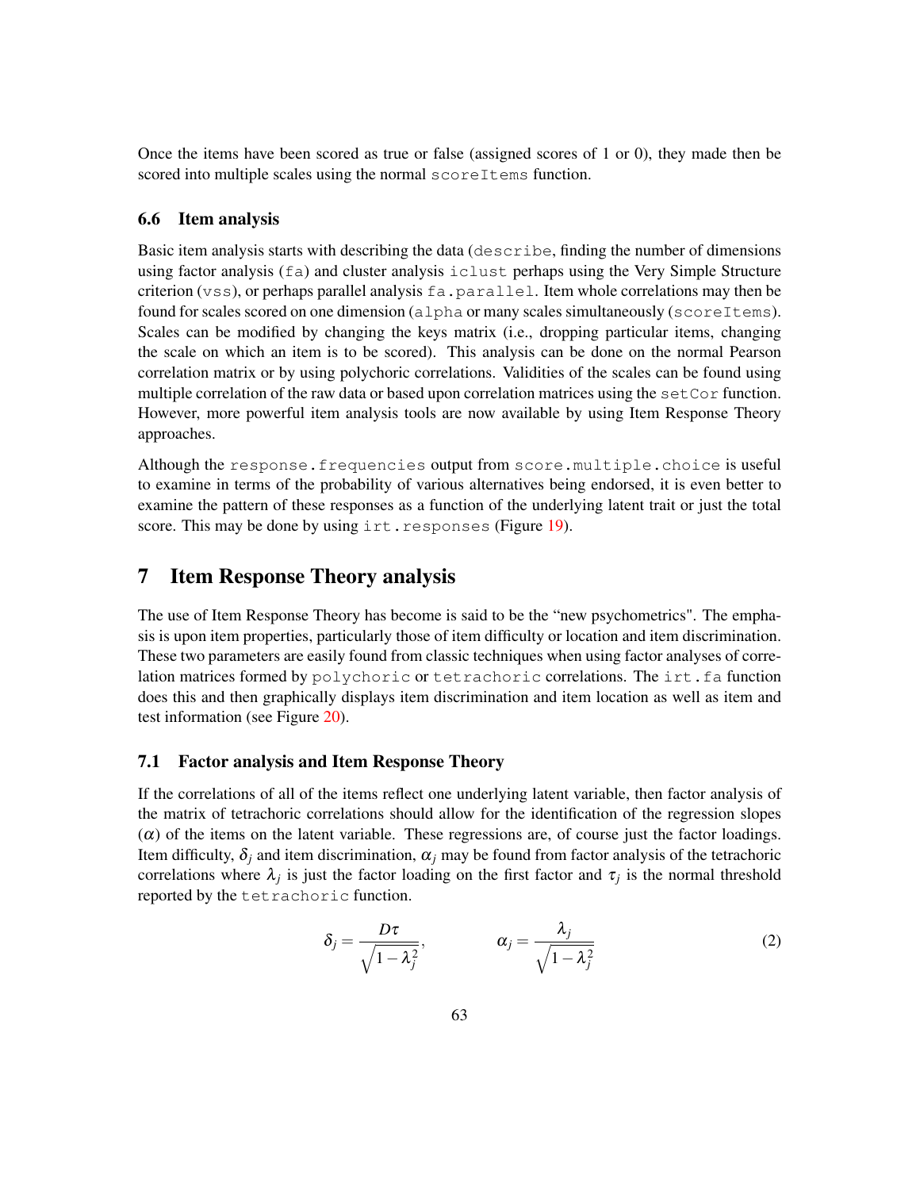Once the items have been scored as true or false (assigned scores of 1 or 0), they made then be scored into multiple scales using the normal `scoreItems` function.

### 6.6 Item analysis

Basic item analysis starts with describing the data (`describe`, finding the number of dimensions using factor analysis (`fa`) and cluster analysis `iclust` perhaps using the Very Simple Structure criterion (`vss`), or perhaps parallel analysis `fa.parallel`. Item whole correlations may then be found for scales scored on one dimension (`alpha` or many scales simultaneously (`scoreItems`). Scales can be modified by changing the keys matrix (i.e., dropping particular items, changing the scale on which an item is to be scored). This analysis can be done on the normal Pearson correlation matrix or by using polychoric correlations. Validities of the scales can be found using multiple correlation of the raw data or based upon correlation matrices using the `setCor` function. However, more powerful item analysis tools are now available by using Item Response Theory approaches.

Although the `response.frequencies` output from `score.multiple.choice` is useful to examine in terms of the probability of various alternatives being endorsed, it is even better to examine the pattern of these responses as a function of the underlying latent trait or just the total score. This may be done by using `irt.responses` (Figure 19).

## 7 Item Response Theory analysis

The use of Item Response Theory has become is said to be the "new psychometrics". The emphasis is upon item properties, particularly those of item difficulty or location and item discrimination. These two parameters are easily found from classic techniques when using factor analyses of correlation matrices formed by `polychoric` or `tetrachoric` correlations. The `irt.fa` function does this and then graphically displays item discrimination and item location as well as item and test information (see Figure 20).

### 7.1 Factor analysis and Item Response Theory

If the correlations of all of the items reflect one underlying latent variable, then factor analysis of the matrix of tetrachoric correlations should allow for the identification of the regression slopes ($\alpha$) of the items on the latent variable. These regressions are, of course just the factor loadings. Item difficulty, $\delta_j$ and item discrimination, $\alpha_j$ may be found from factor analysis of the tetrachoric correlations where $\lambda_j$ is just the factor loading on the first factor and $\tau_j$ is the normal threshold reported by the `tetrachoric` function.

$$\delta_j = \frac{D\tau}{\sqrt{1-\lambda_j^2}}, \qquad \alpha_j = \frac{\lambda_j}{\sqrt{1-\lambda_j^2}} \tag{2}$$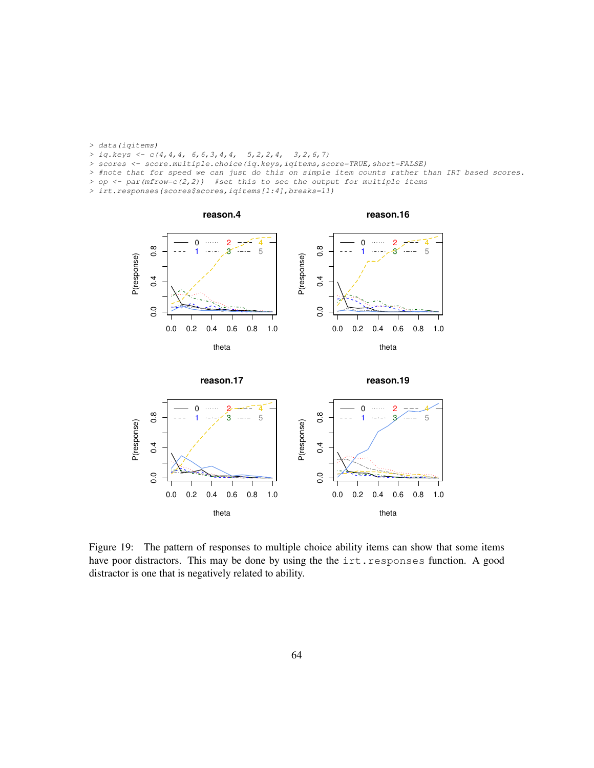```
> data(iqitems)
> iq.keys <- c(4,4,4, 6,6,3,4,4,  5,2,2,4,  3,2,6,7)
> scores <- score.multiple.choice(iq.keys,iqitems,score=TRUE,short=FALSE)
> #note that for speed we can just do this on simple item counts rather than IRT based scores.
> op <- par(mfrow=c(2,2))  #set this to see the output for multiple items
> irt.responses(scores$scores,iqitems[1:4],breaks=11)
```

Figure 19: The pattern of responses to multiple choice ability items can show that some items have poor distractors. This may be done by using the the `irt.responses` function. A good distractor is one that is negatively related to ability.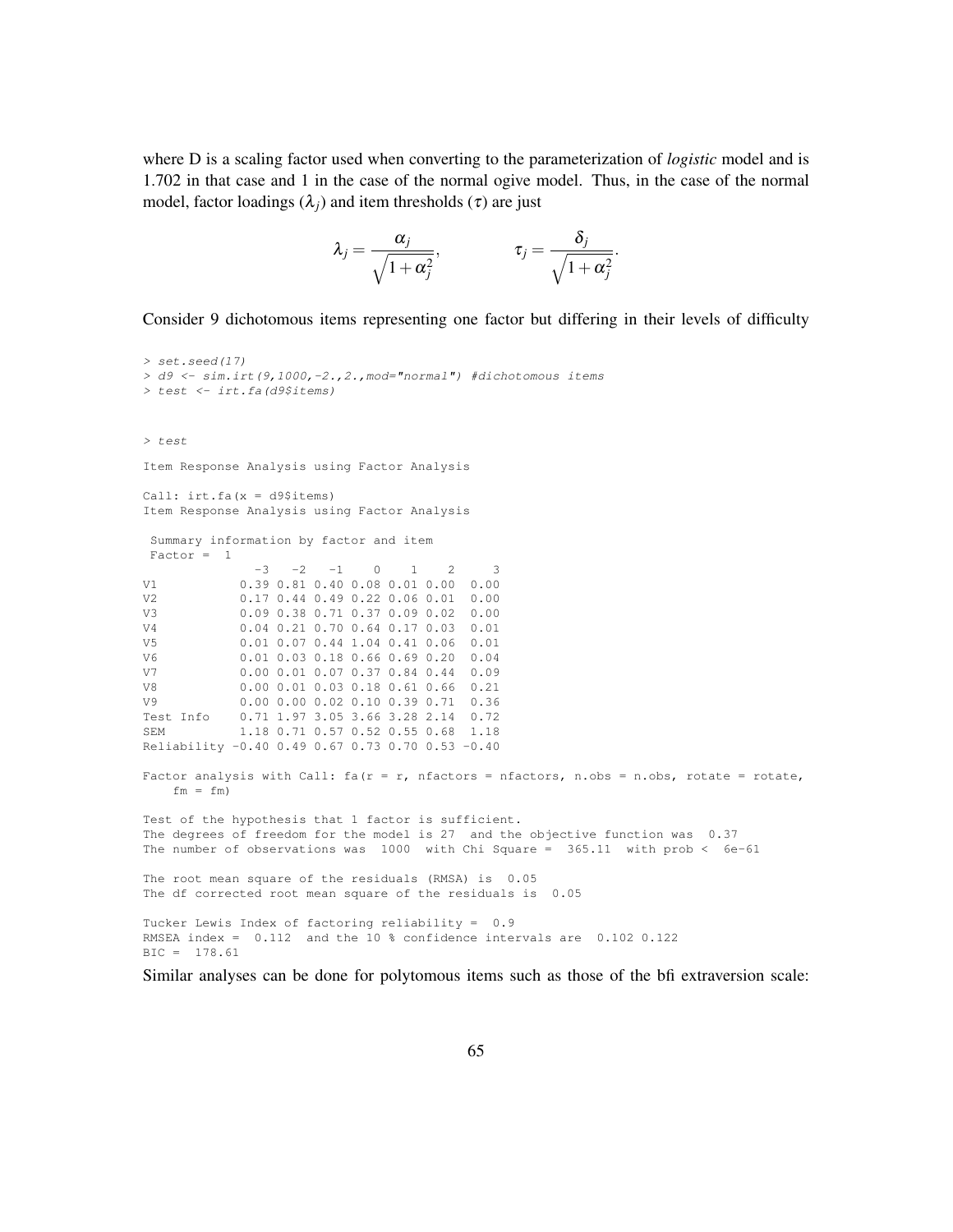where D is a scaling factor used when converting to the parameterization of *logistic* model and is 1.702 in that case and 1 in the case of the normal ogive model. Thus, in the case of the normal model, factor loadings ($\lambda_j$) and item thresholds ($\tau$) are just

$$\lambda_j = \frac{\alpha_j}{\sqrt{1+\alpha_j^2}}, \qquad \tau_j = \frac{\delta_j}{\sqrt{1+\alpha_j^2}}.$$

Consider 9 dichotomous items representing one factor but differing in their levels of difficulty

```
> set.seed(17)
> d9 <- sim.irt(9,1000,-2.,2.,mod="normal") #dichotomous items
> test <- irt.fa(d9$items)
```

```
> test
Item Response Analysis using Factor Analysis

Call: irt.fa(x = d9$items)
Item Response Analysis using Factor Analysis

 Summary information by factor and item
 Factor =  1
               -3   -2   -1    0    1    2     3
V1           0.39 0.81 0.40 0.08 0.01 0.00  0.00
V2           0.17 0.44 0.49 0.22 0.06 0.01  0.00
V3           0.09 0.38 0.71 0.37 0.09 0.02  0.00
V4           0.04 0.21 0.70 0.64 0.17 0.03  0.01
V5           0.01 0.07 0.44 1.04 0.41 0.06  0.01
V6           0.01 0.03 0.18 0.66 0.69 0.20  0.04
V7           0.00 0.01 0.07 0.37 0.84 0.44  0.09
V8           0.00 0.01 0.03 0.18 0.61 0.66  0.21
V9           0.00 0.00 0.02 0.10 0.39 0.71  0.36
Test Info    0.71 1.97 3.05 3.66 3.28 2.14  0.72
SEM          1.18 0.71 0.57 0.52 0.55 0.68  1.18
Reliability -0.40 0.49 0.67 0.73 0.70 0.53 -0.40

Factor analysis with Call: fa(r = r, nfactors = nfactors, n.obs = n.obs, rotate = rotate,
    fm = fm)

Test of the hypothesis that 1 factor is sufficient.
The degrees of freedom for the model is 27  and the objective function was  0.37
The number of observations was  1000  with Chi Square =  365.11  with prob <  6e-61

The root mean square of the residuals (RMSA) is  0.05
The df corrected root mean square of the residuals is  0.05

Tucker Lewis Index of factoring reliability =  0.9
RMSEA index =  0.112  and the 10 % confidence intervals are  0.102 0.122
BIC =  178.61
```

Similar analyses can be done for polytomous items such as those of the bfi extraversion scale: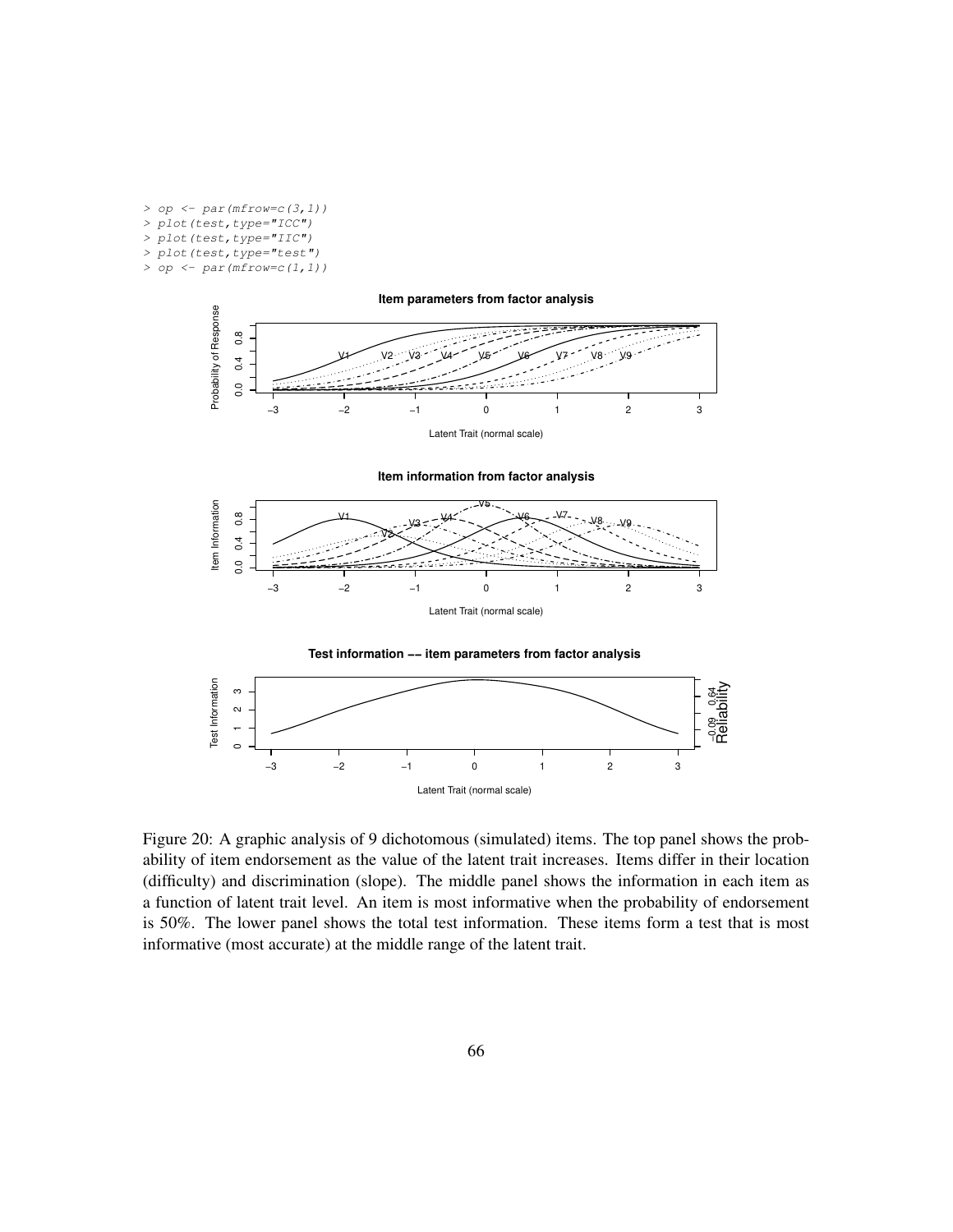```
> op <- par(mfrow=c(3,1))
> plot(test,type="ICC")
> plot(test,type="IIC")
> plot(test,type="test")
> op <- par(mfrow=c(1,1))
```

Figure 20: A graphic analysis of 9 dichotomous (simulated) items. The top panel shows the probability of item endorsement as the value of the latent trait increases. Items differ in their location (difficulty) and discrimination (slope). The middle panel shows the information in each item as a function of latent trait level. An item is most informative when the probability of endorsement is 50%. The lower panel shows the total test information. These items form a test that is most informative (most accurate) at the middle range of the latent trait.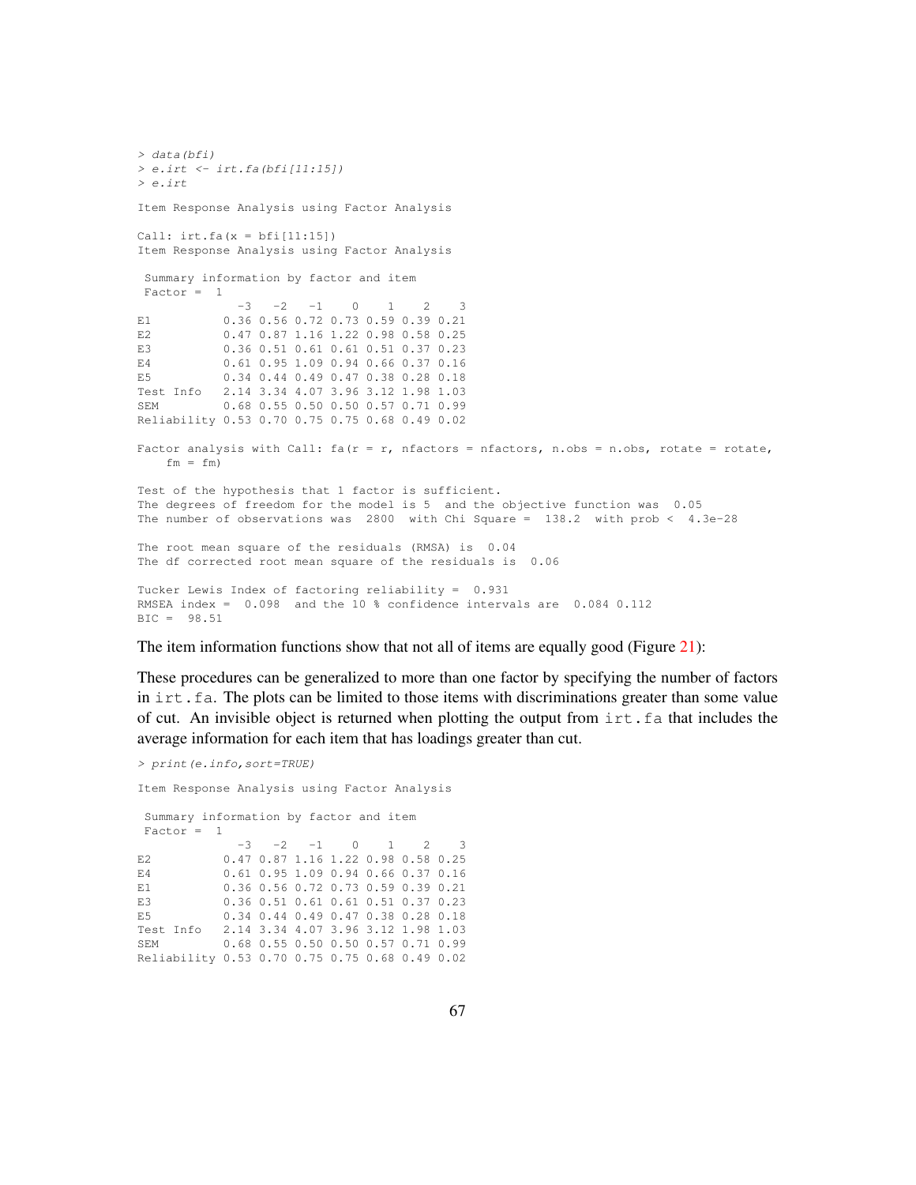```
> data(bfi)
> e.irt <- irt.fa(bfi[11:15])
> e.irt

Item Response Analysis using Factor Analysis

Call: irt.fa(x = bfi[11:15])
Item Response Analysis using Factor Analysis

 Summary information by factor and item
 Factor =  1
              -3   -2   -1    0    1    2    3
E1          0.36 0.56 0.72 0.73 0.59 0.39 0.21
E2          0.47 0.87 1.16 1.22 0.98 0.58 0.25
E3          0.36 0.51 0.61 0.61 0.51 0.37 0.23
E4          0.61 0.95 1.09 0.94 0.66 0.37 0.16
E5          0.34 0.44 0.49 0.47 0.38 0.28 0.18
Test Info   2.14 3.34 4.07 3.96 3.12 1.98 1.03
SEM         0.68 0.55 0.50 0.50 0.57 0.71 0.99
Reliability 0.53 0.70 0.75 0.75 0.68 0.49 0.02

Factor analysis with Call: fa(r = r, nfactors = nfactors, n.obs = n.obs, rotate = rotate,
    fm = fm)

Test of the hypothesis that 1 factor is sufficient.
The degrees of freedom for the model is 5  and the objective function was  0.05
The number of observations was  2800  with Chi Square =  138.2  with prob <  4.3e-28

The root mean square of the residuals (RMSA) is  0.04
The df corrected root mean square of the residuals is  0.06

Tucker Lewis Index of factoring reliability =  0.931
RMSEA index =  0.098  and the 10 % confidence intervals are  0.084 0.112
BIC =  98.51
```

The item information functions show that not all of items are equally good (Figure 21):

These procedures can be generalized to more than one factor by specifying the number of factors in `irt.fa`. The plots can be limited to those items with discriminations greater than some value of cut. An invisible object is returned when plotting the output from `irt.fa` that includes the average information for each item that has loadings greater than cut.

```
> print(e.info,sort=TRUE)

Item Response Analysis using Factor Analysis

 Summary information by factor and item
 Factor =  1
              -3   -2   -1    0    1    2    3
E2          0.47 0.87 1.16 1.22 0.98 0.58 0.25
E4          0.61 0.95 1.09 0.94 0.66 0.37 0.16
E1          0.36 0.56 0.72 0.73 0.59 0.39 0.21
E3          0.36 0.51 0.61 0.61 0.51 0.37 0.23
E5          0.34 0.44 0.49 0.47 0.38 0.28 0.18
Test Info   2.14 3.34 4.07 3.96 3.12 1.98 1.03
SEM         0.68 0.55 0.50 0.50 0.57 0.71 0.99
Reliability 0.53 0.70 0.75 0.75 0.68 0.49 0.02
```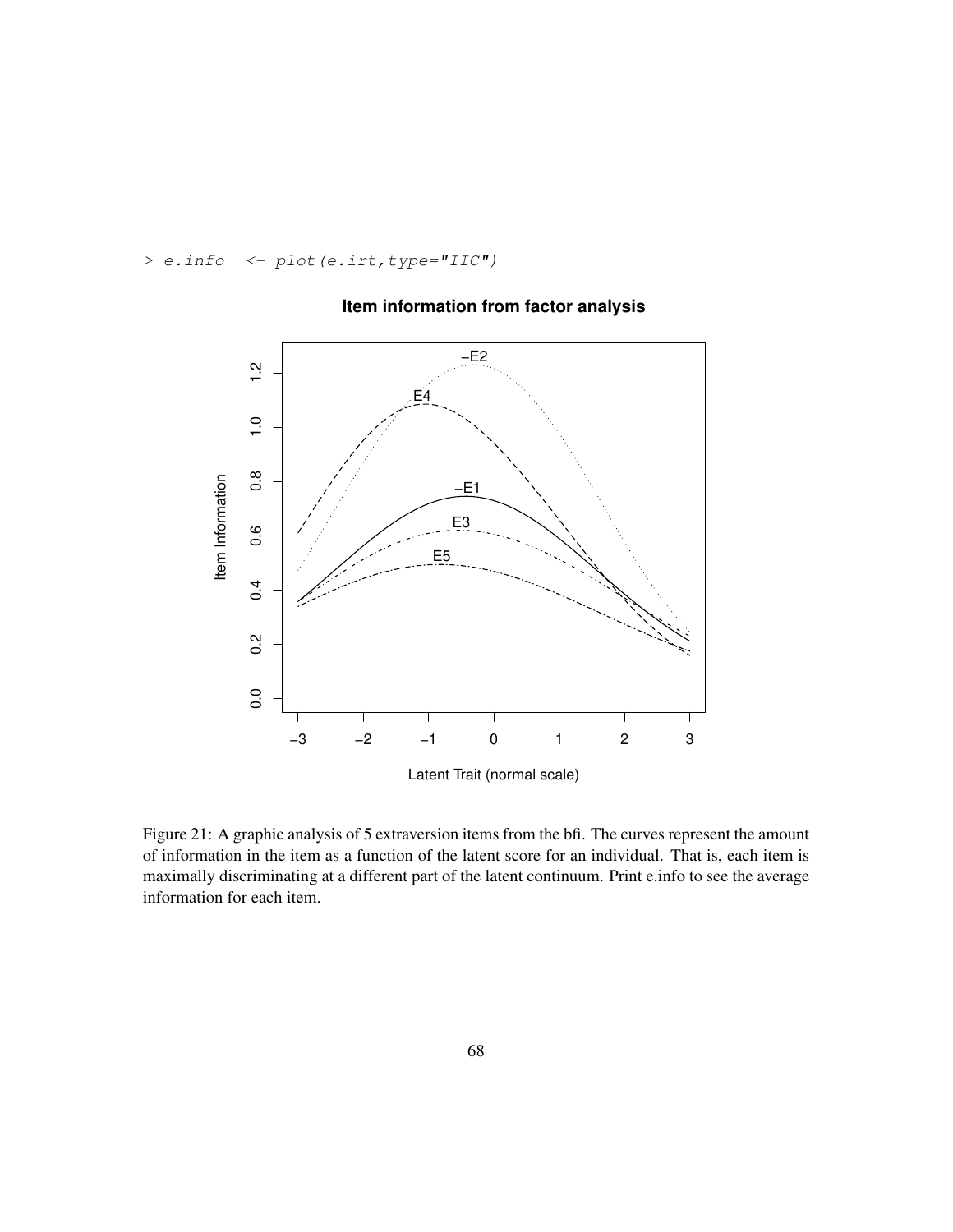```
> e.info  <- plot(e.irt,type="IIC")
```

Figure 21: A graphic analysis of 5 extraversion items from the bfi. The curves represent the amount of information in the item as a function of the latent score for an individual. That is, each item is maximally discriminating at a different part of the latent continuum. Print e.info to see the average information for each item.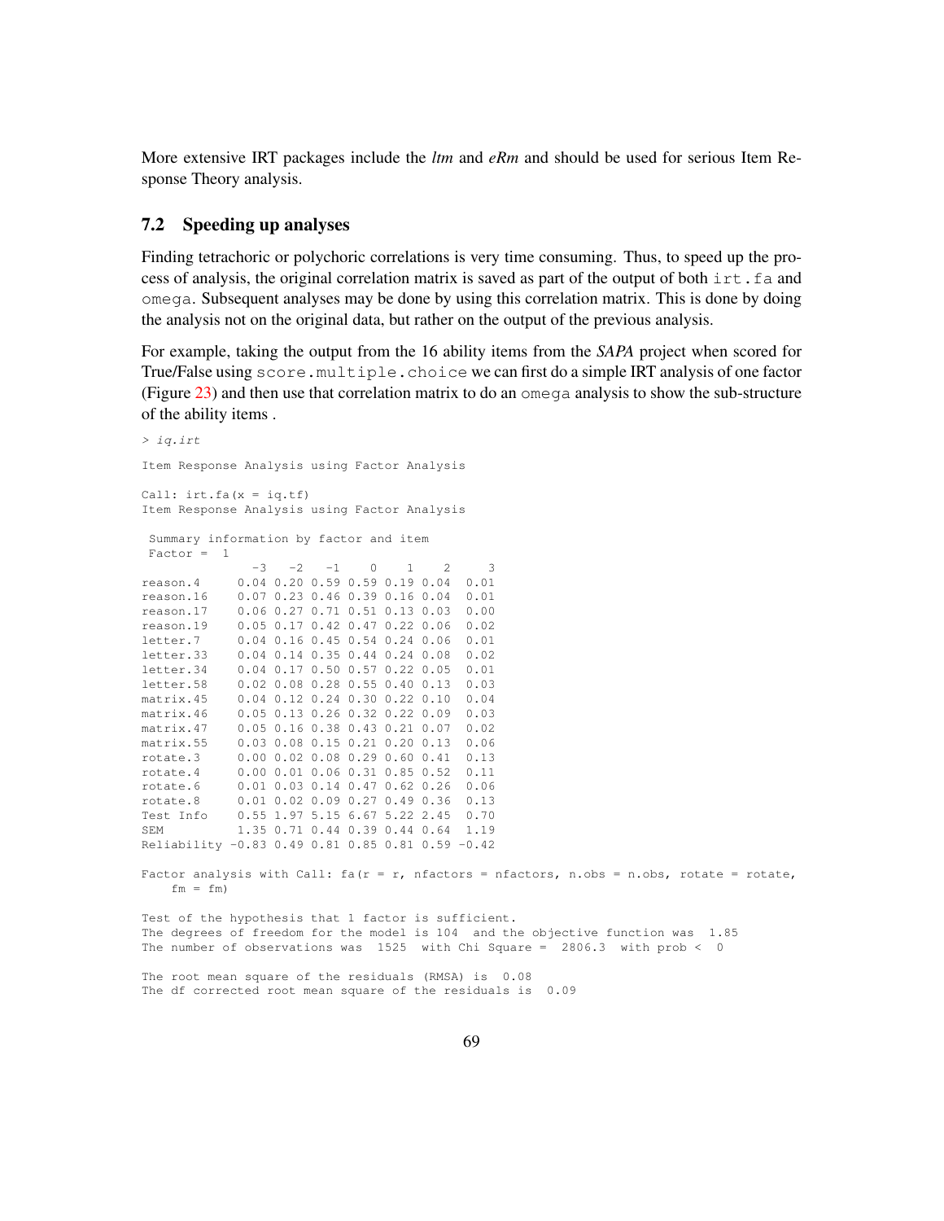More extensive IRT packages include the *ltm* and *eRm* and should be used for serious Item Response Theory analysis.

## 7.2 Speeding up analyses

Finding tetrachoric or polychoric correlations is very time consuming. Thus, to speed up the process of analysis, the original correlation matrix is saved as part of the output of both `irt.fa` and `omega`. Subsequent analyses may be done by using this correlation matrix. This is done by doing the analysis not on the original data, but rather on the output of the previous analysis.

For example, taking the output from the 16 ability items from the *SAPA* project when scored for True/False using `score.multiple.choice` we can first do a simple IRT analysis of one factor (Figure 23) and then use that correlation matrix to do an `omega` analysis to show the sub-structure of the ability items .

```
> iq.irt

Item Response Analysis using Factor Analysis

Call: irt.fa(x = iq.tf)
Item Response Analysis using Factor Analysis

 Summary information by factor and item
 Factor =  1
               -3   -2   -1    0    1    2     3
reason.4     0.04 0.20 0.59 0.59 0.19 0.04  0.01
reason.16    0.07 0.23 0.46 0.39 0.16 0.04  0.01
reason.17    0.06 0.27 0.71 0.51 0.13 0.03  0.00
reason.19    0.05 0.17 0.42 0.47 0.22 0.06  0.02
letter.7     0.04 0.16 0.45 0.54 0.24 0.06  0.01
letter.33    0.04 0.14 0.35 0.44 0.24 0.08  0.02
letter.34    0.04 0.17 0.50 0.57 0.22 0.05  0.01
letter.58    0.02 0.08 0.28 0.55 0.40 0.13  0.03
matrix.45    0.04 0.12 0.24 0.30 0.22 0.10  0.04
matrix.46    0.05 0.13 0.26 0.32 0.22 0.09  0.03
matrix.47    0.05 0.16 0.38 0.43 0.21 0.07  0.02
matrix.55    0.03 0.08 0.15 0.21 0.20 0.13  0.06
rotate.3     0.00 0.02 0.08 0.29 0.60 0.41  0.13
rotate.4     0.00 0.01 0.06 0.31 0.85 0.52  0.11
rotate.6     0.01 0.03 0.14 0.47 0.62 0.26  0.06
rotate.8     0.01 0.02 0.09 0.27 0.49 0.36  0.13
Test Info    0.55 1.97 5.15 6.67 5.22 2.45  0.70
SEM          1.35 0.71 0.44 0.39 0.44 0.64  1.19
Reliability -0.83 0.49 0.81 0.85 0.81 0.59 -0.42

Factor analysis with Call: fa(r = r, nfactors = nfactors, n.obs = n.obs, rotate = rotate,
    fm = fm)

Test of the hypothesis that 1 factor is sufficient.
The degrees of freedom for the model is 104  and the objective function was  1.85
The number of observations was  1525  with Chi Square =  2806.3  with prob <  0

The root mean square of the residuals (RMSA) is  0.08
The df corrected root mean square of the residuals is  0.09
```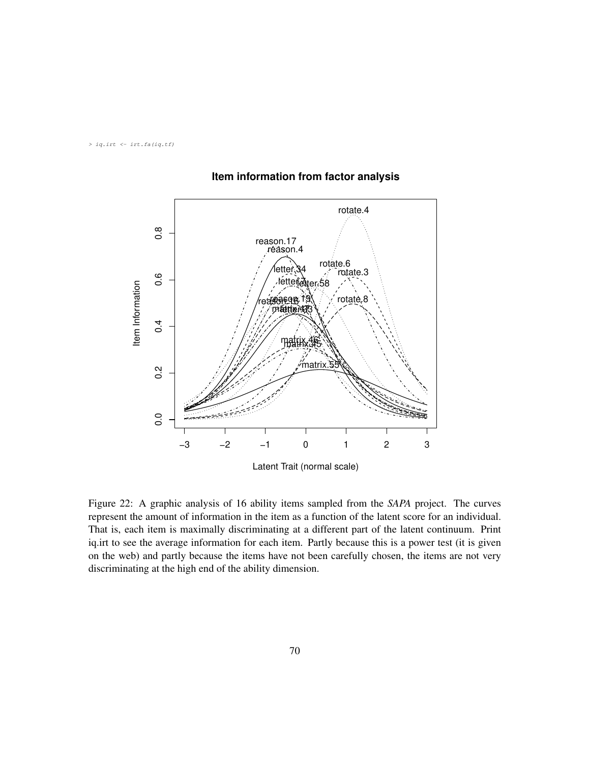```
> iq.irt <- irt.fa(iq.tf)
```

Figure 22: A graphic analysis of 16 ability items sampled from the *SAPA* project. The curves represent the amount of information in the item as a function of the latent score for an individual. That is, each item is maximally discriminating at a different part of the latent continuum. Print iq.irt to see the average information for each item. Partly because this is a power test (it is given on the web) and partly because the items have not been carefully chosen, the items are not very discriminating at the high end of the ability dimension.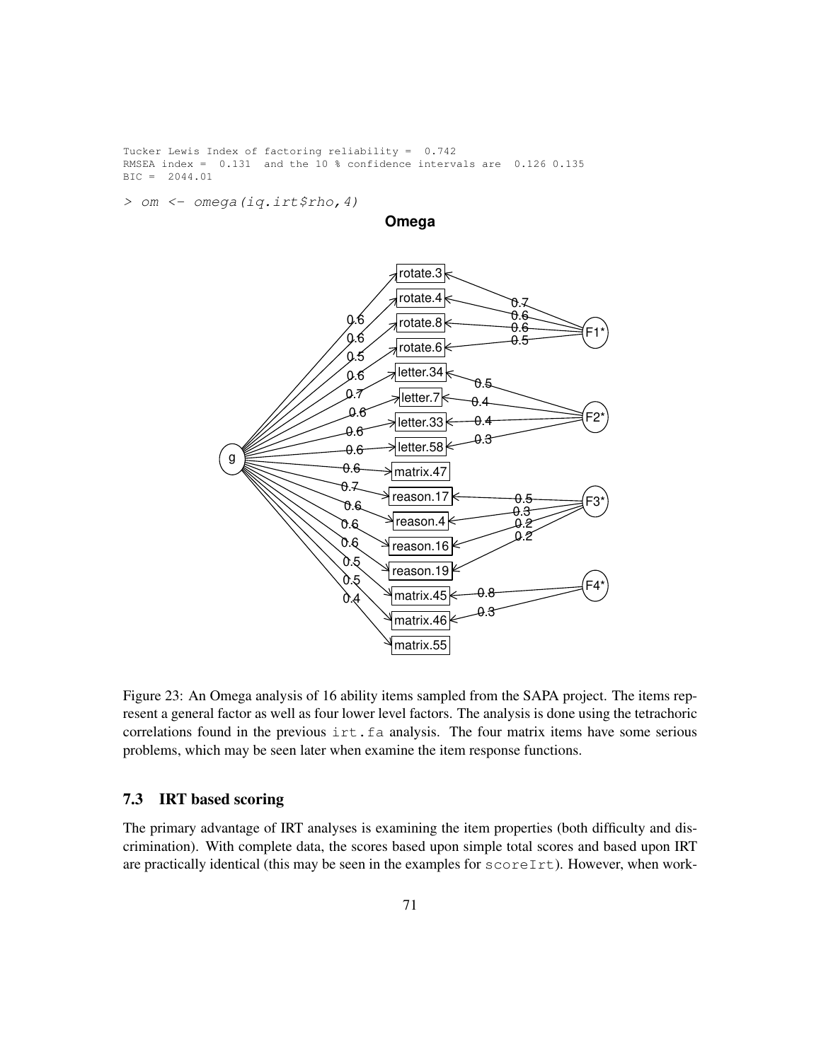```
Tucker Lewis Index of factoring reliability =  0.742
RMSEA index =  0.131  and the 10 % confidence intervals are  0.126 0.135
BIC =  2044.01

> om <- omega(iq.irt$rho,4)
```

Figure 23: An Omega analysis of 16 ability items sampled from the SAPA project. The items represent a general factor as well as four lower level factors. The analysis is done using the tetrachoric correlations found in the previous `irt.fa` analysis. The four matrix items have some serious problems, which may be seen later when examine the item response functions.

### 7.3 IRT based scoring

The primary advantage of IRT analyses is examining the item properties (both difficulty and discrimination). With complete data, the scores based upon simple total scores and based upon IRT are practically identical (this may be seen in the examples for `scoreIrt`). However, when work-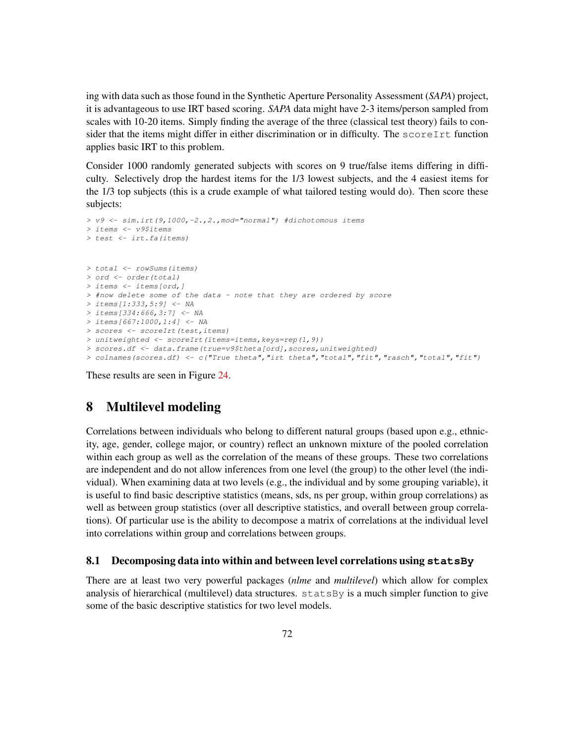ing with data such as those found in the Synthetic Aperture Personality Assessment (*SAPA*) project, it is advantageous to use IRT based scoring. *SAPA* data might have 2-3 items/person sampled from scales with 10-20 items. Simply finding the average of the three (classical test theory) fails to consider that the items might differ in either discrimination or in difficulty. The `scoreIrt` function applies basic IRT to this problem.

Consider 1000 randomly generated subjects with scores on 9 true/false items differing in difficulty. Selectively drop the hardest items for the 1/3 lowest subjects, and the 4 easiest items for the 1/3 top subjects (this is a crude example of what tailored testing would do). Then score these subjects:

```
> v9 <- sim.irt(9,1000,-2.,2.,mod="normal") #dichotomous items
> items <- v9$items
> test <- irt.fa(items)


> total <- rowSums(items)
> ord <- order(total)
> items <- items[ord,]
> #now delete some of the data - note that they are ordered by score
> items[1:333,5:9] <- NA
> items[334:666,3:7] <- NA
> items[667:1000,1:4] <- NA
> scores <- scoreIrt(test,items)
> unitweighted <- scoreIrt(items=items,keys=rep(1,9))
> scores.df <- data.frame(true=v9$theta[ord],scores,unitweighted)
> colnames(scores.df) <- c("True theta","irt theta","total","fit","rasch","total","fit")
```

These results are seen in Figure 24.

# 8 Multilevel modeling

Correlations between individuals who belong to different natural groups (based upon e.g., ethnicity, age, gender, college major, or country) reflect an unknown mixture of the pooled correlation within each group as well as the correlation of the means of these groups. These two correlations are independent and do not allow inferences from one level (the group) to the other level (the individual). When examining data at two levels (e.g., the individual and by some grouping variable), it is useful to find basic descriptive statistics (means, sds, ns per group, within group correlations) as well as between group statistics (over all descriptive statistics, and overall between group correlations). Of particular use is the ability to decompose a matrix of correlations at the individual level into correlations within group and correlations between groups.

## 8.1 Decomposing data into within and between level correlations using **statsBy**

There are at least two very powerful packages (*nlme* and *multilevel*) which allow for complex analysis of hierarchical (multilevel) data structures. `statsBy` is a much simpler function to give some of the basic descriptive statistics for two level models.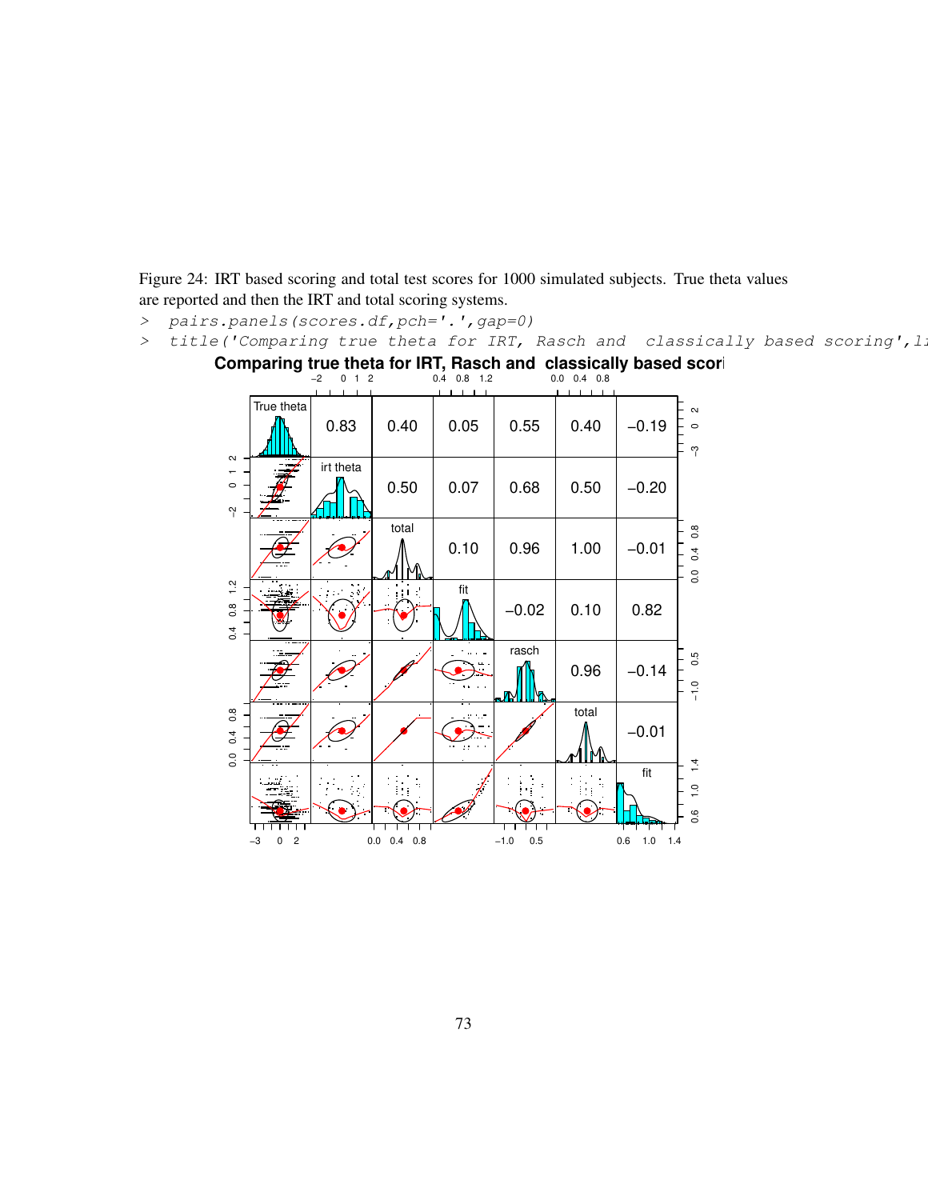Figure 24: IRT based scoring and total test scores for 1000 simulated subjects. True theta values are reported and then the IRT and total scoring systems.

```
> pairs.panels(scores.df,pch='.',gap=0)
> title('Comparing true theta for IRT, Rasch and  classically based scoring',li
```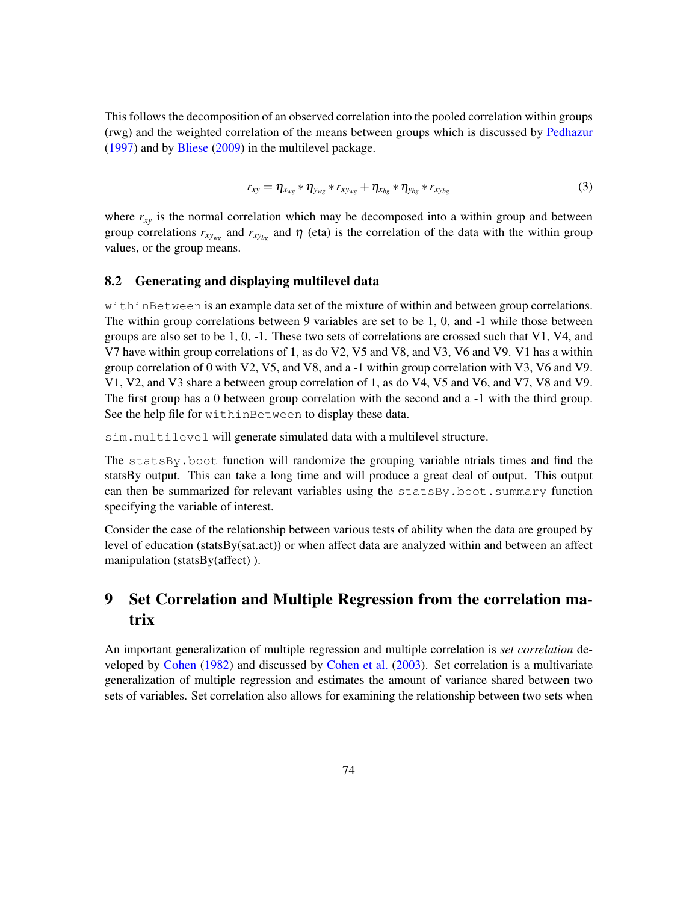This follows the decomposition of an observed correlation into the pooled correlation within groups (rwg) and the weighted correlation of the means between groups which is discussed by Pedhazur (1997) and by Bliese (2009) in the multilevel package.

$$r_{xy} = \eta_{x_{wg}} * \eta_{y_{wg}} * r_{xy_{wg}} + \eta_{x_{bg}} * \eta_{y_{bg}} * r_{xy_{bg}} \tag{3}$$

where $r_{xy}$ is the normal correlation which may be decomposed into a within group and between group correlations $r_{xy_{wg}}$ and $r_{xy_{bg}}$ and $\eta$ (eta) is the correlation of the data with the within group values, or the group means.

### 8.2 Generating and displaying multilevel data

`withinBetween` is an example data set of the mixture of within and between group correlations. The within group correlations between 9 variables are set to be 1, 0, and -1 while those between groups are also set to be 1, 0, -1. These two sets of correlations are crossed such that V1, V4, and V7 have within group correlations of 1, as do V2, V5 and V8, and V3, V6 and V9. V1 has a within group correlation of 0 with V2, V5, and V8, and a -1 within group correlation with V3, V6 and V9. V1, V2, and V3 share a between group correlation of 1, as do V4, V5 and V6, and V7, V8 and V9. The first group has a 0 between group correlation with the second and a -1 with the third group. See the help file for `withinBetween` to display these data.

`sim.multilevel` will generate simulated data with a multilevel structure.

The `statsBy.boot` function will randomize the grouping variable ntrials times and find the statsBy output. This can take a long time and will produce a great deal of output. This output can then be summarized for relevant variables using the `statsBy.boot.summary` function specifying the variable of interest.

Consider the case of the relationship between various tests of ability when the data are grouped by level of education (statsBy(sat.act)) or when affect data are analyzed within and between an affect manipulation (statsBy(affect) ).

## 9 Set Correlation and Multiple Regression from the correlation matrix

An important generalization of multiple regression and multiple correlation is *set correlation* developed by Cohen (1982) and discussed by Cohen et al. (2003). Set correlation is a multivariate generalization of multiple regression and estimates the amount of variance shared between two sets of variables. Set correlation also allows for examining the relationship between two sets when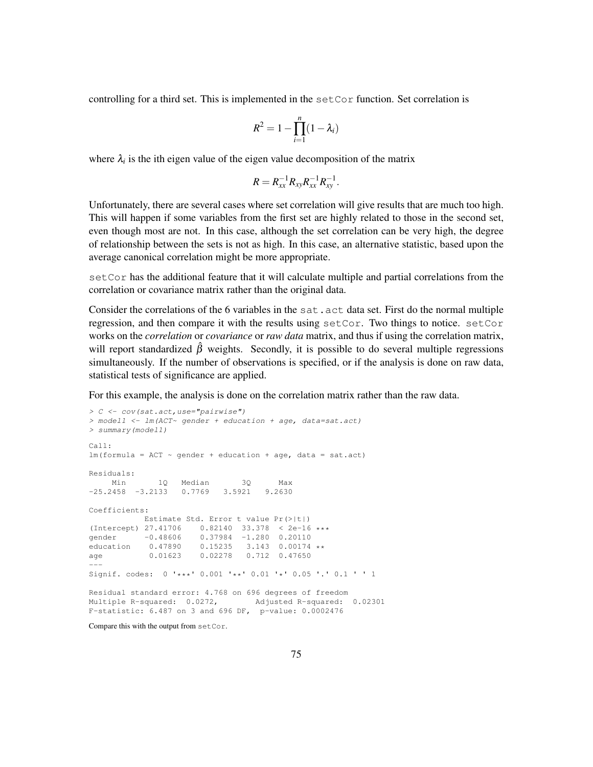controlling for a third set. This is implemented in the setCor function. Set correlation is

$$R^2 = 1 - \prod_{i=1}^{n}(1 - \lambda_i)$$

where $\lambda_i$ is the ith eigen value of the eigen value decomposition of the matrix

$$R = R_{xx}^{-1} R_{xy} R_{xx}^{-1} R_{xy}^{-1}.$$

Unfortunately, there are several cases where set correlation will give results that are much too high. This will happen if some variables from the first set are highly related to those in the second set, even though most are not. In this case, although the set correlation can be very high, the degree of relationship between the sets is not as high. In this case, an alternative statistic, based upon the average canonical correlation might be more appropriate.

setCor has the additional feature that it will calculate multiple and partial correlations from the correlation or covariance matrix rather than the original data.

Consider the correlations of the 6 variables in the sat.act data set. First do the normal multiple regression, and then compare it with the results using setCor. Two things to notice. setCor works on the *correlation* or *covariance* or *raw data* matrix, and thus if using the correlation matrix, will report standardized $\hat{\beta}$ weights. Secondly, it is possible to do several multiple regressions simultaneously. If the number of observations is specified, or if the analysis is done on raw data, statistical tests of significance are applied.

For this example, the analysis is done on the correlation matrix rather than the raw data.

```
> C <- cov(sat.act,use="pairwise")
> model1 <- lm(ACT~ gender + education + age, data=sat.act)
> summary(model1)

Call:
lm(formula = ACT ~ gender + education + age, data = sat.act)

Residuals:
     Min       1Q   Median       3Q      Max 
-25.2458  -3.2133   0.7769   3.5921   9.2630 

Coefficients:
            Estimate Std. Error t value Pr(>|t|)    
(Intercept) 27.41706    0.82140  33.378  < 2e-16 ***
gender      -0.48606    0.37984  -1.280  0.20110    
education    0.47890    0.15235   3.143  0.00174 ** 
age          0.01623    0.02278   0.712  0.47650    
---
Signif. codes:  0 '***' 0.001 '**' 0.01 '*' 0.05 '.' 0.1 ' ' 1

Residual standard error: 4.768 on 696 degrees of freedom
Multiple R-squared:  0.0272,	Adjusted R-squared:  0.02301 
F-statistic: 6.487 on 3 and 696 DF,  p-value: 0.0002476
```

Compare this with the output from setCor.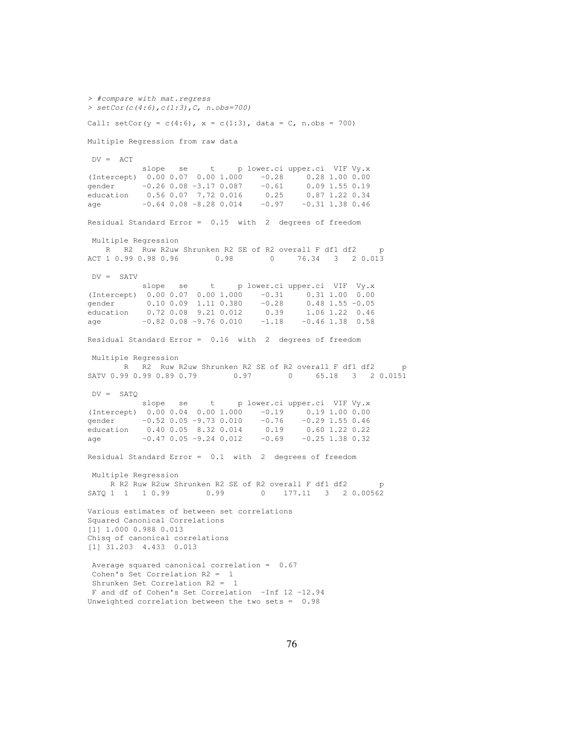```
> #compare with mat.regress
> setCor(c(4:6),c(1:3),C, n.obs=700)

Call: setCor(y = c(4:6), x = c(1:3), data = C, n.obs = 700)

Multiple Regression from raw data

 DV =  ACT
            slope   se     t     p lower.ci upper.ci  VIF Vy.x
(Intercept)  0.00 0.07  0.00 1.000    -0.28     0.28 1.00 0.00
gender      -0.26 0.08 -3.17 0.087    -0.61     0.09 1.55 0.19
education    0.56 0.07  7.72 0.016     0.25     0.87 1.22 0.34
age         -0.64 0.08 -8.28 0.014    -0.97    -0.31 1.38 0.46

Residual Standard Error =  0.15  with  2  degrees of freedom

 Multiple Regression
    R   R2  Ruw R2uw Shrunken R2 SE of R2 overall F df1 df2     p
ACT 1 0.99 0.98 0.96        0.98        0     76.34   3   2 0.013

 DV =  SATV
            slope   se     t     p lower.ci upper.ci  VIF  Vy.x
(Intercept)  0.00 0.07  0.00 1.000    -0.31     0.31 1.00  0.00
gender       0.10 0.09  1.11 0.380    -0.28     0.48 1.55 -0.05
education    0.72 0.08  9.21 0.012     0.39     1.06 1.22  0.46
age         -0.82 0.08 -9.76 0.010    -1.18    -0.46 1.38  0.58

Residual Standard Error =  0.16  with  2  degrees of freedom

 Multiple Regression
        R   R2  Ruw R2uw Shrunken R2 SE of R2 overall F df1 df2      p
SATV 0.99 0.99 0.89 0.79        0.97        0     65.18   3   2 0.0151

 DV =  SATQ
            slope   se     t     p lower.ci upper.ci  VIF Vy.x
(Intercept)  0.00 0.04  0.00 1.000    -0.19     0.19 1.00 0.00
gender      -0.52 0.05 -9.73 0.010    -0.76    -0.29 1.55 0.46
education    0.40 0.05  8.32 0.014     0.19     0.60 1.22 0.22
age         -0.47 0.05 -9.24 0.012    -0.69    -0.25 1.38 0.32

Residual Standard Error =  0.1  with  2  degrees of freedom

 Multiple Regression
     R R2 Ruw R2uw Shrunken R2 SE of R2 overall F df1 df2       p
SATQ 1  1   1 0.99        0.99        0    177.11   3   2 0.00562

Various estimates of between set correlations
Squared Canonical Correlations
[1] 1.000 0.988 0.013
Chisq of canonical correlations
[1] 31.203  4.433  0.013

 Average squared canonical correlation =  0.67
 Cohen's Set Correlation R2 =  1
 Shrunken Set Correlation R2 =  1
 F and df of Cohen's Set Correlation  -Inf 12 -12.94
Unweighted correlation between the two sets =  0.98
```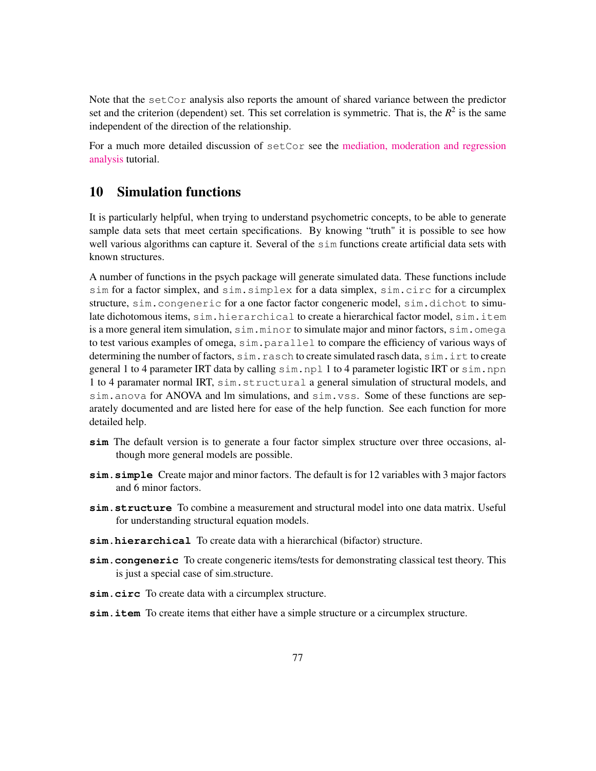Note that the setCor analysis also reports the amount of shared variance between the predictor set and the criterion (dependent) set. This set correlation is symmetric. That is, the $R^2$ is the same independent of the direction of the relationship.

For a much more detailed discussion of setCor see the mediation, moderation and regression analysis tutorial.

## 10 Simulation functions

It is particularly helpful, when trying to understand psychometric concepts, to be able to generate sample data sets that meet certain specifications. By knowing "truth" it is possible to see how well various algorithms can capture it. Several of the sim functions create artificial data sets with known structures.

A number of functions in the psych package will generate simulated data. These functions include sim for a factor simplex, and sim.simplex for a data simplex, sim.circ for a circumplex structure, sim.congeneric for a one factor factor congeneric model, sim.dichot to simulate dichotomous items, sim.hierarchical to create a hierarchical factor model, sim.item is a more general item simulation, sim.minor to simulate major and minor factors, sim.omega to test various examples of omega, sim.parallel to compare the efficiency of various ways of determining the number of factors, sim.rasch to create simulated rasch data, sim.irt to create general 1 to 4 parameter IRT data by calling sim.npl 1 to 4 parameter logistic IRT or sim.npn 1 to 4 paramater normal IRT, sim.structural a general simulation of structural models, and sim.anova for ANOVA and lm simulations, and sim.vss. Some of these functions are separately documented and are listed here for ease of the help function. See each function for more detailed help.

**sim** The default version is to generate a four factor simplex structure over three occasions, although more general models are possible.

**sim.simple** Create major and minor factors. The default is for 12 variables with 3 major factors and 6 minor factors.

**sim.structure** To combine a measurement and structural model into one data matrix. Useful for understanding structural equation models.

**sim.hierarchical** To create data with a hierarchical (bifactor) structure.

**sim.congeneric** To create congeneric items/tests for demonstrating classical test theory. This is just a special case of sim.structure.

**sim.circ** To create data with a circumplex structure.

**sim.item** To create items that either have a simple structure or a circumplex structure.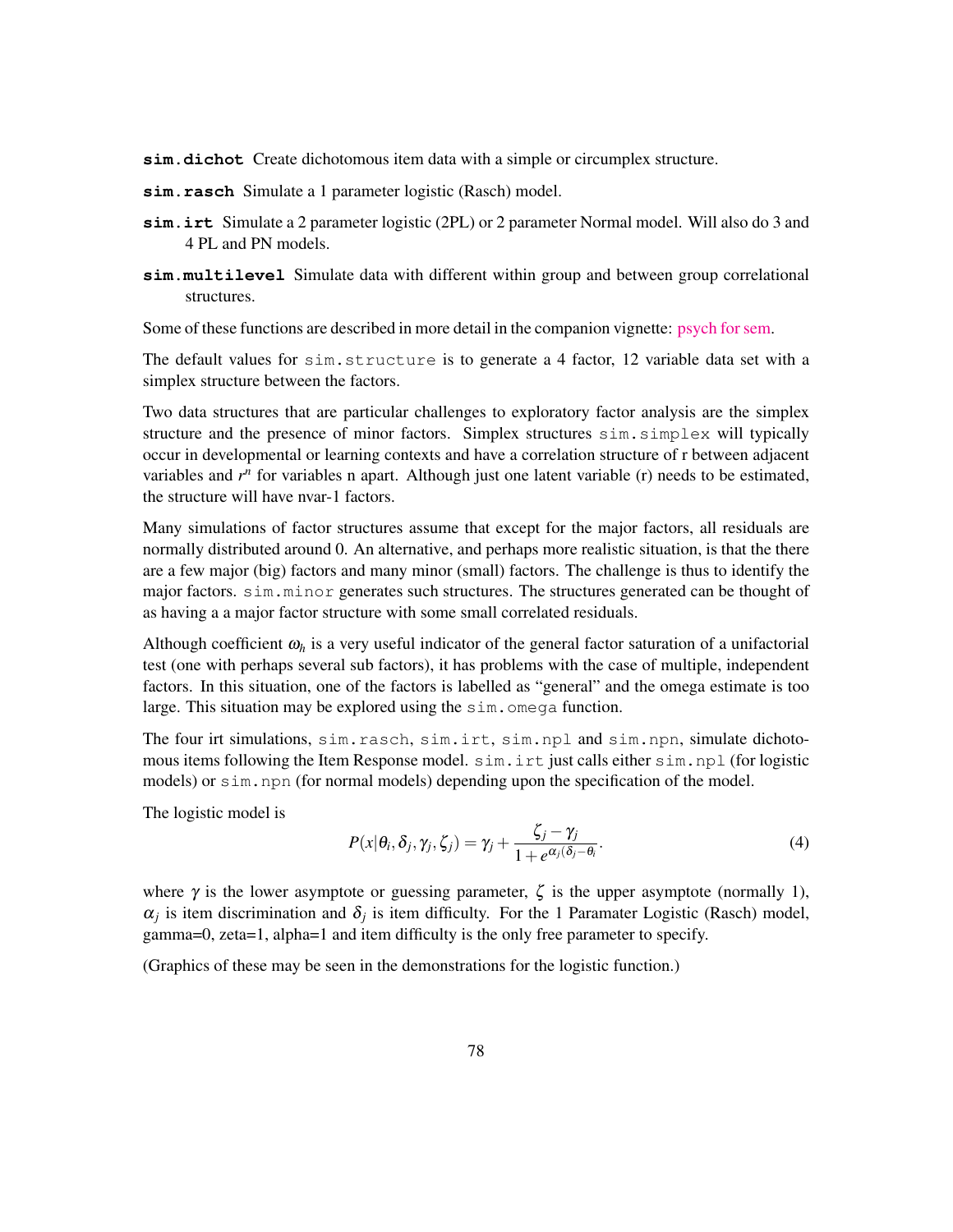**sim.dichot** Create dichotomous item data with a simple or circumplex structure.

**sim.rasch** Simulate a 1 parameter logistic (Rasch) model.

**sim.irt** Simulate a 2 parameter logistic (2PL) or 2 parameter Normal model. Will also do 3 and 4 PL and PN models.

**sim.multilevel** Simulate data with different within group and between group correlational structures.

Some of these functions are described in more detail in the companion vignette: psych for sem.

The default values for `sim.structure` is to generate a 4 factor, 12 variable data set with a simplex structure between the factors.

Two data structures that are particular challenges to exploratory factor analysis are the simplex structure and the presence of minor factors. Simplex structures `sim.simplex` will typically occur in developmental or learning contexts and have a correlation structure of r between adjacent variables and $r^n$ for variables n apart. Although just one latent variable (r) needs to be estimated, the structure will have nvar-1 factors.

Many simulations of factor structures assume that except for the major factors, all residuals are normally distributed around 0. An alternative, and perhaps more realistic situation, is that the there are a few major (big) factors and many minor (small) factors. The challenge is thus to identify the major factors. `sim.minor` generates such structures. The structures generated can be thought of as having a a major factor structure with some small correlated residuals.

Although coefficient $\omega_h$ is a very useful indicator of the general factor saturation of a unifactorial test (one with perhaps several sub factors), it has problems with the case of multiple, independent factors. In this situation, one of the factors is labelled as "general" and the omega estimate is too large. This situation may be explored using the `sim.omega` function.

The four irt simulations, `sim.rasch`, `sim.irt`, `sim.npl` and `sim.npn`, simulate dichotomous items following the Item Response model. `sim.irt` just calls either `sim.npl` (for logistic models) or `sim.npn` (for normal models) depending upon the specification of the model.

The logistic model is

$$P(x|\theta_i, \delta_j, \gamma_j, \zeta_j) = \gamma_j + \frac{\zeta_j - \gamma_j}{1 + e^{\alpha_j(\delta_j - \theta_i}}. \tag{4}$$

where $\gamma$ is the lower asymptote or guessing parameter, $\zeta$ is the upper asymptote (normally 1), $\alpha_j$ is item discrimination and $\delta_j$ is item difficulty. For the 1 Paramater Logistic (Rasch) model, gamma=0, zeta=1, alpha=1 and item difficulty is the only free parameter to specify.

(Graphics of these may be seen in the demonstrations for the logistic function.)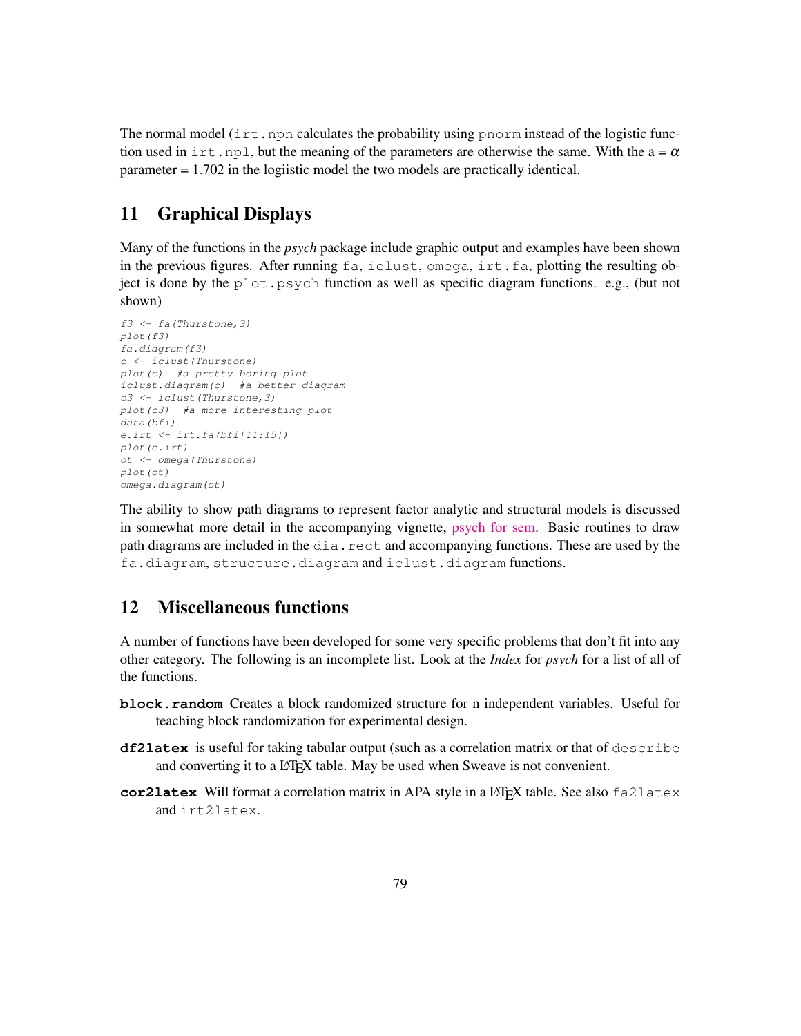The normal model (`irt.npn` calculates the probability using `pnorm` instead of the logistic function used in `irt.npl`, but the meaning of the parameters are otherwise the same. With the a = $\alpha$ parameter = 1.702 in the logiistic model the two models are practically identical.

## 11 Graphical Displays

Many of the functions in the *psych* package include graphic output and examples have been shown in the previous figures. After running `fa`, `iclust`, `omega`, `irt.fa`, plotting the resulting object is done by the `plot.psych` function as well as specific diagram functions. e.g., (but not shown)

```
f3 <- fa(Thurstone,3)
plot(f3)
fa.diagram(f3)
c <- iclust(Thurstone)
plot(c)  #a pretty boring plot
iclust.diagram(c)  #a better diagram
c3 <- iclust(Thurstone,3)
plot(c3)  #a more interesting plot
data(bfi)
e.irt <- irt.fa(bfi[11:15])
plot(e.irt)
ot <- omega(Thurstone)
plot(ot)
omega.diagram(ot)
```

The ability to show path diagrams to represent factor analytic and structural models is discussed in somewhat more detail in the accompanying vignette, psych for sem. Basic routines to draw path diagrams are included in the `dia.rect` and accompanying functions. These are used by the `fa.diagram`, `structure.diagram` and `iclust.diagram` functions.

## 12 Miscellaneous functions

A number of functions have been developed for some very specific problems that don't fit into any other category. The following is an incomplete list. Look at the *Index* for *psych* for a list of all of the functions.

**block.random** Creates a block randomized structure for n independent variables. Useful for teaching block randomization for experimental design.

**df2latex** is useful for taking tabular output (such as a correlation matrix or that of `describe` and converting it to a LaTeX table. May be used when Sweave is not convenient.

**cor2latex** Will format a correlation matrix in APA style in a LaTeX table. See also `fa2latex` and `irt2latex`.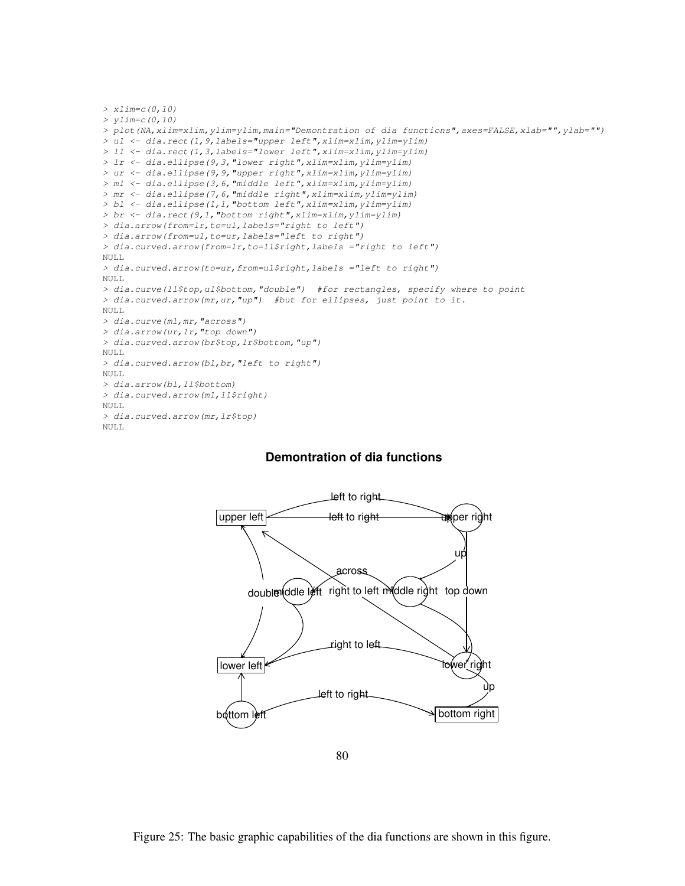```
> xlim=c(0,10)
> ylim=c(0,10)
> plot(NA,xlim=xlim,ylim=ylim,main="Demontration of dia functions",axes=FALSE,xlab="",ylab="")
> ul <- dia.rect(1,9,labels="upper left",xlim=xlim,ylim=ylim)
> ll <- dia.rect(1,3,labels="lower left",xlim=xlim,ylim=ylim)
> lr <- dia.ellipse(9,3,"lower right",xlim=xlim,ylim=ylim)
> ur <- dia.ellipse(9,9,"upper right",xlim=xlim,ylim=ylim)
> ml <- dia.ellipse(3,6,"middle left",xlim=xlim,ylim=ylim)
> mr <- dia.ellipse(7,6,"middle right",xlim=xlim,ylim=ylim)
> bl <- dia.ellipse(1,1,"bottom left",xlim=xlim,ylim=ylim)
> br <- dia.rect(9,1,"bottom right",xlim=xlim,ylim=ylim)
> dia.arrow(from=lr,to=ul,labels="right to left")
> dia.arrow(from=ul,to=ur,labels="left to right")
> dia.curved.arrow(from=lr,to=ll$right,labels ="right to left")
NULL
> dia.curved.arrow(to=ur,from=ul$right,labels ="left to right")
NULL
> dia.curve(ll$top,ul$bottom,"double")  #for rectangles, specify where to point
> dia.curved.arrow(mr,ur,"up")  #but for ellipses, just point to it.
NULL
> dia.curve(ml,mr,"across")
> dia.arrow(ur,lr,"top down")
> dia.curved.arrow(br$top,lr$bottom,"up")
NULL
> dia.curved.arrow(bl,br,"left to right")
NULL
> dia.arrow(bl,ll$bottom)
> dia.curved.arrow(ml,ll$right)
NULL
> dia.curved.arrow(mr,lr$top)
NULL
```

Figure 25: The basic graphic capabilities of the dia functions are shown in this figure.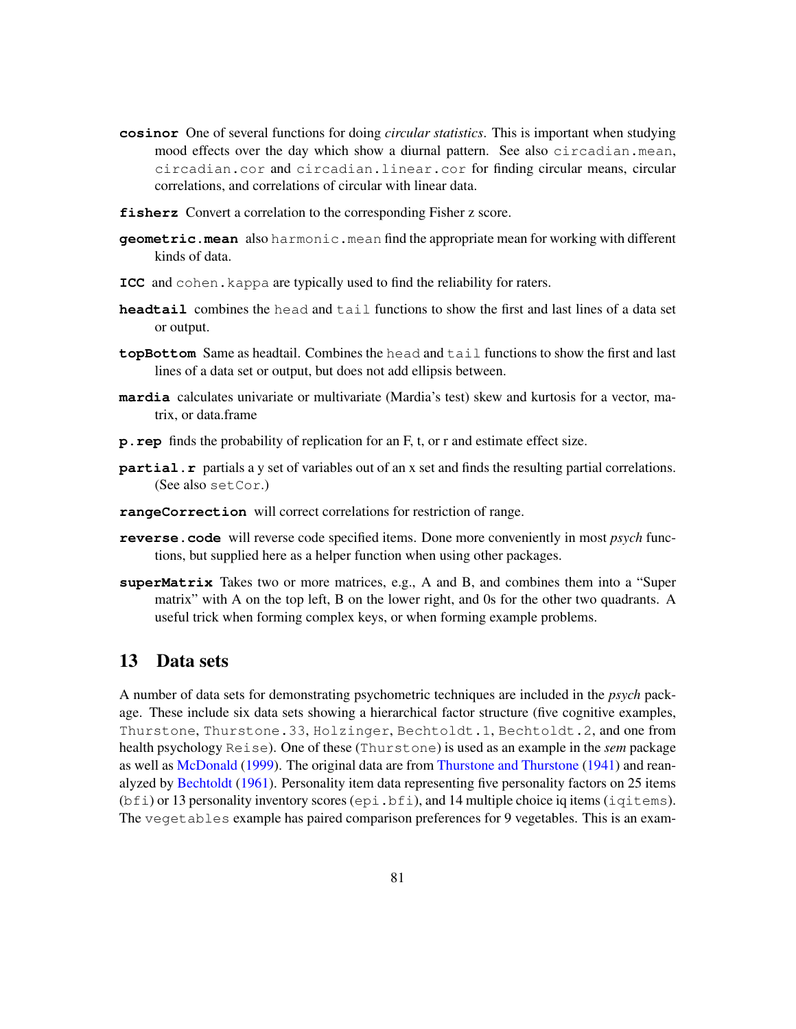**cosinor** One of several functions for doing *circular statistics*. This is important when studying mood effects over the day which show a diurnal pattern. See also `circadian.mean`, `circadian.cor` and `circadian.linear.cor` for finding circular means, circular correlations, and correlations of circular with linear data.

**fisherz** Convert a correlation to the corresponding Fisher z score.

**geometric.mean** also `harmonic.mean` find the appropriate mean for working with different kinds of data.

**ICC** and `cohen.kappa` are typically used to find the reliability for raters.

**headtail** combines the `head` and `tail` functions to show the first and last lines of a data set or output.

**topBottom** Same as headtail. Combines the `head` and `tail` functions to show the first and last lines of a data set or output, but does not add ellipsis between.

**mardia** calculates univariate or multivariate (Mardia's test) skew and kurtosis for a vector, matrix, or data.frame

**p.rep** finds the probability of replication for an F, t, or r and estimate effect size.

**partial.r** partials a y set of variables out of an x set and finds the resulting partial correlations. (See also `setCor`.)

**rangeCorrection** will correct correlations for restriction of range.

**reverse.code** will reverse code specified items. Done more conveniently in most *psych* functions, but supplied here as a helper function when using other packages.

**superMatrix** Takes two or more matrices, e.g., A and B, and combines them into a "Super matrix" with A on the top left, B on the lower right, and 0s for the other two quadrants. A useful trick when forming complex keys, or when forming example problems.

## 13 Data sets

A number of data sets for demonstrating psychometric techniques are included in the *psych* package. These include six data sets showing a hierarchical factor structure (five cognitive examples, `Thurstone`, `Thurstone.33`, `Holzinger`, `Bechtoldt.1`, `Bechtoldt.2`, and one from health psychology `Reise`). One of these (`Thurstone`) is used as an example in the *sem* package as well as McDonald (1999). The original data are from Thurstone and Thurstone (1941) and reanalyzed by Bechtoldt (1961). Personality item data representing five personality factors on 25 items (`bfi`) or 13 personality inventory scores (`epi.bfi`), and 14 multiple choice iq items (`iqitems`). The `vegetables` example has paired comparison preferences for 9 vegetables. This is an exam-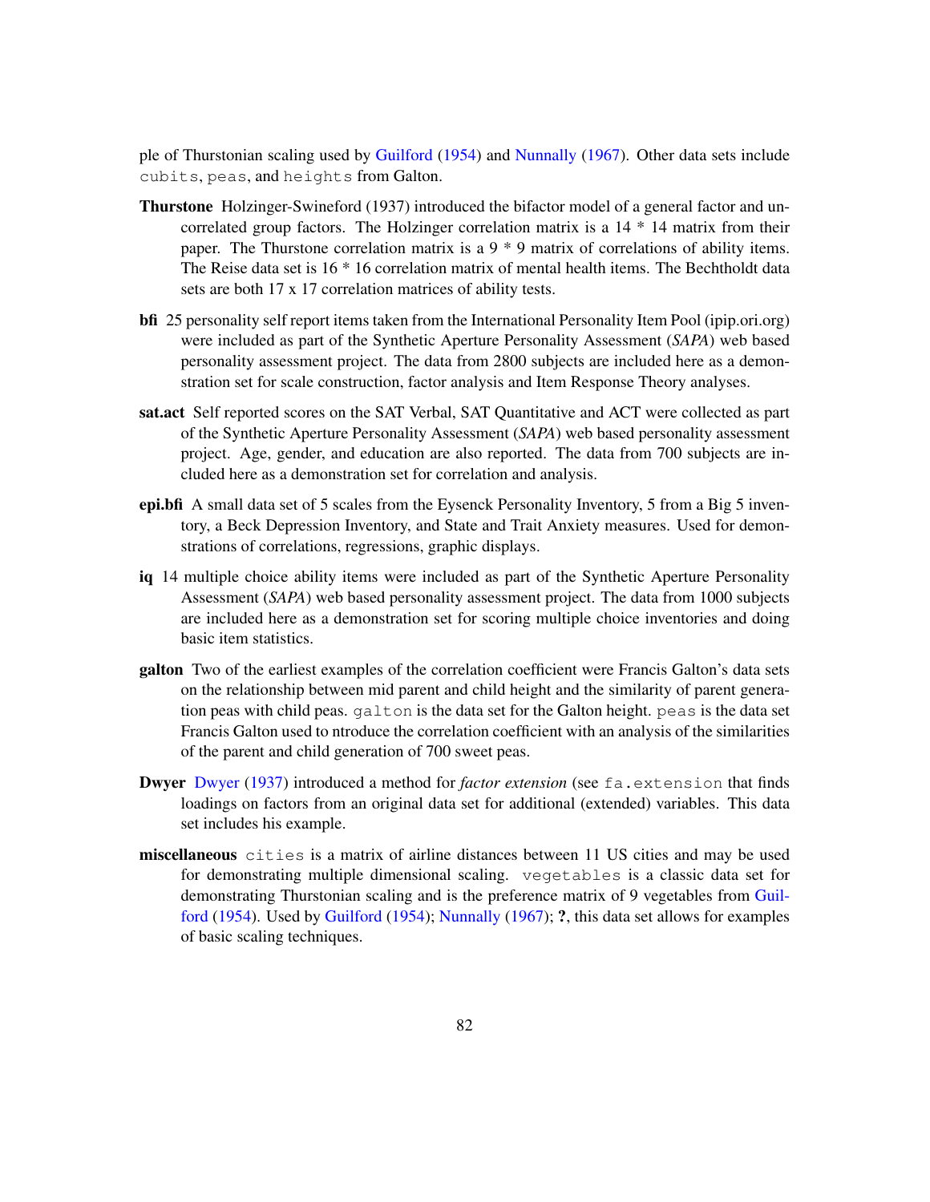ple of Thurstonian scaling used by Guilford (1954) and Nunnally (1967). Other data sets include `cubits`, `peas`, and `heights` from Galton.

**Thurstone** Holzinger-Swineford (1937) introduced the bifactor model of a general factor and uncorrelated group factors. The Holzinger correlation matrix is a 14 * 14 matrix from their paper. The Thurstone correlation matrix is a 9 * 9 matrix of correlations of ability items. The Reise data set is 16 * 16 correlation matrix of mental health items. The Bechtholdt data sets are both 17 x 17 correlation matrices of ability tests.

**bfi** 25 personality self report items taken from the International Personality Item Pool (ipip.ori.org) were included as part of the Synthetic Aperture Personality Assessment (*SAPA*) web based personality assessment project. The data from 2800 subjects are included here as a demonstration set for scale construction, factor analysis and Item Response Theory analyses.

**sat.act** Self reported scores on the SAT Verbal, SAT Quantitative and ACT were collected as part of the Synthetic Aperture Personality Assessment (*SAPA*) web based personality assessment project. Age, gender, and education are also reported. The data from 700 subjects are included here as a demonstration set for correlation and analysis.

**epi.bfi** A small data set of 5 scales from the Eysenck Personality Inventory, 5 from a Big 5 inventory, a Beck Depression Inventory, and State and Trait Anxiety measures. Used for demonstrations of correlations, regressions, graphic displays.

**iq** 14 multiple choice ability items were included as part of the Synthetic Aperture Personality Assessment (*SAPA*) web based personality assessment project. The data from 1000 subjects are included here as a demonstration set for scoring multiple choice inventories and doing basic item statistics.

**galton** Two of the earliest examples of the correlation coefficient were Francis Galton's data sets on the relationship between mid parent and child height and the similarity of parent generation peas with child peas. `galton` is the data set for the Galton height. `peas` is the data set Francis Galton used to ntroduce the correlation coefficient with an analysis of the similarities of the parent and child generation of 700 sweet peas.

**Dwyer** Dwyer (1937) introduced a method for *factor extension* (see `fa.extension` that finds loadings on factors from an original data set for additional (extended) variables. This data set includes his example.

**miscellaneous** `cities` is a matrix of airline distances between 11 US cities and may be used for demonstrating multiple dimensional scaling. `vegetables` is a classic data set for demonstrating Thurstonian scaling and is the preference matrix of 9 vegetables from Guilford (1954). Used by Guilford (1954); Nunnally (1967); **?**, this data set allows for examples of basic scaling techniques.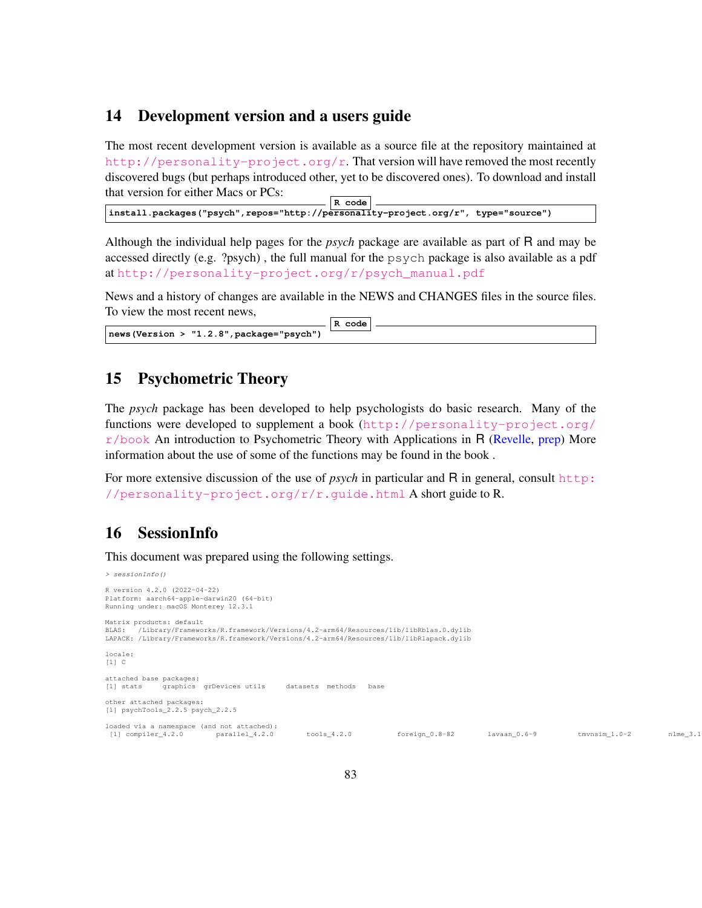## 14 Development version and a users guide

The most recent development version is available as a source file at the repository maintained at http://personality-project.org/r. That version will have removed the most recently discovered bugs (but perhaps introduced other, yet to be discovered ones). To download and install that version for either Macs or PCs:

```
install.packages("psych",repos="http://personality-project.org/r", type="source")
```

Although the individual help pages for the *psych* package are available as part of R and may be accessed directly (e.g. ?psych) , the full manual for the psych package is also available as a pdf at http://personality-project.org/r/psych_manual.pdf

News and a history of changes are available in the NEWS and CHANGES files in the source files. To view the most recent news,

```
news(Version > "1.2.8",package="psych")
```

## 15 Psychometric Theory

The *psych* package has been developed to help psychologists do basic research. Many of the functions were developed to supplement a book (http://personality-project.org/r/book An introduction to Psychometric Theory with Applications in R (Revelle, prep) More information about the use of some of the functions may be found in the book .

For more extensive discussion of the use of *psych* in particular and R in general, consult http://personality-project.org/r/r.guide.html A short guide to R.

## 16 SessionInfo

This document was prepared using the following settings.

```
> sessionInfo()

R version 4.2.0 (2022-04-22)
Platform: aarch64-apple-darwin20 (64-bit)
Running under: macOS Monterey 12.3.1

Matrix products: default
BLAS:   /Library/Frameworks/R.framework/Versions/4.2-arm64/Resources/lib/libRblas.0.dylib
LAPACK: /Library/Frameworks/R.framework/Versions/4.2-arm64/Resources/lib/libRlapack.dylib

locale:
[1] C

attached base packages:
[1] stats     graphics  grDevices utils     datasets  methods   base

other attached packages:
[1] psychTools_2.2.5 psych_2.2.5

loaded via a namespace (and not attached):
 [1] compiler_4.2.0       parallel_4.2.0       tools_4.2.0          foreign_0.8-82       lavaan_0.6-9         tmvnsim_1.0-2        nlme_3.1
```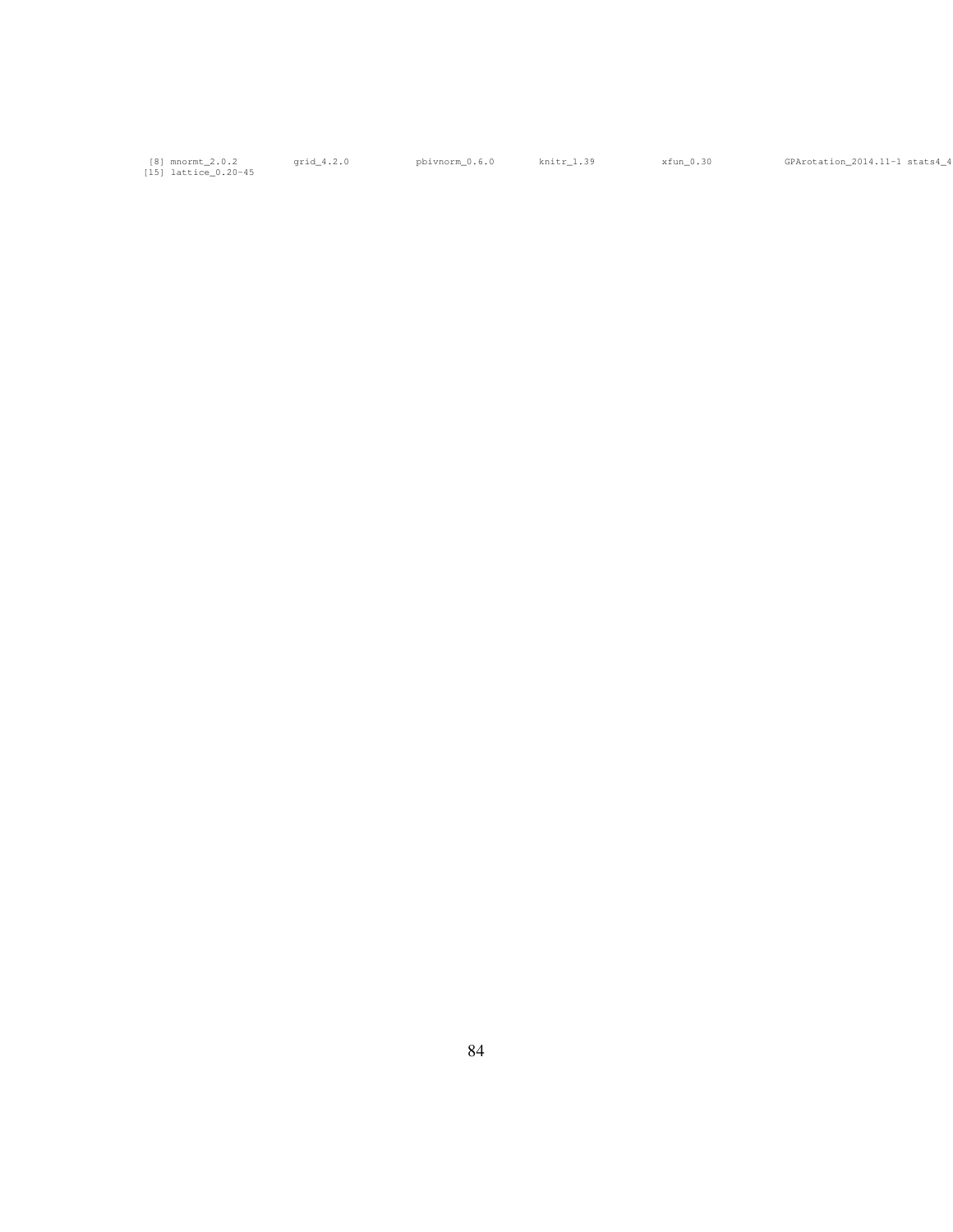```
 [8] mnormt_2.0.2         grid_4.2.0           pbivnorm_0.6.0       knitr_1.39           xfun_0.30            GPArotation_2014.11-1 stats4_4
[15] lattice_0.20-45
```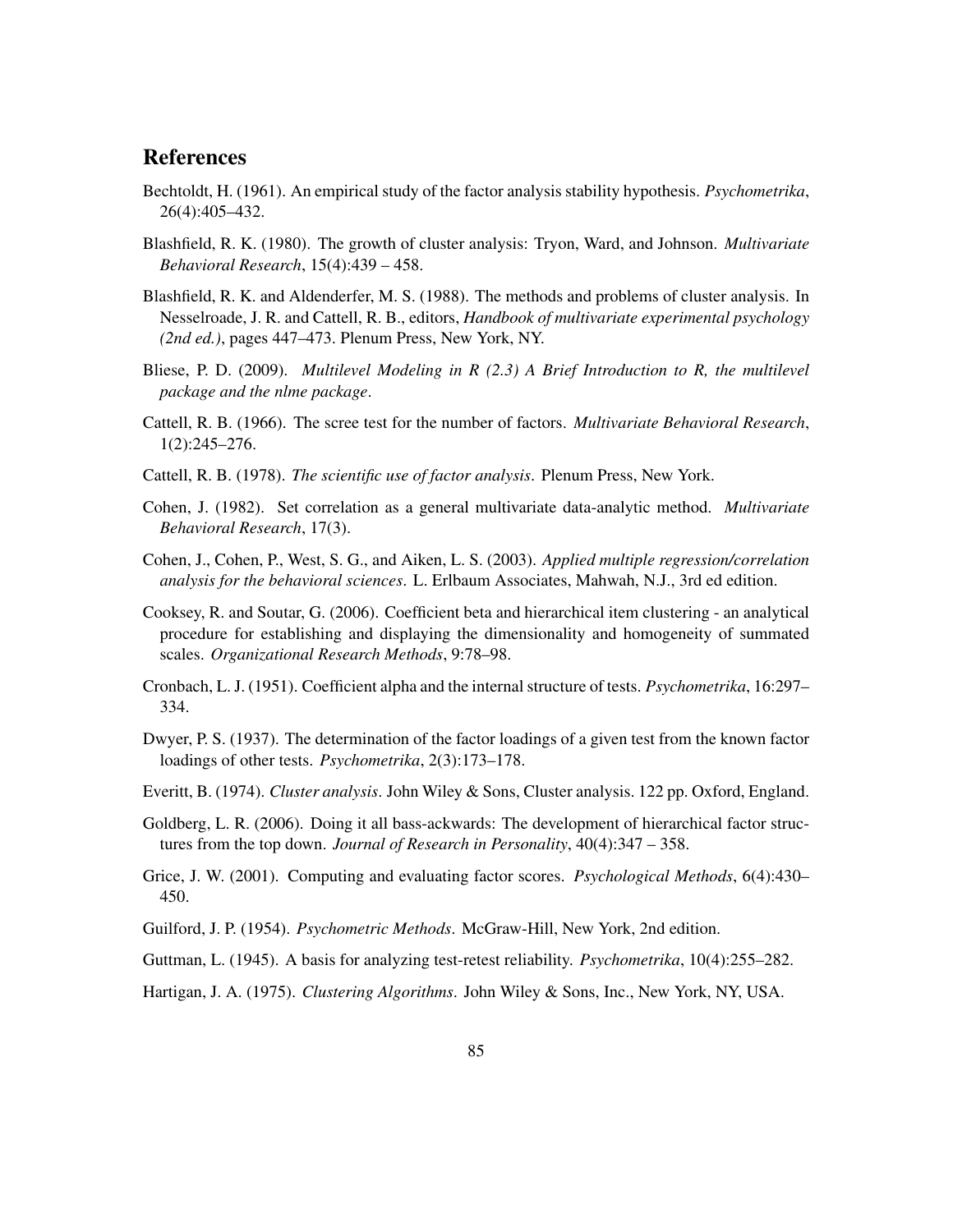## References

Bechtoldt, H. (1961). An empirical study of the factor analysis stability hypothesis. *Psychometrika*, 26(4):405–432.

Blashfield, R. K. (1980). The growth of cluster analysis: Tryon, Ward, and Johnson. *Multivariate Behavioral Research*, 15(4):439 – 458.

Blashfield, R. K. and Aldenderfer, M. S. (1988). The methods and problems of cluster analysis. In Nesselroade, J. R. and Cattell, R. B., editors, *Handbook of multivariate experimental psychology (2nd ed.)*, pages 447–473. Plenum Press, New York, NY.

Bliese, P. D. (2009). *Multilevel Modeling in R (2.3) A Brief Introduction to R, the multilevel package and the nlme package*.

Cattell, R. B. (1966). The scree test for the number of factors. *Multivariate Behavioral Research*, 1(2):245–276.

Cattell, R. B. (1978). *The scientific use of factor analysis*. Plenum Press, New York.

Cohen, J. (1982). Set correlation as a general multivariate data-analytic method. *Multivariate Behavioral Research*, 17(3).

Cohen, J., Cohen, P., West, S. G., and Aiken, L. S. (2003). *Applied multiple regression/correlation analysis for the behavioral sciences*. L. Erlbaum Associates, Mahwah, N.J., 3rd ed edition.

Cooksey, R. and Soutar, G. (2006). Coefficient beta and hierarchical item clustering - an analytical procedure for establishing and displaying the dimensionality and homogeneity of summated scales. *Organizational Research Methods*, 9:78–98.

Cronbach, L. J. (1951). Coefficient alpha and the internal structure of tests. *Psychometrika*, 16:297–334.

Dwyer, P. S. (1937). The determination of the factor loadings of a given test from the known factor loadings of other tests. *Psychometrika*, 2(3):173–178.

Everitt, B. (1974). *Cluster analysis*. John Wiley & Sons, Cluster analysis. 122 pp. Oxford, England.

Goldberg, L. R. (2006). Doing it all bass-ackwards: The development of hierarchical factor structures from the top down. *Journal of Research in Personality*, 40(4):347 – 358.

Grice, J. W. (2001). Computing and evaluating factor scores. *Psychological Methods*, 6(4):430–450.

Guilford, J. P. (1954). *Psychometric Methods*. McGraw-Hill, New York, 2nd edition.

Guttman, L. (1945). A basis for analyzing test-retest reliability. *Psychometrika*, 10(4):255–282.

Hartigan, J. A. (1975). *Clustering Algorithms*. John Wiley & Sons, Inc., New York, NY, USA.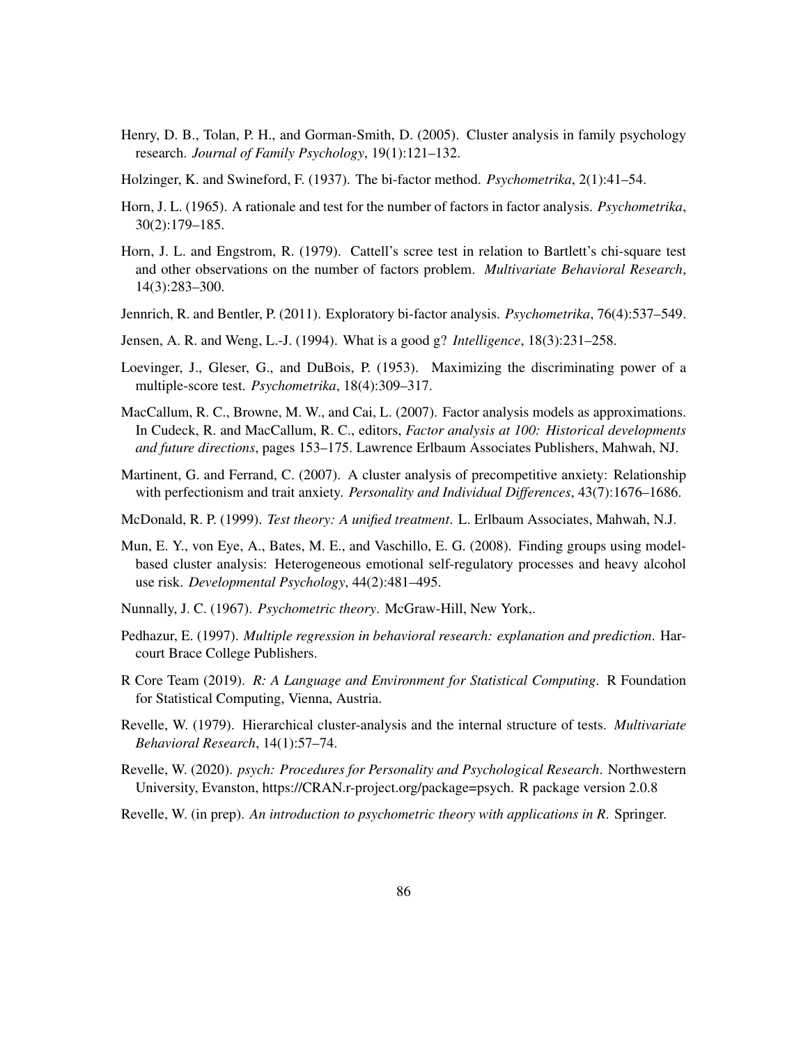Henry, D. B., Tolan, P. H., and Gorman-Smith, D. (2005). Cluster analysis in family psychology research. *Journal of Family Psychology*, 19(1):121–132.

Holzinger, K. and Swineford, F. (1937). The bi-factor method. *Psychometrika*, 2(1):41–54.

Horn, J. L. (1965). A rationale and test for the number of factors in factor analysis. *Psychometrika*, 30(2):179–185.

Horn, J. L. and Engstrom, R. (1979). Cattell's scree test in relation to Bartlett's chi-square test and other observations on the number of factors problem. *Multivariate Behavioral Research*, 14(3):283–300.

Jennrich, R. and Bentler, P. (2011). Exploratory bi-factor analysis. *Psychometrika*, 76(4):537–549.

Jensen, A. R. and Weng, L.-J. (1994). What is a good g? *Intelligence*, 18(3):231–258.

Loevinger, J., Gleser, G., and DuBois, P. (1953). Maximizing the discriminating power of a multiple-score test. *Psychometrika*, 18(4):309–317.

MacCallum, R. C., Browne, M. W., and Cai, L. (2007). Factor analysis models as approximations. In Cudeck, R. and MacCallum, R. C., editors, *Factor analysis at 100: Historical developments and future directions*, pages 153–175. Lawrence Erlbaum Associates Publishers, Mahwah, NJ.

Martinent, G. and Ferrand, C. (2007). A cluster analysis of precompetitive anxiety: Relationship with perfectionism and trait anxiety. *Personality and Individual Differences*, 43(7):1676–1686.

McDonald, R. P. (1999). *Test theory: A unified treatment*. L. Erlbaum Associates, Mahwah, N.J.

Mun, E. Y., von Eye, A., Bates, M. E., and Vaschillo, E. G. (2008). Finding groups using model-based cluster analysis: Heterogeneous emotional self-regulatory processes and heavy alcohol use risk. *Developmental Psychology*, 44(2):481–495.

Nunnally, J. C. (1967). *Psychometric theory*. McGraw-Hill, New York,.

Pedhazur, E. (1997). *Multiple regression in behavioral research: explanation and prediction*. Harcourt Brace College Publishers.

R Core Team (2019). *R: A Language and Environment for Statistical Computing*. R Foundation for Statistical Computing, Vienna, Austria.

Revelle, W. (1979). Hierarchical cluster-analysis and the internal structure of tests. *Multivariate Behavioral Research*, 14(1):57–74.

Revelle, W. (2020). *psych: Procedures for Personality and Psychological Research*. Northwestern University, Evanston, https://CRAN.r-project.org/package=psych. R package version 2.0.8

Revelle, W. (in prep). *An introduction to psychometric theory with applications in R*. Springer.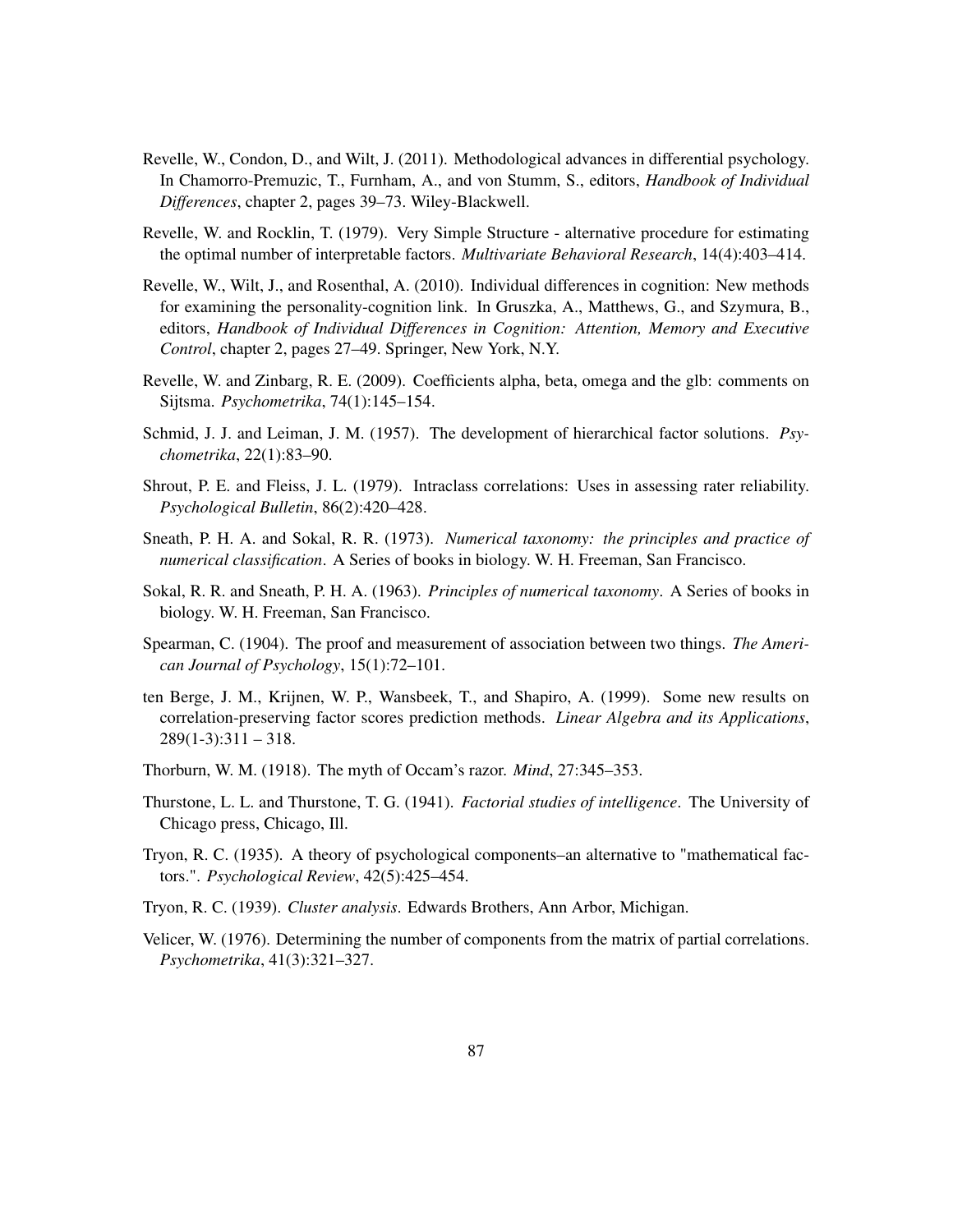Revelle, W., Condon, D., and Wilt, J. (2011). Methodological advances in differential psychology. In Chamorro-Premuzic, T., Furnham, A., and von Stumm, S., editors, *Handbook of Individual Differences*, chapter 2, pages 39–73. Wiley-Blackwell.

Revelle, W. and Rocklin, T. (1979). Very Simple Structure - alternative procedure for estimating the optimal number of interpretable factors. *Multivariate Behavioral Research*, 14(4):403–414.

Revelle, W., Wilt, J., and Rosenthal, A. (2010). Individual differences in cognition: New methods for examining the personality-cognition link. In Gruszka, A., Matthews, G., and Szymura, B., editors, *Handbook of Individual Differences in Cognition: Attention, Memory and Executive Control*, chapter 2, pages 27–49. Springer, New York, N.Y.

Revelle, W. and Zinbarg, R. E. (2009). Coefficients alpha, beta, omega and the glb: comments on Sijtsma. *Psychometrika*, 74(1):145–154.

Schmid, J. J. and Leiman, J. M. (1957). The development of hierarchical factor solutions. *Psychometrika*, 22(1):83–90.

Shrout, P. E. and Fleiss, J. L. (1979). Intraclass correlations: Uses in assessing rater reliability. *Psychological Bulletin*, 86(2):420–428.

Sneath, P. H. A. and Sokal, R. R. (1973). *Numerical taxonomy: the principles and practice of numerical classification*. A Series of books in biology. W. H. Freeman, San Francisco.

Sokal, R. R. and Sneath, P. H. A. (1963). *Principles of numerical taxonomy*. A Series of books in biology. W. H. Freeman, San Francisco.

Spearman, C. (1904). The proof and measurement of association between two things. *The American Journal of Psychology*, 15(1):72–101.

ten Berge, J. M., Krijnen, W. P., Wansbeek, T., and Shapiro, A. (1999). Some new results on correlation-preserving factor scores prediction methods. *Linear Algebra and its Applications*, 289(1-3):311 – 318.

Thorburn, W. M. (1918). The myth of Occam's razor. *Mind*, 27:345–353.

Thurstone, L. L. and Thurstone, T. G. (1941). *Factorial studies of intelligence*. The University of Chicago press, Chicago, Ill.

Tryon, R. C. (1935). A theory of psychological components–an alternative to "mathematical factors.". *Psychological Review*, 42(5):425–454.

Tryon, R. C. (1939). *Cluster analysis*. Edwards Brothers, Ann Arbor, Michigan.

Velicer, W. (1976). Determining the number of components from the matrix of partial correlations. *Psychometrika*, 41(3):321–327.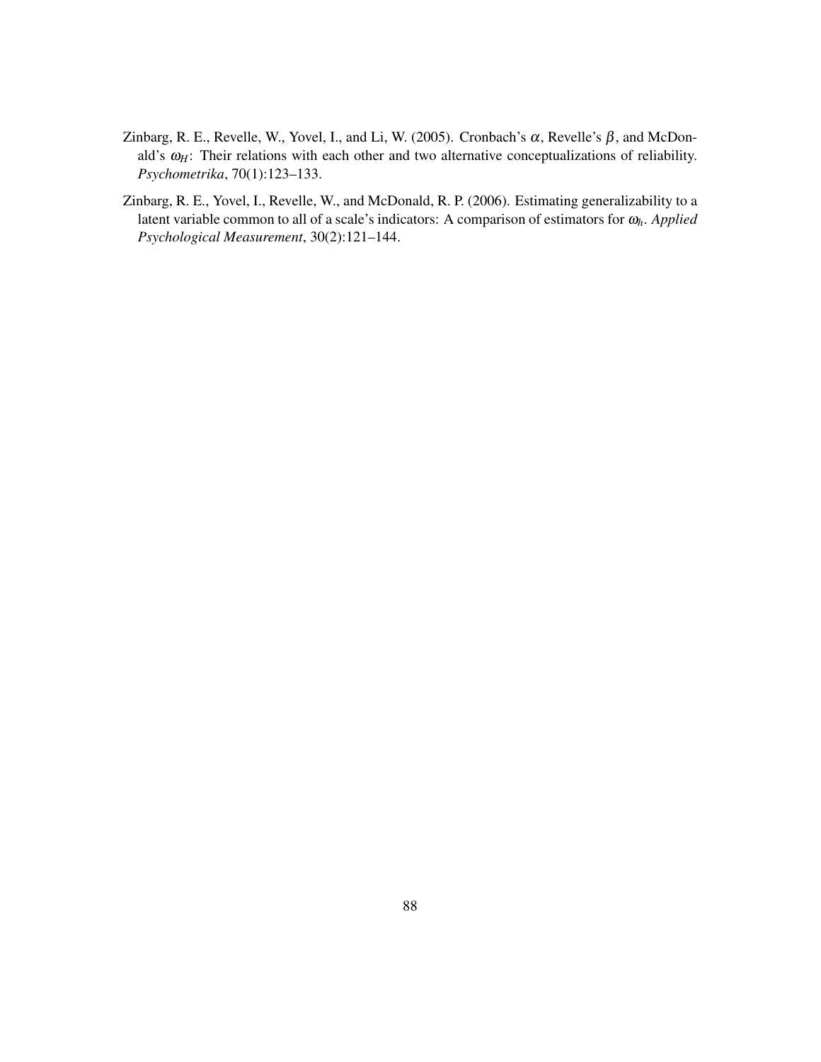Zinbarg, R. E., Revelle, W., Yovel, I., and Li, W. (2005). Cronbach's $\alpha$, Revelle's $\beta$, and McDonald's $\omega_H$: Their relations with each other and two alternative conceptualizations of reliability. *Psychometrika*, 70(1):123–133.

Zinbarg, R. E., Yovel, I., Revelle, W., and McDonald, R. P. (2006). Estimating generalizability to a latent variable common to all of a scale's indicators: A comparison of estimators for $\omega_h$. *Applied Psychological Measurement*, 30(2):121–144.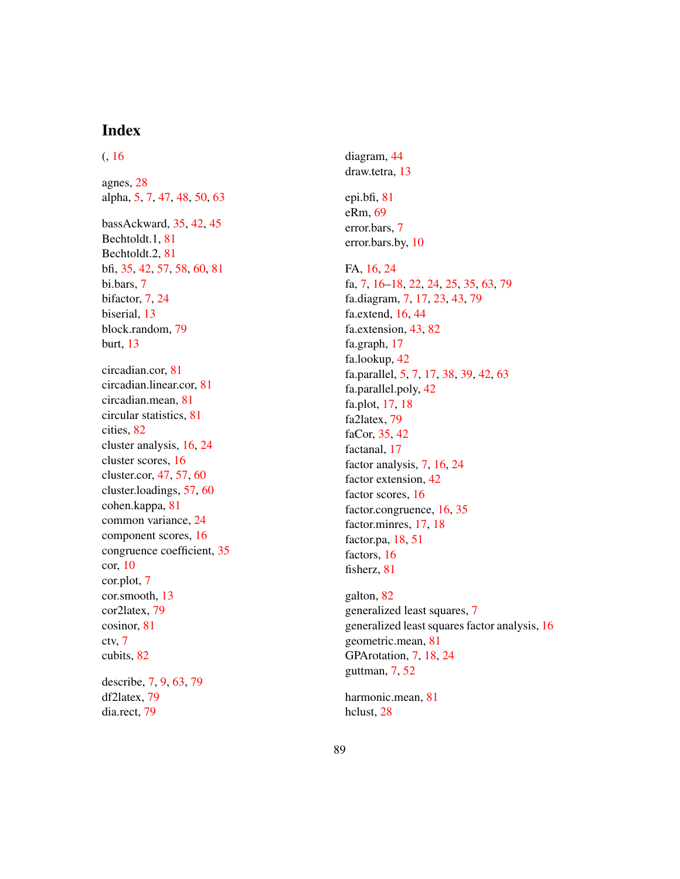# Index

(, 16

agnes, 28
alpha, 5, 7, 47, 48, 50, 63

bassAckward, 35, 42, 45
Bechtoldt.1, 81
Bechtoldt.2, 81
bfi, 35, 42, 57, 58, 60, 81
bi.bars, 7
bifactor, 7, 24
biserial, 13
block.random, 79
burt, 13

circadian.cor, 81
circadian.linear.cor, 81
circadian.mean, 81
circular statistics, 81
cities, 82
cluster analysis, 16, 24
cluster scores, 16
cluster.cor, 47, 57, 60
cluster.loadings, 57, 60
cohen.kappa, 81
common variance, 24
component scores, 16
congruence coefficient, 35
cor, 10
cor.plot, 7
cor.smooth, 13
cor2latex, 79
cosinor, 81
ctv, 7
cubits, 82

describe, 7, 9, 63, 79
df2latex, 79
dia.rect, 79

diagram, 44
draw.tetra, 13

epi.bfi, 81
eRm, 69
error.bars, 7
error.bars.by, 10

FA, 16, 24
fa, 7, 16–18, 22, 24, 25, 35, 63, 79
fa.diagram, 7, 17, 23, 43, 79
fa.extend, 16, 44
fa.extension, 43, 82
fa.graph, 17
fa.lookup, 42
fa.parallel, 5, 7, 17, 38, 39, 42, 63
fa.parallel.poly, 42
fa.plot, 17, 18
fa2latex, 79
faCor, 35, 42
factanal, 17
factor analysis, 7, 16, 24
factor extension, 42
factor scores, 16
factor.congruence, 16, 35
factor.minres, 17, 18
factor.pa, 18, 51
factors, 16
fisherz, 81

galton, 82
generalized least squares, 7
generalized least squares factor analysis, 16
geometric.mean, 81
GPArotation, 7, 18, 24
guttman, 7, 52

harmonic.mean, 81
hclust, 28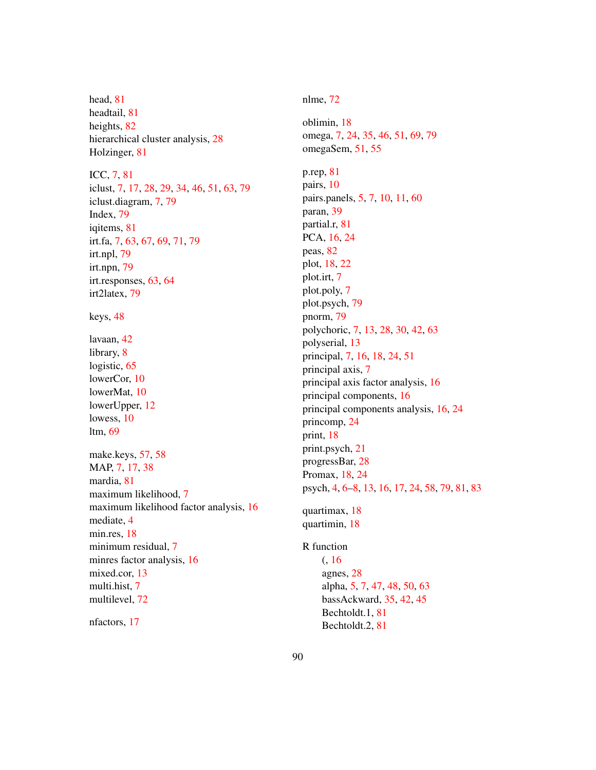head, 81
headtail, 81
heights, 82
hierarchical cluster analysis, 28
Holzinger, 81

ICC, 7, 81
iclust, 7, 17, 28, 29, 34, 46, 51, 63, 79
iclust.diagram, 7, 79
Index, 79
iqitems, 81
irt.fa, 7, 63, 67, 69, 71, 79
irt.npl, 79
irt.npn, 79
irt.responses, 63, 64
irt2latex, 79

keys, 48

lavaan, 42
library, 8
logistic, 65
lowerCor, 10
lowerMat, 10
lowerUpper, 12
lowess, 10
ltm, 69

make.keys, 57, 58
MAP, 7, 17, 38
mardia, 81
maximum likelihood, 7
maximum likelihood factor analysis, 16
mediate, 4
min.res, 18
minimum residual, 7
minres factor analysis, 16
mixed.cor, 13
multi.hist, 7
multilevel, 72

nfactors, 17

nlme, 72

oblimin, 18
omega, 7, 24, 35, 46, 51, 69, 79
omegaSem, 51, 55

p.rep, 81
pairs, 10
pairs.panels, 5, 7, 10, 11, 60
paran, 39
partial.r, 81
PCA, 16, 24
peas, 82
plot, 18, 22
plot.irt, 7
plot.poly, 7
plot.psych, 79
pnorm, 79
polychoric, 7, 13, 28, 30, 42, 63
polyserial, 13
principal, 7, 16, 18, 24, 51
principal axis, 7
principal axis factor analysis, 16
principal components, 16
principal components analysis, 16, 24
princomp, 24
print, 18
print.psych, 21
progressBar, 28
Promax, 18, 24
psych, 4, 6–8, 13, 16, 17, 24, 58, 79, 81, 83

quartimax, 18
quartimin, 18

R function
- (, 16
- agnes, 28
- alpha, 5, 7, 47, 48, 50, 63
- bassAckward, 35, 42, 45
- Bechtoldt.1, 81
- Bechtoldt.2, 81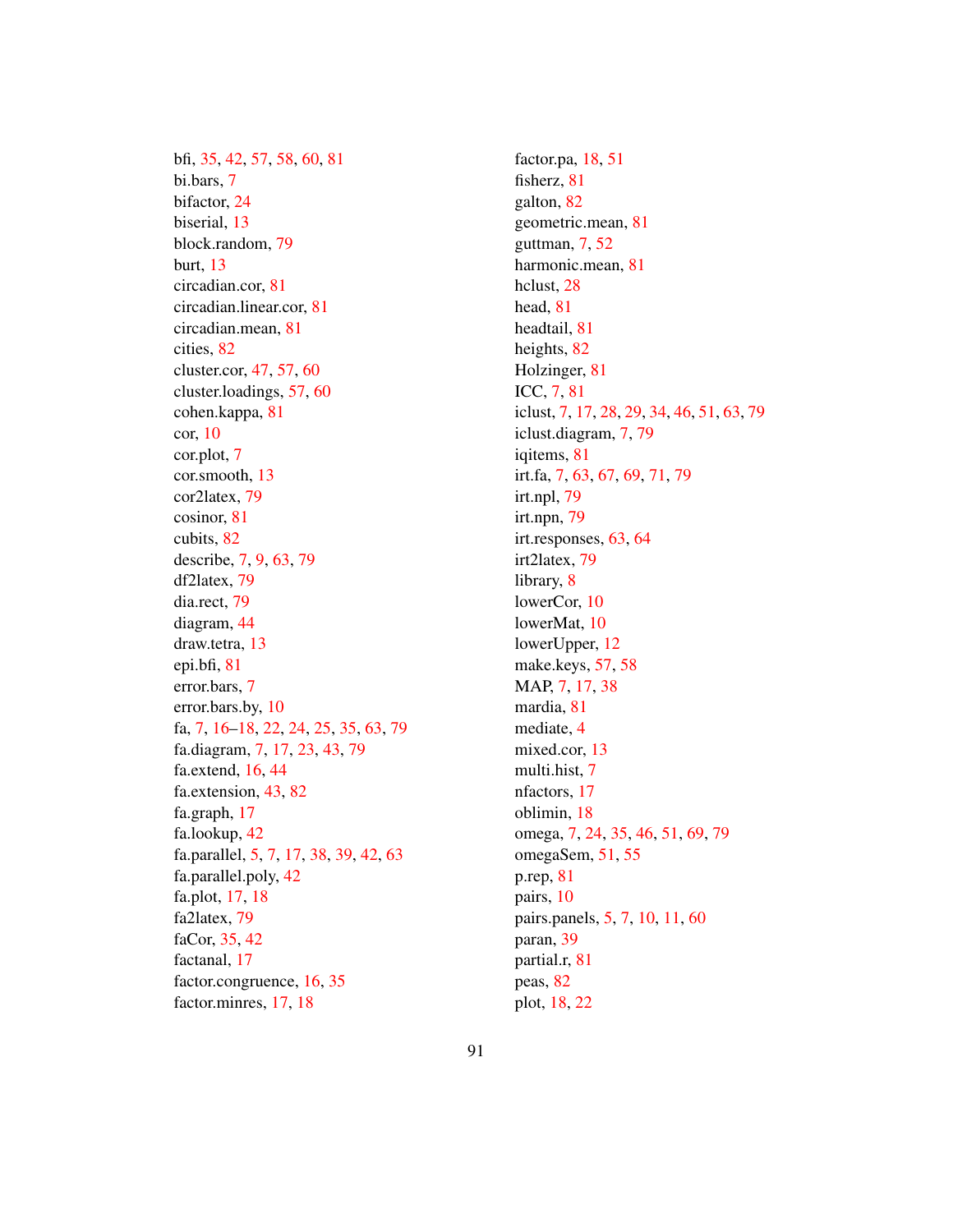bfi, 35, 42, 57, 58, 60, 81
bi.bars, 7
bifactor, 24
biserial, 13
block.random, 79
burt, 13
circadian.cor, 81
circadian.linear.cor, 81
circadian.mean, 81
cities, 82
cluster.cor, 47, 57, 60
cluster.loadings, 57, 60
cohen.kappa, 81
cor, 10
cor.plot, 7
cor.smooth, 13
cor2latex, 79
cosinor, 81
cubits, 82
describe, 7, 9, 63, 79
df2latex, 79
dia.rect, 79
diagram, 44
draw.tetra, 13
epi.bfi, 81
error.bars, 7
error.bars.by, 10
fa, 7, 16–18, 22, 24, 25, 35, 63, 79
fa.diagram, 7, 17, 23, 43, 79
fa.extend, 16, 44
fa.extension, 43, 82
fa.graph, 17
fa.lookup, 42
fa.parallel, 5, 7, 17, 38, 39, 42, 63
fa.parallel.poly, 42
fa.plot, 17, 18
fa2latex, 79
faCor, 35, 42
factanal, 17
factor.congruence, 16, 35
factor.minres, 17, 18
factor.pa, 18, 51
fisherz, 81
galton, 82
geometric.mean, 81
guttman, 7, 52
harmonic.mean, 81
hclust, 28
head, 81
headtail, 81
heights, 82
Holzinger, 81
ICC, 7, 81
iclust, 7, 17, 28, 29, 34, 46, 51, 63, 79
iclust.diagram, 7, 79
iqitems, 81
irt.fa, 7, 63, 67, 69, 71, 79
irt.npl, 79
irt.npn, 79
irt.responses, 63, 64
irt2latex, 79
library, 8
lowerCor, 10
lowerMat, 10
lowerUpper, 12
make.keys, 57, 58
MAP, 7, 17, 38
mardia, 81
mediate, 4
mixed.cor, 13
multi.hist, 7
nfactors, 17
oblimin, 18
omega, 7, 24, 35, 46, 51, 69, 79
omegaSem, 51, 55
p.rep, 81
pairs, 10
pairs.panels, 5, 7, 10, 11, 60
paran, 39
partial.r, 81
peas, 82
plot, 18, 22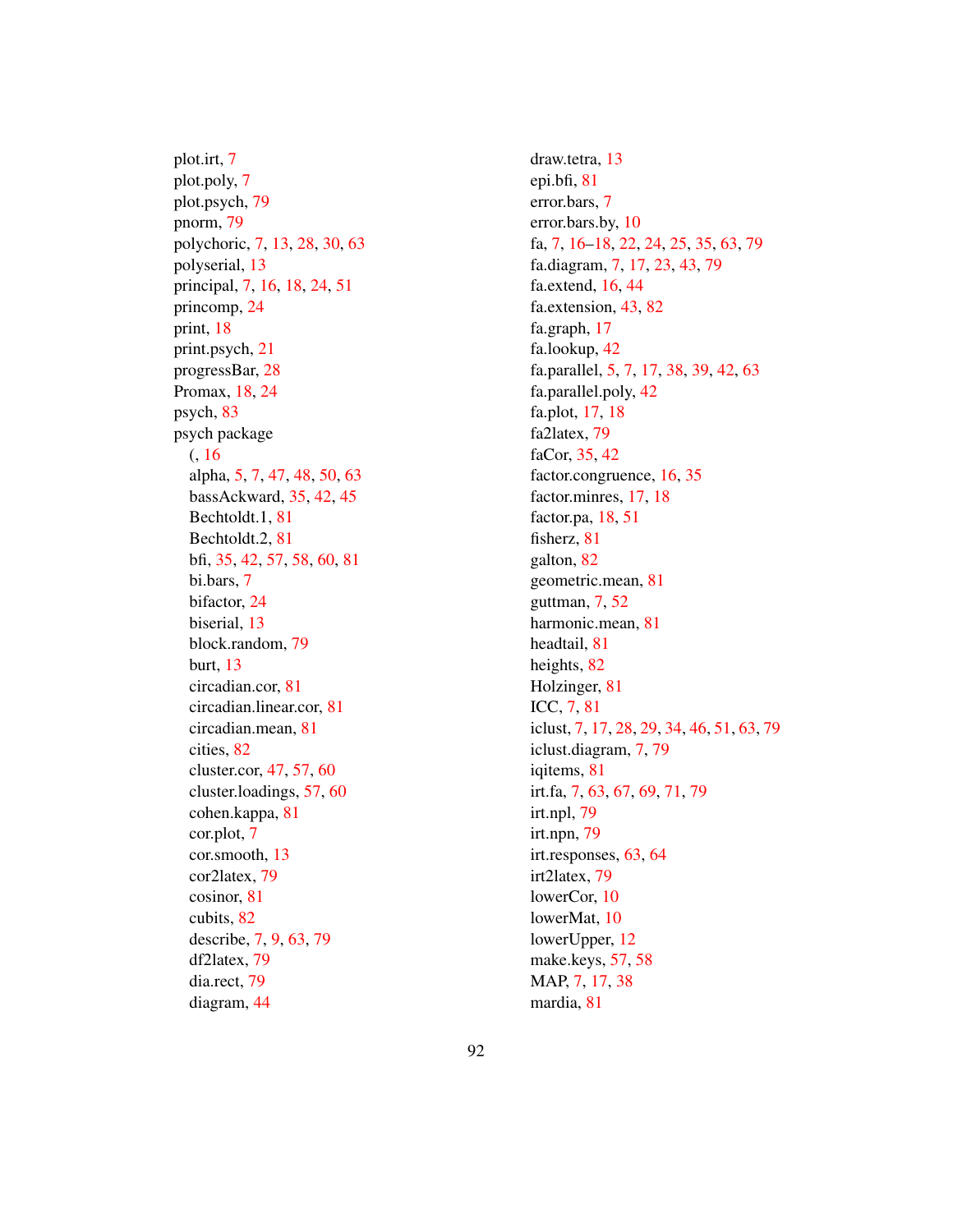plot.irt, 7
plot.poly, 7
plot.psych, 79
pnorm, 79
polychoric, 7, 13, 28, 30, 63
polyserial, 13
principal, 7, 16, 18, 24, 51
princomp, 24
print, 18
print.psych, 21
progressBar, 28
Promax, 18, 24
psych, 83
psych package
  (, 16
  alpha, 5, 7, 47, 48, 50, 63
  bassAckward, 35, 42, 45
  Bechtoldt.1, 81
  Bechtoldt.2, 81
  bfi, 35, 42, 57, 58, 60, 81
  bi.bars, 7
  bifactor, 24
  biserial, 13
  block.random, 79
  burt, 13
  circadian.cor, 81
  circadian.linear.cor, 81
  circadian.mean, 81
  cities, 82
  cluster.cor, 47, 57, 60
  cluster.loadings, 57, 60
  cohen.kappa, 81
  cor.plot, 7
  cor.smooth, 13
  cor2latex, 79
  cosinor, 81
  cubits, 82
  describe, 7, 9, 63, 79
  df2latex, 79
  dia.rect, 79
  diagram, 44
  draw.tetra, 13
  epi.bfi, 81
  error.bars, 7
  error.bars.by, 10
  fa, 7, 16–18, 22, 24, 25, 35, 63, 79
  fa.diagram, 7, 17, 23, 43, 79
  fa.extend, 16, 44
  fa.extension, 43, 82
  fa.graph, 17
  fa.lookup, 42
  fa.parallel, 5, 7, 17, 38, 39, 42, 63
  fa.parallel.poly, 42
  fa.plot, 17, 18
  fa2latex, 79
  faCor, 35, 42
  factor.congruence, 16, 35
  factor.minres, 17, 18
  factor.pa, 18, 51
  fisherz, 81
  galton, 82
  geometric.mean, 81
  guttman, 7, 52
  harmonic.mean, 81
  headtail, 81
  heights, 82
  Holzinger, 81
  ICC, 7, 81
  iclust, 7, 17, 28, 29, 34, 46, 51, 63, 79
  iclust.diagram, 7, 79
  iqitems, 81
  irt.fa, 7, 63, 67, 69, 71, 79
  irt.npl, 79
  irt.npn, 79
  irt.responses, 63, 64
  irt2latex, 79
  lowerCor, 10
  lowerMat, 10
  lowerUpper, 12
  make.keys, 57, 58
  MAP, 7, 17, 38
  mardia, 81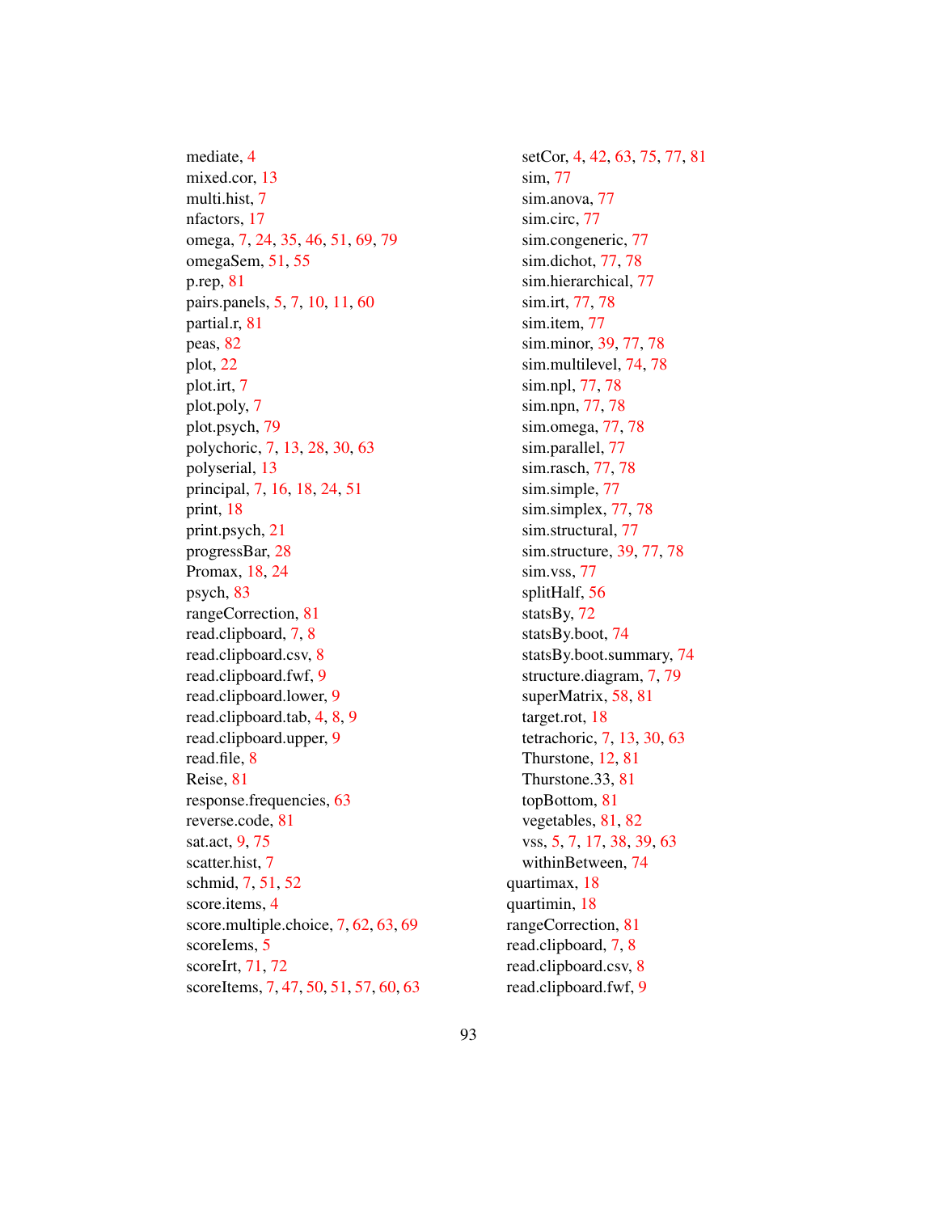mediate, 4
mixed.cor, 13
multi.hist, 7
nfactors, 17
omega, 7, 24, 35, 46, 51, 69, 79
omegaSem, 51, 55
p.rep, 81
pairs.panels, 5, 7, 10, 11, 60
partial.r, 81
peas, 82
plot, 22
plot.irt, 7
plot.poly, 7
plot.psych, 79
polychoric, 7, 13, 28, 30, 63
polyserial, 13
principal, 7, 16, 18, 24, 51
print, 18
print.psych, 21
progressBar, 28
Promax, 18, 24
psych, 83
rangeCorrection, 81
read.clipboard, 7, 8
read.clipboard.csv, 8
read.clipboard.fwf, 9
read.clipboard.lower, 9
read.clipboard.tab, 4, 8, 9
read.clipboard.upper, 9
read.file, 8
Reise, 81
response.frequencies, 63
reverse.code, 81
sat.act, 9, 75
scatter.hist, 7
schmid, 7, 51, 52
score.items, 4
score.multiple.choice, 7, 62, 63, 69
scoreIems, 5
scoreIrt, 71, 72
scoreItems, 7, 47, 50, 51, 57, 60, 63
setCor, 4, 42, 63, 75, 77, 81
sim, 77
sim.anova, 77
sim.circ, 77
sim.congeneric, 77
sim.dichot, 77, 78
sim.hierarchical, 77
sim.irt, 77, 78
sim.item, 77
sim.minor, 39, 77, 78
sim.multilevel, 74, 78
sim.npl, 77, 78
sim.npn, 77, 78
sim.omega, 77, 78
sim.parallel, 77
sim.rasch, 77, 78
sim.simple, 77
sim.simplex, 77, 78
sim.structural, 77
sim.structure, 39, 77, 78
sim.vss, 77
splitHalf, 56
statsBy, 72
statsBy.boot, 74
statsBy.boot.summary, 74
structure.diagram, 7, 79
superMatrix, 58, 81
target.rot, 18
tetrachoric, 7, 13, 30, 63
Thurstone, 12, 81
Thurstone.33, 81
topBottom, 81
vegetables, 81, 82
vss, 5, 7, 17, 38, 39, 63
withinBetween, 74

quartimax, 18
quartimin, 18
rangeCorrection, 81
read.clipboard, 7, 8
read.clipboard.csv, 8
read.clipboard.fwf, 9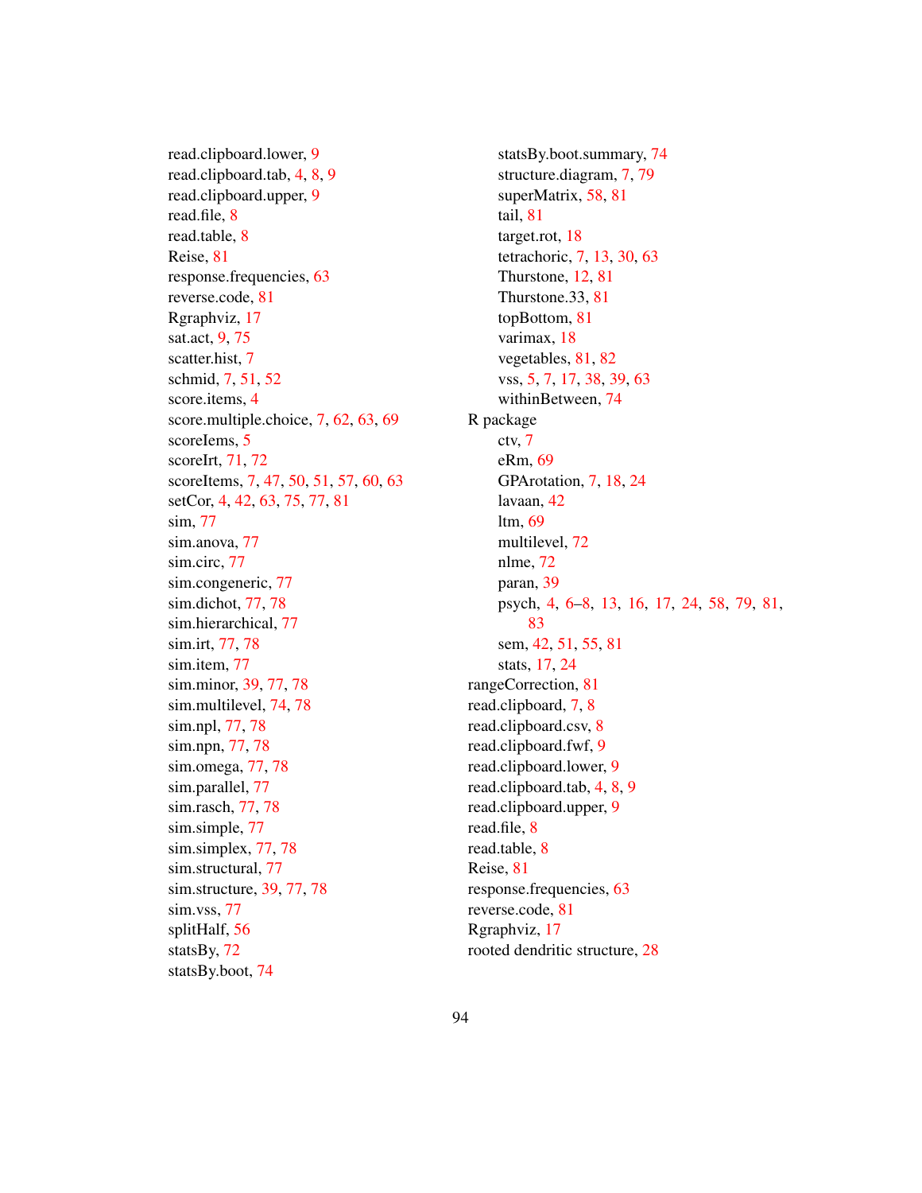read.clipboard.lower, 9
read.clipboard.tab, 4, 8, 9
read.clipboard.upper, 9
read.file, 8
read.table, 8
Reise, 81
response.frequencies, 63
reverse.code, 81
Rgraphviz, 17
sat.act, 9, 75
scatter.hist, 7
schmid, 7, 51, 52
score.items, 4
score.multiple.choice, 7, 62, 63, 69
scoreIems, 5
scoreIrt, 71, 72
scoreItems, 7, 47, 50, 51, 57, 60, 63
setCor, 4, 42, 63, 75, 77, 81
sim, 77
sim.anova, 77
sim.circ, 77
sim.congeneric, 77
sim.dichot, 77, 78
sim.hierarchical, 77
sim.irt, 77, 78
sim.item, 77
sim.minor, 39, 77, 78
sim.multilevel, 74, 78
sim.npl, 77, 78
sim.npn, 77, 78
sim.omega, 77, 78
sim.parallel, 77
sim.rasch, 77, 78
sim.simple, 77
sim.simplex, 77, 78
sim.structural, 77
sim.structure, 39, 77, 78
sim.vss, 77
splitHalf, 56
statsBy, 72
statsBy.boot, 74
statsBy.boot.summary, 74
structure.diagram, 7, 79
superMatrix, 58, 81
tail, 81
target.rot, 18
tetrachoric, 7, 13, 30, 63
Thurstone, 12, 81
Thurstone.33, 81
topBottom, 81
varimax, 18
vegetables, 81, 82
vss, 5, 7, 17, 38, 39, 63
withinBetween, 74

R package
- ctv, 7
- eRm, 69
- GPArotation, 7, 18, 24
- lavaan, 42
- ltm, 69
- multilevel, 72
- nlme, 72
- paran, 39
- psych, 4, 6–8, 13, 16, 17, 24, 58, 79, 81, 83
- sem, 42, 51, 55, 81
- stats, 17, 24

rangeCorrection, 81
read.clipboard, 7, 8
read.clipboard.csv, 8
read.clipboard.fwf, 9
read.clipboard.lower, 9
read.clipboard.tab, 4, 8, 9
read.clipboard.upper, 9
read.file, 8
read.table, 8
Reise, 81
response.frequencies, 63
reverse.code, 81
Rgraphviz, 17
rooted dendritic structure, 28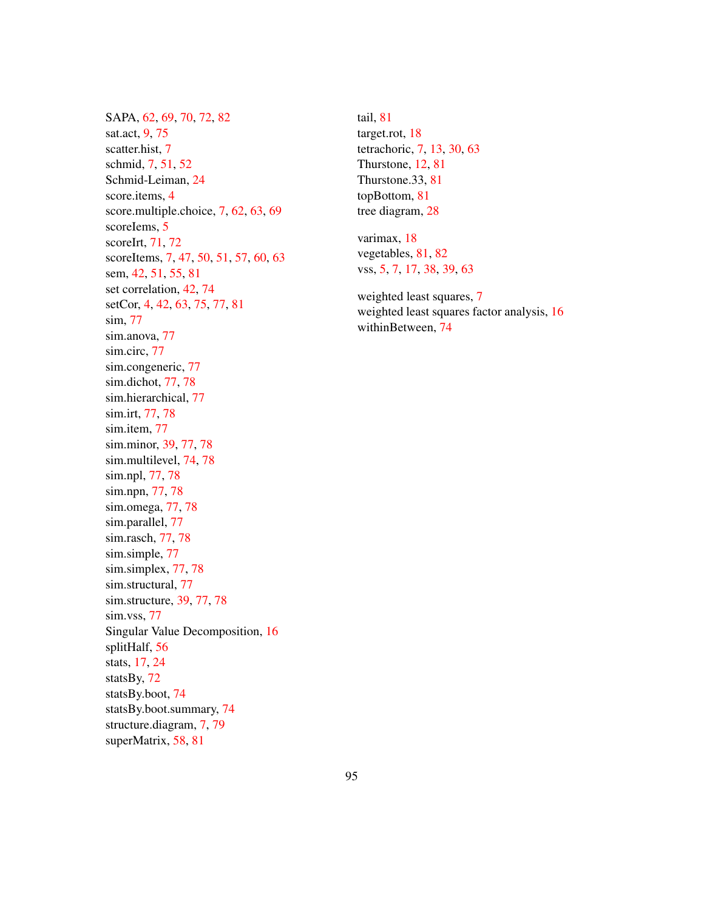SAPA, 62, 69, 70, 72, 82
sat.act, 9, 75
scatter.hist, 7
schmid, 7, 51, 52
Schmid-Leiman, 24
score.items, 4
score.multiple.choice, 7, 62, 63, 69
scoreIems, 5
scoreIrt, 71, 72
scoreItems, 7, 47, 50, 51, 57, 60, 63
sem, 42, 51, 55, 81
set correlation, 42, 74
setCor, 4, 42, 63, 75, 77, 81
sim, 77
sim.anova, 77
sim.circ, 77
sim.congeneric, 77
sim.dichot, 77, 78
sim.hierarchical, 77
sim.irt, 77, 78
sim.item, 77
sim.minor, 39, 77, 78
sim.multilevel, 74, 78
sim.npl, 77, 78
sim.npn, 77, 78
sim.omega, 77, 78
sim.parallel, 77
sim.rasch, 77, 78
sim.simple, 77
sim.simplex, 77, 78
sim.structural, 77
sim.structure, 39, 77, 78
sim.vss, 77
Singular Value Decomposition, 16
splitHalf, 56
stats, 17, 24
statsBy, 72
statsBy.boot, 74
statsBy.boot.summary, 74
structure.diagram, 7, 79
superMatrix, 58, 81

tail, 81
target.rot, 18
tetrachoric, 7, 13, 30, 63
Thurstone, 12, 81
Thurstone.33, 81
topBottom, 81
tree diagram, 28

varimax, 18
vegetables, 81, 82
vss, 5, 7, 17, 38, 39, 63

weighted least squares, 7
weighted least squares factor analysis, 16
withinBetween, 74